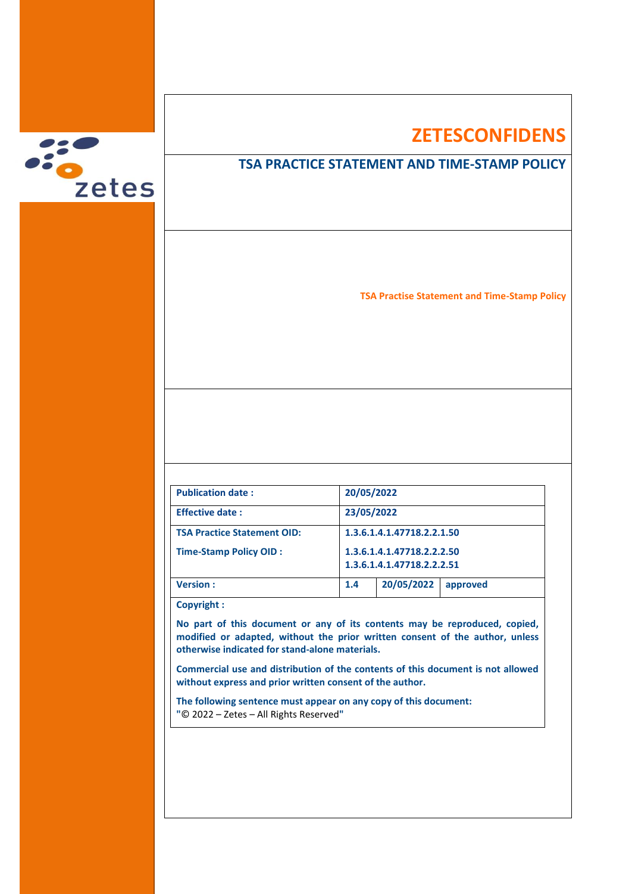# ZETESCONFIDENS

## TSA PRACTICE STATEMENT AND TIME-STAMP POLICY

**TSA Practise Statement and Time-Stamp Policy**

| **Publication date :** | **20/05/2022** | | |
|---|---|---|---|
| **Effective date :** | **23/05/2022** | | |
| **TSA Practice Statement OID:** | **1.3.6.1.4.1.47718.2.2.1.50** | | |
| **Time-Stamp Policy OID :** | **1.3.6.1.4.1.47718.2.2.2.50**<br>**1.3.6.1.4.1.47718.2.2.2.51** | | |
| **Version :** | **1.4** | **20/05/2022** | **approved** |

**Copyright :**

**No part of this document or any of its contents may be reproduced, copied, modified or adapted, without the prior written consent of the author, unless otherwise indicated for stand-alone materials.**

**Commercial use and distribution of the contents of this document is not allowed without express and prior written consent of the author.**

**The following sentence must appear on any copy of this document:**
**"**© 2022 – Zetes – All Rights Reserved"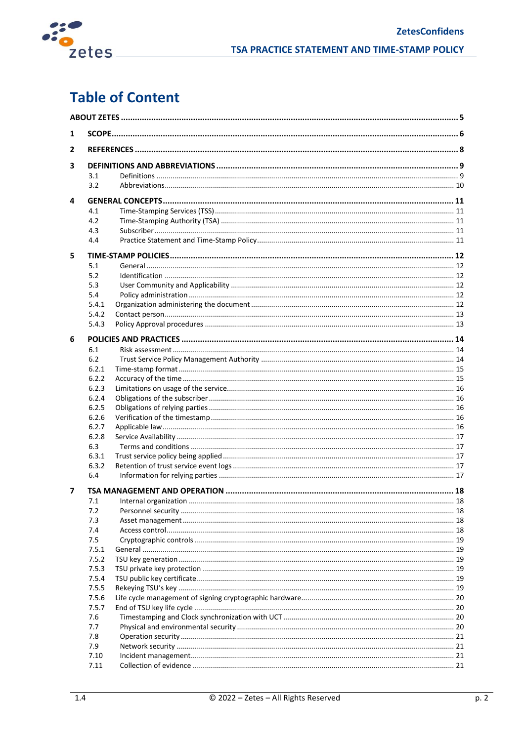# Table of Content

| | | |
|---|---|---|
| **ABOUT ZETES** | | **5** |
| **1** | **SCOPE** | **6** |
| **2** | **REFERENCES** | **8** |
| **3** | **DEFINITIONS AND ABBREVIATIONS** | **9** |
| 3.1 | Definitions | 9 |
| 3.2 | Abbreviations | 10 |
| **4** | **GENERAL CONCEPTS** | **11** |
| 4.1 | Time-Stamping Services (TSS) | 11 |
| 4.2 | Time-Stamping Authority (TSA) | 11 |
| 4.3 | Subscriber | 11 |
| 4.4 | Practice Statement and Time-Stamp Policy | 11 |
| **5** | **TIME-STAMP POLICIES** | **12** |
| 5.1 | General | 12 |
| 5.2 | Identification | 12 |
| 5.3 | User Community and Applicability | 12 |
| 5.4 | Policy administration | 12 |
| 5.4.1 | Organization administering the document | 12 |
| 5.4.2 | Contact person | 13 |
| 5.4.3 | Policy Approval procedures | 13 |
| **6** | **POLICIES AND PRACTICES** | **14** |
| 6.1 | Risk assessment | 14 |
| 6.2 | Trust Service Policy Management Authority | 14 |
| 6.2.1 | Time-stamp format | 15 |
| 6.2.2 | Accuracy of the time | 15 |
| 6.2.3 | Limitations on usage of the service | 16 |
| 6.2.4 | Obligations of the subscriber | 16 |
| 6.2.5 | Obligations of relying parties | 16 |
| 6.2.6 | Verification of the timestamp | 16 |
| 6.2.7 | Applicable law | 16 |
| 6.2.8 | Service Availability | 17 |
| 6.3 | Terms and conditions | 17 |
| 6.3.1 | Trust service policy being applied | 17 |
| 6.3.2 | Retention of trust service event logs | 17 |
| 6.4 | Information for relying parties | 17 |
| **7** | **TSA MANAGEMENT AND OPERATION** | **18** |
| 7.1 | Internal organization | 18 |
| 7.2 | Personnel security | 18 |
| 7.3 | Asset management | 18 |
| 7.4 | Access control | 18 |
| 7.5 | Cryptographic controls | 19 |
| 7.5.1 | General | 19 |
| 7.5.2 | TSU key generation | 19 |
| 7.5.3 | TSU private key protection | 19 |
| 7.5.4 | TSU public key certificate | 19 |
| 7.5.5 | Rekeying TSU's key | 19 |
| 7.5.6 | Life cycle management of signing cryptographic hardware | 20 |
| 7.5.7 | End of TSU key life cycle | 20 |
| 7.6 | Timestamping and Clock synchronization with UCT | 20 |
| 7.7 | Physical and environmental security | 20 |
| 7.8 | Operation security | 21 |
| 7.9 | Network security | 21 |
| 7.10 | Incident management | 21 |
| 7.11 | Collection of evidence | 21 |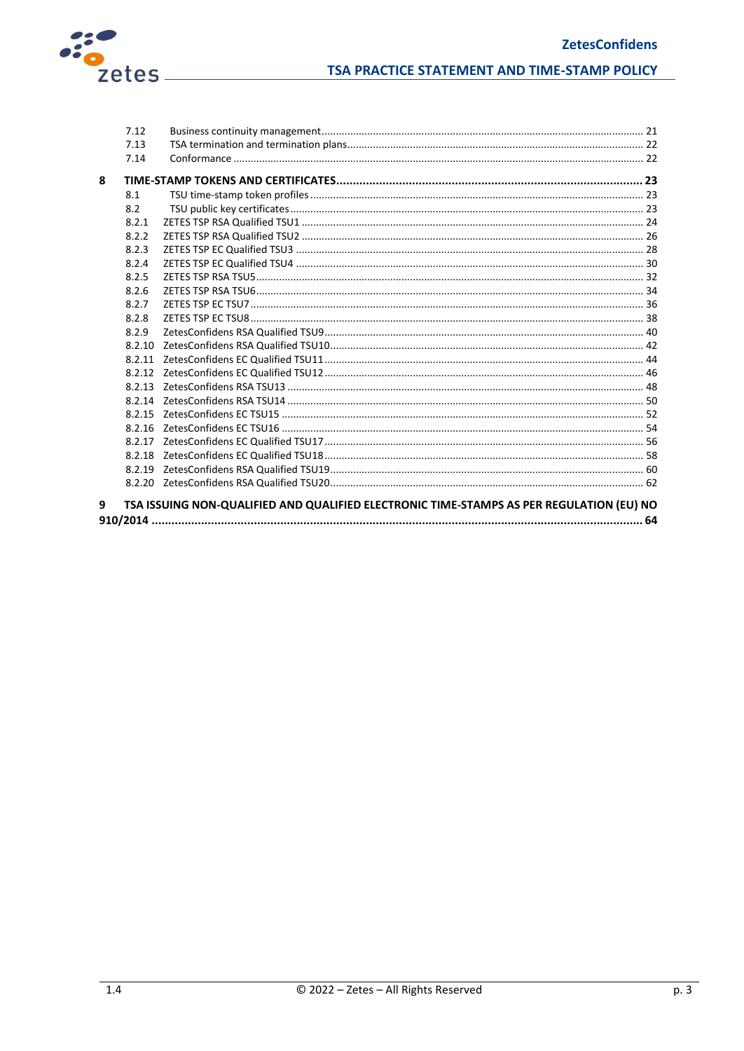- 7.12 Business continuity management ..... 21
- 7.13 TSA termination and termination plans ..... 22
- 7.14 Conformance ..... 22

**8 TIME-STAMP TOKENS AND CERTIFICATES ..... 23**

- 8.1 TSU time-stamp token profiles ..... 23
- 8.2 TSU public key certificates ..... 23
- 8.2.1 ZETES TSP RSA Qualified TSU1 ..... 24
- 8.2.2 ZETES TSP RSA Qualified TSU2 ..... 26
- 8.2.3 ZETES TSP EC Qualified TSU3 ..... 28
- 8.2.4 ZETES TSP EC Qualified TSU4 ..... 30
- 8.2.5 ZETES TSP RSA TSU5 ..... 32
- 8.2.6 ZETES TSP RSA TSU6 ..... 34
- 8.2.7 ZETES TSP EC TSU7 ..... 36
- 8.2.8 ZETES TSP EC TSU8 ..... 38
- 8.2.9 ZetesConfidens RSA Qualified TSU9 ..... 40
- 8.2.10 ZetesConfidens RSA Qualified TSU10 ..... 42
- 8.2.11 ZetesConfidens EC Qualified TSU11 ..... 44
- 8.2.12 ZetesConfidens EC Qualified TSU12 ..... 46
- 8.2.13 ZetesConfidens RSA TSU13 ..... 48
- 8.2.14 ZetesConfidens RSA TSU14 ..... 50
- 8.2.15 ZetesConfidens EC TSU15 ..... 52
- 8.2.16 ZetesConfidens EC TSU16 ..... 54
- 8.2.17 ZetesConfidens EC Qualified TSU17 ..... 56
- 8.2.18 ZetesConfidens EC Qualified TSU18 ..... 58
- 8.2.19 ZetesConfidens RSA Qualified TSU19 ..... 60
- 8.2.20 ZetesConfidens RSA Qualified TSU20 ..... 62

**9 TSA ISSUING NON-QUALIFIED AND QUALIFIED ELECTRONIC TIME-STAMPS AS PER REGULATION (EU) NO 910/2014 ..... 64**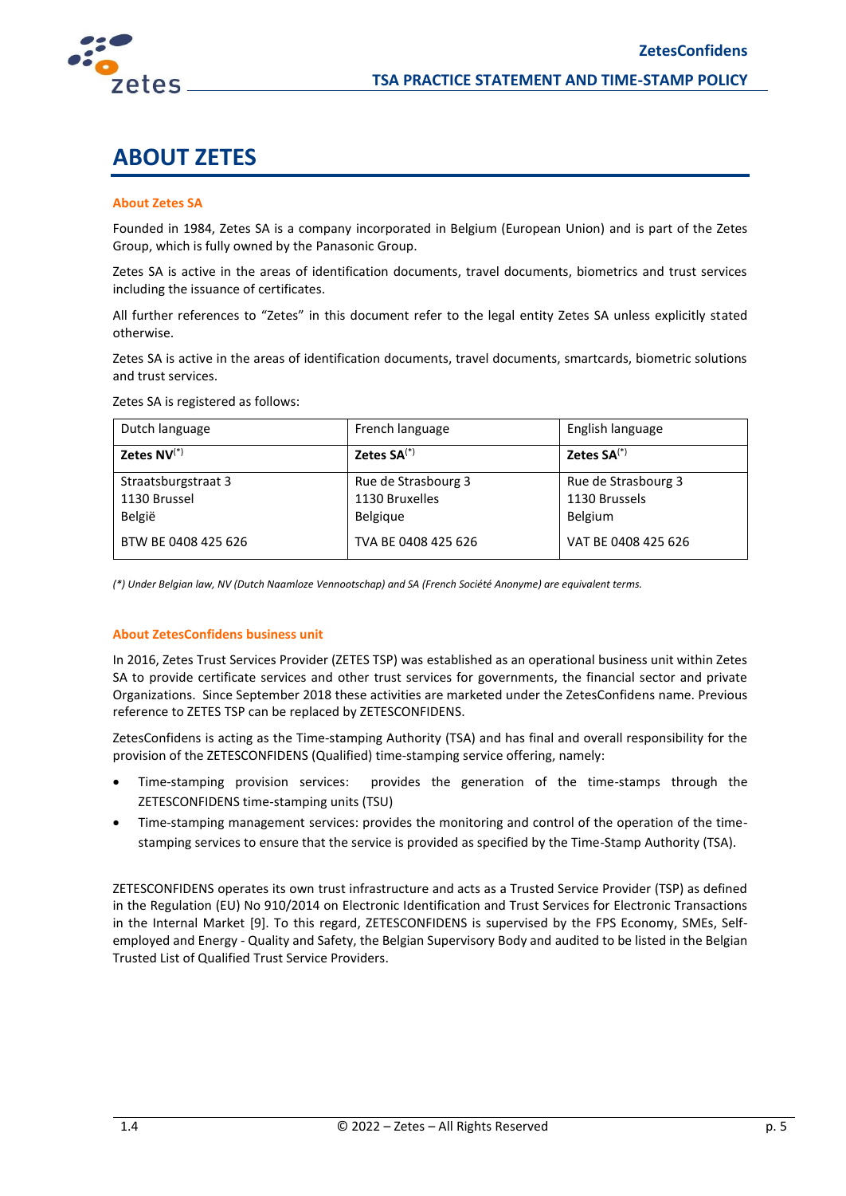# ABOUT ZETES

### About Zetes SA

Founded in 1984, Zetes SA is a company incorporated in Belgium (European Union) and is part of the Zetes Group, which is fully owned by the Panasonic Group.

Zetes SA is active in the areas of identification documents, travel documents, biometrics and trust services including the issuance of certificates.

All further references to "Zetes" in this document refer to the legal entity Zetes SA unless explicitly stated otherwise.

Zetes SA is active in the areas of identification documents, travel documents, smartcards, biometric solutions and trust services.

Zetes SA is registered as follows:

| Dutch language | French language | English language |
|---|---|---|
| **Zetes NV**(*) | **Zetes SA**(*) | **Zetes SA**(*) |
| Straatsburgstraat 3<br>1130 Brussel<br>België<br><br>BTW BE 0408 425 626 | Rue de Strasbourg 3<br>1130 Bruxelles<br>Belgique<br><br>TVA BE 0408 425 626 | Rue de Strasbourg 3<br>1130 Brussels<br>Belgium<br><br>VAT BE 0408 425 626 |

*(\*) Under Belgian law, NV (Dutch Naamloze Vennootschap) and SA (French Société Anonyme) are equivalent terms.*

### About ZetesConfidens business unit

In 2016, Zetes Trust Services Provider (ZETES TSP) was established as an operational business unit within Zetes SA to provide certificate services and other trust services for governments, the financial sector and private Organizations. Since September 2018 these activities are marketed under the ZetesConfidens name. Previous reference to ZETES TSP can be replaced by ZETESCONFIDENS.

ZetesConfidens is acting as the Time-stamping Authority (TSA) and has final and overall responsibility for the provision of the ZETESCONFIDENS (Qualified) time-stamping service offering, namely:

- Time-stamping provision services: provides the generation of the time-stamps through the ZETESCONFIDENS time-stamping units (TSU)
- Time-stamping management services: provides the monitoring and control of the operation of the time-stamping services to ensure that the service is provided as specified by the Time-Stamp Authority (TSA).

ZETESCONFIDENS operates its own trust infrastructure and acts as a Trusted Service Provider (TSP) as defined in the Regulation (EU) No 910/2014 on Electronic Identification and Trust Services for Electronic Transactions in the Internal Market [9]. To this regard, ZETESCONFIDENS is supervised by the FPS Economy, SMEs, Self-employed and Energy - Quality and Safety, the Belgian Supervisory Body and audited to be listed in the Belgian Trusted List of Qualified Trust Service Providers.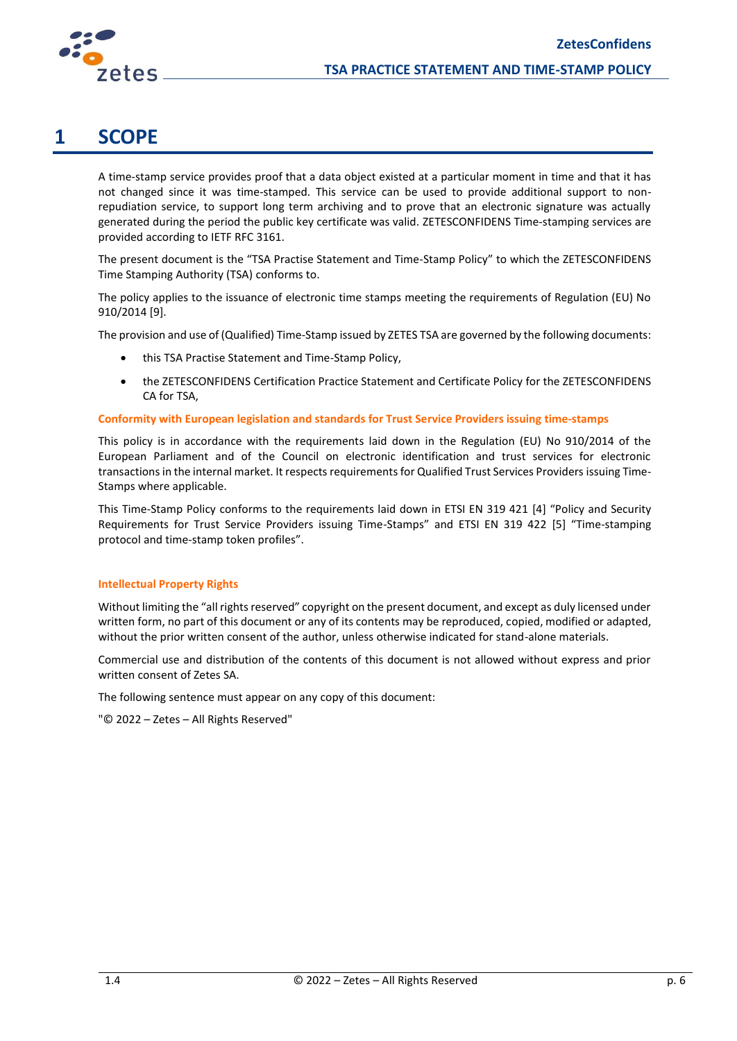# 1 SCOPE

A time-stamp service provides proof that a data object existed at a particular moment in time and that it has not changed since it was time-stamped. This service can be used to provide additional support to non-repudiation service, to support long term archiving and to prove that an electronic signature was actually generated during the period the public key certificate was valid. ZETESCONFIDENS Time-stamping services are provided according to IETF RFC 3161.

The present document is the "TSA Practise Statement and Time-Stamp Policy" to which the ZETESCONFIDENS Time Stamping Authority (TSA) conforms to.

The policy applies to the issuance of electronic time stamps meeting the requirements of Regulation (EU) No 910/2014 [9].

The provision and use of (Qualified) Time-Stamp issued by ZETES TSA are governed by the following documents:

- this TSA Practise Statement and Time-Stamp Policy,
- the ZETESCONFIDENS Certification Practice Statement and Certificate Policy for the ZETESCONFIDENS CA for TSA,

**Conformity with European legislation and standards for Trust Service Providers issuing time-stamps**

This policy is in accordance with the requirements laid down in the Regulation (EU) No 910/2014 of the European Parliament and of the Council on electronic identification and trust services for electronic transactions in the internal market. It respects requirements for Qualified Trust Services Providers issuing Time-Stamps where applicable.

This Time-Stamp Policy conforms to the requirements laid down in ETSI EN 319 421 [4] "Policy and Security Requirements for Trust Service Providers issuing Time-Stamps" and ETSI EN 319 422 [5] "Time-stamping protocol and time-stamp token profiles".

**Intellectual Property Rights**

Without limiting the "all rights reserved" copyright on the present document, and except as duly licensed under written form, no part of this document or any of its contents may be reproduced, copied, modified or adapted, without the prior written consent of the author, unless otherwise indicated for stand-alone materials.

Commercial use and distribution of the contents of this document is not allowed without express and prior written consent of Zetes SA.

The following sentence must appear on any copy of this document:

"© 2022 – Zetes – All Rights Reserved"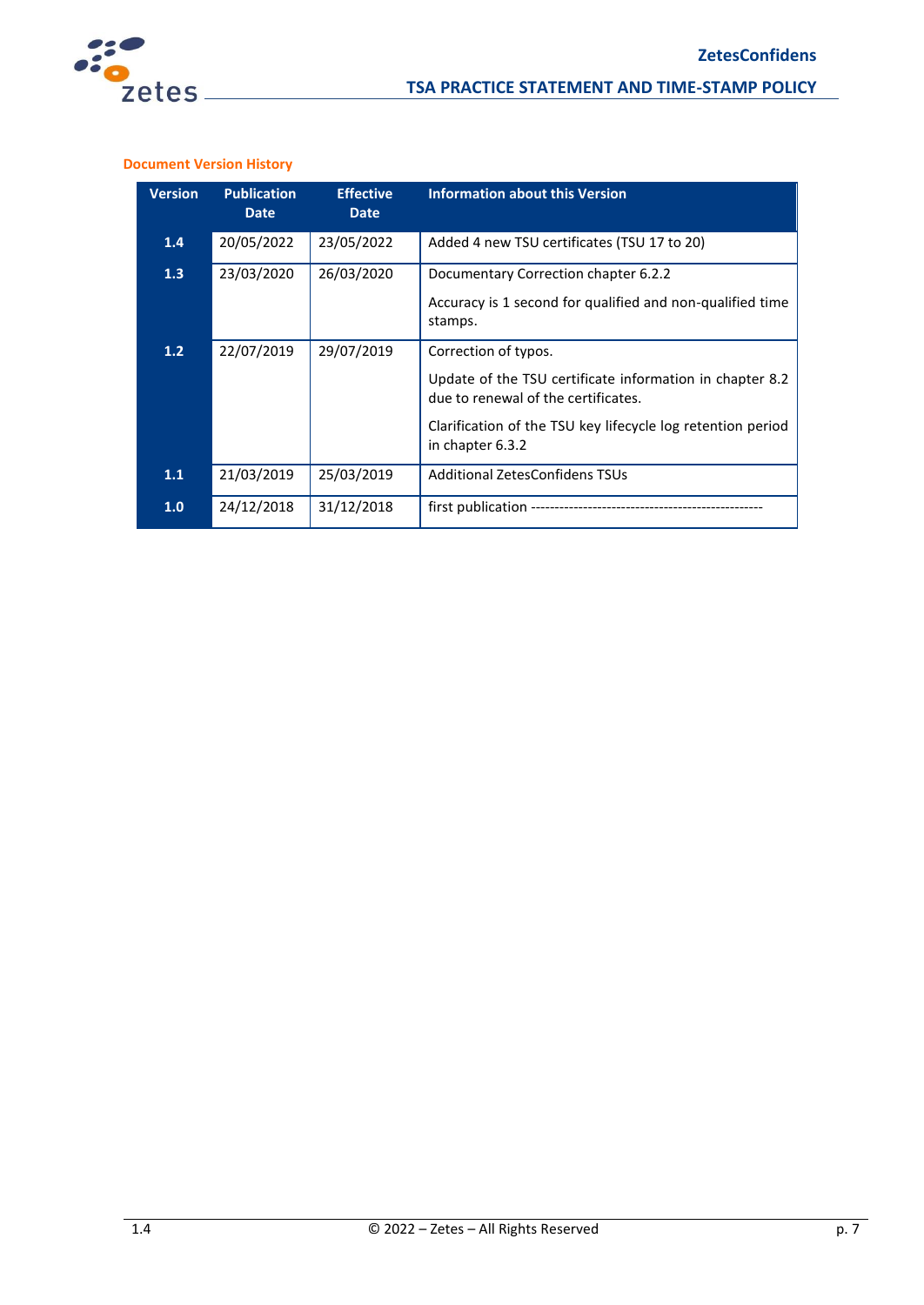**Document Version History**

| Version | Publication Date | Effective Date | Information about this Version |
|---|---|---|---|
| **1.4** | 20/05/2022 | 23/05/2022 | Added 4 new TSU certificates (TSU 17 to 20) |
| **1.3** | 23/03/2020 | 26/03/2020 | Documentary Correction chapter 6.2.2<br><br>Accuracy is 1 second for qualified and non-qualified time stamps. |
| **1.2** | 22/07/2019 | 29/07/2019 | Correction of typos.<br><br>Update of the TSU certificate information in chapter 8.2 due to renewal of the certificates.<br><br>Clarification of the TSU key lifecycle log retention period in chapter 6.3.2 |
| **1.1** | 21/03/2019 | 25/03/2019 | Additional ZetesConfidens TSUs |
| **1.0** | 24/12/2018 | 31/12/2018 | first publication ------------------------------------------------- |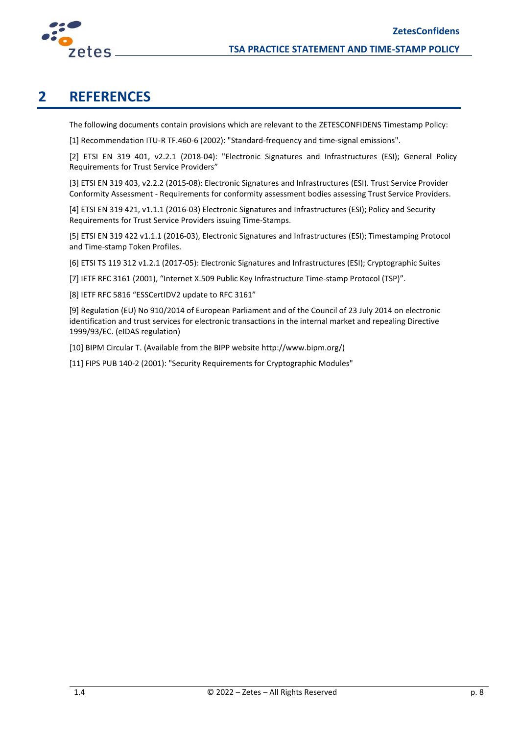# 2 REFERENCES

The following documents contain provisions which are relevant to the ZETESCONFIDENS Timestamp Policy:

[1] Recommendation ITU-R TF.460-6 (2002): "Standard-frequency and time-signal emissions".

[2] ETSI EN 319 401, v2.2.1 (2018-04): "Electronic Signatures and Infrastructures (ESI); General Policy Requirements for Trust Service Providers"

[3] ETSI EN 319 403, v2.2.2 (2015-08): Electronic Signatures and Infrastructures (ESI). Trust Service Provider Conformity Assessment - Requirements for conformity assessment bodies assessing Trust Service Providers.

[4] ETSI EN 319 421, v1.1.1 (2016-03) Electronic Signatures and Infrastructures (ESI); Policy and Security Requirements for Trust Service Providers issuing Time-Stamps.

[5] ETSI EN 319 422 v1.1.1 (2016-03), Electronic Signatures and Infrastructures (ESI); Timestamping Protocol and Time-stamp Token Profiles.

[6] ETSI TS 119 312 v1.2.1 (2017-05): Electronic Signatures and Infrastructures (ESI); Cryptographic Suites

[7] IETF RFC 3161 (2001), "Internet X.509 Public Key Infrastructure Time-stamp Protocol (TSP)".

[8] IETF RFC 5816 "ESSCertIDV2 update to RFC 3161"

[9] Regulation (EU) No 910/2014 of European Parliament and of the Council of 23 July 2014 on electronic identification and trust services for electronic transactions in the internal market and repealing Directive 1999/93/EC. (eIDAS regulation)

[10] BIPM Circular T. (Available from the BIPP website http://www.bipm.org/)

[11] FIPS PUB 140-2 (2001): "Security Requirements for Cryptographic Modules"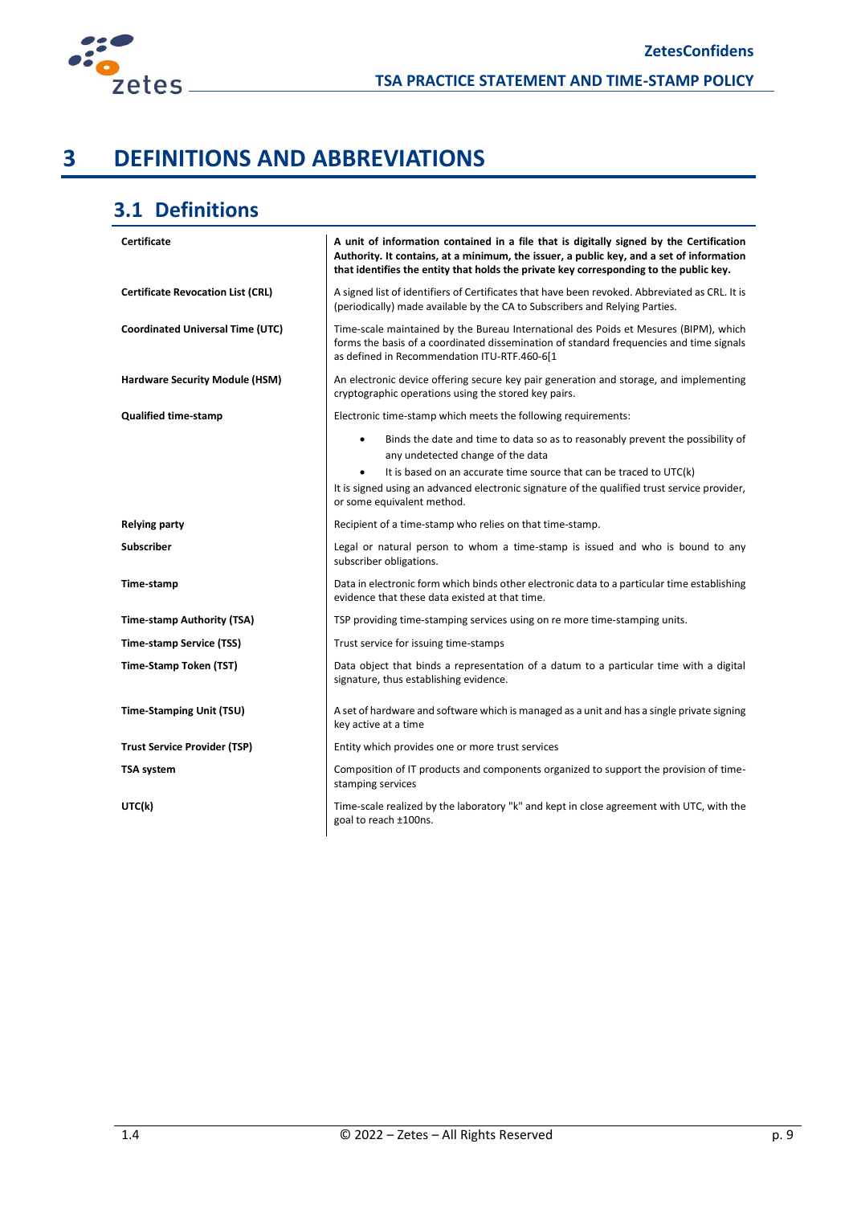# 3 DEFINITIONS AND ABBREVIATIONS

## 3.1 Definitions

| Term | Definition |
|---|---|
| **Certificate** | **A unit of information contained in a file that is digitally signed by the Certification Authority. It contains, at a minimum, the issuer, a public key, and a set of information that identifies the entity that holds the private key corresponding to the public key.** |
| **Certificate Revocation List (CRL)** | A signed list of identifiers of Certificates that have been revoked. Abbreviated as CRL. It is (periodically) made available by the CA to Subscribers and Relying Parties. |
| **Coordinated Universal Time (UTC)** | Time-scale maintained by the Bureau International des Poids et Mesures (BIPM), which forms the basis of a coordinated dissemination of standard frequencies and time signals as defined in Recommendation ITU-RTF.460-6[1 |
| **Hardware Security Module (HSM)** | An electronic device offering secure key pair generation and storage, and implementing cryptographic operations using the stored key pairs. |
| **Qualified time-stamp** | Electronic time-stamp which meets the following requirements:<br>• Binds the date and time to data so as to reasonably prevent the possibility of any undetected change of the data<br>• It is based on an accurate time source that can be traced to UTC(k)<br>It is signed using an advanced electronic signature of the qualified trust service provider, or some equivalent method. |
| **Relying party** | Recipient of a time-stamp who relies on that time-stamp. |
| **Subscriber** | Legal or natural person to whom a time-stamp is issued and who is bound to any subscriber obligations. |
| **Time-stamp** | Data in electronic form which binds other electronic data to a particular time establishing evidence that these data existed at that time. |
| **Time-stamp Authority (TSA)** | TSP providing time-stamping services using on re more time-stamping units. |
| **Time-stamp Service (TSS)** | Trust service for issuing time-stamps |
| **Time-Stamp Token (TST)** | Data object that binds a representation of a datum to a particular time with a digital signature, thus establishing evidence. |
| **Time-Stamping Unit (TSU)** | A set of hardware and software which is managed as a unit and has a single private signing key active at a time |
| **Trust Service Provider (TSP)** | Entity which provides one or more trust services |
| **TSA system** | Composition of IT products and components organized to support the provision of time-stamping services |
| **UTC(k)** | Time-scale realized by the laboratory "k" and kept in close agreement with UTC, with the goal to reach ±100ns. |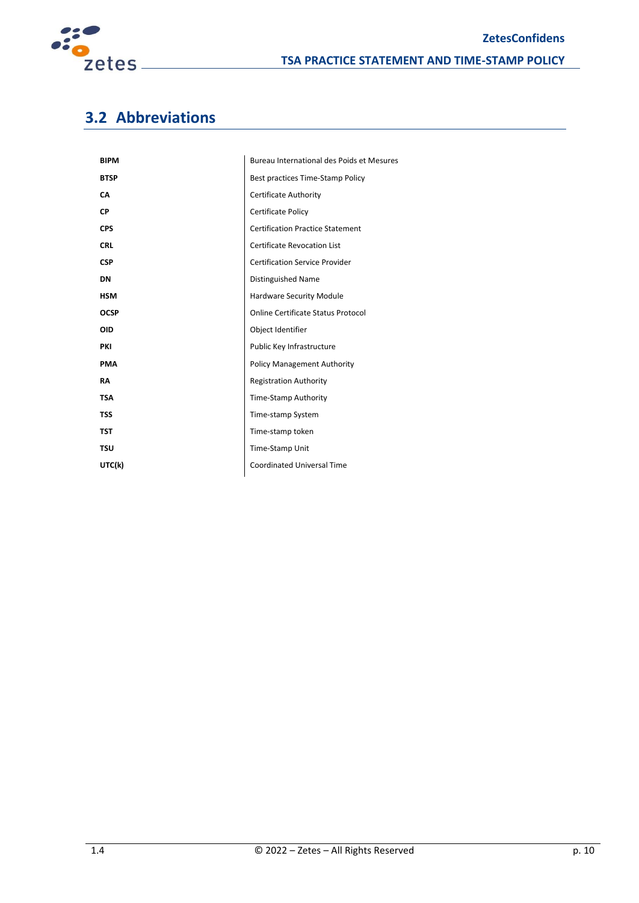## 3.2 Abbreviations

| | |
|---|---|
| **BIPM** | Bureau International des Poids et Mesures |
| **BTSP** | Best practices Time-Stamp Policy |
| **CA** | Certificate Authority |
| **CP** | Certificate Policy |
| **CPS** | Certification Practice Statement |
| **CRL** | Certificate Revocation List |
| **CSP** | Certification Service Provider |
| **DN** | Distinguished Name |
| **HSM** | Hardware Security Module |
| **OCSP** | Online Certificate Status Protocol |
| **OID** | Object Identifier |
| **PKI** | Public Key Infrastructure |
| **PMA** | Policy Management Authority |
| **RA** | Registration Authority |
| **TSA** | Time-Stamp Authority |
| **TSS** | Time-stamp System |
| **TST** | Time-stamp token |
| **TSU** | Time-Stamp Unit |
| **UTC(k)** | Coordinated Universal Time |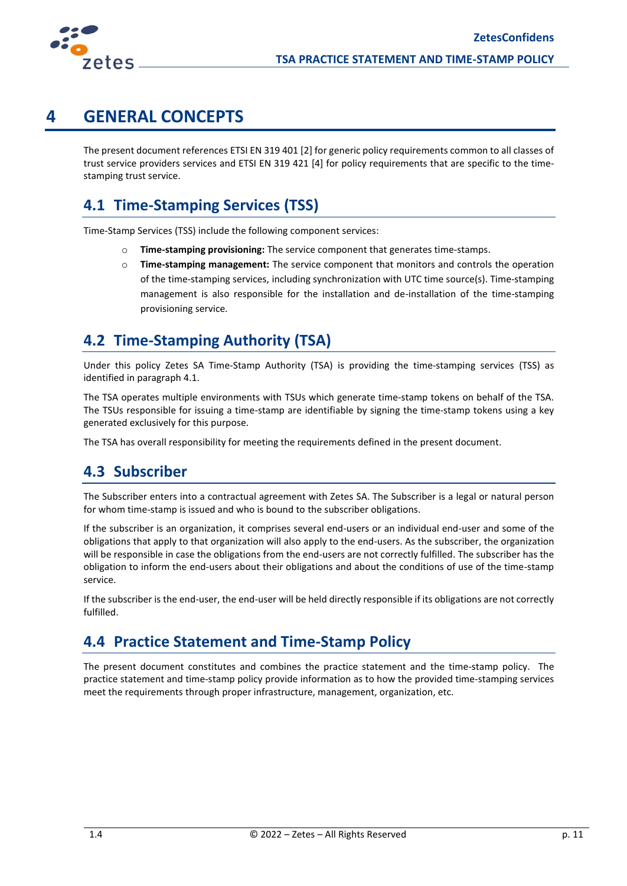# 4 GENERAL CONCEPTS

The present document references ETSI EN 319 401 [2] for generic policy requirements common to all classes of trust service providers services and ETSI EN 319 421 [4] for policy requirements that are specific to the time-stamping trust service.

## 4.1 Time-Stamping Services (TSS)

Time-Stamp Services (TSS) include the following component services:

- **Time-stamping provisioning:** The service component that generates time-stamps.
- **Time-stamping management:** The service component that monitors and controls the operation of the time-stamping services, including synchronization with UTC time source(s). Time-stamping management is also responsible for the installation and de-installation of the time-stamping provisioning service.

## 4.2 Time-Stamping Authority (TSA)

Under this policy Zetes SA Time-Stamp Authority (TSA) is providing the time-stamping services (TSS) as identified in paragraph 4.1.

The TSA operates multiple environments with TSUs which generate time-stamp tokens on behalf of the TSA. The TSUs responsible for issuing a time-stamp are identifiable by signing the time-stamp tokens using a key generated exclusively for this purpose.

The TSA has overall responsibility for meeting the requirements defined in the present document.

## 4.3 Subscriber

The Subscriber enters into a contractual agreement with Zetes SA. The Subscriber is a legal or natural person for whom time-stamp is issued and who is bound to the subscriber obligations.

If the subscriber is an organization, it comprises several end-users or an individual end-user and some of the obligations that apply to that organization will also apply to the end-users. As the subscriber, the organization will be responsible in case the obligations from the end-users are not correctly fulfilled. The subscriber has the obligation to inform the end-users about their obligations and about the conditions of use of the time-stamp service.

If the subscriber is the end-user, the end-user will be held directly responsible if its obligations are not correctly fulfilled.

## 4.4 Practice Statement and Time-Stamp Policy

The present document constitutes and combines the practice statement and the time-stamp policy. The practice statement and time-stamp policy provide information as to how the provided time-stamping services meet the requirements through proper infrastructure, management, organization, etc.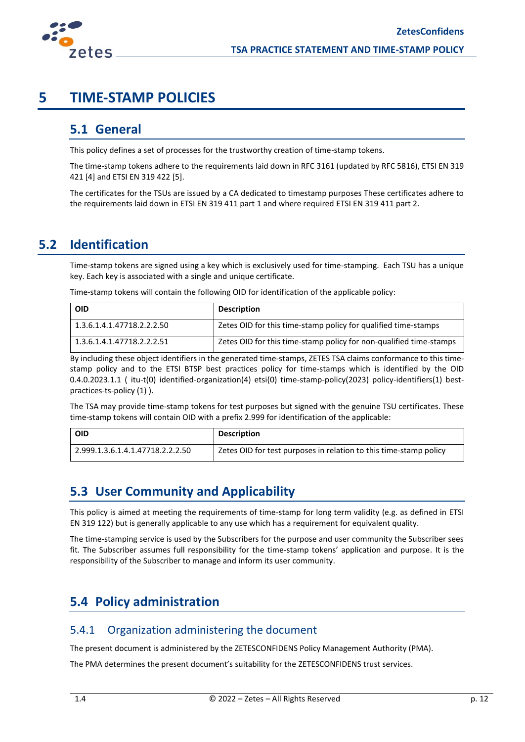# 5 TIME-STAMP POLICIES

## 5.1 General

This policy defines a set of processes for the trustworthy creation of time-stamp tokens.

The time-stamp tokens adhere to the requirements laid down in RFC 3161 (updated by RFC 5816), ETSI EN 319 421 [4] and ETSI EN 319 422 [5].

The certificates for the TSUs are issued by a CA dedicated to timestamp purposes These certificates adhere to the requirements laid down in ETSI EN 319 411 part 1 and where required ETSI EN 319 411 part 2.

## 5.2 Identification

Time-stamp tokens are signed using a key which is exclusively used for time-stamping. Each TSU has a unique key. Each key is associated with a single and unique certificate.

Time-stamp tokens will contain the following OID for identification of the applicable policy:

| OID | Description |
|---|---|
| 1.3.6.1.4.1.47718.2.2.2.50 | Zetes OID for this time-stamp policy for qualified time-stamps |
| 1.3.6.1.4.1.47718.2.2.2.51 | Zetes OID for this time-stamp policy for non-qualified time-stamps |

By including these object identifiers in the generated time-stamps, ZETES TSA claims conformance to this time-stamp policy and to the ETSI BTSP best practices policy for time-stamps which is identified by the OID 0.4.0.2023.1.1 ( itu-t(0) identified-organization(4) etsi(0) time-stamp-policy(2023) policy-identifiers(1) best-practices-ts-policy (1) ).

The TSA may provide time-stamp tokens for test purposes but signed with the genuine TSU certificates. These time-stamp tokens will contain OID with a prefix 2.999 for identification of the applicable:

| OID | Description |
|---|---|
| 2.999.1.3.6.1.4.1.47718.2.2.2.50 | Zetes OID for test purposes in relation to this time-stamp policy |

## 5.3 User Community and Applicability

This policy is aimed at meeting the requirements of time-stamp for long term validity (e.g. as defined in ETSI EN 319 122) but is generally applicable to any use which has a requirement for equivalent quality.

The time-stamping service is used by the Subscribers for the purpose and user community the Subscriber sees fit. The Subscriber assumes full responsibility for the time-stamp tokens' application and purpose. It is the responsibility of the Subscriber to manage and inform its user community.

## 5.4 Policy administration

### 5.4.1 Organization administering the document

The present document is administered by the ZETESCONFIDENS Policy Management Authority (PMA).

The PMA determines the present document's suitability for the ZETESCONFIDENS trust services.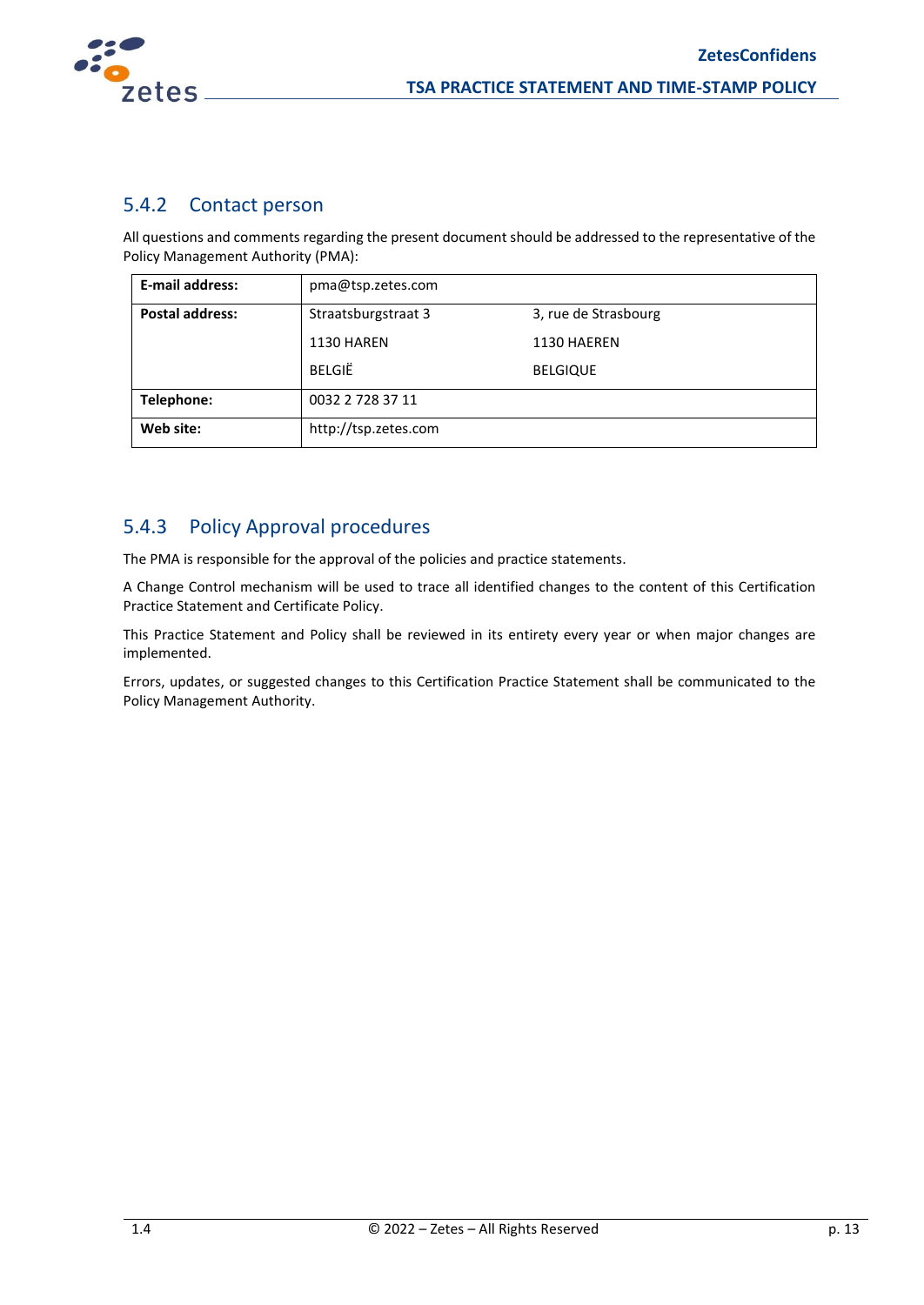### 5.4.2 Contact person

All questions and comments regarding the present document should be addressed to the representative of the Policy Management Authority (PMA):

| | | |
|---|---|---|
| **E-mail address:** | pma@tsp.zetes.com | |
| **Postal address:** | Straatsburgstraat 3<br>1130 HAREN<br>BELGIË | 3, rue de Strasbourg<br>1130 HAEREN<br>BELGIQUE |
| **Telephone:** | 0032 2 728 37 11 | |
| **Web site:** | http://tsp.zetes.com | |

### 5.4.3 Policy Approval procedures

The PMA is responsible for the approval of the policies and practice statements.

A Change Control mechanism will be used to trace all identified changes to the content of this Certification Practice Statement and Certificate Policy.

This Practice Statement and Policy shall be reviewed in its entirety every year or when major changes are implemented.

Errors, updates, or suggested changes to this Certification Practice Statement shall be communicated to the Policy Management Authority.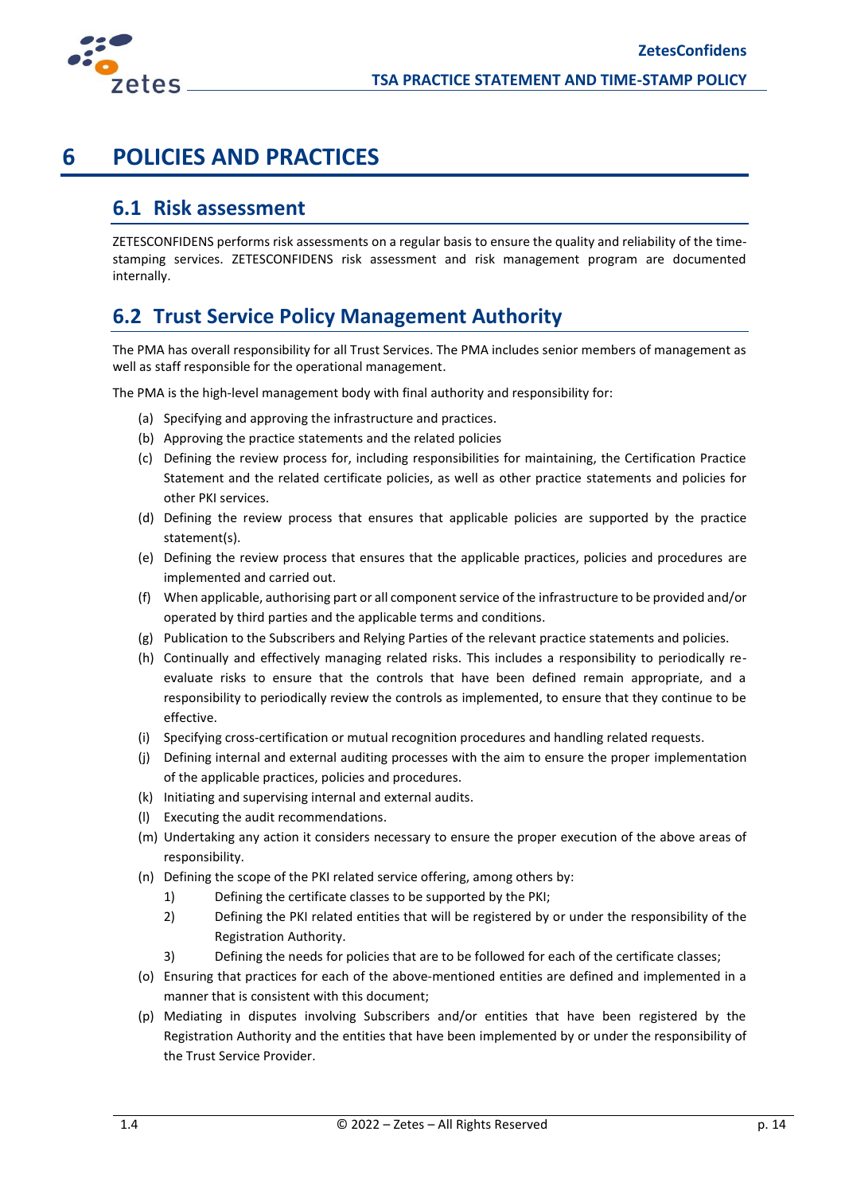# 6 POLICIES AND PRACTICES

## 6.1 Risk assessment

ZETESCONFIDENS performs risk assessments on a regular basis to ensure the quality and reliability of the time-stamping services. ZETESCONFIDENS risk assessment and risk management program are documented internally.

## 6.2 Trust Service Policy Management Authority

The PMA has overall responsibility for all Trust Services. The PMA includes senior members of management as well as staff responsible for the operational management.

The PMA is the high-level management body with final authority and responsibility for:

(a) Specifying and approving the infrastructure and practices.

(b) Approving the practice statements and the related policies

(c) Defining the review process for, including responsibilities for maintaining, the Certification Practice Statement and the related certificate policies, as well as other practice statements and policies for other PKI services.

(d) Defining the review process that ensures that applicable policies are supported by the practice statement(s).

(e) Defining the review process that ensures that the applicable practices, policies and procedures are implemented and carried out.

(f) When applicable, authorising part or all component service of the infrastructure to be provided and/or operated by third parties and the applicable terms and conditions.

(g) Publication to the Subscribers and Relying Parties of the relevant practice statements and policies.

(h) Continually and effectively managing related risks. This includes a responsibility to periodically re-evaluate risks to ensure that the controls that have been defined remain appropriate, and a responsibility to periodically review the controls as implemented, to ensure that they continue to be effective.

(i) Specifying cross-certification or mutual recognition procedures and handling related requests.

(j) Defining internal and external auditing processes with the aim to ensure the proper implementation of the applicable practices, policies and procedures.

(k) Initiating and supervising internal and external audits.

(l) Executing the audit recommendations.

(m) Undertaking any action it considers necessary to ensure the proper execution of the above areas of responsibility.

(n) Defining the scope of the PKI related service offering, among others by:

   1) Defining the certificate classes to be supported by the PKI;

   2) Defining the PKI related entities that will be registered by or under the responsibility of the Registration Authority.

   3) Defining the needs for policies that are to be followed for each of the certificate classes;

(o) Ensuring that practices for each of the above-mentioned entities are defined and implemented in a manner that is consistent with this document;

(p) Mediating in disputes involving Subscribers and/or entities that have been registered by the Registration Authority and the entities that have been implemented by or under the responsibility of the Trust Service Provider.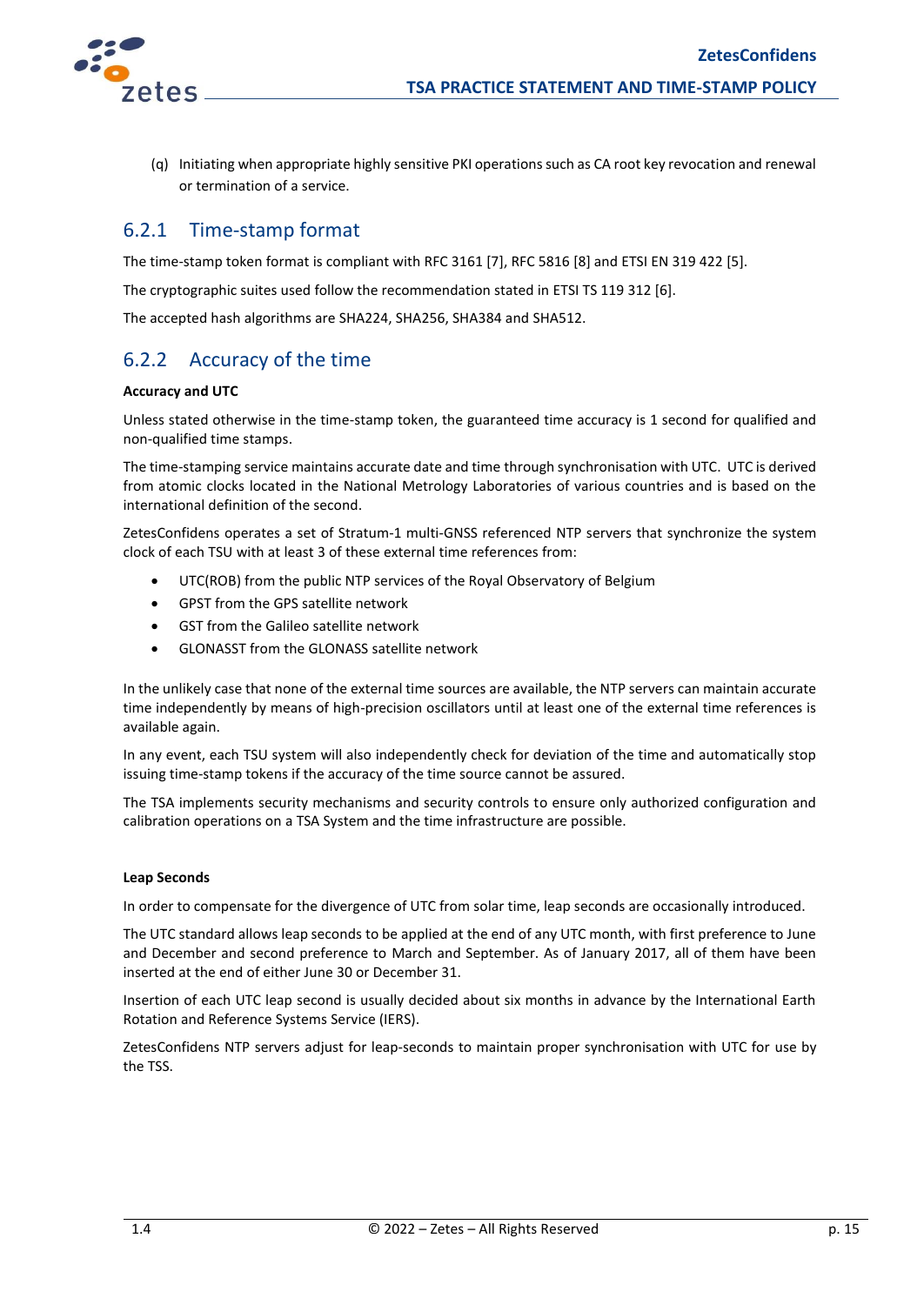(q) Initiating when appropriate highly sensitive PKI operations such as CA root key revocation and renewal or termination of a service.

## 6.2.1 Time-stamp format

The time-stamp token format is compliant with RFC 3161 [7], RFC 5816 [8] and ETSI EN 319 422 [5].

The cryptographic suites used follow the recommendation stated in ETSI TS 119 312 [6].

The accepted hash algorithms are SHA224, SHA256, SHA384 and SHA512.

## 6.2.2 Accuracy of the time

**Accuracy and UTC**

Unless stated otherwise in the time-stamp token, the guaranteed time accuracy is 1 second for qualified and non-qualified time stamps.

The time-stamping service maintains accurate date and time through synchronisation with UTC. UTC is derived from atomic clocks located in the National Metrology Laboratories of various countries and is based on the international definition of the second.

ZetesConfidens operates a set of Stratum-1 multi-GNSS referenced NTP servers that synchronize the system clock of each TSU with at least 3 of these external time references from:

- UTC(ROB) from the public NTP services of the Royal Observatory of Belgium
- GPST from the GPS satellite network
- GST from the Galileo satellite network
- GLONASST from the GLONASS satellite network

In the unlikely case that none of the external time sources are available, the NTP servers can maintain accurate time independently by means of high-precision oscillators until at least one of the external time references is available again.

In any event, each TSU system will also independently check for deviation of the time and automatically stop issuing time-stamp tokens if the accuracy of the time source cannot be assured.

The TSA implements security mechanisms and security controls to ensure only authorized configuration and calibration operations on a TSA System and the time infrastructure are possible.

**Leap Seconds**

In order to compensate for the divergence of UTC from solar time, leap seconds are occasionally introduced.

The UTC standard allows leap seconds to be applied at the end of any UTC month, with first preference to June and December and second preference to March and September. As of January 2017, all of them have been inserted at the end of either June 30 or December 31.

Insertion of each UTC leap second is usually decided about six months in advance by the International Earth Rotation and Reference Systems Service (IERS).

ZetesConfidens NTP servers adjust for leap-seconds to maintain proper synchronisation with UTC for use by the TSS.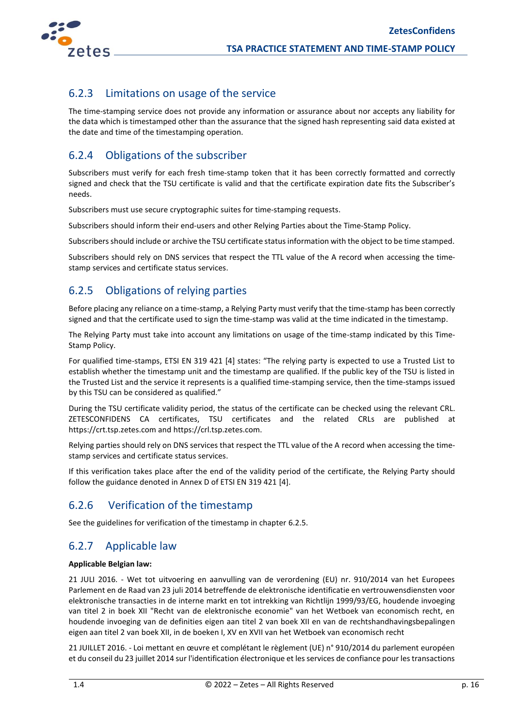### 6.2.3 Limitations on usage of the service

The time-stamping service does not provide any information or assurance about nor accepts any liability for the data which is timestamped other than the assurance that the signed hash representing said data existed at the date and time of the timestamping operation.

### 6.2.4 Obligations of the subscriber

Subscribers must verify for each fresh time-stamp token that it has been correctly formatted and correctly signed and check that the TSU certificate is valid and that the certificate expiration date fits the Subscriber's needs.

Subscribers must use secure cryptographic suites for time-stamping requests.

Subscribers should inform their end-users and other Relying Parties about the Time-Stamp Policy.

Subscribers should include or archive the TSU certificate status information with the object to be time stamped.

Subscribers should rely on DNS services that respect the TTL value of the A record when accessing the time-stamp services and certificate status services.

### 6.2.5 Obligations of relying parties

Before placing any reliance on a time-stamp, a Relying Party must verify that the time-stamp has been correctly signed and that the certificate used to sign the time-stamp was valid at the time indicated in the timestamp.

The Relying Party must take into account any limitations on usage of the time-stamp indicated by this Time-Stamp Policy.

For qualified time-stamps, ETSI EN 319 421 [4] states: "The relying party is expected to use a Trusted List to establish whether the timestamp unit and the timestamp are qualified. If the public key of the TSU is listed in the Trusted List and the service it represents is a qualified time-stamping service, then the time-stamps issued by this TSU can be considered as qualified."

During the TSU certificate validity period, the status of the certificate can be checked using the relevant CRL. ZETESCONFIDENS CA certificates, TSU certificates and the related CRLs are published at https://crt.tsp.zetes.com and https://crl.tsp.zetes.com.

Relying parties should rely on DNS services that respect the TTL value of the A record when accessing the time-stamp services and certificate status services.

If this verification takes place after the end of the validity period of the certificate, the Relying Party should follow the guidance denoted in Annex D of ETSI EN 319 421 [4].

### 6.2.6 Verification of the timestamp

See the guidelines for verification of the timestamp in chapter 6.2.5.

### 6.2.7 Applicable law

**Applicable Belgian law:**

21 JULI 2016. - Wet tot uitvoering en aanvulling van de verordening (EU) nr. 910/2014 van het Europees Parlement en de Raad van 23 juli 2014 betreffende de elektronische identificatie en vertrouwensdiensten voor elektronische transacties in de interne markt en tot intrekking van Richtlijn 1999/93/EG, houdende invoeging van titel 2 in boek XII "Recht van de elektronische economie" van het Wetboek van economisch recht, en houdende invoeging van de definities eigen aan titel 2 van boek XII en van de rechtshandhavingsbepalingen eigen aan titel 2 van boek XII, in de boeken I, XV en XVII van het Wetboek van economisch recht

21 JUILLET 2016. - Loi mettant en œuvre et complétant le règlement (UE) n° 910/2014 du parlement européen et du conseil du 23 juillet 2014 sur l'identification électronique et les services de confiance pour les transactions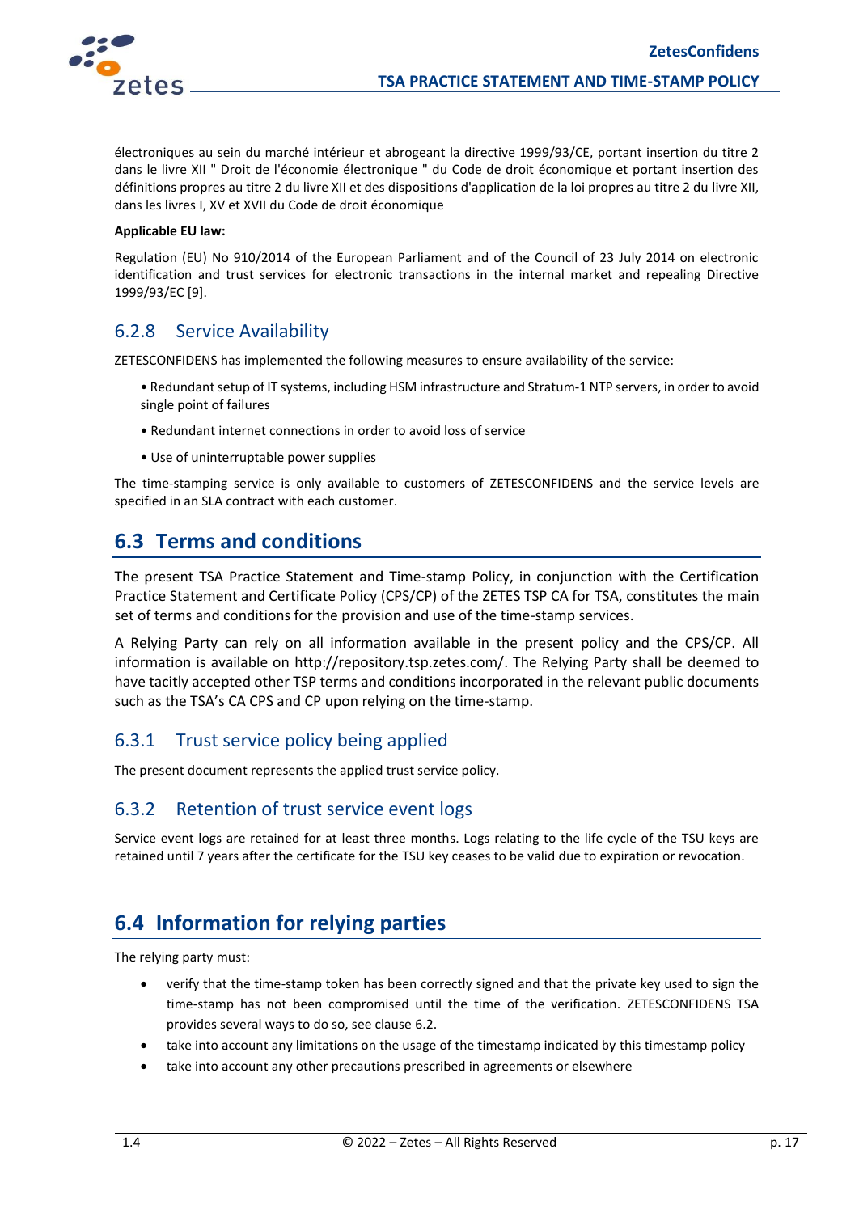électroniques au sein du marché intérieur et abrogeant la directive 1999/93/CE, portant insertion du titre 2 dans le livre XII " Droit de l'économie électronique " du Code de droit économique et portant insertion des définitions propres au titre 2 du livre XII et des dispositions d'application de la loi propres au titre 2 du livre XII, dans les livres I, XV et XVII du Code de droit économique

**Applicable EU law:**

Regulation (EU) No 910/2014 of the European Parliament and of the Council of 23 July 2014 on electronic identification and trust services for electronic transactions in the internal market and repealing Directive 1999/93/EC [9].

### 6.2.8 Service Availability

ZETESCONFIDENS has implemented the following measures to ensure availability of the service:

- Redundant setup of IT systems, including HSM infrastructure and Stratum-1 NTP servers, in order to avoid single point of failures
- Redundant internet connections in order to avoid loss of service
- Use of uninterruptable power supplies

The time-stamping service is only available to customers of ZETESCONFIDENS and the service levels are specified in an SLA contract with each customer.

## 6.3 Terms and conditions

The present TSA Practice Statement and Time-stamp Policy, in conjunction with the Certification Practice Statement and Certificate Policy (CPS/CP) of the ZETES TSP CA for TSA, constitutes the main set of terms and conditions for the provision and use of the time-stamp services.

A Relying Party can rely on all information available in the present policy and the CPS/CP. All information is available on http://repository.tsp.zetes.com/. The Relying Party shall be deemed to have tacitly accepted other TSP terms and conditions incorporated in the relevant public documents such as the TSA's CA CPS and CP upon relying on the time-stamp.

### 6.3.1 Trust service policy being applied

The present document represents the applied trust service policy.

### 6.3.2 Retention of trust service event logs

Service event logs are retained for at least three months. Logs relating to the life cycle of the TSU keys are retained until 7 years after the certificate for the TSU key ceases to be valid due to expiration or revocation.

## 6.4 Information for relying parties

The relying party must:

- verify that the time-stamp token has been correctly signed and that the private key used to sign the time-stamp has not been compromised until the time of the verification. ZETESCONFIDENS TSA provides several ways to do so, see clause 6.2.
- take into account any limitations on the usage of the timestamp indicated by this timestamp policy
- take into account any other precautions prescribed in agreements or elsewhere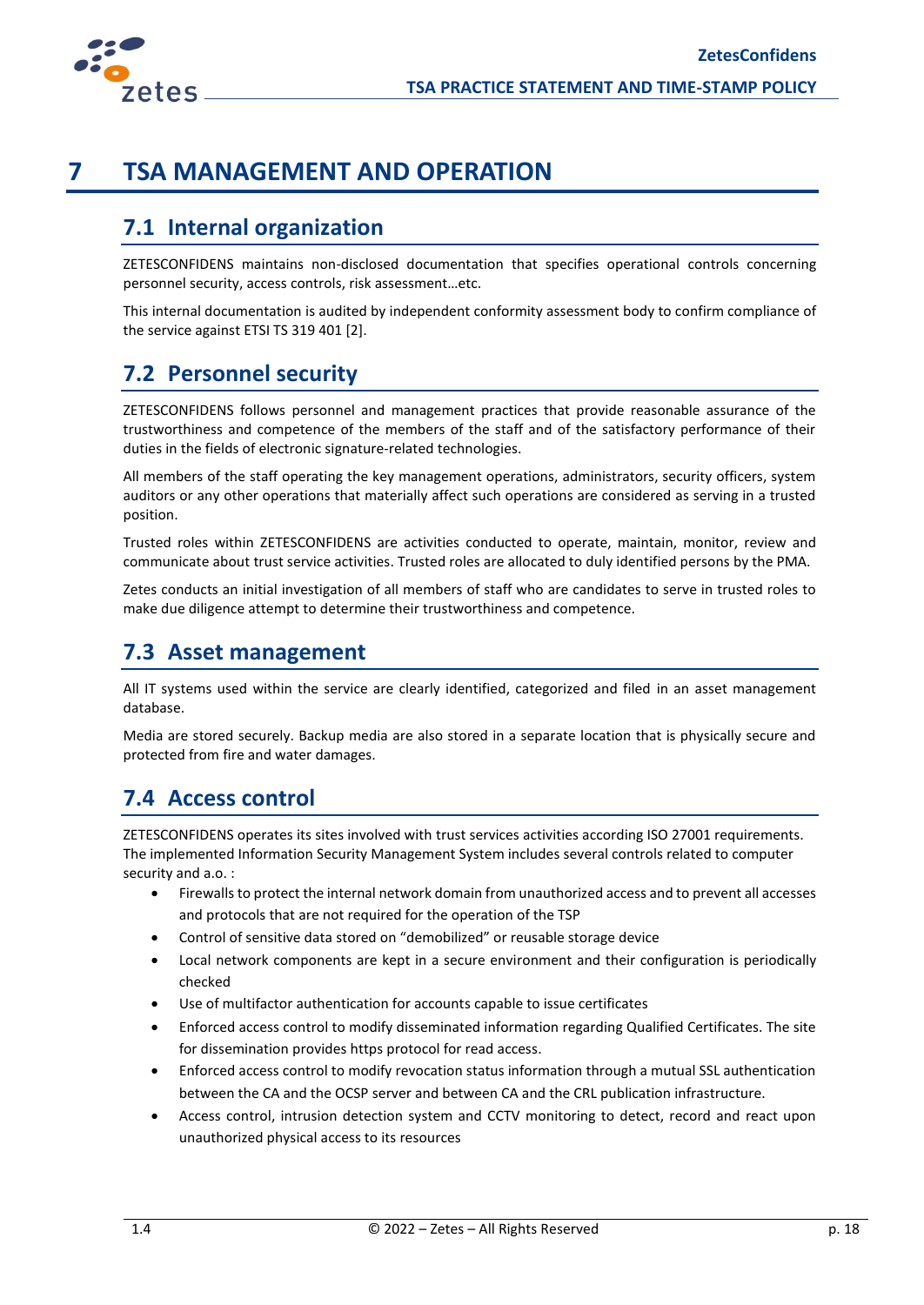# 7 TSA MANAGEMENT AND OPERATION

## 7.1 Internal organization

ZETESCONFIDENS maintains non-disclosed documentation that specifies operational controls concerning personnel security, access controls, risk assessment…etc.

This internal documentation is audited by independent conformity assessment body to confirm compliance of the service against ETSI TS 319 401 [2].

## 7.2 Personnel security

ZETESCONFIDENS follows personnel and management practices that provide reasonable assurance of the trustworthiness and competence of the members of the staff and of the satisfactory performance of their duties in the fields of electronic signature-related technologies.

All members of the staff operating the key management operations, administrators, security officers, system auditors or any other operations that materially affect such operations are considered as serving in a trusted position.

Trusted roles within ZETESCONFIDENS are activities conducted to operate, maintain, monitor, review and communicate about trust service activities. Trusted roles are allocated to duly identified persons by the PMA.

Zetes conducts an initial investigation of all members of staff who are candidates to serve in trusted roles to make due diligence attempt to determine their trustworthiness and competence.

## 7.3 Asset management

All IT systems used within the service are clearly identified, categorized and filed in an asset management database.

Media are stored securely. Backup media are also stored in a separate location that is physically secure and protected from fire and water damages.

## 7.4 Access control

ZETESCONFIDENS operates its sites involved with trust services activities according ISO 27001 requirements. The implemented Information Security Management System includes several controls related to computer security and a.o. :

- Firewalls to protect the internal network domain from unauthorized access and to prevent all accesses and protocols that are not required for the operation of the TSP
- Control of sensitive data stored on "demobilized" or reusable storage device
- Local network components are kept in a secure environment and their configuration is periodically checked
- Use of multifactor authentication for accounts capable to issue certificates
- Enforced access control to modify disseminated information regarding Qualified Certificates. The site for dissemination provides https protocol for read access.
- Enforced access control to modify revocation status information through a mutual SSL authentication between the CA and the OCSP server and between CA and the CRL publication infrastructure.
- Access control, intrusion detection system and CCTV monitoring to detect, record and react upon unauthorized physical access to its resources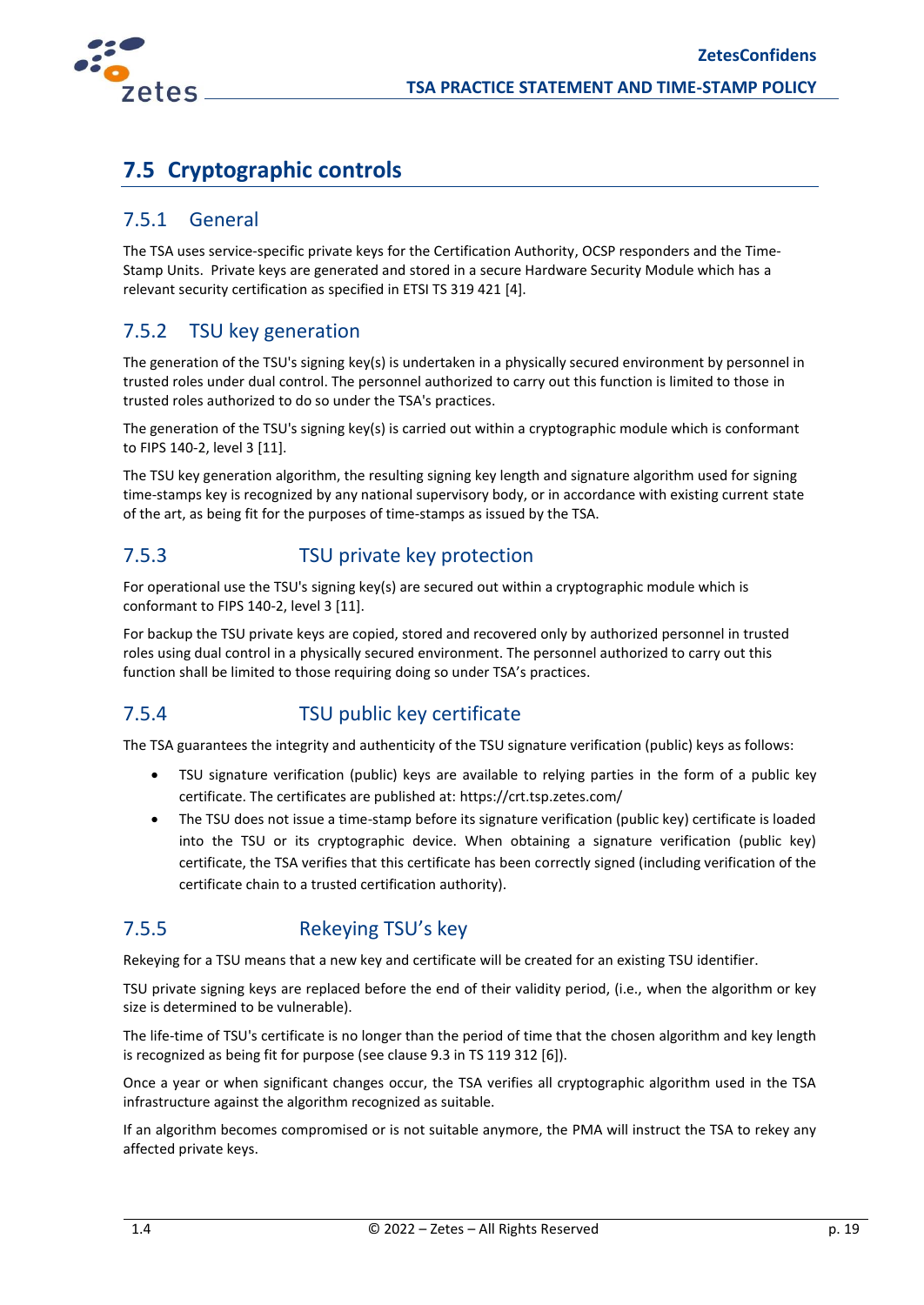## 7.5 Cryptographic controls

### 7.5.1 General

The TSA uses service-specific private keys for the Certification Authority, OCSP responders and the Time-Stamp Units. Private keys are generated and stored in a secure Hardware Security Module which has a relevant security certification as specified in ETSI TS 319 421 [4].

### 7.5.2 TSU key generation

The generation of the TSU's signing key(s) is undertaken in a physically secured environment by personnel in trusted roles under dual control. The personnel authorized to carry out this function is limited to those in trusted roles authorized to do so under the TSA's practices.

The generation of the TSU's signing key(s) is carried out within a cryptographic module which is conformant to FIPS 140-2, level 3 [11].

The TSU key generation algorithm, the resulting signing key length and signature algorithm used for signing time-stamps key is recognized by any national supervisory body, or in accordance with existing current state of the art, as being fit for the purposes of time-stamps as issued by the TSA.

### 7.5.3 TSU private key protection

For operational use the TSU's signing key(s) are secured out within a cryptographic module which is conformant to FIPS 140-2, level 3 [11].

For backup the TSU private keys are copied, stored and recovered only by authorized personnel in trusted roles using dual control in a physically secured environment. The personnel authorized to carry out this function shall be limited to those requiring doing so under TSA's practices.

### 7.5.4 TSU public key certificate

The TSA guarantees the integrity and authenticity of the TSU signature verification (public) keys as follows:

- TSU signature verification (public) keys are available to relying parties in the form of a public key certificate. The certificates are published at: https://crt.tsp.zetes.com/
- The TSU does not issue a time-stamp before its signature verification (public key) certificate is loaded into the TSU or its cryptographic device. When obtaining a signature verification (public key) certificate, the TSA verifies that this certificate has been correctly signed (including verification of the certificate chain to a trusted certification authority).

### 7.5.5 Rekeying TSU's key

Rekeying for a TSU means that a new key and certificate will be created for an existing TSU identifier.

TSU private signing keys are replaced before the end of their validity period, (i.e., when the algorithm or key size is determined to be vulnerable).

The life-time of TSU's certificate is no longer than the period of time that the chosen algorithm and key length is recognized as being fit for purpose (see clause 9.3 in TS 119 312 [6]).

Once a year or when significant changes occur, the TSA verifies all cryptographic algorithm used in the TSA infrastructure against the algorithm recognized as suitable.

If an algorithm becomes compromised or is not suitable anymore, the PMA will instruct the TSA to rekey any affected private keys.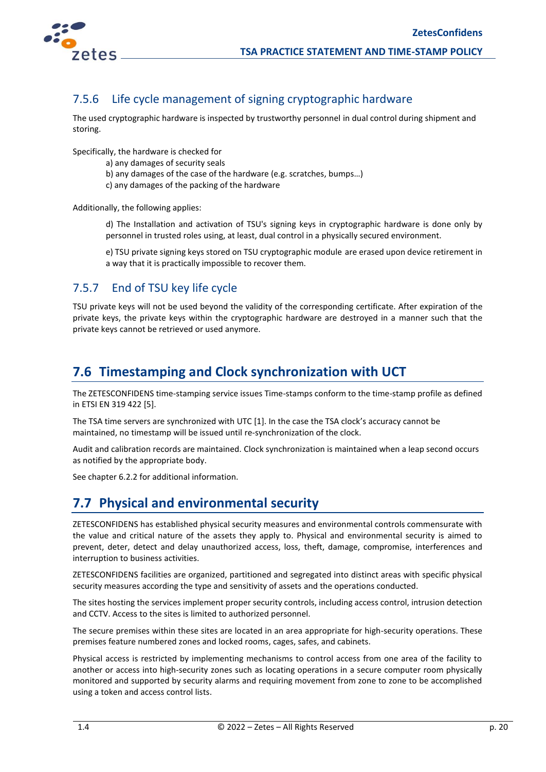### 7.5.6 Life cycle management of signing cryptographic hardware

The used cryptographic hardware is inspected by trustworthy personnel in dual control during shipment and storing.

Specifically, the hardware is checked for

a) any damages of security seals
b) any damages of the case of the hardware (e.g. scratches, bumps…)
c) any damages of the packing of the hardware

Additionally, the following applies:

d) The Installation and activation of TSU's signing keys in cryptographic hardware is done only by personnel in trusted roles using, at least, dual control in a physically secured environment.

e) TSU private signing keys stored on TSU cryptographic module are erased upon device retirement in a way that it is practically impossible to recover them.

### 7.5.7 End of TSU key life cycle

TSU private keys will not be used beyond the validity of the corresponding certificate. After expiration of the private keys, the private keys within the cryptographic hardware are destroyed in a manner such that the private keys cannot be retrieved or used anymore.

## 7.6 Timestamping and Clock synchronization with UCT

The ZETESCONFIDENS time-stamping service issues Time-stamps conform to the time-stamp profile as defined in ETSI EN 319 422 [5].

The TSA time servers are synchronized with UTC [1]. In the case the TSA clock's accuracy cannot be maintained, no timestamp will be issued until re-synchronization of the clock.

Audit and calibration records are maintained. Clock synchronization is maintained when a leap second occurs as notified by the appropriate body.

See chapter 6.2.2 for additional information.

## 7.7 Physical and environmental security

ZETESCONFIDENS has established physical security measures and environmental controls commensurate with the value and critical nature of the assets they apply to. Physical and environmental security is aimed to prevent, deter, detect and delay unauthorized access, loss, theft, damage, compromise, interferences and interruption to business activities.

ZETESCONFIDENS facilities are organized, partitioned and segregated into distinct areas with specific physical security measures according the type and sensitivity of assets and the operations conducted.

The sites hosting the services implement proper security controls, including access control, intrusion detection and CCTV. Access to the sites is limited to authorized personnel.

The secure premises within these sites are located in an area appropriate for high-security operations. These premises feature numbered zones and locked rooms, cages, safes, and cabinets.

Physical access is restricted by implementing mechanisms to control access from one area of the facility to another or access into high-security zones such as locating operations in a secure computer room physically monitored and supported by security alarms and requiring movement from zone to zone to be accomplished using a token and access control lists.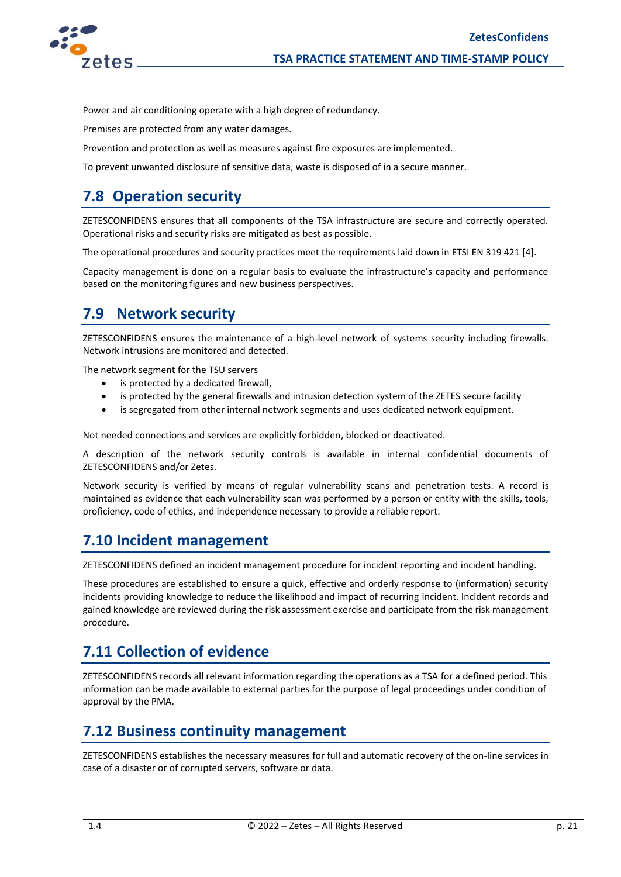Power and air conditioning operate with a high degree of redundancy.

Premises are protected from any water damages.

Prevention and protection as well as measures against fire exposures are implemented.

To prevent unwanted disclosure of sensitive data, waste is disposed of in a secure manner.

## 7.8 Operation security

ZETESCONFIDENS ensures that all components of the TSA infrastructure are secure and correctly operated. Operational risks and security risks are mitigated as best as possible.

The operational procedures and security practices meet the requirements laid down in ETSI EN 319 421 [4].

Capacity management is done on a regular basis to evaluate the infrastructure's capacity and performance based on the monitoring figures and new business perspectives.

## 7.9 Network security

ZETESCONFIDENS ensures the maintenance of a high-level network of systems security including firewalls. Network intrusions are monitored and detected.

The network segment for the TSU servers

- is protected by a dedicated firewall,
- is protected by the general firewalls and intrusion detection system of the ZETES secure facility
- is segregated from other internal network segments and uses dedicated network equipment.

Not needed connections and services are explicitly forbidden, blocked or deactivated.

A description of the network security controls is available in internal confidential documents of ZETESCONFIDENS and/or Zetes.

Network security is verified by means of regular vulnerability scans and penetration tests. A record is maintained as evidence that each vulnerability scan was performed by a person or entity with the skills, tools, proficiency, code of ethics, and independence necessary to provide a reliable report.

## 7.10 Incident management

ZETESCONFIDENS defined an incident management procedure for incident reporting and incident handling.

These procedures are established to ensure a quick, effective and orderly response to (information) security incidents providing knowledge to reduce the likelihood and impact of recurring incident. Incident records and gained knowledge are reviewed during the risk assessment exercise and participate from the risk management procedure.

## 7.11 Collection of evidence

ZETESCONFIDENS records all relevant information regarding the operations as a TSA for a defined period. This information can be made available to external parties for the purpose of legal proceedings under condition of approval by the PMA.

## 7.12 Business continuity management

ZETESCONFIDENS establishes the necessary measures for full and automatic recovery of the on-line services in case of a disaster or of corrupted servers, software or data.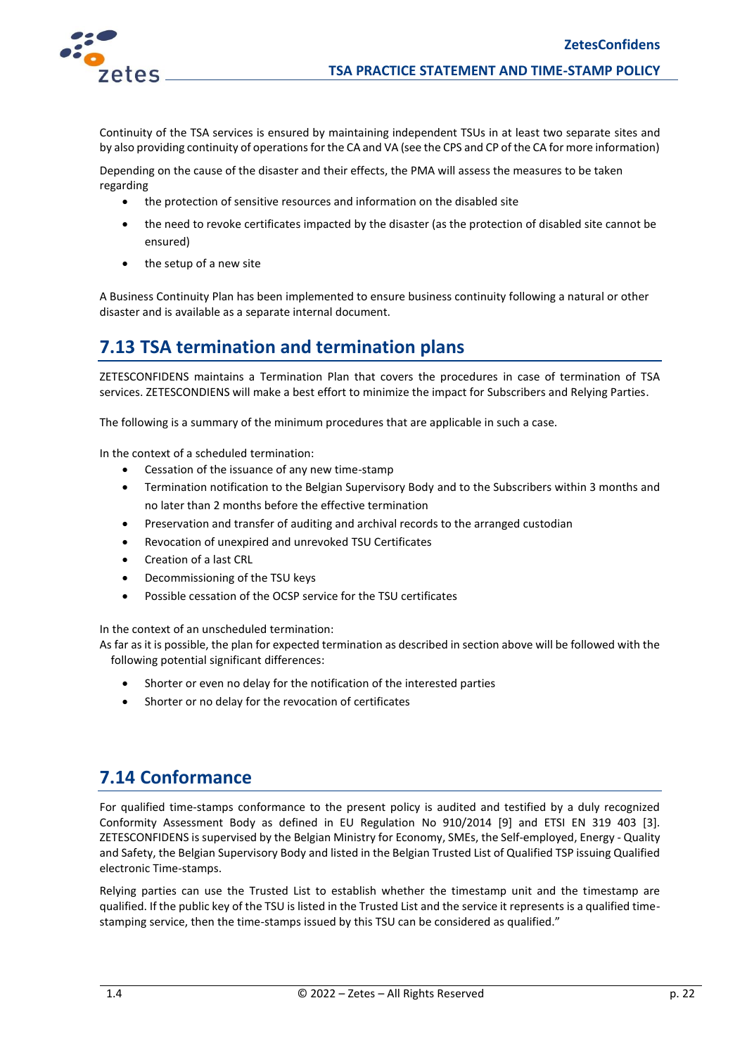Continuity of the TSA services is ensured by maintaining independent TSUs in at least two separate sites and by also providing continuity of operations for the CA and VA (see the CPS and CP of the CA for more information)

Depending on the cause of the disaster and their effects, the PMA will assess the measures to be taken regarding

- the protection of sensitive resources and information on the disabled site
- the need to revoke certificates impacted by the disaster (as the protection of disabled site cannot be ensured)
- the setup of a new site

A Business Continuity Plan has been implemented to ensure business continuity following a natural or other disaster and is available as a separate internal document.

## 7.13 TSA termination and termination plans

ZETESCONFIDENS maintains a Termination Plan that covers the procedures in case of termination of TSA services. ZETESCONDIENS will make a best effort to minimize the impact for Subscribers and Relying Parties.

The following is a summary of the minimum procedures that are applicable in such a case.

In the context of a scheduled termination:

- Cessation of the issuance of any new time-stamp
- Termination notification to the Belgian Supervisory Body and to the Subscribers within 3 months and no later than 2 months before the effective termination
- Preservation and transfer of auditing and archival records to the arranged custodian
- Revocation of unexpired and unrevoked TSU Certificates
- Creation of a last CRL
- Decommissioning of the TSU keys
- Possible cessation of the OCSP service for the TSU certificates

In the context of an unscheduled termination:
As far as it is possible, the plan for expected termination as described in section above will be followed with the following potential significant differences:

- Shorter or even no delay for the notification of the interested parties
- Shorter or no delay for the revocation of certificates

## 7.14 Conformance

For qualified time-stamps conformance to the present policy is audited and testified by a duly recognized Conformity Assessment Body as defined in EU Regulation No 910/2014 [9] and ETSI EN 319 403 [3]. ZETESCONFIDENS is supervised by the Belgian Ministry for Economy, SMEs, the Self-employed, Energy - Quality and Safety, the Belgian Supervisory Body and listed in the Belgian Trusted List of Qualified TSP issuing Qualified electronic Time-stamps.

Relying parties can use the Trusted List to establish whether the timestamp unit and the timestamp are qualified. If the public key of the TSU is listed in the Trusted List and the service it represents is a qualified time-stamping service, then the time-stamps issued by this TSU can be considered as qualified."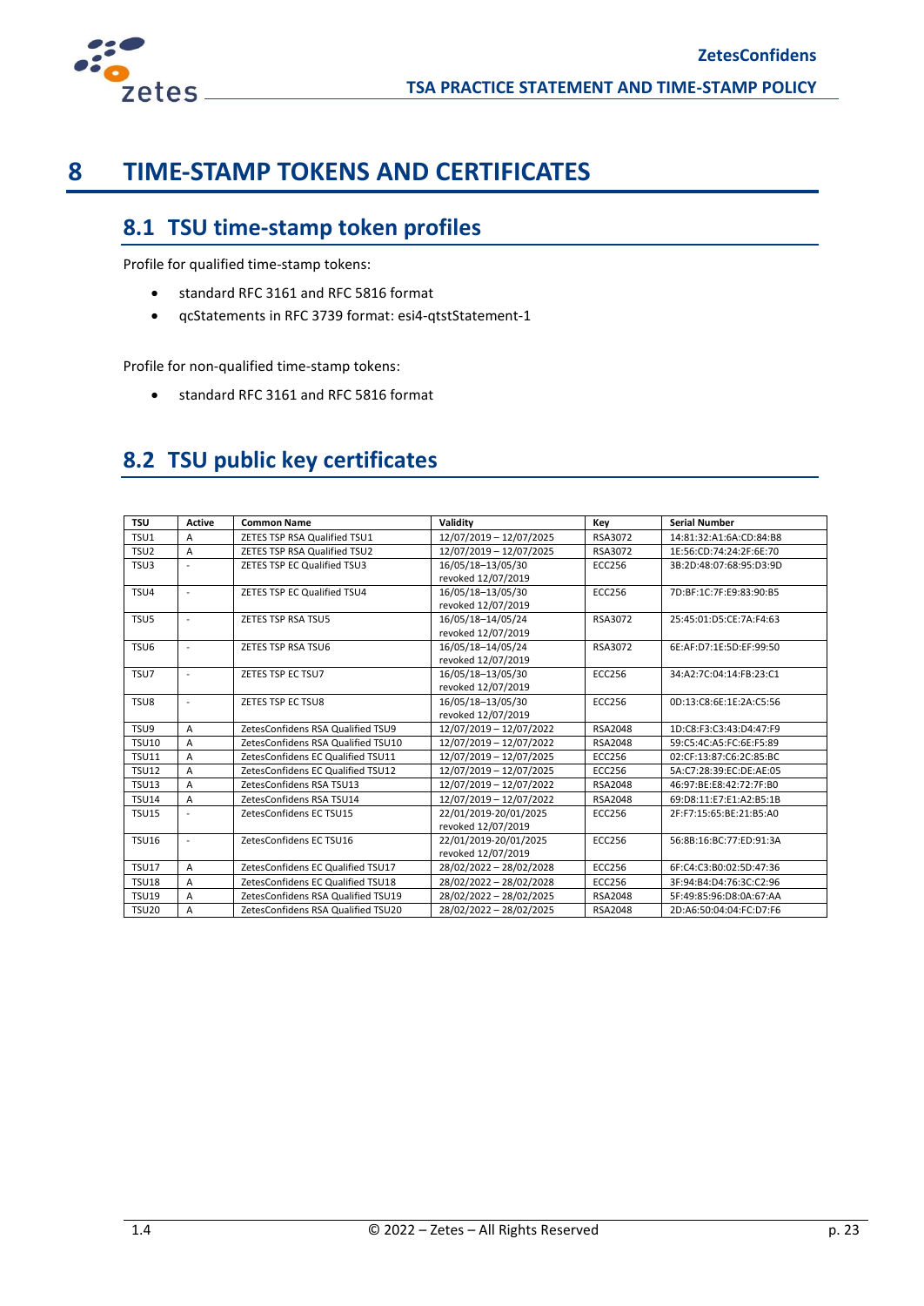# 8 TIME-STAMP TOKENS AND CERTIFICATES

## 8.1 TSU time-stamp token profiles

Profile for qualified time-stamp tokens:

- standard RFC 3161 and RFC 5816 format
- qcStatements in RFC 3739 format: esi4-qtstStatement-1

Profile for non-qualified time-stamp tokens:

- standard RFC 3161 and RFC 5816 format

## 8.2 TSU public key certificates

| TSU | Active | Common Name | Validity | Key | Serial Number |
|---|---|---|---|---|---|
| TSU1 | A | ZETES TSP RSA Qualified TSU1 | 12/07/2019 – 12/07/2025 | RSA3072 | 14:81:32:A1:6A:CD:84:B8 |
| TSU2 | A | ZETES TSP RSA Qualified TSU2 | 12/07/2019 – 12/07/2025 | RSA3072 | 1E:56:CD:74:24:2F:6E:70 |
| TSU3 | - | ZETES TSP EC Qualified TSU3 | 16/05/18–13/05/30 revoked 12/07/2019 | ECC256 | 3B:2D:48:07:68:95:D3:9D |
| TSU4 | - | ZETES TSP EC Qualified TSU4 | 16/05/18–13/05/30 revoked 12/07/2019 | ECC256 | 7D:BF:1C:7F:E9:83:90:B5 |
| TSU5 | - | ZETES TSP RSA TSU5 | 16/05/18–14/05/24 revoked 12/07/2019 | RSA3072 | 25:45:01:D5:CE:7A:F4:63 |
| TSU6 | - | ZETES TSP RSA TSU6 | 16/05/18–14/05/24 revoked 12/07/2019 | RSA3072 | 6E:AF:D7:1E:5D:EF:99:50 |
| TSU7 | - | ZETES TSP EC TSU7 | 16/05/18–13/05/30 revoked 12/07/2019 | ECC256 | 34:A2:7C:04:14:FB:23:C1 |
| TSU8 | - | ZETES TSP EC TSU8 | 16/05/18–13/05/30 revoked 12/07/2019 | ECC256 | 0D:13:C8:6E:1E:2A:C5:56 |
| TSU9 | A | ZetesConfidens RSA Qualified TSU9 | 12/07/2019 – 12/07/2022 | RSA2048 | 1D:C8:F3:C3:43:D4:47:F9 |
| TSU10 | A | ZetesConfidens RSA Qualified TSU10 | 12/07/2019 – 12/07/2022 | RSA2048 | 59:C5:4C:A5:FC:6E:F5:89 |
| TSU11 | A | ZetesConfidens EC Qualified TSU11 | 12/07/2019 – 12/07/2025 | ECC256 | 02:CF:13:87:C6:2C:85:BC |
| TSU12 | A | ZetesConfidens EC Qualified TSU12 | 12/07/2019 – 12/07/2025 | ECC256 | 5A:C7:28:39:EC:DE:AE:05 |
| TSU13 | A | ZetesConfidens RSA TSU13 | 12/07/2019 – 12/07/2022 | RSA2048 | 46:97:BE:E8:42:72:7F:B0 |
| TSU14 | A | ZetesConfidens RSA TSU14 | 12/07/2019 – 12/07/2022 | RSA2048 | 69:D8:11:E7:E1:A2:B5:1B |
| TSU15 | - | ZetesConfidens EC TSU15 | 22/01/2019-20/01/2025 revoked 12/07/2019 | ECC256 | 2F:F7:15:65:BE:21:B5:A0 |
| TSU16 | - | ZetesConfidens EC TSU16 | 22/01/2019-20/01/2025 revoked 12/07/2019 | ECC256 | 56:8B:16:BC:77:ED:91:3A |
| TSU17 | A | ZetesConfidens EC Qualified TSU17 | 28/02/2022 – 28/02/2028 | ECC256 | 6F:C4:C3:B0:02:5D:47:36 |
| TSU18 | A | ZetesConfidens EC Qualified TSU18 | 28/02/2022 – 28/02/2028 | ECC256 | 3F:94:B4:D4:76:3C:C2:96 |
| TSU19 | A | ZetesConfidens RSA Qualified TSU19 | 28/02/2022 – 28/02/2025 | RSA2048 | 5F:49:85:96:D8:0A:67:AA |
| TSU20 | A | ZetesConfidens RSA Qualified TSU20 | 28/02/2022 – 28/02/2025 | RSA2048 | 2D:A6:50:04:04:FC:D7:F6 |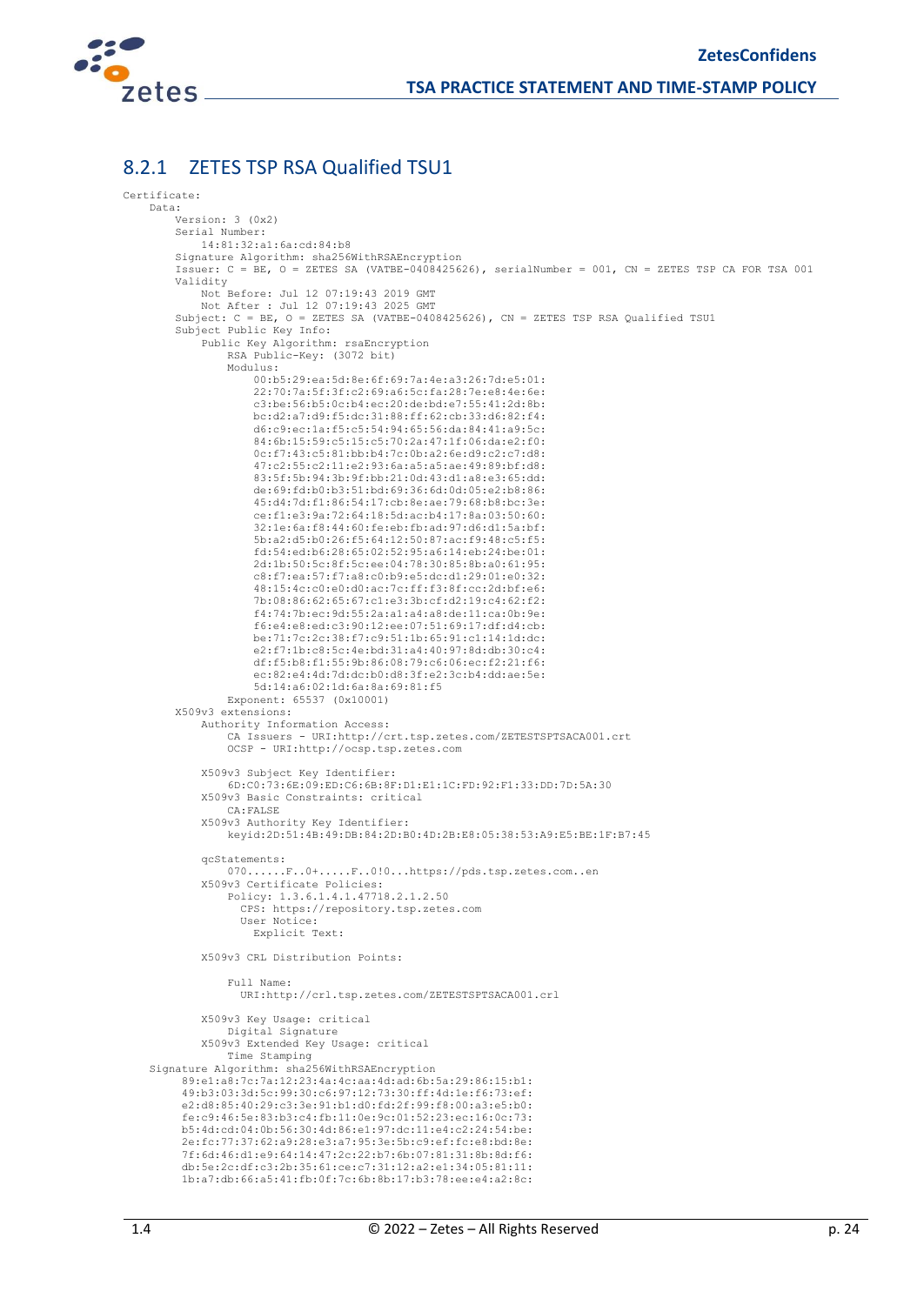## 8.2.1 ZETES TSP RSA Qualified TSU1

```
Certificate:
    Data:
        Version: 3 (0x2)
        Serial Number:
            14:81:32:a1:6a:cd:84:b8
        Signature Algorithm: sha256WithRSAEncryption
        Issuer: C = BE, O = ZETES SA (VATBE-0408425626), serialNumber = 001, CN = ZETES TSP CA FOR TSA 001
        Validity
            Not Before: Jul 12 07:19:43 2019 GMT
            Not After : Jul 12 07:19:43 2025 GMT
        Subject: C = BE, O = ZETES SA (VATBE-0408425626), CN = ZETES TSP RSA Qualified TSU1
        Subject Public Key Info:
            Public Key Algorithm: rsaEncryption
                RSA Public-Key: (3072 bit)
                Modulus:
                    00:b5:29:ea:5d:8e:6f:69:7a:4e:a3:26:7d:e5:01:
                    22:70:7a:5f:3f:c2:69:a6:5c:fa:28:7e:e8:4e:6e:
                    c3:be:56:b5:0c:b4:ec:20:de:bd:e7:55:41:2d:8b:
                    bc:d2:a7:d9:f5:dc:31:88:ff:62:cb:33:d6:82:f4:
                    d6:c9:ec:1a:f5:c5:54:94:65:56:da:84:41:a9:5c:
                    84:6b:15:59:c5:15:c5:70:2a:47:1f:06:da:e2:f0:
                    0c:f7:43:c5:81:bb:b4:7c:0b:a2:6e:d9:c2:c7:d8:
                    47:c2:55:c2:11:e2:93:6a:a5:a5:ae:49:89:bf:d8:
                    83:5f:5b:94:3b:9f:bb:21:0d:43:d1:a8:e3:65:dd:
                    de:69:fd:b0:b3:51:bd:69:36:6d:0d:05:e2:b8:86:
                    45:d4:7d:f1:86:54:17:cb:8e:ae:79:68:b8:bc:3e:
                    ce:f1:e3:9a:72:64:18:5d:ac:b4:17:8a:03:50:60:
                    32:1e:6a:f8:44:60:fe:eb:fb:ad:97:d6:d1:5a:bf:
                    5b:a2:d5:b0:26:f5:64:12:50:87:ac:f9:48:c5:f5:
                    fd:54:ed:b6:28:65:02:52:95:a6:14:eb:24:be:01:
                    2d:1b:50:5c:8f:5c:ee:04:78:30:85:8b:a0:61:95:
                    c8:f7:ea:57:f7:a8:c0:b9:e5:dc:d1:29:01:e0:32:
                    48:15:4c:c0:e0:d0:ac:7c:ff:f3:8f:cc:2d:bf:e6:
                    7b:08:86:62:65:67:c1:e3:3b:cf:d2:19:c4:62:f2:
                    f4:74:7b:ec:9d:55:2a:a1:a4:a8:de:11:ca:0b:9e:
                    f6:e4:e8:ed:c3:90:12:ee:07:51:69:17:df:d4:cb:
                    be:71:7c:2c:38:f7:c9:51:1b:65:91:c1:14:1d:dc:
                    e2:f7:1b:c8:5c:4e:bd:31:a4:40:97:8d:db:30:c4:
                    df:f5:b8:f1:55:9b:86:08:79:c6:06:ec:f2:21:f6:
                    ec:82:e4:4d:7d:dc:b0:d8:3f:e2:3c:b4:dd:ae:5e:
                    5d:14:a6:02:1d:6a:8a:69:81:f5
                Exponent: 65537 (0x10001)
        X509v3 extensions:
            Authority Information Access:
                CA Issuers - URI:http://crt.tsp.zetes.com/ZETESTSPTSACA001.crt
                OCSP - URI:http://ocsp.tsp.zetes.com

            X509v3 Subject Key Identifier:
                6D:C0:73:6E:09:ED:C6:6B:8F:D1:E1:1C:FD:92:F1:33:DD:7D:5A:30
            X509v3 Basic Constraints: critical
                CA:FALSE
            X509v3 Authority Key Identifier:
                keyid:2D:51:4B:49:DB:84:2D:B0:4D:2B:E8:05:38:53:A9:E5:BE:1F:B7:45

            qcStatements:
                070......F..0+.....F..0!0...https://pds.tsp.zetes.com..en
            X509v3 Certificate Policies:
                Policy: 1.3.6.1.4.1.47718.2.1.2.50
                  CPS: https://repository.tsp.zetes.com
                  User Notice:
                    Explicit Text:

            X509v3 CRL Distribution Points:

                Full Name:
                  URI:http://crl.tsp.zetes.com/ZETESTSPTSACA001.crl

            X509v3 Key Usage: critical
                Digital Signature
            X509v3 Extended Key Usage: critical
                Time Stamping
    Signature Algorithm: sha256WithRSAEncryption
         89:e1:a8:7c:7a:12:23:4a:4c:aa:4d:ad:6b:5a:29:86:15:b1:
         49:b3:03:3d:5c:99:30:c6:97:12:73:30:ff:4d:1e:f6:73:ef:
         e2:d8:85:40:29:c3:3e:91:b1:d0:fd:2f:99:f8:00:a3:e5:b0:
         fe:c9:46:5e:83:b3:c4:fb:11:0e:9c:01:52:23:ec:16:0c:73:
         b5:4d:cd:04:0b:56:30:4d:86:e1:97:dc:11:e4:c2:24:54:be:
         2e:fc:77:37:62:a9:28:e3:a7:95:3e:5b:c9:ef:fc:e8:bd:8e:
         7f:6d:46:d1:e9:64:14:47:2c:22:b7:6b:07:81:31:8b:8d:f6:
         db:5e:2c:df:c3:2b:35:61:ce:c7:31:12:a2:e1:34:05:81:11:
         1b:a7:db:66:a5:41:fb:0f:7c:6b:8b:17:b3:78:ee:e4:a2:8c:
```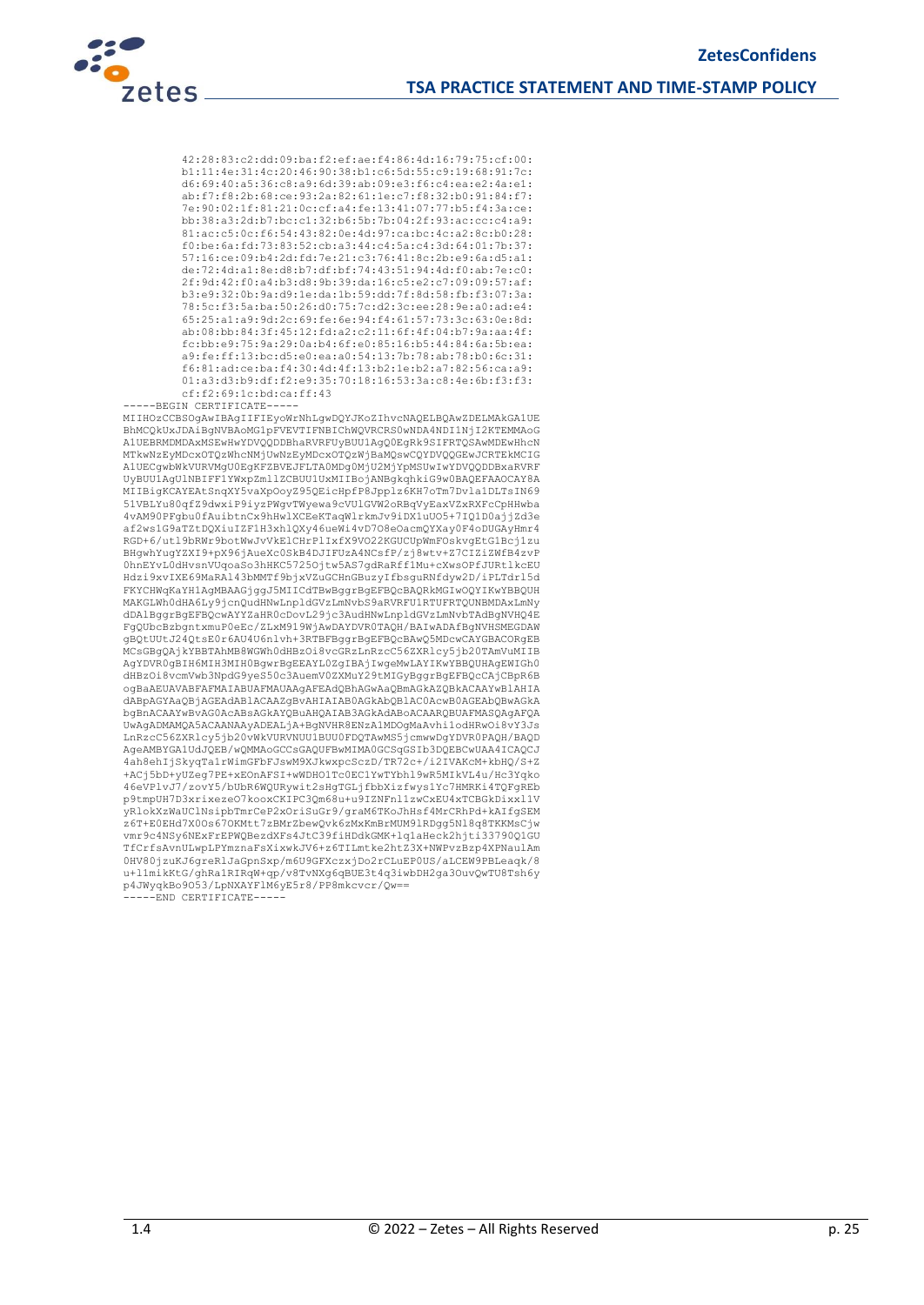```
        42:28:83:c2:dd:09:ba:f2:ef:ae:f4:86:4d:16:79:75:cf:00:
        b1:11:4e:31:4c:20:46:90:38:b1:c6:5d:55:c9:19:68:91:7c:
        d6:69:40:a5:36:c8:a9:6d:39:ab:09:e3:f6:c4:ea:e2:4a:e1:
        ab:f7:f8:2b:68:ce:93:2a:82:61:1e:c7:f8:32:b0:91:84:f7:
        7e:90:02:1f:81:21:0c:cf:a4:fe:13:41:07:77:b5:f4:3a:ce:
        bb:38:a3:2d:b7:bc:c1:32:b6:5b:7b:04:2f:93:ac:cc:c4:a9:
        81:ac:c5:0c:f6:54:43:82:0e:4d:97:ca:bc:4c:a2:8c:b0:28:
        f0:be:6a:fd:73:83:52:cb:a3:44:c4:5a:c4:3d:64:01:7b:37:
        57:16:ce:09:b4:2d:fd:7e:21:c3:76:41:8c:2b:e9:6a:d5:a1:
        de:72:4d:a1:8e:d8:b7:df:bf:74:43:51:94:4d:f0:ab:7e:c0:
        2f:9d:42:f0:a4:b3:d8:9b:39:da:16:c5:e2:c7:09:09:57:af:
        b3:e9:32:0b:9a:d9:1e:da:1b:59:dd:7f:8d:58:fb:f3:07:3a:
        78:5c:f3:5a:ba:50:26:d0:75:7c:d2:3c:ee:28:9e:a0:ad:e4:
        65:25:a1:a9:9d:2c:69:fe:6e:94:f4:61:57:73:3c:63:0e:8d:
        ab:08:bb:84:3f:45:12:fd:a2:c2:11:6f:4f:04:b7:9a:aa:4f:
        fc:bb:e9:75:9a:29:0a:b4:6f:e0:85:16:b5:44:84:6a:5b:ea:
        a9:fe:ff:13:bc:d5:e0:ea:a0:54:13:7b:78:ab:78:b0:6c:31:
        f6:81:ad:ce:ba:f4:30:4d:4f:13:b2:1e:b2:a7:82:56:ca:a9:
        01:a3:d3:b9:df:f2:e9:35:70:18:16:53:3a:c8:4e:6b:f3:f3:
        cf:f2:69:1c:bd:ca:ff:43
-----BEGIN CERTIFICATE-----
MIIHOzCCBSOgAwIBAgIIFIEyoWrNhLgwDQYJKoZIhvcNAQELBQAwZDELMAkGA1UE
BhMCQkUxJDAiBgNVBAoMG1pFVEVTIFNBIChWQVRCRS0wNDA4NDI1NjI2KTEMMAoG
A1UEBRMDMDAxMSEwHwYDVQQDDBhaRVRFUyBUU1AgQ0EgRk9SIFRTQSAwMDEwHhcN
MTkwNzEyMDcxOTQzWhcNMjUwNzEyMDcxOTQzWjBaMQswCQYDVQQGEwJCRTEkMCIG
A1UECgwbWkVURVMgU0EgKFZBVEJFLTA0MDg0MjU2MjYpMSUwIwYDVQQDDBxaRVRF
UyBUU1AgUlNBIFF1YWxpZmllZCBUU1UxMIIBojANBgkqhkiG9w0BAQEFAAOCAY8A
MIIBigKCAYEAtSnqXY5vaXpOoyZ95QEicHpfP8Jpplz6KH7oTm7Dvla1DLTsIN69
51VBLYu80qfZ9dwxiP9iyzPWgvTWyewa9cVUlGVW2oRBqVyEaxVZxRXFcCpHHwba
4vAM90PFgbu0fAuibtnCx9hHwlXCEeKTaqWlrkmJv9iDX1uUO5+7IQ1D0ajjZd3e
af2ws1G9aTZtDQXiuIZF1H3xhlQXy46ueWi4vD7O8eOacmQYXay0F4oDUGAyHmr4
RGD+6/utl9bRWr9botWwJvVkElCHrPlIxfX9VO22KGUCUpWmFOskvgEtG1Bcj1zu
BHgwhYugYZXI9+pX96jAueXc0SkB4DJIFUzA4NCsfP/zj8wtv+Z7CIZiZWfB4zvP
0hnEYvL0dHvsnVUqoaSo3hHKC5725Ojtw5AS7gdRaRff1Mu+cXwsOPfJURtlkcEU
Hdzi9xvIXE69MaRAl43bMMTf9bjxVZuGCHnGBuzyIfbsguRNfdyw2D/iPLTdrl5d
FKYCHWqKaYH1AgMBAAGjggJ5MIICdTBwBggrBgEFBQcBAQRkMGIwOQYIKwYBBQUH
MAKGLWh0dHA6Ly9jcnQudHNwLnpldGVzLmNvbS9aRVRFU1RTUFRTQUNBMDAxLmNy
dDAlBggrBgEFBQcwAYYZaHR0cDovL29jc3AudHNwLnpldGVzLmNvbTAdBgNVHQ4E
FgQUbcBzbgntxmuP0eEc/ZLxM919WjAwDAYDVR0TAQH/BAIwADAfBgNVHSMEGDAW
gBQtUUtJ24QtsE0r6AU4U6nlvh+3RTBFBggrBgEFBQcBAwQ5MDcwCAYGBACORgEB
MCsGBgQAjkYBBTAhMB8WGWh0dHBzOi8vcGRzLnRzcC56ZXRlcy5jb20TAmVuMIIB
AgYDVR0gBIH6MIH3MIH0BgwrBgEEAYL0ZgIBAjIwgeMwLAYIKwYBBQUHAgEWIGh0
dHBzOi8vcmVwb3NpdG9yeS50c3AuemV0ZXMuY29tMIGyBggrBgEFBQcCAjCBpR6B
ogBaAEUAVABFAFMAIABUAFMAUAAgAFEAdQBhAGwAaQBmAGkAZQBkACAAYwBlAHIA
dABpAGYAaQBjAGEAdABlACAAZgBvAHIAIAB0AGkAbQBlAC0AcwB0AGEAbQBwAGkA
bgBnACAAYwBvAG0AcABsAGkAYQBuAHQAIAB3AGkAdABoACAARQBUAFMASQAgAFQA
UwAgADMAMQA5ACAANAAyADEALjA+BgNVHR8ENzA1MDOgMaAvhi1odHRwOi8vY3Js
LnRzcC56ZXRlcy5jb20vWkVURVNUU1BUU0FDQTAwMS5jcmwwDgYDVR0PAQH/BAQD
AgeAMBYGA1UdJQEB/wQMMAoGCCsGAQUFBwMIMA0GCSqGSIb3DQEBCwUAA4ICAQCJ
4ah8ehIjSkyqTa1rWimGFbFJswM9XJkwxpcSczD/TR72c+/i2IVAKcM+kbHQ/S+Z
+ACj5bD+yUZeg7PE+xEOnAFSI+wWDHOlTc0EClYwTYbhl9wR5MIkVL4u/Hc3Yqko
46eVPlvJ7/zovY5/bUbR6WQURywit2sHgTGLjfbbXizfwys1Yc7HMRKi4TQFgREb
p9tmpUH7D3xrixezeO7kooxCKIPC3Qm68u+u9IZNFnl1zwCxEU4xTCBGkDixxl1V
yRlokXzWaUClNsipbTmrCeP2xOriSuGr9/graM6TKoJhHsf4MrCRhPd+kAIfgSEM
z6T+E0EHd7X0Os67OKMtt7zBMrZbewQvk6zMxKmBrMUM91RDgg5Nl8q8TKKMsCjw
vmr9c4NSy6NExFrEPWQBezdXFs4JtC39fiHDdkGMK+lq1aHeck2hjti33790Q1GU
TfCrfsAvnULwpLPYmznaFsXixwkJV6+z6TILmtke2htZ3X+NWPvzBzp4XPNaulAm
0HV80jzuKJ6greRlJaGpnSxp/m6U9GFXczxjDo2rCLuEP0US/aLCEW9PBLeaqk/8
u+llmikKtG/ghRa1RIRqW+qp/v8TvNXg6qBUE3t4q3iwbDH2ga3OuvQwTU8Tsh6y
p4JWyqkBo9O53/LpNXAYFlM6yE5r8/PP8mkcvcr/Qw==
-----END CERTIFICATE-----
```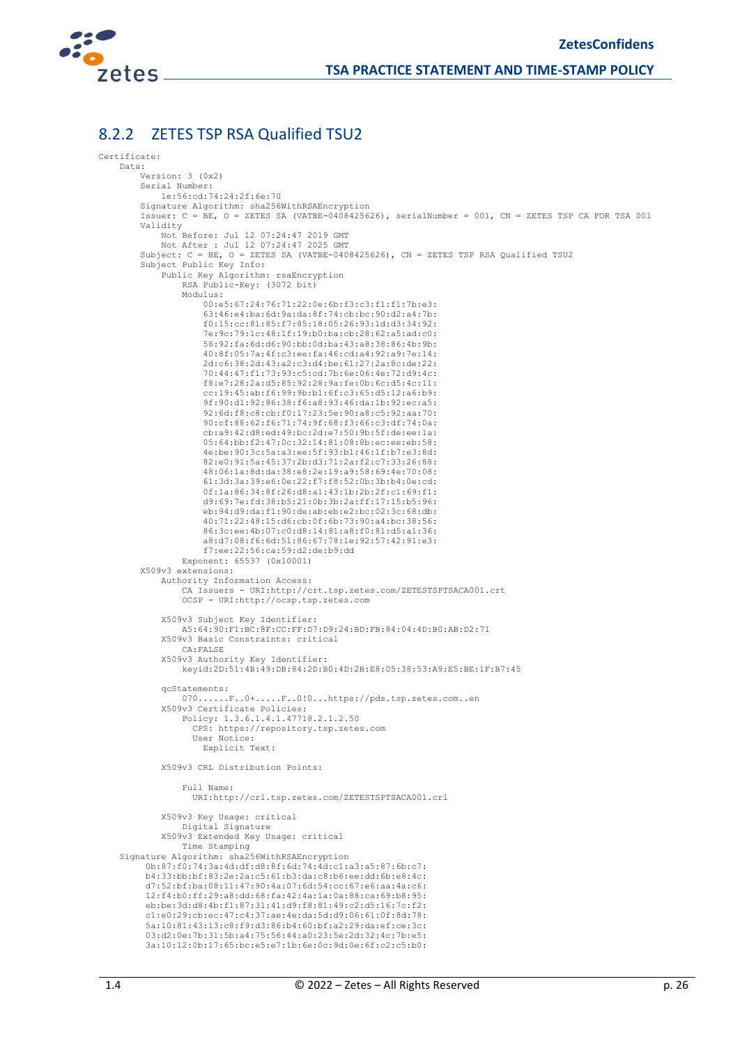### 8.2.2 ZETES TSP RSA Qualified TSU2

```
Certificate:
    Data:
        Version: 3 (0x2)
        Serial Number:
            1e:56:cd:74:24:2f:6e:70
        Signature Algorithm: sha256WithRSAEncryption
        Issuer: C = BE, O = ZETES SA (VATBE-0408425626), serialNumber = 001, CN = ZETES TSP CA FOR TSA 001
        Validity
            Not Before: Jul 12 07:24:47 2019 GMT
            Not After : Jul 12 07:24:47 2025 GMT
        Subject: C = BE, O = ZETES SA (VATBE-0408425626), CN = ZETES TSP RSA Qualified TSU2
        Subject Public Key Info:
            Public Key Algorithm: rsaEncryption
                RSA Public-Key: (3072 bit)
                Modulus:
                    00:e5:67:24:76:71:22:0e:6b:f3:c3:f1:f1:7b:e3:
                    63:46:e4:ba:6d:9a:da:8f:74:cb:bc:90:d2:a4:7b:
                    f0:15:cc:81:85:f7:85:18:05:26:93:1d:d3:34:92:
                    7e:9c:79:1c:48:1f:19:b0:ba:cb:28:62:a5:ad:c0:
                    58:92:fa:6d:d6:90:bb:0d:ba:43:a8:38:86:4b:9b:
                    40:8f:05:7a:4f:c3:ee:fa:46:cd:a4:92:a9:7e:14:
                    2d:c6:38:2d:43:a2:c3:d4:be:61:27:2a:8c:de:22:
                    70:44:47:f1:73:93:c5:cd:7b:6e:06:4e:72:d9:4c:
                    f8:e7:28:2a:d5:85:92:28:9a:fe:0b:6c:d5:4c:11:
                    cc:19:45:ab:f6:99:9b:b1:6f:c3:65:d5:12:a6:b9:
                    9f:90:d1:92:86:38:f6:a8:93:46:da:1b:92:ec:a5:
                    92:6d:f8:c8:cb:f0:17:23:5e:90:a8:c5:92:aa:70:
                    90:cf:88:62:f6:71:74:9f:68:f3:66:c3:df:74:0a:
                    cb:a9:42:d8:ed:49:bc:2d:e7:50:9b:5f:de:ee:1a:
                    05:64:bb:f2:47:0c:32:14:81:08:8b:ec:ee:eb:58:
                    4e:be:90:3c:5a:a3:ee:5f:93:b1:46:1f:b7:e3:8d:
                    82:e0:91:5a:45:37:2b:d3:71:2a:f2:c7:33:26:88:
                    48:06:1a:8d:da:38:e8:2e:19:a9:58:69:4e:70:08:
                    61:3d:3a:39:e6:0e:22:f7:f8:52:0b:3b:b4:0e:cd:
                    0f:1a:86:34:8f:26:d8:a1:43:1b:2b:2f:c1:69:f1:
                    d9:69:7e:fd:38:b5:21:0b:3b:2a:ff:17:15:b5:96:
                    eb:94:d9:da:f1:90:de:ab:eb:e2:bc:02:3c:68:db:
                    40:71:22:48:15:d6:cb:0f:6b:73:90:a4:bc:38:56:
                    86:3c:ee:4b:07:c0:d8:14:81:a8:f0:81:d5:a1:36:
                    a8:d7:08:f6:6d:51:86:67:78:1e:92:57:42:91:e3:
                    f7:ee:22:56:ca:59:d2:de:b9:dd
                Exponent: 65537 (0x10001)
        X509v3 extensions:
            Authority Information Access:
                CA Issuers - URI:http://crt.tsp.zetes.com/ZETESTSPTSACA001.crt
                OCSP - URI:http://ocsp.tsp.zetes.com

            X509v3 Subject Key Identifier:
                A5:64:90:F1:BC:8F:CC:FF:D7:D9:24:BD:FB:84:04:4D:B0:AB:D2:71
            X509v3 Basic Constraints: critical
                CA:FALSE
            X509v3 Authority Key Identifier:
                keyid:2D:51:4B:49:DB:84:2D:B0:4D:2B:E8:05:38:53:A9:E5:BE:1F:B7:45

            qcStatements:
                070......F..0+.....F..0!0...https://pds.tsp.zetes.com..en
            X509v3 Certificate Policies:
                Policy: 1.3.6.1.4.1.47718.2.1.2.50
                  CPS: https://repository.tsp.zetes.com
                  User Notice:
                    Explicit Text:

            X509v3 CRL Distribution Points:

                Full Name:
                  URI:http://crl.tsp.zetes.com/ZETESTSPTSACA001.crl

            X509v3 Key Usage: critical
                Digital Signature
            X509v3 Extended Key Usage: critical
                Time Stamping
    Signature Algorithm: sha256WithRSAEncryption
         0b:87:f0:74:3a:4d:df:d8:8f:6d:74:4d:c1:a3:a5:87:6b:c7:
         b4:33:bb:bf:83:2e:2a:c5:61:b3:da:c8:b6:ee:dd:6b:e8:4c:
         d7:52:bf:ba:08:11:47:90:4a:07:6d:54:cc:67:e6:aa:4a:c6:
         12:f4:b0:ff:29:a8:dd:68:fa:42:4a:1a:0a:88:ca:69:b8:95:
         eb:be:3d:d8:4b:f1:87:31:41:d9:f8:81:49:c2:d5:16:7c:f2:
         c1:e0:29:cb:ec:47:c4:37:ae:4e:da:5d:d9:06:61:0f:8d:78:
         5a:10:81:43:13:c8:f9:d3:86:b4:60:bf:a2:29:da:ef:ce:3c:
         03:d2:0e:7b:31:5b:a4:75:56:44:a0:23:5e:2d:32:4c:7b:e5:
         3a:10:12:0b:17:65:bc:e5:e7:1b:6e:0c:9d:0e:6f:c2:c5:b0:
```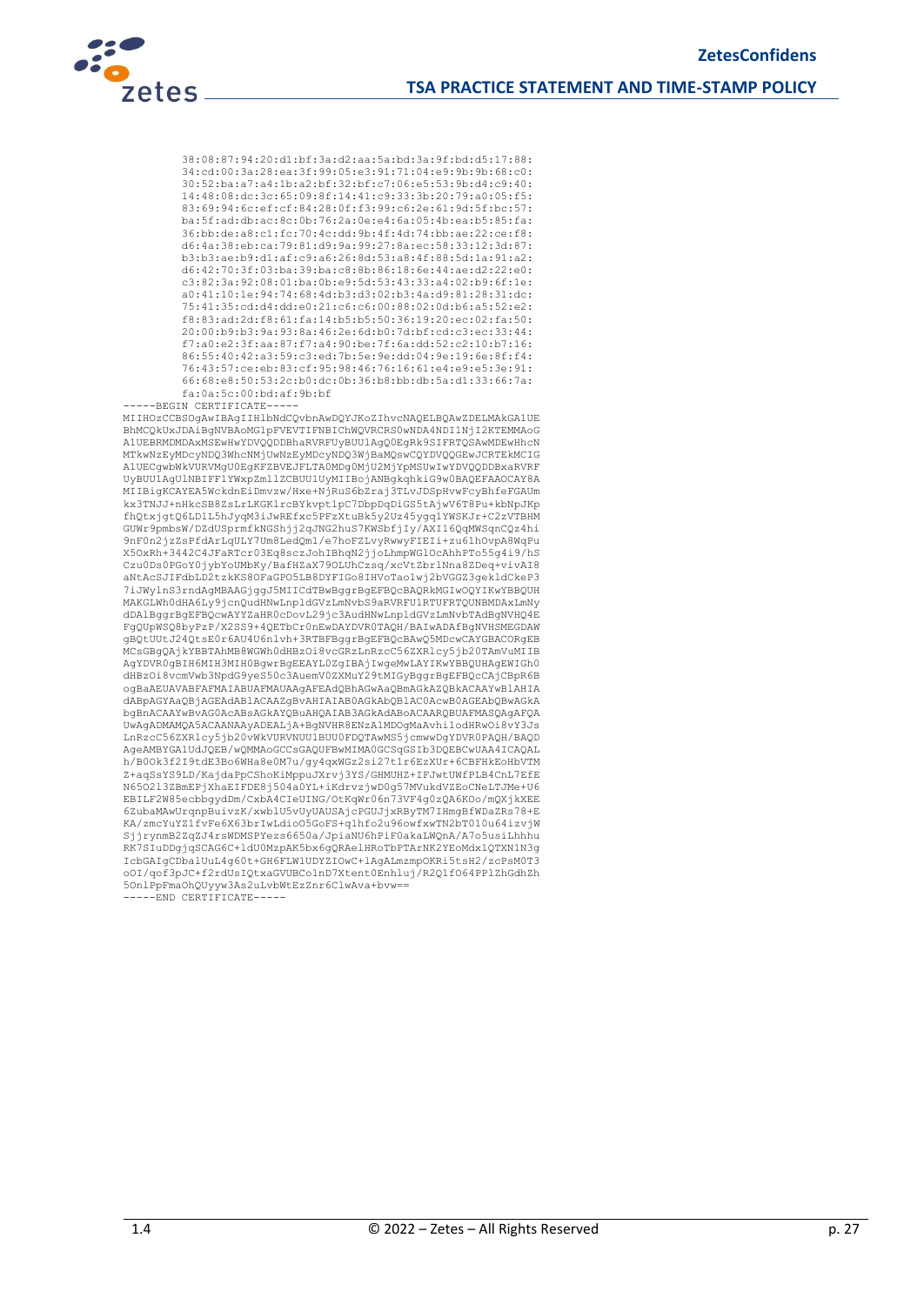```
            38:08:87:94:20:d1:bf:3a:d2:aa:5a:bd:3a:9f:bd:d5:17:88:
            34:cd:00:3a:28:ea:3f:99:05:e3:91:71:04:e9:9b:9b:68:c0:
            30:52:ba:a7:a4:1b:a2:bf:32:bf:c7:06:e5:53:9b:d4:c9:40:
            14:48:08:dc:3c:65:09:8f:14:41:c9:33:3b:20:79:a0:05:f5:
            83:69:94:6c:ef:cf:84:28:0f:f3:99:c6:2e:61:9d:5f:bc:57:
            ba:5f:ad:db:ac:8c:0b:76:2a:0e:e4:6a:05:4b:ea:b5:85:fa:
            36:bb:de:a8:c1:fc:70:4c:dd:9b:4f:4d:74:bb:ae:22:ce:f8:
            d6:4a:38:eb:ca:79:81:d9:9a:99:27:8a:ec:58:33:12:3d:87:
            b3:b3:ae:b9:d1:af:c9:a6:26:8d:53:a8:4f:88:5d:1a:91:a2:
            d6:42:70:3f:03:ba:39:ba:c8:8b:86:18:6e:44:ae:d2:22:e0:
            c3:82:3a:92:08:01:ba:0b:e9:5d:53:43:33:a4:02:b9:6f:1e:
            a0:41:10:1e:94:74:68:4d:b3:d3:02:b3:4a:d9:81:28:31:dc:
            75:41:35:cd:d4:dd:e0:21:c6:c6:00:88:02:0d:b6:a5:52:e2:
            f8:83:ad:2d:f8:61:fa:14:b5:b5:50:36:19:20:ec:02:fa:50:
            20:00:b9:b3:9a:93:8a:46:2e:6d:b0:7d:bf:cd:c3:ec:33:44:
            f7:a0:e2:3f:aa:87:f7:a4:90:be:7f:6a:dd:52:c2:10:b7:16:
            86:55:40:42:a3:59:c3:ed:7b:5e:9e:dd:04:9e:19:6e:8f:f4:
            76:43:57:ce:eb:83:cf:95:98:46:76:16:61:e4:e9:e5:3e:91:
            66:68:e8:50:53:2c:b0:dc:0b:36:b8:bb:db:5a:d1:33:66:7a:
            fa:0a:5c:00:bd:af:9b:bf
-----BEGIN CERTIFICATE-----
MIIHOzCCBSOgAwIBAgIIH1bNdCQvbnAwDQYJKoZIhvcNAQELBQAwZDELMAkGA1UE
BhMCQkUxJDAiBgNVBAoMG1pFVEVTIFNBIChWQVRCRS0wNDA4NDI1NjI2KTEMMAoG
A1UEBRMDMDAxMSEwHwYDVQQDDBhaRVRFUyBUU1AgQ0EgRk9SIFRTQSAwMDEwHhcN
MTkwNzEyMDcyNDQ3WhcNMjUwNzEyMDcyNDQ3WjBaMQswCQYDVQQGEwJCRTEkMCIG
A1UECgwbWkVURVMgU0EgKFZBVEJFLTA0MDg0MjU2MjYpMSUwIwYDVQQDDBxaRVRF
UyBUU1AgU1NBIFF1YWxpZmllZCBUU1UyMIIBojANBgkqhkiG9w0BAQEFAAOCAY8A
MIIBigKCAYEA5WckdnEiDmvzw/Hxe+NjRuS6bZraj3TLvJDSpHvwFcyBhfeFGAUm
kx3TNJJ+nHkcSB8ZsLrLKGKlrcBYkvpt1pC7DbpDqDiGS5tAjwV6T8Pu+kbNpJKp
fhQtxjgtQ6LD1L5hJyqM3iJwREfxc5PFzXtuBk5y2Uz45ygq1YWSKJr+C2zVTBHM
GUWr9pmbsW/DZdUSprmfkNGShjj2qJNG2huS7KWSbfjIy/AXI16QqMWSqnCQz4hi
9nF0n2jzZsPfdArLqULY7Um8LedQm1/e7hoFZLvyRwwyFIEIi+zu61hOvpA8WqPu
X5OxRh+3442C4JFaRTcr03Eq8sczJohIBhqN2jjoLhmpWGlOcAhhPTo55g4i9/hS
Czu0Ds0PGoY0jybYoUMbKy/BafHZaX79OLUhCzsq/xcVtZbrlNna8ZDeq+vivAI8
aNtAcSJIFdbLD2tzkKS8OFaGPO5LB8DYFIGo8IHVoTao1wj2bVGGZ3gekldCkeP3
7iJWylnS3rndAgMBAAGjggJ5MIICdTBwBggrBgEFBQcBAQRkMGIwOQYIKwYBBQUH
MAKGLWh0dHA6Ly9jcnQudHNwLnpldGVzLmNvbS9aRVRFU1RTUFRTQUNBMDAxLmNy
dDAlBggrBgEFBQcwAYYZaHR0cDovL29jc3AudHNwLnpldGVzLmNvbTAdBgNVHQ4E
FgQUpWSQ8byPzP/X2SS9+4QETbCr0nEwDAYDVR0TAQH/BAIwADAfBgNVHSMEGDAW
gBQtUUtJ24QtsE0r6AU4U6nlvh+3RTBFBggrBgEFBQcBAwQ5MDcwCAYGBACORgEB
MCsGBgQAjkYBBTAhMB8WGWh0dHBzOi8vcGRzLnRzcC56ZXRlcy5jb20TAmVuMIIB
AgYDVR0gBIH6MIH3MIH0BgwrBgEEAYL0ZgIBAjIwgeMwLAYIKwYBBQUHAgEWIGh0
dHBzOi8vcmVwb3NpdG9yeS50c3AuemV0ZXMuY29tMIGyBggrBgEFBQcCAjCBpR6B
ogBaAEUAVABFAFMAIABUAFMAUAAgAFEAdQBhAGwAaQBmAGkAZQBkACAAYwBlAHIA
dABpAGYAaQBjAGEAdABlACAAZgBvAHIAIAB0AGkAbQBlAC0AcwB0AGEAbQBwAGkA
bgBnACAAYwBvAG0AcABsAGkAYQBuAHQAIAB3AGkAdABoACAARQBUAFMASQAgAFQA
UwAgADMAMQA5ACAANAAyADEALjA+BgNVHR8ENzA1MDOgMaAvhi1odHRwOi8vY3Js
LnRzcC56ZXRlcy5jb20vWkVURVNUU1BUU0FDQTAwMS5jcmwwDgYDVR0PAQH/BAQD
AgeAMBYGA1UdJQEB/wQMMAoGCCsGAQUFBwMIMA0GCSqGSIb3DQEBCwUAA4ICAQAL
h/BOOk3f2I9tdE3Bo6WHa8e0M7u/gy4qxWGz2si27t1r6EzXUr+6CBFHkEoHbVTM
Z+aqSsYS9LD/KajdaPpCShoKiMppuJXrvj3YS/GHMUHZ+IFJwtUWfPLB4CnL7EfE
N65O213ZBmEPjXhaEIFDE8j504a0YL+iKdrvzjwD0g57MVukdVZEoCNeLTJMe+U6
EBILF2W85ecbbgydDm/CxbA4CIeUING/OtKqWr06n73VF4g0zQA6KOo/mQXjkXEE
6ZubaMAwUrqnpBuivzK/xwblU5vUyUAUSAjcPGUJjxRByTM7IHmgBfWDaZRs78+E
KA/zmcYuYZ1fvFe6X63brIwLdioO5GoFS+q1hfo2u96owfxwTN2bT010u64izvjW
SjjrynmB2ZqZJ4rsWDMSPYezs6650a/JpiaNU6hPiF0akaLWQnA/A7o5usiLhhhu
RK7SIuDDgjqSCAG6C+ldU0MzpAK5bx6gQRAelHRoTbPTArNK2YEoMdx1QTXN1N3g
IcbGAIgCDbalUuL4g60t+GH6FLW1UDYZIOwC+lAgALmzmpOKRi5tsH2/zcPsM0T3
oOI/qof3pJC+f2rdUsIQtxaGVUBCo1nD7Xtent0Enhluj/R2Q1fO64PPlZhGdhZh
5OnlPpFmaOhQUyyw3As2uLvbWtEzZnr6ClwAva+bvw==
-----END CERTIFICATE-----
```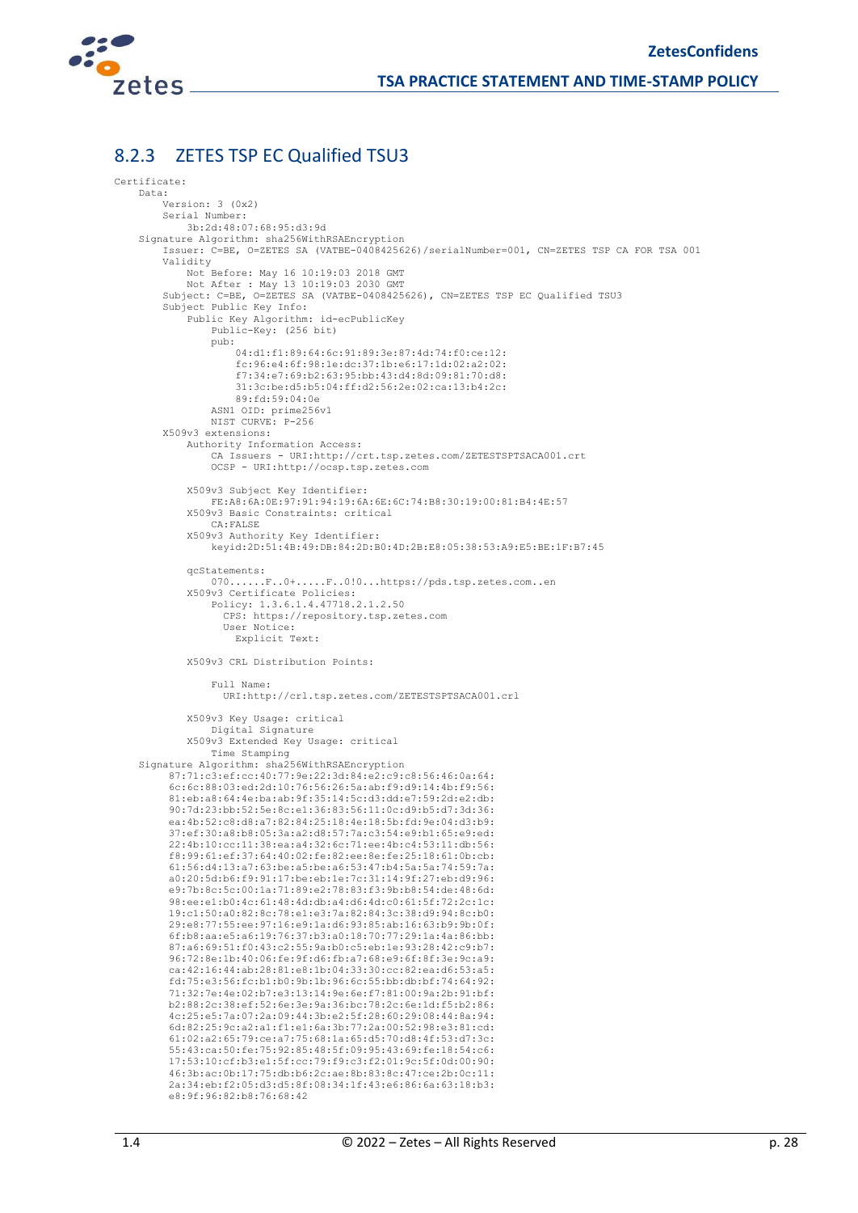### 8.2.3 ZETES TSP EC Qualified TSU3

```
Certificate:
    Data:
        Version: 3 (0x2)
        Serial Number:
            3b:2d:48:07:68:95:d3:9d
    Signature Algorithm: sha256WithRSAEncryption
        Issuer: C=BE, O=ZETES SA (VATBE-0408425626)/serialNumber=001, CN=ZETES TSP CA FOR TSA 001
        Validity
            Not Before: May 16 10:19:03 2018 GMT
            Not After : May 13 10:19:03 2030 GMT
        Subject: C=BE, O=ZETES SA (VATBE-0408425626), CN=ZETES TSP EC Qualified TSU3
        Subject Public Key Info:
            Public Key Algorithm: id-ecPublicKey
                Public-Key: (256 bit)
                pub:
                    04:d1:f1:89:64:6c:91:89:3e:87:4d:74:f0:ce:12:
                    fc:96:e4:6f:98:1e:dc:37:1b:e6:17:1d:02:a2:02:
                    f7:34:e7:69:b2:63:95:bb:43:d4:8d:09:81:70:d8:
                    31:3c:be:d5:b5:04:ff:d2:56:2e:02:ca:13:b4:2c:
                    89:fd:59:04:0e
                ASN1 OID: prime256v1
                NIST CURVE: P-256
        X509v3 extensions:
            Authority Information Access:
                CA Issuers - URI:http://crt.tsp.zetes.com/ZETESTSPTSACA001.crt
                OCSP - URI:http://ocsp.tsp.zetes.com

            X509v3 Subject Key Identifier:
                FE:A8:6A:0E:97:91:94:19:6A:6E:6C:74:B8:30:19:00:81:B4:4E:57
            X509v3 Basic Constraints: critical
                CA:FALSE
            X509v3 Authority Key Identifier:
                keyid:2D:51:4B:49:DB:84:2D:B0:4D:2B:E8:05:38:53:A9:E5:BE:1F:B7:45

            qcStatements:
                070......F..0+.....F..0!0...https://pds.tsp.zetes.com..en
            X509v3 Certificate Policies:
                Policy: 1.3.6.1.4.47718.2.1.2.50
                  CPS: https://repository.tsp.zetes.com
                  User Notice:
                    Explicit Text:

            X509v3 CRL Distribution Points:

                Full Name:
                  URI:http://crl.tsp.zetes.com/ZETESTSPTSACA001.crl

            X509v3 Key Usage: critical
                Digital Signature
            X509v3 Extended Key Usage: critical
                Time Stamping
    Signature Algorithm: sha256WithRSAEncryption
         87:71:c3:ef:cc:40:77:9e:22:3d:84:e2:c9:c8:56:46:0a:64:
         6c:6c:88:03:ed:2d:10:76:56:26:5a:ab:f9:d9:14:4b:f9:56:
         81:eb:a8:64:4e:ba:ab:9f:35:14:5c:d3:dd:e7:59:2d:e2:db:
         90:7d:23:bb:52:5e:8c:e1:36:83:56:11:0c:d9:b5:d7:3d:36:
         ea:4b:52:c8:d8:a7:82:84:25:18:4e:18:5b:fd:9e:04:d3:b9:
         37:ef:30:a8:b8:05:3a:a2:d8:57:7a:c3:54:e9:b1:65:e9:ed:
         22:4b:10:cc:11:38:ea:a4:32:6c:71:ee:4b:c4:53:11:db:56:
         f8:99:61:ef:37:64:40:02:fe:82:ee:8e:fe:25:18:61:0b:cb:
         61:56:d4:13:a7:63:be:a5:be:a6:53:47:b4:5a:5a:74:59:7a:
         a0:20:5d:b6:f9:91:17:be:eb:1e:7c:31:14:9f:27:eb:d9:96:
         e9:7b:8c:5c:00:1a:71:89:e2:78:83:f3:9b:b8:54:de:48:6d:
         98:ee:e1:b0:4c:61:48:4d:db:a4:d6:4d:c0:61:5f:72:2c:1c:
         19:c1:50:a0:82:8c:78:e1:e3:7a:82:84:3c:38:d9:94:8c:b0:
         29:e8:77:55:ee:97:16:e9:1a:d6:93:85:ab:16:63:b9:9b:0f:
         6f:b8:aa:e5:a6:19:76:37:b3:a0:18:70:77:29:1a:4a:86:bb:
         87:a6:69:51:f0:43:c2:55:9a:b0:c5:eb:1e:93:28:42:c9:b7:
         96:72:8e:1b:40:06:fe:9f:d6:fb:a7:68:e9:6f:8f:3e:9c:a9:
         ca:42:16:44:ab:28:81:e8:1b:04:33:30:cc:82:ea:d6:53:a5:
         fd:75:e3:56:fc:b1:b0:9b:1b:96:6c:55:bb:db:bf:74:64:92:
         71:32:7e:4e:02:b7:e3:13:14:9e:6e:f7:81:00:9a:2b:91:bf:
         b2:88:2c:38:ef:52:6e:3e:9a:36:bc:78:2c:6e:1d:f5:b2:86:
         4c:25:e5:7a:07:2a:09:44:3b:e2:5f:28:60:29:08:44:8a:94:
         6d:82:25:9c:a2:a1:f1:e1:6a:3b:77:2a:00:52:98:e3:81:cd:
         61:02:a2:65:79:ce:a7:75:68:1a:65:d5:70:d8:4f:53:d7:3c:
         55:43:ca:50:fe:75:92:85:48:5f:09:95:43:69:fe:18:54:c6:
         17:53:10:cf:b3:e1:5f:cc:79:f9:c3:f2:01:9c:5f:0d:00:90:
         46:3b:ac:0b:17:75:db:b6:2c:ae:8b:83:8c:47:ce:2b:0c:11:
         2a:34:eb:f2:05:d3:d5:8f:08:34:1f:43:e6:86:6a:63:18:b3:
         e8:9f:96:82:b8:76:68:42
```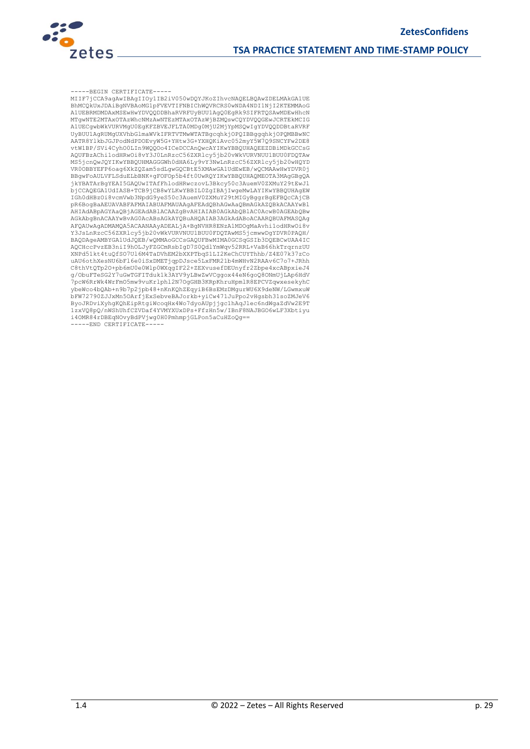```
-----BEGIN CERTIFICATE-----
MIIF7jCCA9agAwIBAgIIOy1IB2iV050wDQYJKoZIhvcNAQELBQAwZDELMAkGA1UE
BhMCQkUxJDAiBgNVBAoMG1pFVEVTIFNBIChWQVRCRS0wNDA4NDI1NjI2KTEMMAoG
A1UEBRMDMDAxMSEwHwYDVQQDDBhaRVRFUyBUU1AgQ0EgRk9SIFRTQSAwMDEwHhcN
MTgwNTE2MTAxOTAzWhcNMzAwNTEzMTAxOTAzWjBZMQswCQYDVQQGEwJCRTEkMCIG
A1UECgwbWkVURVMgU0EgKFZBVEJFLTA0MDg0MjU2MjYpMSQwIgYDVQQDDBtaRVRF
UyBUU1AgRUMgUXVhbGlmaWVkIFRTVTMwWTATBgcqhkjOPQIBBggqhkjOPQMBBwNC
AATR8YlkbJGJPodNdPDOEvyW5G+YHtw3G+YXHQKiAvc052myY5W7Q9SNCYFw2DE8
vtWlBP/SVi4CyhO0LIn9WQQOo4ICeDCCAnQwcAYIKwYBBQUHAQEEZDBiMDkGCCsG
AQUFBzAChilodHRwOi8vY3J0LnRzcC56ZXRlcy5jb20vWkVURVNUU1BUU0FDQTAw
MS5jcnQwJQYIKwYBBQUHMAGGGWh0dHA6Ly9vY3NwLnRzcC56ZXRlcy5jb20wHQYD
VR0OBBYEFP6oag6XkZQZam5sdLgwGQCBtE5XMAwGA1UdEwEB/wQCMAAwHwYDVR0j
BBgwFoAULVFLSduELbBNK+gFOFOp5b4ft0UwRQYIKwYBBQUHAQMEOTA3MAgGBgQA
jkYBATArBgYEAI5GAQUwITAfFhlodHRwczovL3Bkcy50c3AuemV0ZXMuY29tEwJl
bjCCAQEGA1UdIASB+TCB9jCB8wYLKwYBBIL0ZgIBAjIwgeMwLAYIKwYBBQUHAgEW
IGh0dHBzOi8vcmVwb3NpdG9yeS50c3AuemV0ZXMuY29tMIGyBggrBgEFBQcCAjCB
pR6BogBaAEUAVABFAFMAIABUAFMAUAAgAFEAdQBhAGwAaQBmAGkAZQBkACAAYwBl
AHIAdABpAGYAaQBjAGEAdABlACAAZgBvAHIAIAB0AGkAbQBlAC0AcwB0AGEAbQBw
AGkAbgBnACAAYwBvAG0AcABsAGkAYQBuAHQAIAB3AGkAdABoACAARQBUAFMASQAg
AFQAUwAgADMAMQA5ACAANAAyADEALjA+BgNVHR8ENzA1MDOgMaAvhilodHRwOi8v
Y3JsLnRzcC56ZXRlcy5jb20vWkVURVNUU1BUU0FDQTAwMS5jcmwwDgYDVR0PAQH/
BAQDAgeAMBYGA1UdJQEB/wQMMAoGCCsGAQUFBwMIMA0GCSqGSIb3DQEBCwUAA4IC
AQCHccPvzEB3niI9hOLJyFZGCmRsbIgD7S0QdlYmWqv52RRL+VaB66hkTrqrnzUU
XNPd51kt4tuQfSO7Ul6M4TaDVhEM2bXXPTbqS1LI2KeChCUYThhb/Z4E07k37zCo
uAU6othXesNU6bFl6e0iSxDMETjqpDJsce5LxFMR21b4mWHvN2RAAv6C7o7+JRhh
C8thVtQTp2O+pb6mU0e0W1p0WXqgIF22+ZEXvusefDEUnyfr2Zbpe4xcABpxieJ4
g/ObuFTeSG2Y7uGwTGFITduk1k3AYV9yLBwZwVCggox44eN6goQ8ONmUjLAp6HdV
7pcW6RrWk4WrFmO5mw9vuKrlphl2N7OgGHB3KRpKhruHpmlR8EPCVZqwxesekyhC
ybeWco4bQAb+n9b7p2jpb48+nKnKQhZEqyiB6BsEMzDMgurWU6X9deNW/LGwmxuW
bFW72790ZJJxMn5OArfjExSebveBAJorkb+yiCw471JuPpo2vHgsbh31soZMJeV6
ByoJRDviXyhgKQhEipRtgiWcoqHx4Wo7dyoAUpjjgc1hAqJlec6ndWgaZdVw2E9T
1zxVQ8pQ/nWShUhfCZVDaf4YVMYXUxDPs+FfzHn5w/IBnF8NAJBGO6wLF3Xbtiyu
i4OMR84rDBEqNOvyBdPVjwg0H0PmhmpjGLPon5aCuHZoQg==
-----END CERTIFICATE-----
```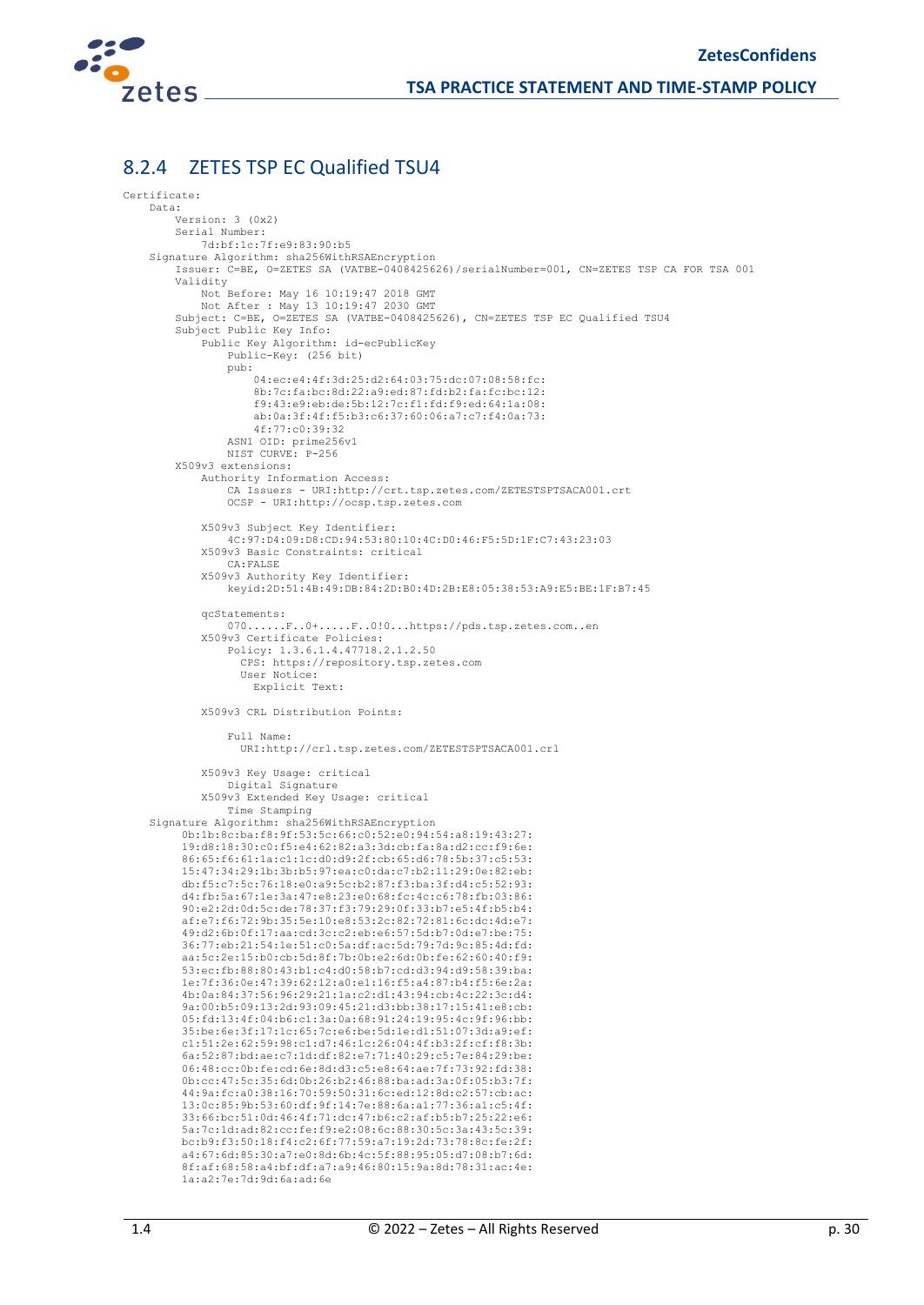## 8.2.4 ZETES TSP EC Qualified TSU4

```
Certificate:
    Data:
        Version: 3 (0x2)
        Serial Number:
            7d:bf:1c:7f:e9:83:90:b5
    Signature Algorithm: sha256WithRSAEncryption
        Issuer: C=BE, O=ZETES SA (VATBE-0408425626)/serialNumber=001, CN=ZETES TSP CA FOR TSA 001
        Validity
            Not Before: May 16 10:19:47 2018 GMT
            Not After : May 13 10:19:47 2030 GMT
        Subject: C=BE, O=ZETES SA (VATBE-0408425626), CN=ZETES TSP EC Qualified TSU4
        Subject Public Key Info:
            Public Key Algorithm: id-ecPublicKey
                Public-Key: (256 bit)
                pub:
                    04:ec:e4:4f:3d:25:d2:64:03:75:dc:07:08:58:fc:
                    8b:7c:fa:bc:8d:22:a9:ed:87:fd:b2:fa:fc:bc:12:
                    f9:43:e9:eb:de:5b:12:7c:f1:fd:f9:ed:64:1a:08:
                    ab:0a:3f:4f:f5:b3:c6:37:60:06:a7:c7:f4:0a:73:
                    4f:77:c0:39:32
                ASN1 OID: prime256v1
                NIST CURVE: P-256
        X509v3 extensions:
            Authority Information Access:
                CA Issuers - URI:http://crt.tsp.zetes.com/ZETESTSPTSACA001.crt
                OCSP - URI:http://ocsp.tsp.zetes.com

            X509v3 Subject Key Identifier:
                4C:97:D4:09:D8:CD:94:53:80:10:4C:D0:46:F5:5D:1F:C7:43:23:03
            X509v3 Basic Constraints: critical
                CA:FALSE
            X509v3 Authority Key Identifier:
                keyid:2D:51:4B:49:DB:84:2D:B0:4D:2B:E8:05:38:53:A9:E5:BE:1F:B7:45

            qcStatements:
                070......F..0+.....F..0!0...https://pds.tsp.zetes.com..en
            X509v3 Certificate Policies:
                Policy: 1.3.6.1.4.47718.2.1.2.50
                  CPS: https://repository.tsp.zetes.com
                  User Notice:
                    Explicit Text:

            X509v3 CRL Distribution Points:

                Full Name:
                  URI:http://crl.tsp.zetes.com/ZETESTSPTSACA001.crl

            X509v3 Key Usage: critical
                Digital Signature
            X509v3 Extended Key Usage: critical
                Time Stamping
    Signature Algorithm: sha256WithRSAEncryption
         0b:1b:8c:ba:f8:9f:53:5c:66:c0:52:e0:94:54:a8:19:43:27:
         19:d8:18:30:c0:f5:e4:62:82:a3:3d:cb:fa:8a:d2:cc:f9:6e:
         86:65:f6:61:1a:c1:1c:d0:d9:2f:cb:65:d6:78:5b:37:c5:53:
         15:47:34:29:1b:3b:b5:97:ea:c0:da:c7:b2:11:29:0e:82:eb:
         db:f5:c7:5c:76:18:e0:a9:5c:b2:87:f3:ba:3f:d4:c5:52:93:
         d4:fb:5a:67:1e:3a:47:e8:23:e0:68:fc:4c:c6:78:fb:03:86:
         90:e2:2d:0d:5c:de:78:37:f3:79:29:0f:33:b7:e5:4f:b5:b4:
         af:e7:f6:72:9b:35:5e:10:e8:53:2c:82:72:81:6c:dc:4d:e7:
         49:d2:6b:0f:17:aa:cd:3c:c2:eb:e6:57:5d:b7:0d:e7:be:75:
         36:77:eb:21:54:1e:51:c0:5a:df:ac:5d:79:7d:9c:85:4d:fd:
         aa:5c:2e:15:b0:cb:5d:8f:7b:0b:e2:6d:0b:fe:62:60:40:f9:
         53:ec:fb:88:80:43:b1:c4:d0:58:b7:cd:d3:94:d9:58:39:ba:
         1e:7f:36:0e:47:39:62:12:a0:e1:16:f5:a4:87:b4:f5:6e:2a:
         4b:0a:84:37:56:96:29:21:1a:c2:d1:43:94:cb:4c:22:3c:d4:
         9a:00:b5:09:13:2d:93:09:45:21:d3:bb:38:17:15:41:e8:cb:
         05:fd:13:4f:04:b6:c1:3a:0a:68:91:24:19:95:4c:9f:96:bb:
         35:be:6e:3f:17:1c:65:7c:e6:be:5d:1e:d1:51:07:3d:a9:ef:
         c1:51:2e:62:59:98:c1:d7:46:1c:26:04:4f:b3:2f:cf:f8:3b:
         6a:52:87:bd:ae:c7:1d:df:82:e7:71:40:29:c5:7e:84:29:be:
         06:48:cc:0b:fe:cd:6e:8d:d3:c5:e8:64:ae:7f:73:92:fd:38:
         0b:cc:47:5c:35:6d:0b:26:b2:46:88:ba:ad:3a:0f:05:b3:7f:
         44:9a:fc:a0:38:16:70:59:50:31:6c:ed:12:8d:c2:57:cb:ac:
         13:0c:85:9b:53:60:df:9f:14:7e:88:6a:a1:77:36:a1:c5:4f:
         33:66:bc:51:0d:46:4f:71:dc:47:b6:c2:af:b5:b7:25:22:e6:
         5a:7c:1d:ad:82:cc:fe:f9:e2:08:6c:88:30:5c:3a:43:5c:39:
         bc:b9:f3:50:18:f4:c2:6f:77:59:a7:19:2d:73:78:8c:fe:2f:
         a4:67:6d:85:30:a7:e0:8d:6b:4c:5f:88:95:05:d7:08:b7:6d:
         8f:af:68:58:a4:bf:df:a7:a9:46:80:15:9a:8d:78:31:ac:4e:
         1a:a2:7e:7d:9d:6a:ad:6e
```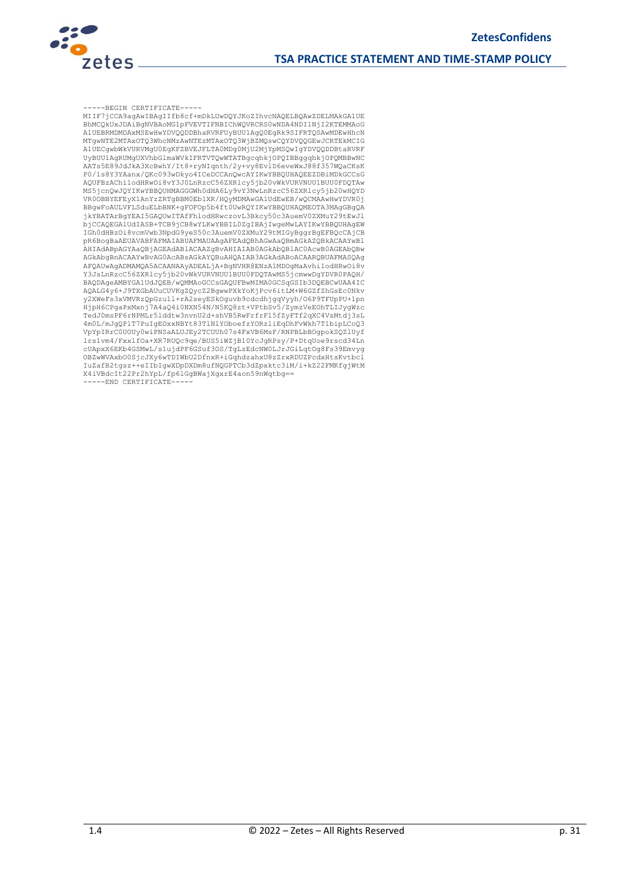```
-----BEGIN CERTIFICATE-----
MIIF7jCCA9agAwIBAgIIfb8cf+mDkLUwDQYJKoZIhvcNAQELBQAwZDELMAkGA1UE
BhMCQkUxJDAiBgNVBAoMG1pFVEVTIFNBIChWQVRCRS0wNDA4NDI1NjI2KTEMMAoG
A1UEBRMDMDAxMSEwHwYDVQQDDBhaRVRFUyBUU1AgQ0EgRk9SIFRTQSAwMDEwHhcN
MTgwNTE2MTAxOTQ3WhcNMzAwNTEzMTAxOTQ3WjBZMQswCQYDVQQGEwJCRTEkMCIG
A1UECgwbWkVURVMgU0EgKFZBVEJFLTA0MDg0MjU2MjYpMSQwIgYDVQQDDBtaRVRF
UyBUU1AgRUMgUXVhbGlmaWVkIFRTVTQwWTATBgcqhkjOPQIBBggqhkjOPQMBBwNC
AATs5E89JdJkA3XcBwhY/It8+ryNIqnth/2y+vy8EvlD6eveWxJ88f357WQaCKsK
P0/ls8Y3YAanx/QKc093wDkyo4ICeDCCAnQwcAYIKwYBBQUHAQEEZDBiMDkGCCsG
AQUFBzAChilodHRwOi8vY3J0LnRzcC56ZXRlcy5jb20vWkVURVNUU1BUU0FDQTAw
MS5jcnQwJQYIKwYBBQUHMAGGGWh0dHA6Ly9vY3NwLnRzcC56ZXRlcy5jb20wHQYD
VR0OBBYEFEyX1AnYzZRTgBBM0Eb1XR/HQyMDMAwGA1UdEwEB/wQCMAAwHwYDVR0j
BBgwFoAULVFLSduELbBNK+gFOFOp5b4ft0UwRQYIKwYBBQUHAQMEOTA3MAgGBgQA
jkYBATArBgYEAI5GAQUwITAfFhlodHRwczovL3Bkcy50c3AuemV0ZXMuY29tEwJl
bjCCAQEGA1UdIASB+TCB9jCB8wYLKwYBBIL0ZgIBAjIwgeMwLAYIKwYBBQUHAgEW
IGh0dHBzOi8vcmVwb3NpdG9yeS50c3AuemV0ZXMuY29tMIGyBggrBgEFBQcCAjCB
pR6BogBaAEUAVABFAFMAIABUAFMAUAAgAFEAdQBhAGwAaQBmAGkAZQBkACAAYwBl
AHIAdABpAGYAaQBjAGEAdABlACAAZgBvAHIAIAB0AGkAbQBlAC0AcwB0AGEAbQBw
AGkAbgBnACAAYwBvAG0AcABsAGkAYQBuAHQAIAB3AGkAdABoACAARQBUAFMASQAg
AFQAUwAgADMAMQA5ACAANAAyADEALjA+BgNVHR8ENzA1MDOgMaAvhilodHRwOi8v
Y3JsLnRzcC56ZXRlcy5jb20vWkVURVNUU1BUU0FDQTAwMS5jcmwwDgYDVR0PAQH/
BAQDAgeAMBYGA1UdJQEB/wQMMAoGCCsGAQUFBwMIMA0GCSqGSIb3DQEBCwUAA4IC
AQALG4y6+J9TXGbAUuCUVKgZQycZ2BgwwPXkYoKjPcv6itLM+W6GZfZhGsEc0Nkv
y2XWeFs3xVMVRzQpGzu1l+rA2seyESkOguvb9cdcdhjgqVyyh/O6P9TFUpPU+1pn
HjpH6CPgaPxMxnj7A4aQ4i0NXN54N/N5KQ8zt+VPtbSv5/ZymzVeEOhTLIJygWzc
TedJ0msPF6rNPMLr5lddtw3nvnU2d+shVB5RwFrfrF15fZyFTf2qXC4VsMtdj3sL
4m0L/mJgQPlT7PuIgEOxxNBYt83TlNlYOboefzYORzliEqDhFvWkh7T1bipLCoQ3
VpYpIRrC0UOUy0wiPNSaALUJEy2TCUUh07s4FxVB6MsF/RNPBLbBOgpokSQZlUyf
lrs1vm4/Fxx1fOa+XR7RUQc9qe/BUS5iWZjB10YcJgRPsy/P+DtqUoe9rscd34Ln
cUApxX6EKb4GSMwL/s1ujdPF6GSuf3OS/TgLzEdcNW0LJrJGiLqtOg8Fs39Emvyg
OBZwWVAxbO0SjcJXy6wTDIWbU2DfnxR+iGqhdzahxU8zZrxRDUZPcdxHtsKvtbcl
IuZafB2tgsz++eIbIgwXDpDXDm8ufNQGPTCb3dZpxktc3iM/i+kZ22FMKfgjWtM
X4iVBdcIt22Pr2hYpL/fp6lGgBWajXgxrE4aon59nWqtbg==
-----END CERTIFICATE-----
```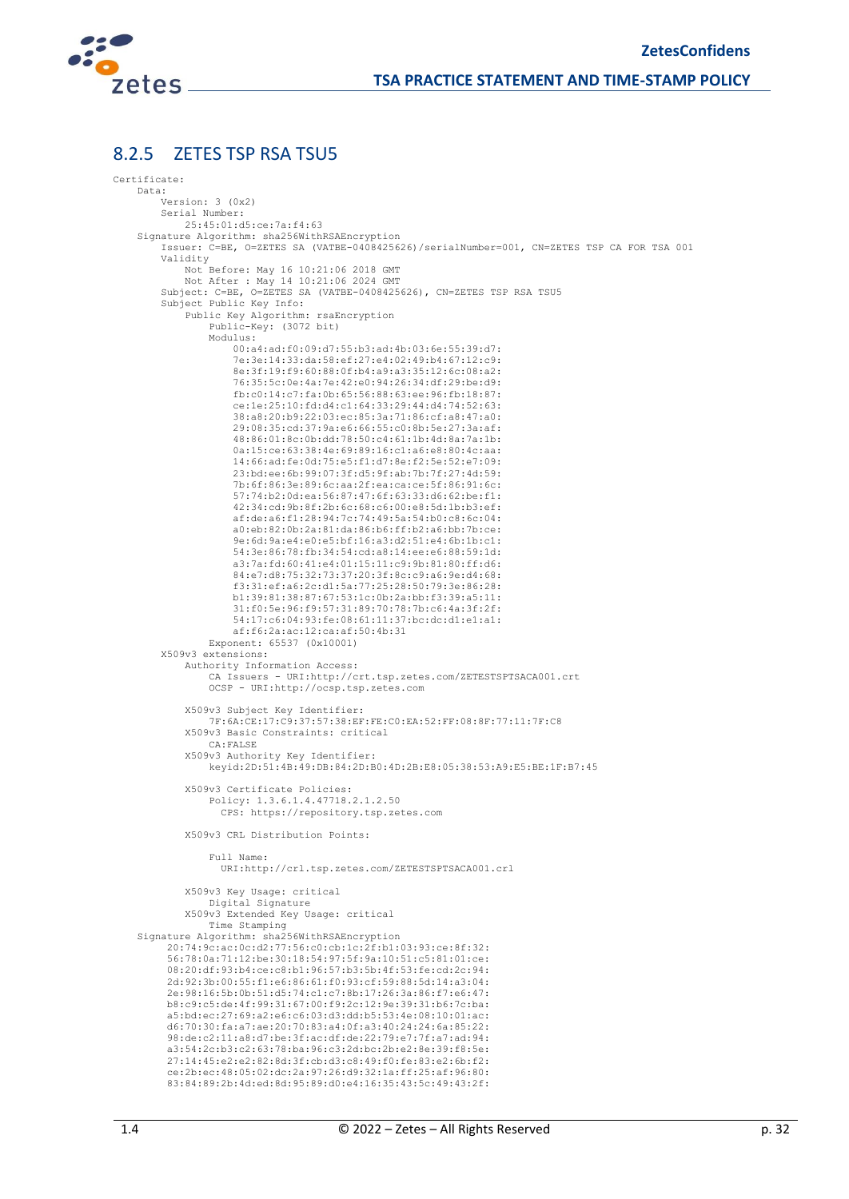### 8.2.5 ZETES TSP RSA TSU5

```
Certificate:
    Data:
        Version: 3 (0x2)
        Serial Number:
            25:45:01:d5:ce:7a:f4:63
    Signature Algorithm: sha256WithRSAEncryption
        Issuer: C=BE, O=ZETES SA (VATBE-0408425626)/serialNumber=001, CN=ZETES TSP CA FOR TSA 001
        Validity
            Not Before: May 16 10:21:06 2018 GMT
            Not After : May 14 10:21:06 2024 GMT
        Subject: C=BE, O=ZETES SA (VATBE-0408425626), CN=ZETES TSP RSA TSU5
        Subject Public Key Info:
            Public Key Algorithm: rsaEncryption
                Public-Key: (3072 bit)
                Modulus:
                    00:a4:ad:f0:09:d7:55:b3:ad:4b:03:6e:55:39:d7:
                    7e:3e:14:33:da:58:ef:27:e4:02:49:b4:67:12:c9:
                    8e:3f:19:f9:60:88:0f:b4:a9:a3:35:12:6c:08:a2:
                    76:35:5c:0e:4a:7e:42:e0:94:26:34:df:29:be:d9:
                    fb:c0:14:c7:fa:0b:65:56:88:63:ee:96:fb:18:87:
                    ce:1e:25:10:fd:d4:c1:64:33:29:44:d4:74:52:63:
                    38:a8:20:b9:22:03:ec:85:3a:71:86:cf:a8:47:a0:
                    29:08:35:cd:37:9a:e6:66:55:c0:8b:5e:27:3a:af:
                    48:86:01:8c:0b:dd:78:50:c4:61:1b:4d:8a:7a:1b:
                    0a:15:ce:63:38:4e:69:89:16:c1:a6:e8:80:4c:aa:
                    14:66:ad:fe:0d:75:e5:f1:d7:8e:f2:5e:52:e7:09:
                    23:bd:ee:6b:99:07:3f:d5:9f:ab:7b:7f:27:4d:59:
                    7b:6f:86:3e:89:6c:aa:2f:ea:ca:ce:5f:86:91:6c:
                    57:74:b2:0d:ea:56:87:47:6f:63:33:d6:62:be:f1:
                    42:34:cd:9b:8f:2b:6c:68:c6:00:e8:5d:1b:b3:ef:
                    af:de:a6:f1:28:94:7c:74:49:5a:54:b0:c8:6c:04:
                    a0:eb:82:0b:2a:81:da:86:b6:ff:b2:a6:bb:7b:ce:
                    9e:6d:9a:e4:e0:e5:bf:16:a3:d2:51:e4:6b:1b:c1:
                    54:3e:86:78:fb:34:54:cd:a8:14:ee:e6:88:59:1d:
                    a3:7a:fd:60:41:e4:01:15:11:c9:9b:81:80:ff:d6:
                    84:e7:d8:75:32:73:37:20:3f:8c:c9:a6:9e:d4:68:
                    f3:31:ef:a6:2c:d1:5a:77:25:28:50:79:3e:86:28:
                    b1:39:81:38:87:67:53:1c:0b:2a:bb:f3:39:a5:11:
                    31:f0:5e:96:f9:57:31:89:70:78:7b:c6:4a:3f:2f:
                    54:17:c6:04:93:fe:08:61:11:37:bc:dc:d1:e1:a1:
                    af:f6:2a:ac:12:ca:af:50:4b:31
                Exponent: 65537 (0x10001)
        X509v3 extensions:
            Authority Information Access:
                CA Issuers - URI:http://crt.tsp.zetes.com/ZETESTSPTSACA001.crt
                OCSP - URI:http://ocsp.tsp.zetes.com

            X509v3 Subject Key Identifier:
                7F:6A:CE:17:C9:37:57:38:EF:FE:C0:EA:52:FF:08:8F:77:11:7F:C8
            X509v3 Basic Constraints: critical
                CA:FALSE
            X509v3 Authority Key Identifier:
                keyid:2D:51:4B:49:DB:84:2D:B0:4D:2B:E8:05:38:53:A9:E5:BE:1F:B7:45

            X509v3 Certificate Policies:
                Policy: 1.3.6.1.4.47718.2.1.2.50
                  CPS: https://repository.tsp.zetes.com

            X509v3 CRL Distribution Points:

                Full Name:
                  URI:http://crl.tsp.zetes.com/ZETESTSPTSACA001.crl

            X509v3 Key Usage: critical
                Digital Signature
            X509v3 Extended Key Usage: critical
                Time Stamping
    Signature Algorithm: sha256WithRSAEncryption
         20:74:9c:ac:0c:d2:77:56:c0:cb:1c:2f:b1:03:93:ce:8f:32:
         56:78:0a:71:12:be:30:18:54:97:5f:9a:10:51:c5:81:01:ce:
         08:20:df:93:b4:ce:c8:b1:96:57:b3:5b:4f:53:fe:cd:2c:94:
         2d:92:3b:00:55:f1:e6:86:61:f0:93:cf:59:88:5d:14:a3:04:
         2e:98:16:5b:0b:51:d5:74:c1:c7:8b:17:26:3a:86:f7:e6:47:
         b8:c9:c5:de:4f:99:31:67:00:f9:2c:12:9e:39:31:b6:7c:ba:
         a5:bd:ec:27:69:a2:e6:c6:03:d3:dd:b5:53:4e:08:10:01:ac:
         d6:70:30:fa:a7:ae:20:70:83:a4:0f:a3:40:24:24:6a:85:22:
         98:de:c2:11:a8:d7:be:3f:ac:df:de:22:79:e7:7f:a7:ad:94:
         a3:54:2c:b3:c2:63:78:ba:96:c3:2d:bc:2b:e2:8e:39:f8:5e:
         27:14:45:e2:e2:82:8d:3f:cb:d3:c8:49:f0:fe:83:e2:6b:f2:
         ce:2b:ec:48:05:02:dc:2a:97:26:d9:32:1a:ff:25:af:96:80:
         83:84:89:2b:4d:ed:8d:95:89:d0:e4:16:35:43:5c:49:43:2f:
```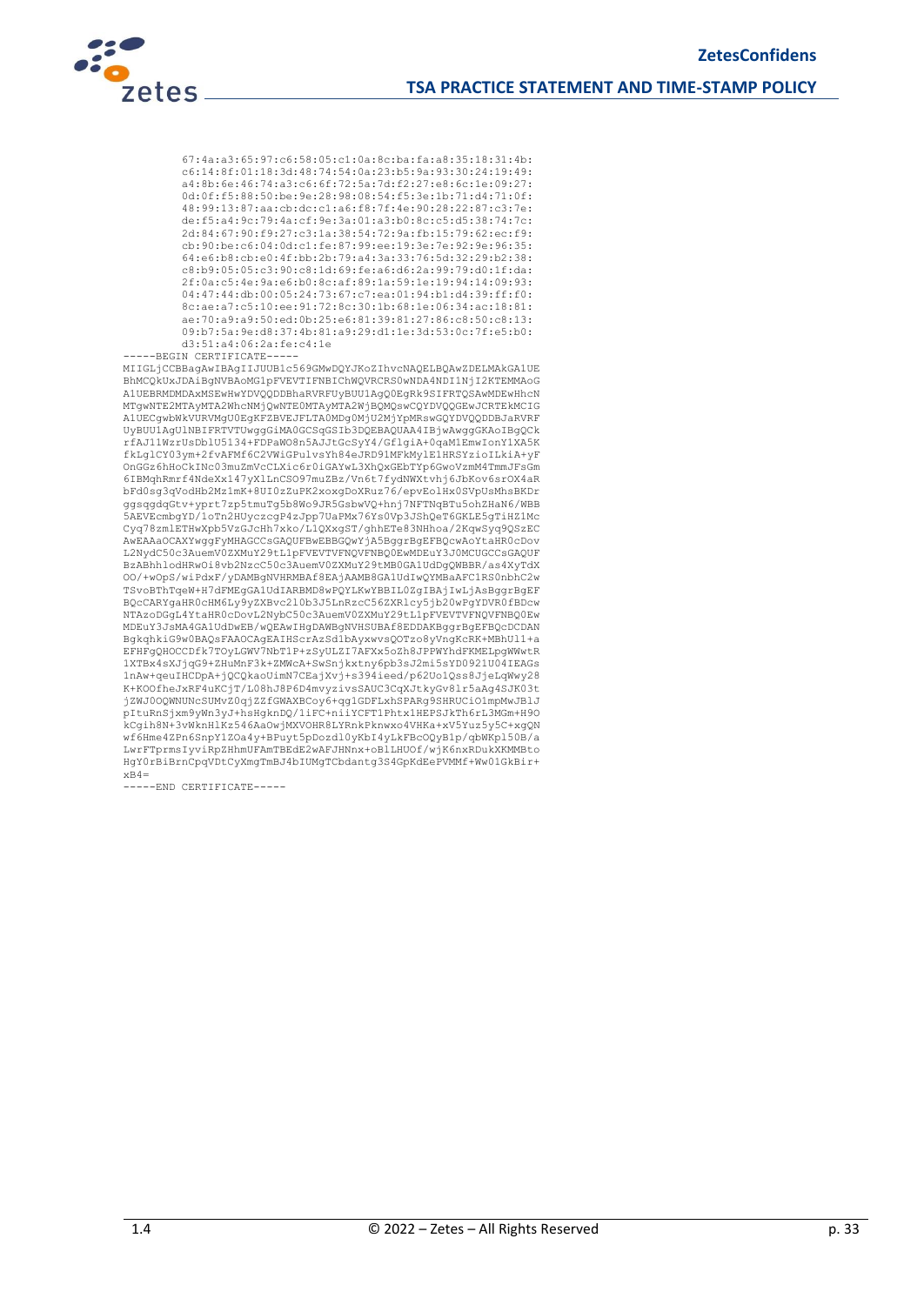```
        67:4a:a3:65:97:c6:58:05:c1:0a:8c:ba:fa:a8:35:18:31:4b:
        c6:14:8f:01:18:3d:48:74:54:0a:23:b5:9a:93:30:24:19:49:
        a4:8b:6e:46:74:a3:c6:6f:72:5a:7d:f2:27:e8:6c:1e:09:27:
        0d:0f:f5:88:50:be:9e:28:98:08:54:f5:3e:1b:71:d4:71:0f:
        48:99:13:87:aa:cb:dc:c1:a6:f8:7f:4e:90:28:22:87:c3:7e:
        de:f5:a4:9c:79:4a:cf:9e:3a:01:a3:b0:8c:c5:d5:38:74:7c:
        2d:84:67:90:f9:27:c3:1a:38:54:72:9a:fb:15:79:62:ec:f9:
        cb:90:be:c6:04:0d:c1:fe:87:99:ee:19:3e:7e:92:9e:96:35:
        64:e6:b8:cb:e0:4f:bb:2b:79:a4:3a:33:76:5d:32:29:b2:38:
        c8:b9:05:05:c3:90:c8:1d:69:fe:a6:d6:2a:99:79:d0:1f:da:
        2f:0a:c5:4e:9a:e6:b0:8c:af:89:1a:59:1e:19:94:14:09:93:
        04:47:44:db:00:05:24:73:67:c7:ea:01:94:b1:d4:39:ff:f0:
        8c:ae:a7:c5:10:ee:91:72:8c:30:1b:68:1e:06:34:ac:18:81:
        ae:70:a9:a9:50:ed:0b:25:e6:81:39:81:27:86:c8:50:c8:13:
        09:b7:5a:9e:d8:37:4b:81:a9:29:d1:1e:3d:53:0c:7f:e5:b0:
        d3:51:a4:06:2a:fe:c4:1e
-----BEGIN CERTIFICATE-----
MIIGLjCCBBagAwIBAgIIJUUB1c569GMwDQYJKoZIhvcNAQELBQAwZDELMAkGA1UE
BhMCQkUxJDAiBgNVBAoMG1pFVEVTIFNBIChWQVRCRS0wNDA4NDI1NjI2KTEMMAoG
A1UEBRMDMDAxMSEwHwYDVQQDDBhaRVRFUyBUU1AgQ0EgRk9SIFRTQSAwMDEwHhcN
MTgwNTE2MTAyMTA2WhcNMjQwNTE0MTAyMTA2WjBQMQswCQYDVQQGEwJCRTEkMCIG
A1UECgwbWkVURVMgU0EgKFZBVEJFLTA0MDg0MjU2MjYpMRswGQYDVQQDDBJaRVRF
UyBUU1AgU1NBIFRTVTUwggGiMA0GCSqGSIb3DQEBAQUAA4IBjwAwggGKAoIBgQCk
rfAJ11WzrUsDblU5134+FDPaWO8n5AJtGcSyY4/GflgiA+0qaM1EmwIonY1XA5K
fkLglCY03ym+2fvAFMf6C2VWiGPulvsYh84eJRD91MFkMylE1HRSYzioILkiA+yF
OnGGz6hHoCkINc03muZmVcCLXic6r0iGAYwL3XhQxGEbTYp6GwoVzmM4TmmJFsGm
6IBMqhRmrf4NdeXx147yXlLnCSO97muZBz/Vn6t7fydNWXtvhj6JbKov6srOX4aR
bFd0sg3qVodHb2Mz1mK+8UI0zZuPK2xoxgDoXRuz76/epvEolHx0SVpUsMhsBKDr
ggsqgdqGtv+yprt7zp5tmuTg5b8Wo9JR5GsbwVQ+hnj7NFTNqBTu5ohZHaN6/WBB
5AEVEcmbgYD/1oTn2HUyczcgP4zJpp7UaPMx76Ys0Vp3JShQeT6GKLE5gTiHZ1Mc
Cyq78zmlETHwXpb5VzGJcHh7xko/L1QXxgST/ghhETe83NHhoa/2KqwSyq9QSzEC
AwEAAaOCAXYwggFyMHAGCCsGAQUFBwEBBGQwYjA5BggrBgEFBQcwAoYtaHR0cDov
L2NydC50c3AuemV0ZXMuY29tL1pFVEVTVFNQVFNBQ0EwMDEuY3J0MCUGCCsGAQUF
BzABhhlodHRwOi8vb2NzcC50c3AuemV0ZXMuY29tMB0GA1UdDgQWBBR/as4XyTdX
OO/+wOpS/wiPdxF/yDAMBgNVHRMBAf8EAjAAMB8GA1UdIwQYMBaAFC1RS0nbhC2w
TSvoBThTqeW+H7dFMEgGA1UdIARBMD8wPQYLKwYBBIL0ZgIBAjIwLjAsBggrBgEF
BQcCARYgaHR0cHM6Ly9yZXBvc2l0b3J5LnRzcC56ZXRlcy5jb20wPgYDVR0fBDcw
NTAzoDGgL4YtaHR0cDovL2NybC50c3AuemV0ZXMuY29tL1pFVEVTVFNQVFNBQ0Ew
MDEuY3JsMA4GA1UdDwEB/wQEAwIHgDAWBgNVHSUBAf8EDDAKBggrBgEFBQcDCDAN
BgkqhkiG9w0BAQsFAAOCAgEAIHScrAzSd1bAyxwvsQOTzo8yVngKcRK+MBhUl1+a
EFHFgQHOCCDfk7TOyLGWV7NbT1P+zSyULZI7AFXx5oZh8JPPWYhdFKMELpgWWwtR
1XTBx4sXJjqG9+ZHuMnF3k+ZMWcA+SwSnjkxtny6pb3sJ2mi5sYD0921U04IEAGs
1nAw+qeuIHCDpA+jQCQkaoUimN7CEajXvj+s394ieed/p62Uo1Qss8JjeLqWwy28
K+KOOfheJxRF4uKCjT/L08hJ8P6D4mvyzivsSAUC3CqXJtkyGv8lr5aAg4SJK03t
jZWJ0OQWNUNcSUMvZ0qjZZfGWAXBCoy6+qg1GDFLxhSPARg9SHRUCiO1mpMwJBlJ
pItuRnSjxm9yWn3yJ+hsHgknDQ/1iFC+niiYCFT1Phtx1HEPSJkTh6rL3MGm+H9O
kCgih8N+3vWknHlKz546AaOwjMXVOHR8LYRnkPknwxo4VHKa+xV5Yuz5y5C+xgQN
wf6Hme4ZPn6SnpY1ZOa4y+BPuyt5pDozdl0yKbI4yLkFBcOQyB1p/qbWKpl50B/a
LwrFTprmsIyviRpZHhmUFAmTBEdE2wAFJHNnx+oBlLHUOf/wjK6nxRDukXKMMBto
HgY0rBiBrnCpqVDtCyXmgTmBJ4bIUMgTCbdantg3S4GpKdEePVMMf+Ww01GkBir+
xB4=
-----END CERTIFICATE-----
```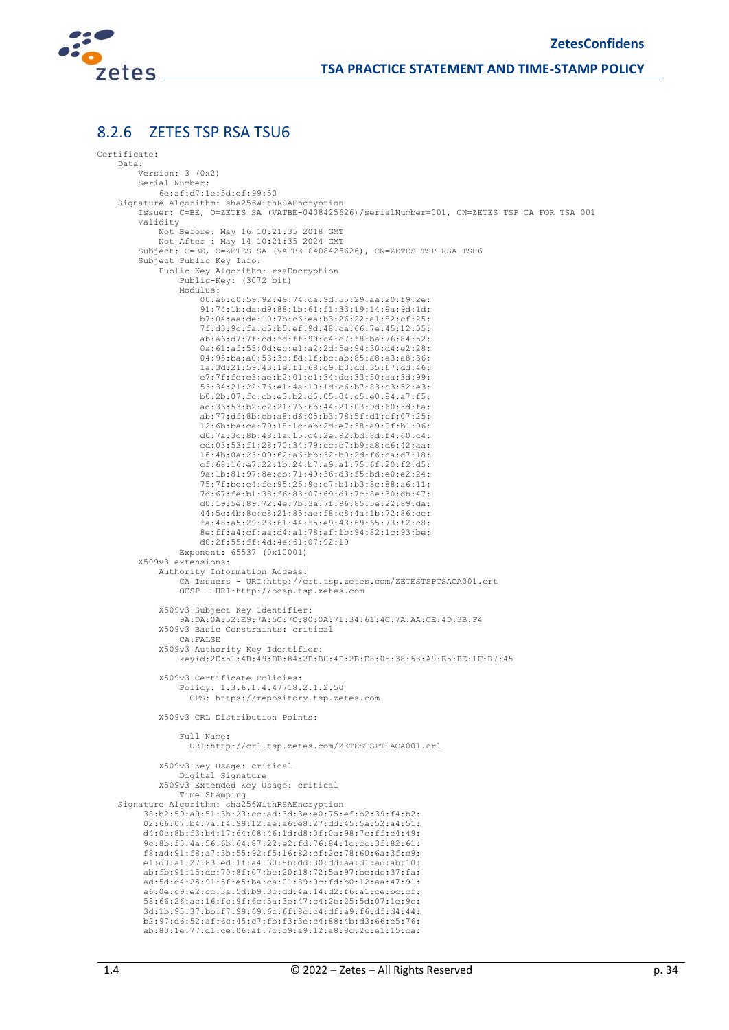### 8.2.6 ZETES TSP RSA TSU6

```
Certificate:
    Data:
        Version: 3 (0x2)
        Serial Number:
            6e:af:d7:1e:5d:ef:99:50
    Signature Algorithm: sha256WithRSAEncryption
        Issuer: C=BE, O=ZETES SA (VATBE-0408425626)/serialNumber=001, CN=ZETES TSP CA FOR TSA 001
        Validity
            Not Before: May 16 10:21:35 2018 GMT
            Not After : May 14 10:21:35 2024 GMT
        Subject: C=BE, O=ZETES SA (VATBE-0408425626), CN=ZETES TSP RSA TSU6
        Subject Public Key Info:
            Public Key Algorithm: rsaEncryption
                Public-Key: (3072 bit)
                Modulus:
                    00:a6:c0:59:92:49:74:ca:9d:55:29:aa:20:f9:2e:
                    91:74:1b:da:d9:88:1b:61:f1:33:19:14:9a:9d:1d:
                    b7:04:aa:de:10:7b:c6:ea:b3:26:22:a1:82:cf:25:
                    7f:d3:9c:fa:c5:b5:ef:9d:48:ca:66:7e:45:12:05:
                    ab:a6:d7:7f:cd:fd:ff:99:c4:c7:f8:ba:76:84:52:
                    0a:61:af:53:0d:ec:e1:a2:2d:5e:94:30:d4:e2:28:
                    04:95:ba:a0:53:3c:fd:1f:bc:ab:85:a8:e3:a8:36:
                    1a:3d:21:59:43:1e:f1:68:c9:b3:dd:35:67:dd:46:
                    e7:7f:fe:e3:ae:b2:01:e1:34:de:33:50:aa:3d:99:
                    53:34:21:22:76:e1:4a:10:1d:c6:b7:83:c3:52:e3:
                    b0:2b:07:fc:cb:e3:b2:d5:05:04:c5:e0:84:a7:f5:
                    ad:36:53:b2:c2:21:76:6b:44:21:03:9d:60:3d:fa:
                    ab:77:df:8b:cb:a8:d6:05:b3:78:5f:d1:cf:07:25:
                    12:6b:ba:ca:79:18:1c:ab:2d:e7:38:a9:9f:b1:96:
                    d0:7a:3c:8b:48:1a:15:c4:2e:92:bd:8d:f4:60:c4:
                    cd:03:53:f1:28:70:34:79:cc:c7:b9:a8:d6:42:aa:
                    16:4b:0a:23:09:62:a6:bb:32:b0:2d:f6:ca:d7:18:
                    cf:68:16:e7:22:1b:24:b7:a9:a1:75:6f:20:f2:d5:
                    9a:1b:81:97:8e:cb:71:49:36:d3:f5:bd:e0:e2:24:
                    75:7f:be:e4:fe:95:25:9e:e7:b1:b3:8c:88:a6:11:
                    7d:67:fe:b1:38:f6:83:07:69:d1:7c:8e:30:db:47:
                    d0:19:5e:89:72:4e:7b:3a:7f:96:85:5e:22:89:da:
                    44:5c:4b:8c:e8:21:85:ae:f8:e8:4a:1b:72:86:ce:
                    fa:48:a5:29:23:61:44:f5:e9:43:69:65:73:f2:c8:
                    8e:ff:a4:cf:aa:d4:a1:78:af:1b:94:82:1c:93:be:
                    d0:2f:55:ff:4d:4e:61:07:92:19
                Exponent: 65537 (0x10001)
        X509v3 extensions:
            Authority Information Access:
                CA Issuers - URI:http://crt.tsp.zetes.com/ZETESTSPTSACA001.crt
                OCSP - URI:http://ocsp.tsp.zetes.com

            X509v3 Subject Key Identifier:
                9A:DA:0A:52:E9:7A:5C:7C:80:0A:71:34:61:4C:7A:AA:CE:4D:3B:F4
            X509v3 Basic Constraints: critical
                CA:FALSE
            X509v3 Authority Key Identifier:
                keyid:2D:51:4B:49:DB:84:2D:B0:4D:2B:E8:05:38:53:A9:E5:BE:1F:B7:45

            X509v3 Certificate Policies:
                Policy: 1.3.6.1.4.47718.2.1.2.50
                  CPS: https://repository.tsp.zetes.com

            X509v3 CRL Distribution Points:

                Full Name:
                  URI:http://crl.tsp.zetes.com/ZETESTSPTSACA001.crl

            X509v3 Key Usage: critical
                Digital Signature
            X509v3 Extended Key Usage: critical
                Time Stamping
    Signature Algorithm: sha256WithRSAEncryption
         38:b2:59:a9:51:3b:23:cc:ad:3d:3e:e0:75:ef:b2:39:f4:b2:
         02:66:07:b4:7a:f4:99:12:ae:a6:e8:27:dd:45:5a:52:a4:51:
         d4:0c:8b:f3:b4:17:64:08:46:1d:d8:0f:0a:98:7c:ff:e4:49:
         9c:8b:f5:4a:56:6b:64:87:22:e2:fd:76:84:1c:cc:3f:82:61:
         f8:ad:91:f8:a7:3b:55:92:f5:16:82:cf:2c:78:60:6a:3f:c9:
         e1:d0:a1:27:83:ed:1f:a4:30:8b:dd:30:dd:aa:d1:ad:ab:10:
         ab:fb:91:15:dc:70:8f:07:be:20:18:72:5a:97:be:dc:37:fa:
         ad:5d:d4:25:91:5f:e5:ba:ca:01:89:0c:fd:b0:12:aa:47:91:
         a6:0e:c9:e2:cc:3a:5d:b9:3c:dd:4a:14:d2:f6:a1:ce:bc:cf:
         58:66:26:ac:16:fc:9f:6c:5a:3e:47:c4:2e:25:5d:07:1e:9c:
         3d:1b:95:37:bb:f7:99:69:6c:6f:8c:c4:df:a9:f6:df:d4:44:
         b2:97:d6:52:af:6c:45:c7:fb:f3:3e:c4:88:4b:d3:66:e5:76:
         ab:80:1e:77:d1:ce:06:af:7c:c9:a9:12:a8:8c:2c:e1:15:ca:
```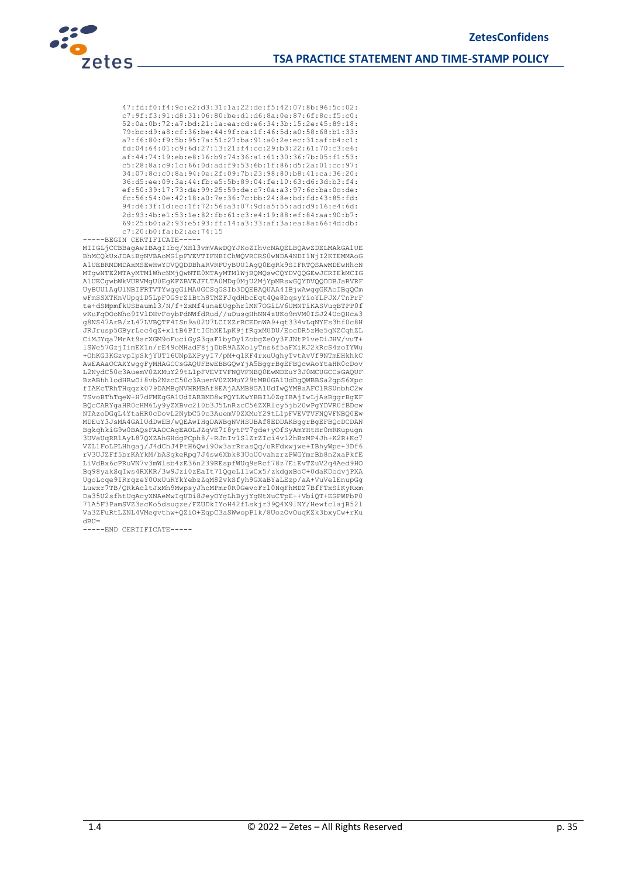```
         47:fd:f0:f4:9c:e2:d3:31:1a:22:de:f5:42:07:8b:96:5c:02:
         c7:9f:f3:91:d8:31:06:80:be:d1:d6:8a:0e:87:6f:8c:f5:c0:
         52:0a:0b:72:a7:bd:21:1a:ea:cd:e6:34:3b:15:2e:45:89:18:
         79:bc:d9:a8:cf:36:be:44:9f:ca:1f:46:5d:a0:58:68:b1:33:
         a7:f6:80:f9:5b:95:7a:51:27:ba:91:a0:2e:ec:31:af:b4:c1:
         fd:04:64:01:c9:6d:27:13:21:f4:cc:29:b3:22:61:70:c3:e6:
         af:44:74:19:eb:e8:16:b9:74:36:a1:61:30:36:7b:05:f1:53:
         c5:28:8a:c9:1c:66:0d:ad:f9:53:6b:1f:86:d5:2a:01:cc:97:
         34:07:8c:c0:8a:94:0e:2f:09:7b:23:98:80:b8:41:ca:36:20:
         36:d5:ee:09:3a:44:fb:e5:5b:89:04:fe:10:63:d6:3d:b3:f4:
         ef:50:39:17:73:da:99:25:59:de:c7:0a:a3:97:6c:ba:0c:de:
         fc:56:54:0e:42:18:a0:7e:36:7c:bb:24:8e:bd:fd:43:85:fd:
         94:d6:3f:1d:ec:1f:72:56:a3:07:9d:a5:55:ad:d9:16:e4:6d:
         2d:93:4b:e1:53:1e:82:fb:61:c3:e4:19:88:ef:84:aa:90:b7:
         69:25:b0:a2:93:e5:93:ff:14:a3:33:af:3a:ea:8a:66:4d:db:
         c7:20:b0:fa:b2:ae:74:15
-----BEGIN CERTIFICATE-----
MIIGLjCCBBagAwIBAgIIbq/XHl3vmVAwDQYJKoZIhvcNAQELBQAwZDELMAkGA1UE
BhMCQkUxJDAiBgNVBAoMG1pFVEVTIFNBIChWQVRCRS0wNDA4NDI1NjI2KTEMMAoG
A1UEBRMDMDAxMSEwHwYDVQQDDBhaRVRFUyBUU1AgQ0EgRk9SIFRTQSAwMDEwHhcN
MTgwNTE2MTAyMTM1WhcNMjQwNTE0MTAyMTM1WjBQMQswCQYDVQQGEwJCRTEkMCIG
A1UECgwbWkVURVMgU0EgKFZBVEJFLTA0MDg0MjU2MjYpMRswGQYDVQQDDBJaRVRF
UyBUU1AgUlNBIFRTVTYwggGiMA0GCSqGSIb3DQEBAQUAA4IBjwAwggGKAoIBgQCm
wFmSSXTKnVUpqiD5LpF0G9rZiBth8TMZFJqdHbcEqt4Qe8bqsyYioYLPJX/TnPrF
te+dSMpmfkUSBaum13/N/f+ZxMf4unaEUgphr1MN7OGiLV6UMNTiKASVuqBTPP0f
vKuFqOOoNho9IVlDHvFoybPdNWfdRud//uOusgHhNN4zUKo9mVM0ISJ24UoQHca3
g8NS47ArB/zL47LVBQTF4ISn9a02U7LCIXZrRCEDnWA9+qt334vLqNYFs3hf0c8H
JRJrusp5GByrLec4qZ+xltB6PItIGhXELpK9jfRgxM0DU/EocDR5zMe5qNZCqhZL
CiMJYqa7MrAt9srXGM9oFuciGyS3qaFlbyDy1ZobgZeOy3FJNtP1veDiJHV/vuT+
lSWe57GzjIimEX1n/rE49oMHadF8jjDbR9AZXolyTns6f5aFXiKJ2kRcS4zoIYWu
+OhKG3KGzvpIpSkjYUT16UNpZXPyyI7/pM+q1KF4rxuUghyTvtAvVf9NTmEHkhkC
AwEAAaOCAXYwggFyMHAGCCsGAQUFBwEBBGQwYjA5BggrBgEFBQcwAoYtaHR0cDov
L2NydC50c3AuemV0ZXMuY29tL1pFVEVTVFNQVFNBQ0EwMDEuY3J0MCUGCCsGAQUF
BzABhhlodHRwOi8vb2NzcC50c3AuemV0ZXMuY29tMB0GA1UdDgQWBBSa2gpS6Xpc
fIAKcTRhTHqqzk079DAMBgNVHRMBAf8EAjAAMB8GA1UdIwQYMBaAFC1RS0nbhC2w
TSvoBThTqeW+H7dFMEgGA1UdIARBMD8wPQYLKwYBBIL0ZgIBAjIwLjAsBggrBgEF
BQcCARYgaHR0cHM6Ly9yZXBvc2l0b3J5LnRzcC56ZXRlcy5jb20wPgYDVR0fBDcw
NTAzoDGgL4YtaHR0cDovL2NybC50c3AuemV0ZXMuY29tL1pFVEVTVFNQVFNBQ0Ew
MDEuY3JsMA4GA1UdDwEB/wQEAwIHgDAWBgNVHSUBAf8EDDAKBggrBgEFBQcDCDAN
BgkqhkiG9w0BAQsFAAOCAgEAOLJZqVE7I8ytPT7gde+yOfSyAmYHtHr0mRKupugn
3UVaUqRR1AyL87QXZAhGHdgPCph8/+RJnIv1SlZrZIci4v12hBzMP4Jh+K2R+Kc7
VZL1FoLPLHhgaj/J4dChJ4PtH6Qwi90w3arRrasQq/uRFdxwjwe+IBhyWpe+3Df6
rV3UJZFf5brKAYkM/bASqkeRpg7J4sw6Xbk83UoU0vahzrzPWGYmrBb8n2xaPkfE
LiVdBx6cPRuVN7v3mWlsb4zE36n239REspfWUq9sRcf78z7EiEvTZuV2q4Aed9HO
Bq98yakSqIws4RXKR/3w9Jzi0zEaIt71QgeLllwCx5/zkdgxBoC+0daKDodvjPXA
UgoLcqe9IRrqzeY0OxUuRYkYebzZqM82vkSfyh9GXaBYaLEzp/aA+VuVelEnupGg
Luwxr7TB/QRkAcltJxMh9MwpsyJhcMPmr0R0GevoFrl0NqFhMDZ7BfFTxSiKyRxm
Da35U2sfhtUqAcyXNAeMwIqUDi8JeyOYgLhByjYgNtXuCTpE++VbiQT+EGPWPbP0
71A5F3PamSVZ3scKo5dsugze/FZUDkIYoH42fLskjr39Q4X9lNY/HewfclajB52l
Va3ZFuRtLZNL4VMegvthw+QZiO+EqpC3aSWwopPlk/8UozOvOuqKZk3bxyCw+rKu
dBU=
-----END CERTIFICATE-----
```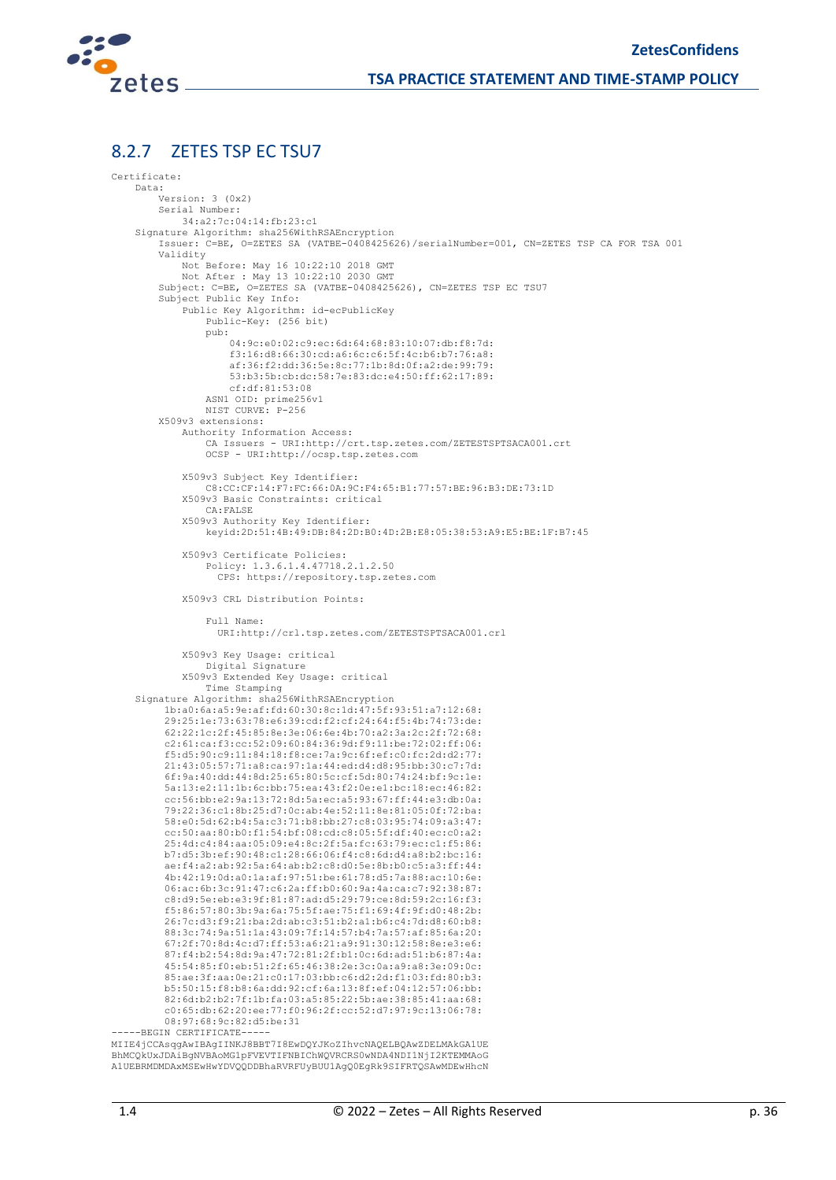### 8.2.7 ZETES TSP EC TSU7

```
Certificate:
    Data:
        Version: 3 (0x2)
        Serial Number:
            34:a2:7c:04:14:fb:23:c1
    Signature Algorithm: sha256WithRSAEncryption
        Issuer: C=BE, O=ZETES SA (VATBE-0408425626)/serialNumber=001, CN=ZETES TSP CA FOR TSA 001
        Validity
            Not Before: May 16 10:22:10 2018 GMT
            Not After : May 13 10:22:10 2030 GMT
        Subject: C=BE, O=ZETES SA (VATBE-0408425626), CN=ZETES TSP EC TSU7
        Subject Public Key Info:
            Public Key Algorithm: id-ecPublicKey
                Public-Key: (256 bit)
                pub:
                    04:9c:e0:02:c9:ec:6d:64:68:83:10:07:db:f8:7d:
                    f3:16:d8:66:30:cd:a6:6c:c6:5f:4c:b6:b7:76:a8:
                    af:36:f2:dd:36:5e:8c:77:1b:8d:0f:a2:de:99:79:
                    53:b3:5b:cb:dc:58:7e:83:dc:e4:50:ff:62:17:89:
                    cf:df:81:53:08
                ASN1 OID: prime256v1
                NIST CURVE: P-256
        X509v3 extensions:
            Authority Information Access:
                CA Issuers - URI:http://crt.tsp.zetes.com/ZETESTSPTSACA001.crt
                OCSP - URI:http://ocsp.tsp.zetes.com

            X509v3 Subject Key Identifier:
                C8:CC:CF:14:F7:FC:66:0A:9C:F4:65:B1:77:57:BE:96:B3:DE:73:1D
            X509v3 Basic Constraints: critical
                CA:FALSE
            X509v3 Authority Key Identifier:
                keyid:2D:51:4B:49:DB:84:2D:B0:4D:2B:E8:05:38:53:A9:E5:BE:1F:B7:45

            X509v3 Certificate Policies:
                Policy: 1.3.6.1.4.47718.2.1.2.50
                  CPS: https://repository.tsp.zetes.com

            X509v3 CRL Distribution Points:

                Full Name:
                  URI:http://crl.tsp.zetes.com/ZETESTSPTSACA001.crl

            X509v3 Key Usage: critical
                Digital Signature
            X509v3 Extended Key Usage: critical
                Time Stamping
    Signature Algorithm: sha256WithRSAEncryption
         1b:a0:6a:a5:9e:af:fd:60:30:8c:1d:47:5f:93:51:a7:12:68:
         29:25:1e:73:63:78:e6:39:cd:f2:cf:24:64:f5:4b:74:73:de:
         62:22:1c:2f:45:85:8e:3e:06:6e:4b:70:a2:3a:2c:2f:72:68:
         c2:61:ca:f3:cc:52:09:60:84:36:9d:f9:11:be:72:02:ff:06:
         f5:d5:90:c9:11:84:18:f8:ce:7a:9c:6f:ef:c0:fc:2d:d2:77:
         21:43:05:57:71:a8:ca:97:1a:44:ed:d4:d8:95:bb:30:c7:7d:
         6f:9a:40:dd:44:8d:25:65:80:5c:cf:5d:80:74:24:bf:9c:1e:
         5a:13:e2:11:1b:6c:bb:75:ea:43:f2:0e:e1:bc:18:ec:46:82:
         cc:56:bb:e2:9a:13:72:8d:5a:ec:a5:93:67:ff:44:e3:db:0a:
         79:22:36:c1:8b:25:d7:0c:ab:4e:52:11:8e:81:05:0f:72:ba:
         58:e0:5d:62:b4:5a:c3:71:b8:bb:27:c8:03:95:74:09:a3:47:
         cc:50:aa:80:b0:f1:54:bf:08:cd:c8:05:5f:df:40:ec:c0:a2:
         25:4d:c4:84:aa:05:09:e4:8c:2f:5a:fc:63:79:ec:c1:f5:86:
         b7:d5:3b:ef:90:48:c1:28:66:06:f4:c8:6d:d4:a8:b2:bc:16:
         ae:f4:a2:ab:92:5a:64:ab:b2:c8:d0:5e:8b:b0:c5:a3:ff:44:
         4b:42:19:0d:a0:1a:af:97:51:be:61:78:d5:7a:88:ac:10:6e:
         06:ac:6b:3c:91:47:c6:2a:ff:b0:60:9a:4a:ca:c7:92:38:87:
         c8:d9:5e:eb:e3:9f:81:87:ad:d5:29:79:ce:8d:59:2c:16:f3:
         f5:86:57:80:3b:9a:6a:75:5f:ae:75:f1:69:4f:9f:d0:48:2b:
         26:7c:d3:f9:21:ba:2d:ab:c3:51:b2:a1:b6:c4:7d:d8:60:b8:
         88:3c:74:9a:51:1a:43:09:7f:14:57:b4:7a:57:af:85:6a:20:
         67:2f:70:8d:4c:d7:ff:53:a6:21:a9:91:30:12:58:8e:e3:e6:
         87:f4:b2:54:8d:9a:47:72:81:2f:b1:0c:6d:ad:51:b6:87:4a:
         45:54:85:f0:eb:51:2f:65:46:38:2e:3c:0a:a9:a8:3e:09:0c:
         85:ae:3f:aa:0e:21:c0:17:03:bb:c6:d2:2d:f1:03:fd:80:b3:
         b5:50:15:f8:b8:6a:dd:92:cf:6a:13:8f:ef:04:12:57:06:bb:
         82:6d:b2:b2:7f:1b:fa:03:a5:85:22:5b:ae:38:85:41:aa:68:
         c0:65:db:62:20:ee:77:f0:96:2f:cc:52:d7:97:9c:13:06:78:
         08:97:68:9c:82:d5:be:31
-----BEGIN CERTIFICATE-----
MIIE4jCCAsqgAwIBAgIINKJ8BBT7I8EwDQYJKoZIhvcNAQELBQAwZDELMAkGA1UE
BhMCQkUxJDAiBgNVBAoMG1pFVEVTIFNBIChWQVRCRS0wNDA4NDI1NjI2KTEMMAoG
A1UEBRMDMDAxMSEwHwYDVQQDDBhaRVRFUyBUU1AgQ0EgRk9SIFRTQSAwMDEwHhcN
```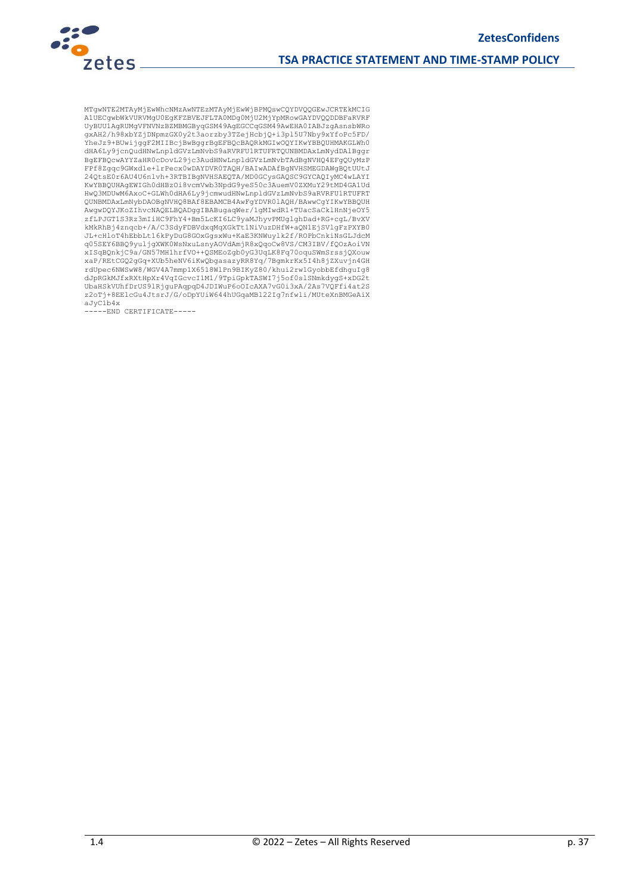```
MTgwNTE2MTAyMjEwWhcNMzAwNTEzMTAyMjEwWjBPMQswCQYDVQQGEwJCRTEkMCIG
A1UECgwbWkVURVMgU0EgKFZBVEJFLTA0MDg0MjU2MjYpMRowGAYDVQQDDBFaRVRF
UyBUU1AgRUMgVFNVNzBZMBMGByqGSM49AgEGCCqGSM49AwEHA0IABJzgAsnsbWRo
gxAH2/h98xbYZjDNpmzGX0y2t3aorzby3TZejHcbjQ+i3pl5U7Nby9xYfoPc5FD/
YheJz9+BUwijggF2MIIBcjBwBggrBgEFBQcBAQRkMGIwOQYIKwYBBQUHMAKGLWh0
dHA6Ly9jcnQudHNwLnpldGVzLmNvbS9aRVRFU1RTUFRQUNBMDAxLmNydDAlBggr
BgEFBQcwAYYZaHR0cDovL29jc3AudHNwLnpldGVzLmNvbTAdBgNVHQ4EFgQUyMzP
FPf8Zgqc9GWxd1e+lrPecx0wDAYDVR0TAQH/BAIwADAfBgNVHSMEGDAWgBQtUUtJ
24QtsE0r6AU4U6nlvh+3RTBIBgNVHSAEQTA/MD0GCysGAQSC9GYCAQIyMC4wLAYI
KwYBBQUHAgEWIGh0dHBzOi8vcmVwb3NpdG9yeS50c3AuemV0ZXMuY29tMD4GA1Ud
HwQ3MDUwM6AxoC+GLWh0dHA6Ly9jcmwudHNwLnpldGVzLmNvbS9aRVRFU1RTUFRT
QUNBMDAxLmNybDAOBgNVHQ8BAf8EBAMCB4AwFgYDVR0lAQH/BAwwCgYIKwYBBQUH
AwgwDQYJKoZIhvcNAQELBQADggIBABugaqWer/1gMIwdR1+TUacSaCklHnNjeOY5
zfLPJGT1S3Rz3mIiHC9FhY4+Bm5LcKI6LC9yaMJhyvPMUglghDad+RG+cgL/BvXV
kMkRhBj4znqcb+/A/C3SdyFDBVdxqMqXGkTt1NiVuzDHfW+aQN1EjSVlgFzPXYB0
JL+cHloT4hEbbLt16kPyDuG8GOxGgsxWu+KaE3KNWuylk2f/ROPbCnkiNsGLJdcM
q05SEY6BBQ9yuljgXWK0WsNxuLsnyAOVdAmjR8xQqoCw8VS/CM3IBV/fQOzAoiVN
xISqBQnkjC9a/GN57MH1hrfVO++QSMEoZgb0yG3UqLK8Fq70oquSWmSrssjQXouw
xaP/REtCGQ2gGq+XUb5heNV6iKwQbgasazyRR8Yq/7BgmkrKx5I4h8jZXuvjn4GH
rdUpec6NWSwW8/WGV4A7mmp1X6518WlPn9BIKyZ80/khui2rw1GyobbEfdhguIg8
dJpRGkMJfxRXtHpXr4VqICcvcI1M1/9TpiGpkTASWI7j5of0slSNmkdygS+xDG2t
UbaHSkVUhfDrUS9lRjguPAqpqD4JDIWuP6oOIcAXA7vG0i3xA/2As7VQFfi4at2S
z2oTj+8EElcGu4JtsrJ/G/oDpYUiW644hUGqaMBl22Ig7nfwli/MUteXnBMGeAiX
aJyC1b4x
-----END CERTIFICATE-----
```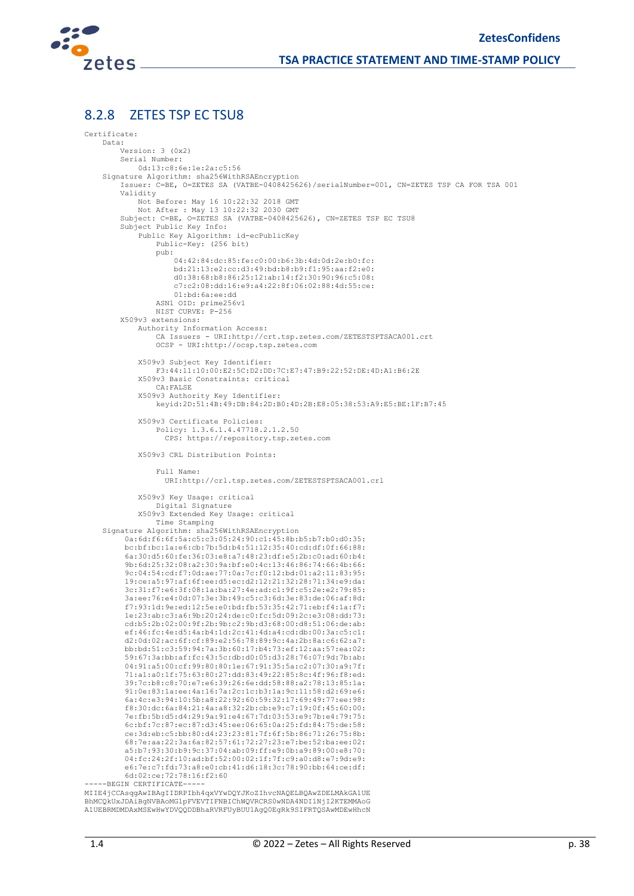### 8.2.8 ZETES TSP EC TSU8

```
Certificate:
    Data:
        Version: 3 (0x2)
        Serial Number:
            0d:13:c8:6e:1e:2a:c5:56
    Signature Algorithm: sha256WithRSAEncryption
        Issuer: C=BE, O=ZETES SA (VATBE-0408425626)/serialNumber=001, CN=ZETES TSP CA FOR TSA 001
        Validity
            Not Before: May 16 10:22:32 2018 GMT
            Not After : May 13 10:22:32 2030 GMT
        Subject: C=BE, O=ZETES SA (VATBE-0408425626), CN=ZETES TSP EC TSU8
        Subject Public Key Info:
            Public Key Algorithm: id-ecPublicKey
                Public-Key: (256 bit)
                pub:
                    04:42:84:dc:85:fe:c0:00:b6:3b:4d:0d:2e:b0:fc:
                    bd:21:13:e2:cc:d3:49:bd:b8:b9:f1:95:aa:f2:e0:
                    d0:38:68:b8:86:25:12:ab:14:f2:30:90:96:c5:08:
                    c7:c2:08:dd:16:e9:a4:22:8f:06:02:88:4d:55:ce:
                    01:bd:6a:ee:dd
                ASN1 OID: prime256v1
                NIST CURVE: P-256
        X509v3 extensions:
            Authority Information Access:
                CA Issuers - URI:http://crt.tsp.zetes.com/ZETESTSPTSACA001.crt
                OCSP - URI:http://ocsp.tsp.zetes.com

            X509v3 Subject Key Identifier:
                F3:44:11:10:00:E2:5C:D2:DD:7C:E7:47:B9:22:52:DE:4D:A1:B6:2E
            X509v3 Basic Constraints: critical
                CA:FALSE
            X509v3 Authority Key Identifier:
                keyid:2D:51:4B:49:DB:84:2D:B0:4D:2B:E8:05:38:53:A9:E5:BE:1F:B7:45

            X509v3 Certificate Policies:
                Policy: 1.3.6.1.4.47718.2.1.2.50
                  CPS: https://repository.tsp.zetes.com

            X509v3 CRL Distribution Points:

                Full Name:
                  URI:http://crl.tsp.zetes.com/ZETESTSPTSACA001.crl

            X509v3 Key Usage: critical
                Digital Signature
            X509v3 Extended Key Usage: critical
                Time Stamping
    Signature Algorithm: sha256WithRSAEncryption
         0a:6d:f6:6f:5a:c5:c3:05:24:90:c1:45:8b:b5:b7:b0:d0:35:
         bc:bf:bc:1a:e6:cb:7b:5d:b4:51:12:35:40:cd:df:0f:66:88:
         6a:30:d5:60:fe:36:03:e8:a7:48:23:df:e5:2b:c0:ad:60:b4:
         9b:6d:25:32:08:a2:30:9a:bf:e0:4c:13:46:86:74:66:4b:66:
         9c:04:54:cd:f7:0d:ae:77:0a:7c:f0:12:bd:01:a2:11:83:95:
         19:ce:a5:97:af:6f:ee:d5:ec:d2:12:21:32:28:71:34:e9:da:
         3c:31:f7:e6:3f:08:1a:ba:27:4e:ad:c1:9f:c5:2e:e2:79:85:
         3a:ee:76:e4:0d:07:3e:3b:49:c5:c3:6d:3e:83:de:06:af:8d:
         f7:93:1d:9e:ed:12:5e:e0:bd:fb:53:35:42:71:eb:f4:1a:f7:
         1e:23:ab:c3:a6:9b:20:24:de:c0:fc:5d:09:2c:e3:08:dd:73:
         cd:b5:2b:02:00:9f:2b:9b:c2:9b:d3:68:00:d8:51:06:de:ab:
         ef:46:fc:4e:d5:4a:b4:1d:2c:41:4d:a4:cd:db:00:3a:c5:c1:
         d2:0d:02:ac:6f:cf:89:e2:56:78:89:9c:4a:2b:8a:c6:62:a7:
         bb:bd:51:c3:59:94:7a:3b:60:17:b4:73:ef:12:aa:57:ea:02:
         59:67:3a:bb:af:fc:43:5c:db:d0:05:d3:28:76:07:9d:7b:ab:
         04:91:a5:00:cf:99:80:80:1e:67:91:35:5a:c2:07:30:a9:7f:
         71:a1:a0:1f:75:63:80:27:dd:83:49:22:85:8c:4f:96:f8:ed:
         39:7c:b8:c8:70:e7:e6:39:26:6e:dd:58:88:a2:78:13:85:1a:
         91:0e:83:1a:ee:4a:16:7a:2c:1c:b3:1a:9c:11:58:d2:69:e6:
         6a:4c:e3:94:10:5b:a8:22:92:60:59:32:17:69:49:77:ee:98:
         f8:30:dc:6a:84:21:4a:a8:32:2b:cb:e9:c7:19:0f:45:60:00:
         7e:fb:5b:d5:d4:29:9a:91:e4:67:7d:03:53:e9:7b:e4:79:75:
         6c:bf:7c:87:ec:87:d3:45:ee:06:65:0a:25:fd:84:75:de:58:
         ce:3d:eb:c5:bb:80:d4:23:23:81:7f:6f:5b:86:71:26:75:8b:
         68:7e:aa:22:3a:6a:82:57:61:72:27:23:e7:be:52:ba:ee:02:
         a5:b7:93:30:b9:9c:37:04:ab:09:ff:e9:0b:a9:89:00:e8:70:
         04:fc:24:2f:10:ad:bf:52:00:02:1f:7f:c9:a0:d8:e7:9d:e9:
         e6:7e:c7:fd:73:a8:e0:cb:41:d6:18:3c:78:90:bb:64:ce:df:
         6d:02:ce:72:78:16:f2:60
-----BEGIN CERTIFICATE-----
MIIE4jCCAsqgAwIBAgIIDRPIbh4qxVYwDQYJKoZIhvcNAQELBQAwZDELMAkGA1UE
BhMCQkUxJDAiBgNVBAoMG1pFVEVTIFNBIChWQVRCRS0wNDA4NDI1NjI2KTEMMAoG
A1UEBRMDMDAxMSEwHwYDVQQDDBhaRVRFUyBUU1AgQ0EgRk9SIFRTQSAwMDEwHhcN
```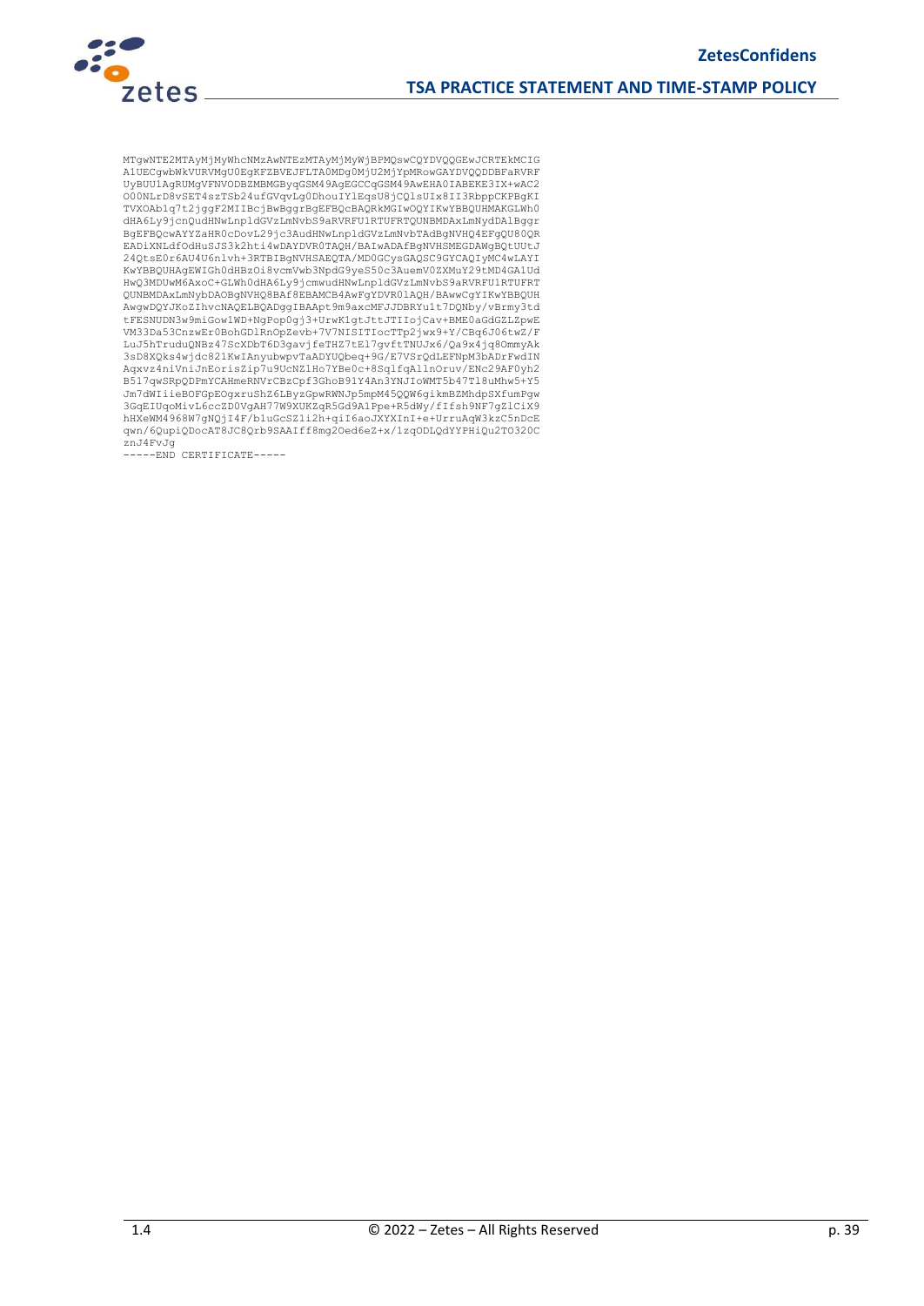```
MTgwNTE2MTAyMjMyWhcNMzAwNTEzMTAyMjMyWjBPMQswCQYDVQQGEwJCRTEkMCIG
A1UECgwbWkVURVMgU0EgKFZBVEJFLTA0MDg0MjU2MjYpMRowGAYDVQQDDBFaRVRF
UyBUU1AgRUMgVFNVODBZMBMGByqGSM49AgEGCCqGSM49AwEHA0IABEKE3IX+wAC2
O00NLrD8vSET4szTSb24ufGVqvLg0DhouIYlEqsU8jCQlsUIx8II3RbppCKPBgKI
TVXOAb1q7t2jggF2MIIBcjBwBggrBgEFBQcBAQRkMGIwOQYIKwYBBQUHMAKGLWh0
dHA6Ly9jcnQudHNwLnpldGVzLmNvbS9aRVRFU1RTUFRTQUNBMDAxLmNydDAlBggr
BgEFBQcwAYYZaHR0cDovL29jc3AudHNwLnpldGVzLmNvbTAdBgNVHQ4EFgQU80QR
EADiXNLdfOdHuSJS3k2hti4wDAYDVR0TAQH/BAIwADAfBgNVHSMEGDAWgBQtUUtJ
24QtsE0r6AU4U6nlvh+3RTBIBgNVHSAEQTA/MD0GCysGAQSC9GYCAQIyMC4wLAYI
KwYBBQUHAgEWIGh0dHBzOi8vcmVwb3NpdG9yeS50c3AuemV0ZXMuY29tMD4GA1Ud
HwQ3MDUwM6AxoC+GLWh0dHA6Ly9jcmwudHNwLnpldGVzLmNvbS9aRVRFU1RTUFRT
QUNBMDAxLmNybDAOBgNVHQ8BAf8EBAMCB4AwFgYDVR0lAQH/BAwwCgYIKwYBBQUH
AwgwDQYJKoZIhvcNAQELBQADggIBAApt9m9axcMFJJDBRYu1t7DQNby/vBrmy3td
tFESNUDN3w9miGow1WD+NgPop0gj3+UrwK1gtJttJTIIojCav+BME0aGdGZLZpwE
VM33Da53CnzwEr0BohGDlRnOpZevb+7V7NISITIocTTp2jwx9+Y/CBq6J06twZ/F
LuJ5hTruduQNBz47ScXDbT6D3gavjfeTHZ7tEl7gvftTNUJx6/Qa9x4jq8OmmyAk
3sD8XQks4wjdc821KwIAnyubwpvTaADYUQbeq+9G/E7VSrQdLEFNpM3bADrFwdIN
Aqxvz4niVniJnEorisZip7u9UcNZlHo7YBe0c+8SqlfqAllnOruv/ENc29AF0yh2
B517qwSRpQDPmYCAHmeRNVrCBzCpf3GhoB91Y4An3YNJIoWMT5b47Tl8uMhw5+Y5
Jm7dWIiieBOFGpEOgxruShZ6LByzGpwRWNJp5mpM45QQW6gikmBZMhdpSXfumPgw
3GqEIUqoMivL6ccZD0VgAH77W9XUKZqR5Gd9A1Ppe+R5dWy/fIfsh9NF7gZlCiX9
hHXeWM4968W7gNQjI4F/b1uGcSZli2h+qiI6aoJXYXInI+e+UrruAqW3kzC5nDcE
qwn/6QupiQDocAT8JC8Qrb9SAAIff8mg2Oed6eZ+x/1zqODLQdYYPHiQu2TO320C
znJ4FvJg
-----END CERTIFICATE-----
```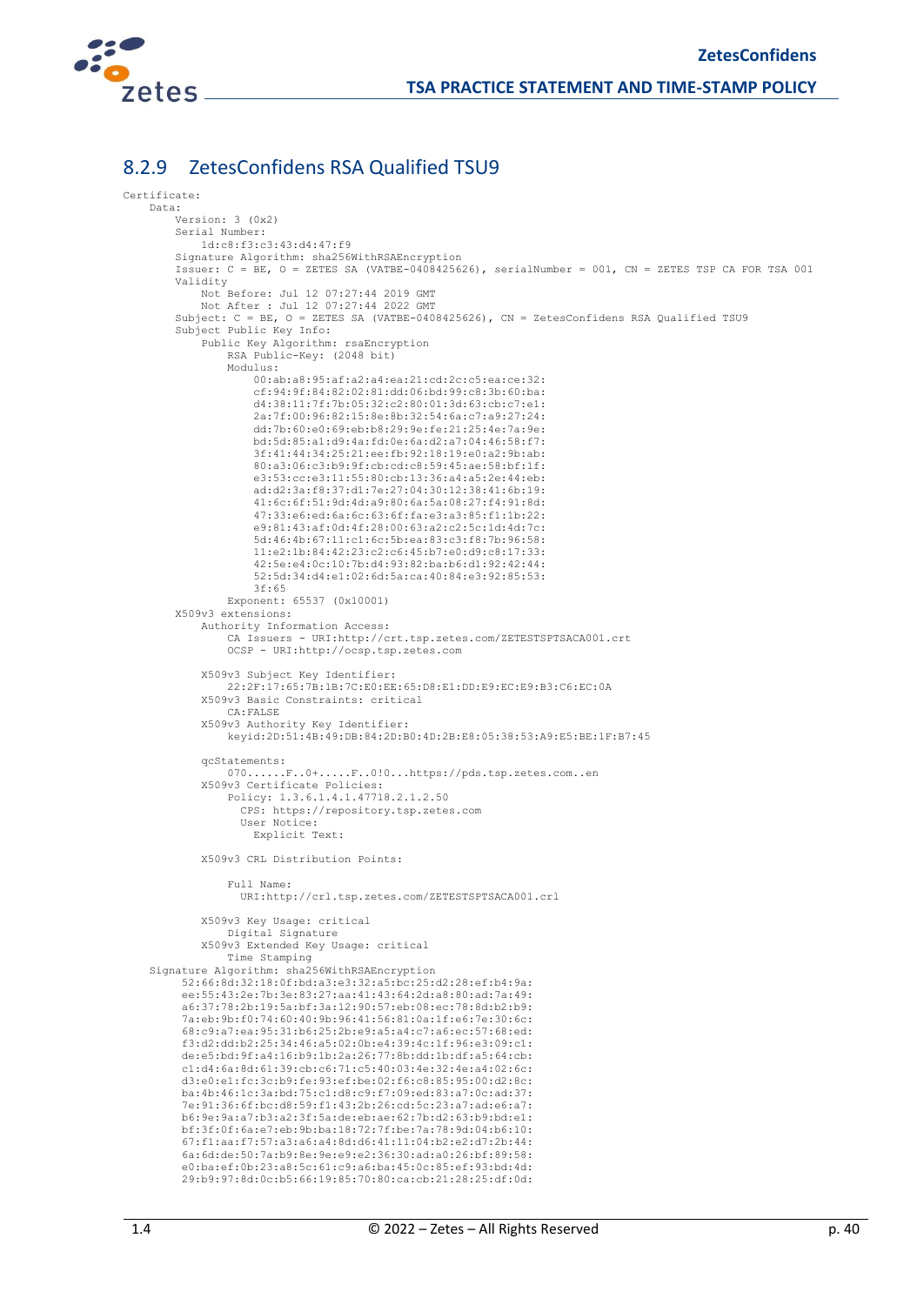### 8.2.9 ZetesConfidens RSA Qualified TSU9

```
Certificate:
    Data:
        Version: 3 (0x2)
        Serial Number:
            1d:c8:f3:c3:43:d4:47:f9
        Signature Algorithm: sha256WithRSAEncryption
        Issuer: C = BE, O = ZETES SA (VATBE-0408425626), serialNumber = 001, CN = ZETES TSP CA FOR TSA 001
        Validity
            Not Before: Jul 12 07:27:44 2019 GMT
            Not After : Jul 12 07:27:44 2022 GMT
        Subject: C = BE, O = ZETES SA (VATBE-0408425626), CN = ZetesConfidens RSA Qualified TSU9
        Subject Public Key Info:
            Public Key Algorithm: rsaEncryption
                RSA Public-Key: (2048 bit)
                Modulus:
                    00:ab:a8:95:af:a2:a4:ea:21:cd:2c:c5:ea:ce:32:
                    cf:94:9f:84:82:02:81:dd:06:bd:99:c8:3b:60:ba:
                    d4:38:11:7f:7b:05:32:c2:80:01:3d:63:cb:c7:e1:
                    2a:7f:00:96:82:15:8e:8b:32:54:6a:c7:a9:27:24:
                    dd:7b:60:e0:69:eb:b8:29:9e:fe:21:25:4e:7a:9e:
                    bd:5d:85:a1:d9:4a:fd:0e:6a:d2:a7:04:46:58:f7:
                    3f:41:44:34:25:21:ee:fb:92:18:19:e0:a2:9b:ab:
                    80:a3:06:c3:b9:9f:cb:cd:c8:59:45:ae:58:bf:1f:
                    e3:53:cc:e3:11:55:80:cb:13:36:a4:a5:2e:44:eb:
                    ad:d2:3a:f8:37:d1:7e:27:04:30:12:38:41:6b:19:
                    41:6c:6f:51:9d:4d:a9:80:6a:5a:08:27:f4:91:8d:
                    47:33:e6:ed:6a:6c:63:6f:fa:e3:a3:85:f1:1b:22:
                    e9:81:43:af:0d:4f:28:00:63:a2:c2:5c:1d:4d:7c:
                    5d:46:4b:67:11:c1:6c:5b:ea:83:c3:f8:7b:96:58:
                    11:e2:1b:84:42:23:c2:c6:45:b7:e0:d9:c8:17:33:
                    42:5e:e4:0c:10:7b:d4:93:82:ba:b6:d1:92:42:44:
                    52:5d:34:d4:e1:02:6d:5a:ca:40:84:e3:92:85:53:
                    3f:65
                Exponent: 65537 (0x10001)
        X509v3 extensions:
            Authority Information Access:
                CA Issuers - URI:http://crt.tsp.zetes.com/ZETESTSPTSACA001.crt
                OCSP - URI:http://ocsp.tsp.zetes.com

            X509v3 Subject Key Identifier:
                22:2F:17:65:7B:1B:7C:E0:EE:65:D8:E1:DD:E9:EC:E9:B3:C6:EC:0A
            X509v3 Basic Constraints: critical
                CA:FALSE
            X509v3 Authority Key Identifier:
                keyid:2D:51:4B:49:DB:84:2D:B0:4D:2B:E8:05:38:53:A9:E5:BE:1F:B7:45

            qcStatements:
                070......F..0+.....F..0!0...https://pds.tsp.zetes.com..en
            X509v3 Certificate Policies:
                Policy: 1.3.6.1.4.1.47718.2.1.2.50
                  CPS: https://repository.tsp.zetes.com
                  User Notice:
                    Explicit Text:

            X509v3 CRL Distribution Points:

                Full Name:
                  URI:http://crl.tsp.zetes.com/ZETESTSPTSACA001.crl

            X509v3 Key Usage: critical
                Digital Signature
            X509v3 Extended Key Usage: critical
                Time Stamping
    Signature Algorithm: sha256WithRSAEncryption
         52:66:8d:32:18:0f:bd:a3:e3:32:a5:bc:25:d2:28:ef:b4:9a:
         ee:55:43:2e:7b:3e:83:27:aa:41:43:64:2d:a8:80:ad:7a:49:
         a6:37:78:2b:19:5a:bf:3a:12:90:57:eb:08:ec:78:8d:b2:b9:
         7a:eb:9b:f0:74:60:40:9b:96:41:56:81:0a:1f:e6:7e:30:6c:
         68:c9:a7:ea:95:31:b6:25:2b:e9:a5:a4:c7:a6:ec:57:68:ed:
         f3:d2:dd:b2:25:34:46:a5:02:0b:e4:39:4c:1f:96:e3:09:c1:
         de:e5:bd:9f:a4:16:b9:1b:2a:26:77:8b:dd:1b:df:a5:64:cb:
         c1:d4:6a:8d:61:39:cb:c6:71:c5:40:03:4e:32:4e:a4:02:6c:
         d3:e0:e1:fc:3c:b9:fe:93:ef:be:02:f6:c8:85:95:00:d2:8c:
         ba:4b:46:1c:3a:bd:75:c1:d8:c9:f7:09:ed:83:a7:0c:ad:37:
         7e:91:36:6f:bc:d8:59:f1:43:2b:26:cd:5c:23:a7:ad:e6:a7:
         b6:9e:9a:a7:b3:a2:3f:5a:de:eb:ae:62:7b:d2:63:b9:bd:e1:
         bf:3f:0f:6a:e7:eb:9b:ba:18:72:7f:be:7a:78:9d:04:b6:10:
         67:f1:aa:f7:57:a3:a6:a4:8d:d6:41:11:04:b2:e2:d7:2b:44:
         6a:6d:de:50:7a:b9:8e:9e:e9:e2:36:30:ad:a0:26:bf:89:58:
         e0:ba:ef:0b:23:a8:5c:61:c9:a6:ba:45:0c:85:ef:93:bd:4d:
         29:b9:97:8d:0c:b5:66:19:85:70:80:ca:cb:21:28:25:df:0d:
```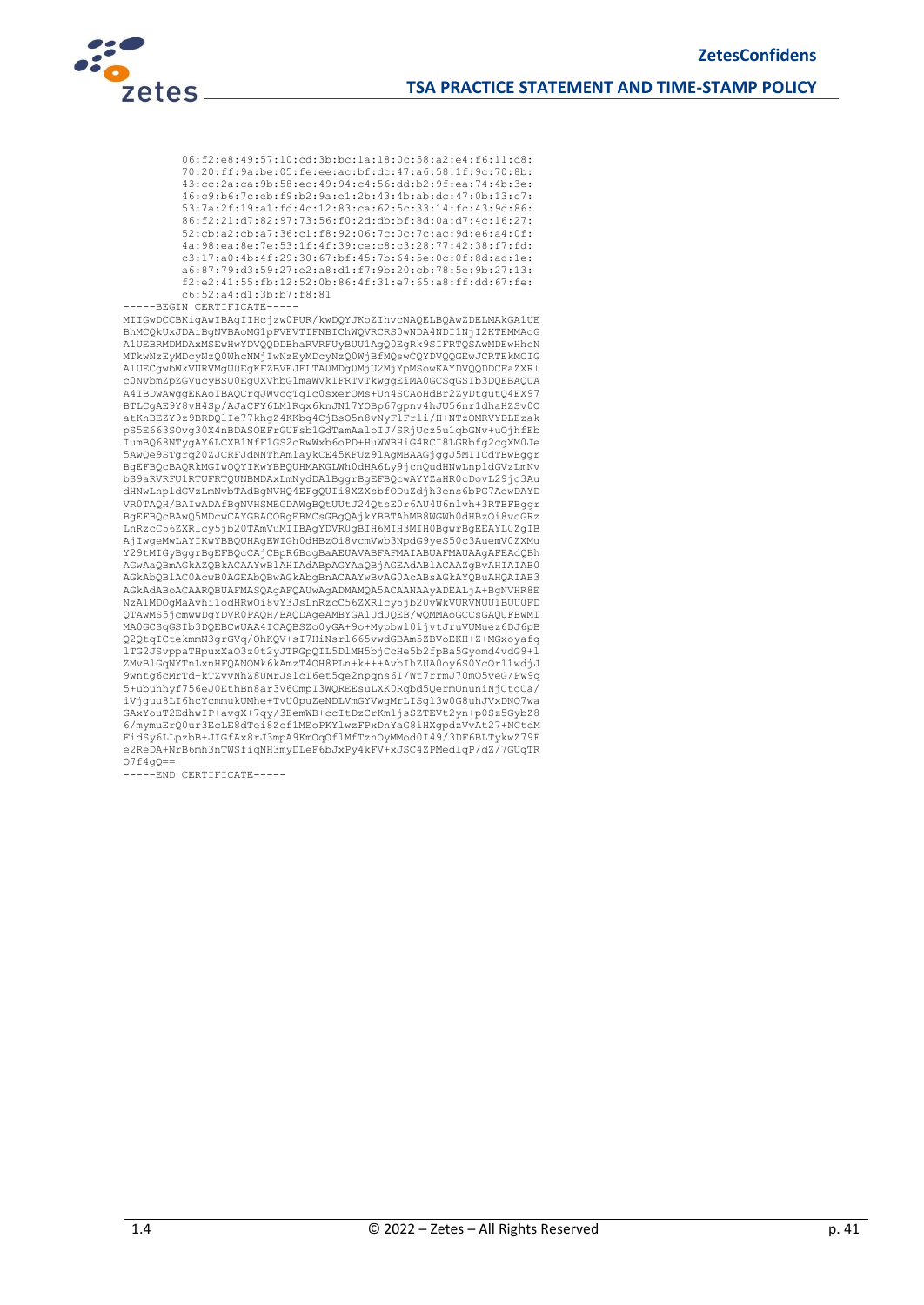```
         06:f2:e8:49:57:10:cd:3b:bc:1a:18:0c:58:a2:e4:f6:11:d8:
         70:20:ff:9a:be:05:fe:ee:ac:bf:dc:47:a6:58:1f:9c:70:8b:
         43:cc:2a:ca:9b:58:ec:49:94:c4:56:dd:b2:9f:ea:74:4b:3e:
         46:c9:b6:7c:eb:f9:b2:9a:e1:2b:43:4b:ab:dc:47:0b:13:c7:
         53:7a:2f:19:a1:fd:4c:12:83:ca:62:5c:33:14:fc:43:9d:86:
         86:f2:21:d7:82:97:73:56:f0:2d:db:bf:8d:0a:d7:4c:16:27:
         52:cb:a2:cb:a7:36:c1:f8:92:06:7c:0c:7c:ac:9d:e6:a4:0f:
         4a:98:ea:8e:7e:53:1f:4f:39:ce:c8:c3:28:77:42:38:f7:fd:
         c3:17:a0:4b:4f:29:30:67:bf:45:7b:64:5e:0c:0f:8d:ac:1e:
         a6:87:79:d3:59:27:e2:a8:d1:f7:9b:20:cb:78:5e:9b:27:13:
         f2:e2:41:55:fb:12:52:0b:86:4f:31:e7:65:a8:ff:dd:67:fe:
         c6:52:a4:d1:3b:b7:f8:81
-----BEGIN CERTIFICATE-----
MIIGwDCCBKigAwIBAgIIHcjzw0PUR/kwDQYJKoZIhvcNAQELBQAwZDELMAkGA1UE
BhMCQkUxJDAiBgNVBAoMG1pFVEVTIFNBIChWQVRCRS0wNDA4NDI1NjI2KTEMMAoG
A1UEBRMDMDAxMSEwHwYDVQQDDBhaRVRFUyBUU1AgQ0EgRk9SIFRTQSAwMDEwHhcN
MTkwNzEyMDcyNzQ0WhcNMjIwNzEyMDcyNzQ0WjBfMQswCQYDVQQGEwJCRTEkMCIG
A1UECgwbWkVURVMgU0EgKFZBVEJFLTA0MDg0MjU2MjYpMSowKAYDVQQDDCFaZXRl
c0NvbmZpZGVucyBSU0EgUXVhbGlmaWVkIFRTVTkwggEiMA0GCSqGSIb3DQEBAQUA
A4IBDwAwggEKAoIBAQCrqJWvoqTqIc0sxerOMs+Un4SCAoHdBr2ZyDtgutQ4EX97
BTLCgAE9Y8vH4Sp/AJaCFY6LMlRqx6knJN17YOBp67gpnv4hJU56nr1dhaHZSv0O
atKnBEZY9z9BRDQlIe77khgZ4KKbq4CjBsO5n8vNyFlFrli/H+NTzOMRVYDLEzak
pS5E663SOvg30X4nBDASOEFrGUFsb1GdTamAaloIJ/SRjUcz5u1qbGNv+uOjhfEb
IumBQ68NTygAY6LCXB1NFf1GS2cRwWxb6oPD+HuWWBHiG4RCI8LGRbfg2cgXM0Je
5AwQe9STgrq20ZJCRFJdNNThAm1aykCE45KFUz9lAgMBAAGjggJ5MIICdTBwBggr
BgEFBQcBAQRkMGIwOQYIKwYBBQUHMAKGLWh0dHA6Ly9jcnQudHNwLnpldGVzLmNv
bS9aRVRFUlRTUFRTQUNBMDAxLmNydDAlBggrBgEFBQcwAYYZaHR0cDovL29jc3Au
dHNwLnpldGVzLmNvbTAdBgNVHQ4EFgQUIi8XZXsbfODuZdjh3ens6bPG7AowDAYD
VR0TAQH/BAIwADAfBgNVHSMEGDAWgBQtUUtJ24QtsE0r6AU4U6nlvh+3RTBFBggr
BgEFBQcBAwQ5MDcwCAYGBACORgEBMCsGBgQAjkYBBTAhMB8WGWh0dHBzOi8vcGRz
LnRzcC56ZXRlcy5jb20TAmVuMIIBAgYDVR0gBIH6MIH3MIH0BgwrBgEEAYL0ZgIB
AjIwgeMwLAYIKwYBBQUHAgEWIGh0dHBzOi8vcmVwb3NpdG9yeS50c3AuemV0ZXMu
Y29tMIGyBggrBgEFBQcCAjCBpR6BogBaAEUAVABFAFMAIABUAFMAUAAgAFEAdQBh
AGwAaQBmAGkAZQBkACAAYwBlAHIAdABpAGYAaQBjAGEAdABlACAAZgBvAHIAIAB0
AGkAbQBlAC0AcwB0AGEAbQBwAGkAbgBnACAAYwBvAG0AcABsAGkAYQBuAHQAIAB3
AGkAdABoACAARQBUAFMASQAgAFQAUwAgADMAMQA5ACAANAAyADEALjA+BgNVHR8E
NzA1MDOgMaAvhi1odHRwOi8vY3JsLnRzcC56ZXRlcy5jb20vWkVURVNUU1BUU0FD
QTAwMS5jcmwwDgYDVR0PAQH/BAQDAgeAMBYGA1UdJQEB/wQMMAoGCCsGAQUFBwMI
MA0GCSqGSIb3DQEBCwUAA4ICAQBSZo0yGA+9o+Mypbwl0ijvtJruVUMuez6DJ6pB
Q2QtqICtekmmN3grGVq/OhKQV+sI7HiNsrl665vwdGBAm5ZBVoEKH+Z+MGxoyafq
lTG2JSvppaTHpuxXaO3z0t2yJTRGpQIL5DlMH5bjCcHe5b2fpBa5Gyomd4vdG9+l
ZMvBlGqNYTnLxnHFQANOMk6kAmzT4OH8PLn+k+++AvbIhZUA0oy6S0YcOr11wdjJ
9wntg6cMrTd+kTZvvNhZ8UMrJs1cI6et5qe2npqns6I/Wt7rrmJ70mO5veG/Pw9q
5+ubuhyf756eJ0EthBn8ar3V6OmpI3WQREEsuLXK0Rqbd5QermOnuniNjCtoCa/
iVjguu8LI6hcYcmmukUMhe+TvU0puZeNDLVmGYVwgMrLISgl3w0G8uhJVxDNO7wa
GAxYouT2EdhwIP+avgX+7qy/3EemWB+ccItDzCrKm1jsSZTEVt2yn+p0Sz5GybZ8
6/mymuErQ0ur3EcLE8dTei8Zof1MEoPKYlwzFPxDnYaG8iHXgpdzVvAt27+NCtdM
FidSy6LLpzbB+JIGfAx8rJ3mpA9KmOqOflMfTznOyMMod0I49/3DF6BLTykwZ79F
e2ReDA+NrB6mh3nTWSfiqNH3myDLeF6bJxPy4kFV+xJSC4ZPMedlqP/dZ/7GUqTR
O7f4gQ==
-----END CERTIFICATE-----
```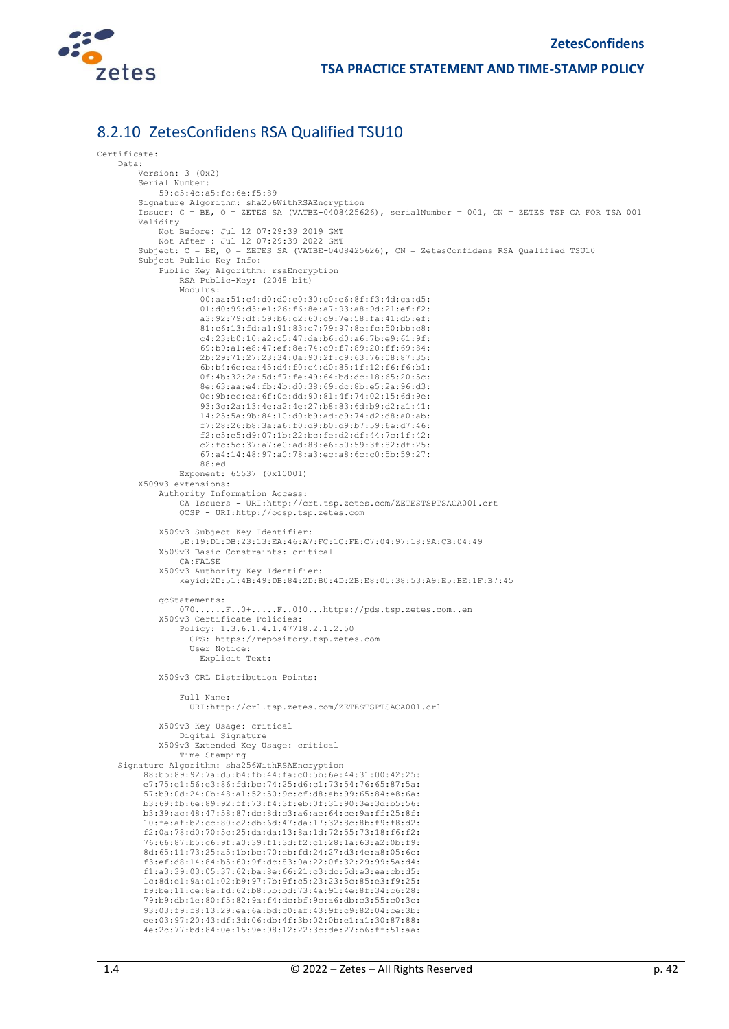### 8.2.10 ZetesConfidens RSA Qualified TSU10

```
Certificate:
    Data:
        Version: 3 (0x2)
        Serial Number:
            59:c5:4c:a5:fc:6e:f5:89
        Signature Algorithm: sha256WithRSAEncryption
        Issuer: C = BE, O = ZETES SA (VATBE-0408425626), serialNumber = 001, CN = ZETES TSP CA FOR TSA 001
        Validity
            Not Before: Jul 12 07:29:39 2019 GMT
            Not After : Jul 12 07:29:39 2022 GMT
        Subject: C = BE, O = ZETES SA (VATBE-0408425626), CN = ZetesConfidens RSA Qualified TSU10
        Subject Public Key Info:
            Public Key Algorithm: rsaEncryption
                RSA Public-Key: (2048 bit)
                Modulus:
                    00:aa:51:c4:d0:d0:e0:30:c0:e6:8f:f3:4d:ca:d5:
                    01:d0:99:d3:e1:26:f6:8e:a7:93:a8:9d:21:ef:f2:
                    a3:92:79:df:59:b6:c2:60:c9:7e:58:fa:41:d5:ef:
                    81:c6:13:fd:a1:91:83:c7:79:97:8e:fc:50:bb:c8:
                    c4:23:b0:10:a2:c5:47:da:b6:d0:a6:7b:e9:61:9f:
                    69:b9:a1:e8:47:ef:8e:74:c9:f7:89:20:ff:69:84:
                    2b:29:71:27:23:34:0a:90:2f:c9:63:76:08:87:35:
                    6b:b4:6e:ea:45:d4:f0:c4:d0:85:1f:12:f6:f6:b1:
                    0f:4b:32:2a:5d:f7:fe:49:64:bd:dc:18:65:20:5c:
                    8e:63:aa:e4:fb:4b:d0:38:69:dc:8b:e5:2a:96:d3:
                    0e:9b:ec:ea:6f:0e:dd:90:81:4f:74:02:15:6d:9e:
                    93:3c:2a:13:4e:a2:4e:27:b8:83:6d:b9:d2:a1:41:
                    14:25:5a:9b:84:10:d0:b9:ad:c9:74:d2:d8:a0:ab:
                    f7:28:26:b8:3a:a6:f0:d9:b0:d9:b7:59:6e:d7:46:
                    f2:c5:e5:d9:07:1b:22:bc:fe:d2:df:44:7c:1f:42:
                    c2:fc:5d:37:a7:e0:ad:88:e6:50:59:3f:82:df:25:
                    67:a4:14:48:97:a0:78:a3:ec:a8:6c:c0:5b:59:27:
                    88:ed
                Exponent: 65537 (0x10001)
        X509v3 extensions:
            Authority Information Access:
                CA Issuers - URI:http://crt.tsp.zetes.com/ZETESTSPTSACA001.crt
                OCSP - URI:http://ocsp.tsp.zetes.com

            X509v3 Subject Key Identifier:
                5E:19:D1:DB:23:13:EA:46:A7:FC:1C:FE:C7:04:97:18:9A:CB:04:49
            X509v3 Basic Constraints: critical
                CA:FALSE
            X509v3 Authority Key Identifier:
                keyid:2D:51:4B:49:DB:84:2D:B0:4D:2B:E8:05:38:53:A9:E5:BE:1F:B7:45

            qcStatements:
                070......F..0+.....F..0!0...https://pds.tsp.zetes.com..en
            X509v3 Certificate Policies:
                Policy: 1.3.6.1.4.1.47718.2.1.2.50
                  CPS: https://repository.tsp.zetes.com
                  User Notice:
                    Explicit Text:

            X509v3 CRL Distribution Points:

                Full Name:
                  URI:http://crl.tsp.zetes.com/ZETESTSPTSACA001.crl

            X509v3 Key Usage: critical
                Digital Signature
            X509v3 Extended Key Usage: critical
                Time Stamping
    Signature Algorithm: sha256WithRSAEncryption
         88:bb:89:92:7a:d5:b4:fb:44:fa:c0:5b:6e:44:31:00:42:25:
         e7:75:e1:56:e3:86:fd:bc:74:25:d6:c1:73:54:76:65:87:5a:
         57:b9:0d:24:0b:48:a1:52:50:9c:cf:d8:ab:99:65:84:e8:6a:
         b3:69:fb:6e:89:92:ff:73:f4:3f:eb:0f:31:90:3e:3d:b5:56:
         b3:39:ac:48:47:58:87:dc:8d:c3:a6:ae:64:ce:9a:ff:25:8f:
         10:fe:af:b2:cc:80:c2:db:6d:47:da:17:32:8c:8b:f9:f8:d2:
         f2:0a:78:d0:70:5c:25:da:da:13:8a:1d:72:55:73:18:f6:f2:
         76:66:87:b5:c6:9f:a0:39:f1:3d:f2:c1:28:1a:63:a2:0b:f9:
         8d:65:11:73:25:a5:1b:bc:70:eb:fd:24:27:d3:4e:a8:05:6c:
         f3:ef:d8:14:84:b5:60:9f:dc:83:0a:22:0f:32:29:99:5a:d4:
         f1:a3:39:03:05:37:62:ba:8e:66:21:c3:dc:5d:e3:ea:cb:d5:
         1c:8d:e1:9a:c1:02:b9:97:7b:9f:c5:23:23:5c:85:e3:f9:25:
         f9:be:11:ce:8e:fd:62:b8:5b:bd:73:4a:91:4e:8f:34:c6:28:
         79:b9:db:1e:80:f5:82:9a:f4:dc:bf:9c:a6:db:c3:55:c0:3c:
         93:03:f9:f8:13:29:ea:6a:bd:c0:af:43:9f:c9:82:04:ce:3b:
         ee:03:97:20:43:df:3d:06:db:4f:3b:02:0b:e1:a1:30:87:88:
         4e:2c:77:bd:84:0e:15:9e:98:12:22:3c:de:27:b6:ff:51:aa:
```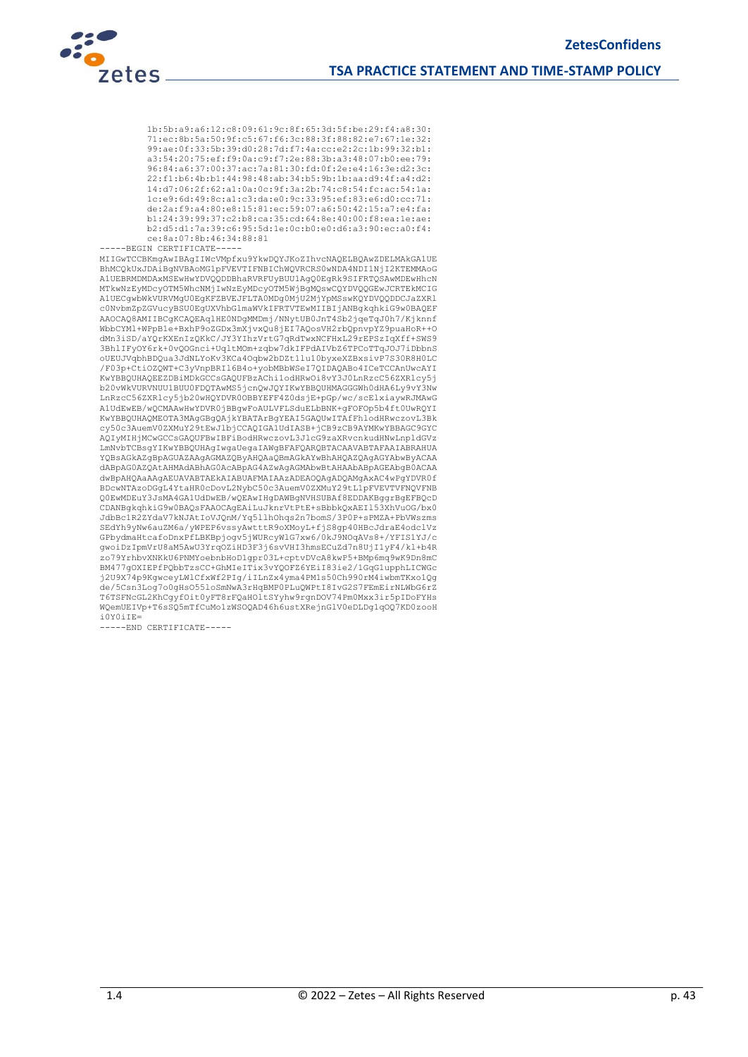```
        1b:5b:a9:a6:12:c8:09:61:9c:8f:65:3d:5f:be:29:f4:a8:30:
        71:ec:8b:5a:50:9f:c5:67:f6:3c:88:3f:88:82:e7:67:1e:32:
        99:ae:0f:33:5b:39:d0:28:7d:f7:4a:cc:e2:2c:1b:99:32:b1:
        a3:54:20:75:ef:f9:0a:c9:f7:2e:88:3b:a3:48:07:b0:ee:79:
        96:84:a6:37:00:37:ac:7a:81:30:fd:0f:2e:e4:16:3e:d2:3c:
        22:f1:b6:4b:b1:44:98:48:ab:34:b5:9b:1b:aa:d9:4f:a4:d2:
        14:d7:06:2f:62:a1:0a:0c:9f:3a:2b:74:c8:54:fc:ac:54:1a:
        1c:e9:6d:49:8c:a1:c3:da:e0:9c:33:95:ef:83:e6:d0:cc:71:
        de:2a:f9:a4:80:e8:15:81:ec:59:07:a6:50:42:15:a7:e4:fa:
        b1:24:39:99:37:c2:b8:ca:35:cd:64:8e:40:00:f8:ea:1e:ae:
        b2:d5:d1:7a:39:c6:95:5d:1e:0c:b0:e0:d6:a3:90:ec:a0:f4:
        ce:8a:07:8b:46:34:88:81
-----BEGIN CERTIFICATE-----
MIIGwTCCBKmgAwIBAgIIWcVMpfxu9YkwDQYJKoZIhvcNAQELBQAwZDELMAkGA1UE
BhMCQkUxJDAiBgNVBAoMG1pFVEVTIFNBIChWQVRCRS0wNDA4NDI1NjI2KTEMMAoG
A1UEBRMDMDAxMSEwHwYDVQQDDBhaRVRFUyBUU1AgQ0EgRk9SIFRTQSAwMDEwHhcN
MTkwNzEyMDcyOTM5WhcNMjIwNzEyMDcyOTM5WjBgMQswCQYDVQQGEwJCRTEkMCIG
A1UECgwbWkVURVMgU0EgKFZBVEJFLTA0MDg0MjU2MjYpMSswKQYDVQQDDCJaZXRl
c0NvbmZpZGVucyBSU0EgUXVhbGlmaWVkIFRTVTEwMIIBIjANBgkqhkiG9w0BAQEF
AAOCAQ8AMIIBCgKCAQEAq1HE0NDgMMDmj/NNytUB0JnT4Sb2jqeTqJ0h7/Kjknnf
WbbCYMl+WPpB1e+BxhP9oZGDx3mXjvxQu8jEI7AQosVH2rbQpnvpYZ9puaHoR++O
dMn3iSD/aYQrKXEnIzQKkC/JY3YIhzVrtG7qRdTwxNCFHxL29rEPSzIqXff+SWS9
3BhlIFyOY6rk+0vQOGnci+UqltMOm+zqbw7dkIFPdAIVbZ6TPCoTTqJOJ7iDbbnS
oUEUJVqbhBDQua3JdNLYoKv3KCa4Oqbw2bDZt1lu10byxeXZBxsivP7S30R8H0LC
/F03p+CtiOZQWT+C3yVnpBRIl6B4o+yobMBbWSeI7QIDAQABo4ICeTCCAnUwcAYI
KwYBBQUHAQEEZDBiMDkGCCsGAQUFBzAChi1odHRwOi8vY3J0LnRzcC56ZXRlcy5j
b20vWkVURVNUU1BUU0FDQTAwMS5jcnQwJQYIKwYBBQUHMAGGGWh0dHA6Ly9vY3Nw
LnRzcC56ZXRlcy5jb20wHQYDVR0OBBYEFF4Z0dsjE+pGp/wc/scElxiaywRJMAwG
A1UdEwEB/wQCMAAwHwYDVR0jBBgwFoAULVFLSduELbBNK+gFOFOp5b4ft0UwRQYI
KwYBBQUHAQMEOTA3MAgGBgQAjkYBATArBgYEAI5GAQUwITAfFhlodHRwczovL3Bk
cy50c3AuemV0ZXMuY29tEwJlbjCCAQIGA1UdIASB+jCB9zCB9AYMKwYBBAGC9GYC
AQIyMIHjMCwGCCsGAQUFBwIBFiBodHRwczovL3J1cG9zaXRvcnkudHNwLnpldGVz
LmNvbTCBsgYIKwYBBQUHAgIwgaUegaIAWgBFAFQARQBTACAAVABTAFAAIABRAHUA
YQBsAGkAZgBpAGUAZAAgAGMAZQByAHQAaQBmAGkAYwBhAHQAZQAgAGYAbwByACAA
dABpAG0AZQAtAHMAdABhAG0AcABpAG4AZwAgAGMAbwBtAHAAbABpAGEAbgB0ACAA
dwBpAHQAaAAgAEUAVABTAEkAIABUAFMAIAAzADEAOQAgADQAMgAxAC4wPgYDVR0f
BDcwNTAzoDGgL4YtaHR0cDovL2NybC50c3AuemV0ZXMuY29tL1pFVEVTVFNQVFNB
Q0EwMDEuY3JsMA4GA1UdDwEB/wQEAwIHgDAWBgNVHSUBAf8EDDAKBggrBgEFBQcD
CDANBgkqhkiG9w0BAQsFAAOCAgEAiLuJknrVtPtE+sBbbkQxAEIl53XhVuOG/bx0
JdbBc1R2ZYdaV7kNJAtIoVJQnM/Yq5llh0hqs2n7bomS/3P0P+sPMZA+PbVWszms
SEdYh9yNw6auZM6a/yWPEP6vssyAwtttR9oXMoyL+fjS8gp40HBcJdraE4odclVz
GPbydmaHtcafoDnxPfLBKBpjogv5jWURcyWlG7xw6/0kJ9NOqAVs8+/YFIS1YJ/c
gwoiDzIpmVrU8aM5AwU3YrqOZiHD3F3j6svVHI3hmsECuZd7n8UjI1yF4/kl+b4R
zo79YrhbvXNKkU6PNMYoebnbHoD1gpr03L+cptvDVcA8kwP5+BMp6mq9wK9Dn8mC
BM477gOXIEPfPQbbTzsCC+GhMIeITix3vYQOFZ6YEiI83ie2/1GqG1upphLICWGc
j2U9X74p9KgwceyLWlCfxWf2PIg/iILnZx4yma4PM1s50Ch990rM4iwbmTKxo1Qg
de/5Csn3Log7o0gHsO55loSmNwA3rHqBMP0PLuQWPtI8IvG2S7FEmEirNLWbG6rZ
T6TSFNcGL2KhCgyfOit0yFT8rFQaHOltSYyhw9rgnDOV74Pm0Mxx3ir5pIDoFYHs
WQemUEIVp+T6sSQ5mTfCuMo1zWSOQAD46h6ustXRejnGlV0eDLDg1qOQ7KD0zooH
i0Y0iIE=
-----END CERTIFICATE-----
```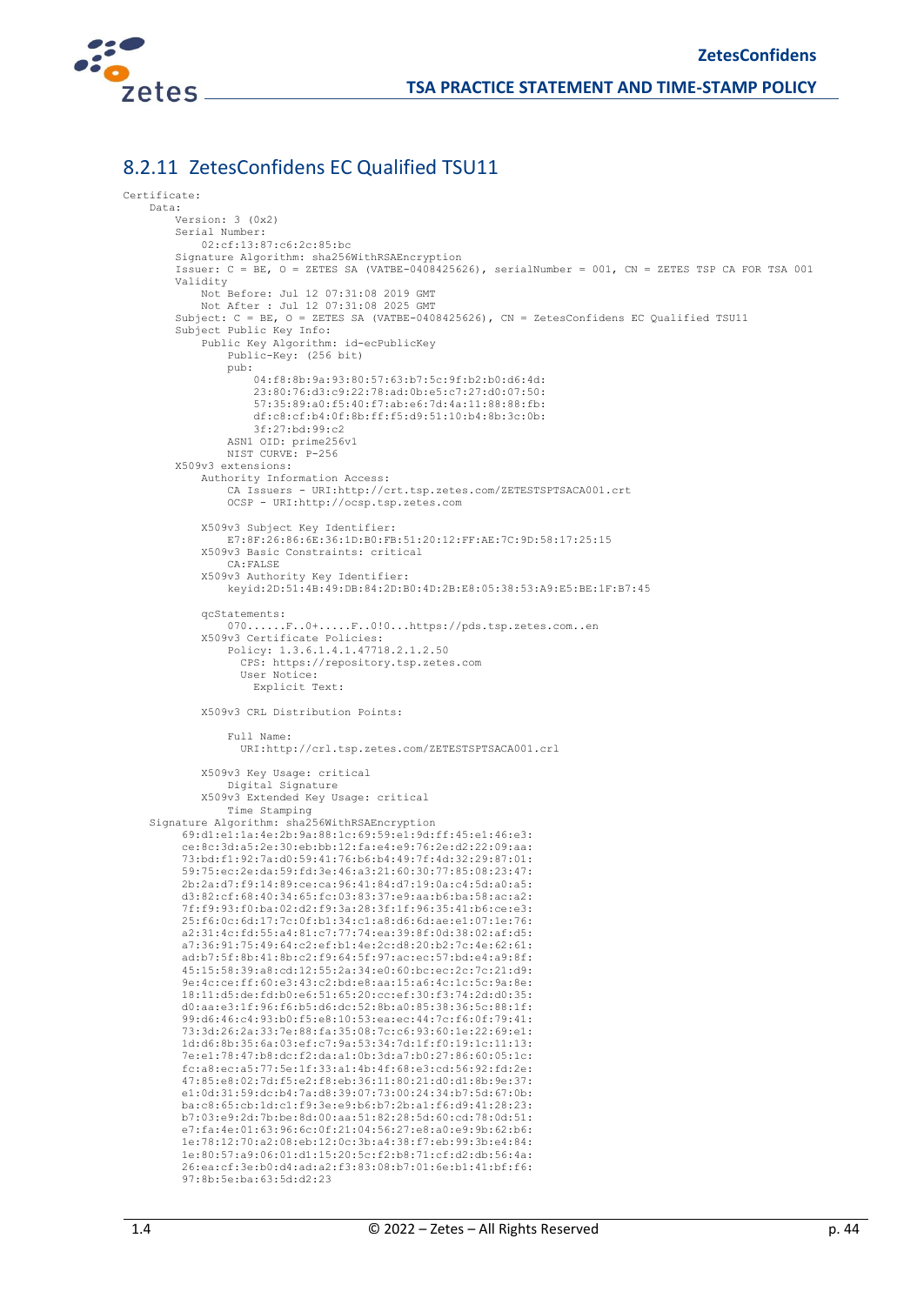## 8.2.11 ZetesConfidens EC Qualified TSU11

```
Certificate:
    Data:
        Version: 3 (0x2)
        Serial Number:
            02:cf:13:87:c6:2c:85:bc
        Signature Algorithm: sha256WithRSAEncryption
        Issuer: C = BE, O = ZETES SA (VATBE-0408425626), serialNumber = 001, CN = ZETES TSP CA FOR TSA 001
        Validity
            Not Before: Jul 12 07:31:08 2019 GMT
            Not After : Jul 12 07:31:08 2025 GMT
        Subject: C = BE, O = ZETES SA (VATBE-0408425626), CN = ZetesConfidens EC Qualified TSU11
        Subject Public Key Info:
            Public Key Algorithm: id-ecPublicKey
                Public-Key: (256 bit)
                pub:
                    04:f8:8b:9a:93:80:57:63:b7:5c:9f:b2:b0:d6:4d:
                    23:80:76:d3:c9:22:78:ad:0b:e5:c7:27:d0:07:50:
                    57:35:89:a0:f5:40:f7:ab:e6:7d:4a:11:88:88:fb:
                    df:c8:cf:b4:0f:8b:ff:f5:d9:51:10:b4:8b:3c:0b:
                    3f:27:bd:99:c2
                ASN1 OID: prime256v1
                NIST CURVE: P-256
        X509v3 extensions:
            Authority Information Access:
                CA Issuers - URI:http://crt.tsp.zetes.com/ZETESTSPTSACA001.crt
                OCSP - URI:http://ocsp.tsp.zetes.com

            X509v3 Subject Key Identifier:
                E7:8F:26:86:6E:36:1D:B0:FB:51:20:12:FF:AE:7C:9D:58:17:25:15
            X509v3 Basic Constraints: critical
                CA:FALSE
            X509v3 Authority Key Identifier:
                keyid:2D:51:4B:49:DB:84:2D:B0:4D:2B:E8:05:38:53:A9:E5:BE:1F:B7:45

            qcStatements:
                070......F..0+.....F..0!0...https://pds.tsp.zetes.com..en
            X509v3 Certificate Policies:
                Policy: 1.3.6.1.4.1.47718.2.1.2.50
                  CPS: https://repository.tsp.zetes.com
                  User Notice:
                    Explicit Text:

            X509v3 CRL Distribution Points:

                Full Name:
                  URI:http://crl.tsp.zetes.com/ZETESTSPTSACA001.crl

            X509v3 Key Usage: critical
                Digital Signature
            X509v3 Extended Key Usage: critical
                Time Stamping
    Signature Algorithm: sha256WithRSAEncryption
         69:d1:e1:1a:4e:2b:9a:88:1c:69:59:e1:9d:ff:45:e1:46:e3:
         ce:8c:3d:a5:2e:30:eb:bb:12:fa:e4:e9:76:2e:d2:22:09:aa:
         73:bd:f1:92:7a:d0:59:41:76:b6:b4:49:7f:4d:32:29:87:01:
         59:75:ec:2e:da:59:fd:3e:46:a3:21:60:30:77:85:08:23:47:
         2b:2a:d7:f9:14:89:ce:ca:96:41:84:d7:19:0a:c4:5d:a0:a5:
         d3:82:cf:68:40:34:65:fc:03:83:37:e9:aa:b6:ba:58:ac:a2:
         7f:f9:93:f0:ba:02:d2:f9:3a:28:3f:1f:96:35:41:b6:ce:e3:
         25:f6:0c:6d:17:7c:0f:b1:34:c1:a8:d6:6d:ae:e1:07:1e:76:
         a2:31:4c:fd:55:a4:81:c7:77:74:ea:39:8f:0d:38:02:af:d5:
         a7:36:91:75:49:64:c2:ef:b1:4e:2c:d8:20:b2:7c:4e:62:61:
         ad:b7:5f:8b:41:8b:c2:f9:64:5f:97:ac:ec:57:bd:e4:a9:8f:
         45:15:58:39:a8:cd:12:55:2a:34:e0:60:bc:ec:2c:7c:21:d9:
         9e:4c:ce:ff:60:e3:43:c2:bd:e8:aa:15:a6:4c:1c:5c:9a:8e:
         18:11:d5:de:fd:b0:e6:51:65:20:cc:ef:30:f3:74:2d:d0:35:
         d0:aa:e3:1f:96:f6:b5:d6:dc:52:8b:a0:85:38:36:5c:88:1f:
         99:d6:46:c4:93:b0:f5:e8:10:53:ea:ec:44:7c:f6:0f:79:41:
         73:3d:26:2a:33:7e:88:fa:35:08:7c:c6:93:60:1e:22:69:e1:
         1d:d6:8b:35:6a:03:ef:c7:9a:53:34:7d:1f:f0:19:1c:11:13:
         7e:e1:78:47:b8:dc:f2:da:a1:0b:3d:a7:b0:27:86:60:05:1c:
         fc:a8:ec:a5:77:5e:1f:33:a1:4b:4f:68:e3:cd:56:92:fd:2e:
         47:85:e8:02:7d:f5:e2:f8:eb:36:11:80:21:d0:d1:8b:9e:37:
         e1:0d:31:59:dc:b4:7a:d8:39:07:73:00:24:34:b7:5d:67:0b:
         ba:c8:65:cb:1d:c1:f9:3e:e9:b6:b7:2b:a1:f6:d9:41:28:23:
         b7:03:e9:2d:7b:be:8d:00:aa:51:82:28:5d:60:cd:78:0d:51:
         e7:fa:4e:01:63:96:6c:0f:21:04:56:27:e8:a0:e9:9b:62:b6:
         1e:78:12:70:a2:08:eb:12:0c:3b:a4:38:f7:eb:99:3b:e4:84:
         1e:80:57:a9:06:01:d1:15:20:5c:f2:b8:71:cf:d2:db:56:4a:
         26:ea:cf:3e:b0:d4:ad:a2:f3:83:08:b7:01:6e:b1:41:bf:f6:
         97:8b:5e:ba:63:5d:d2:23
```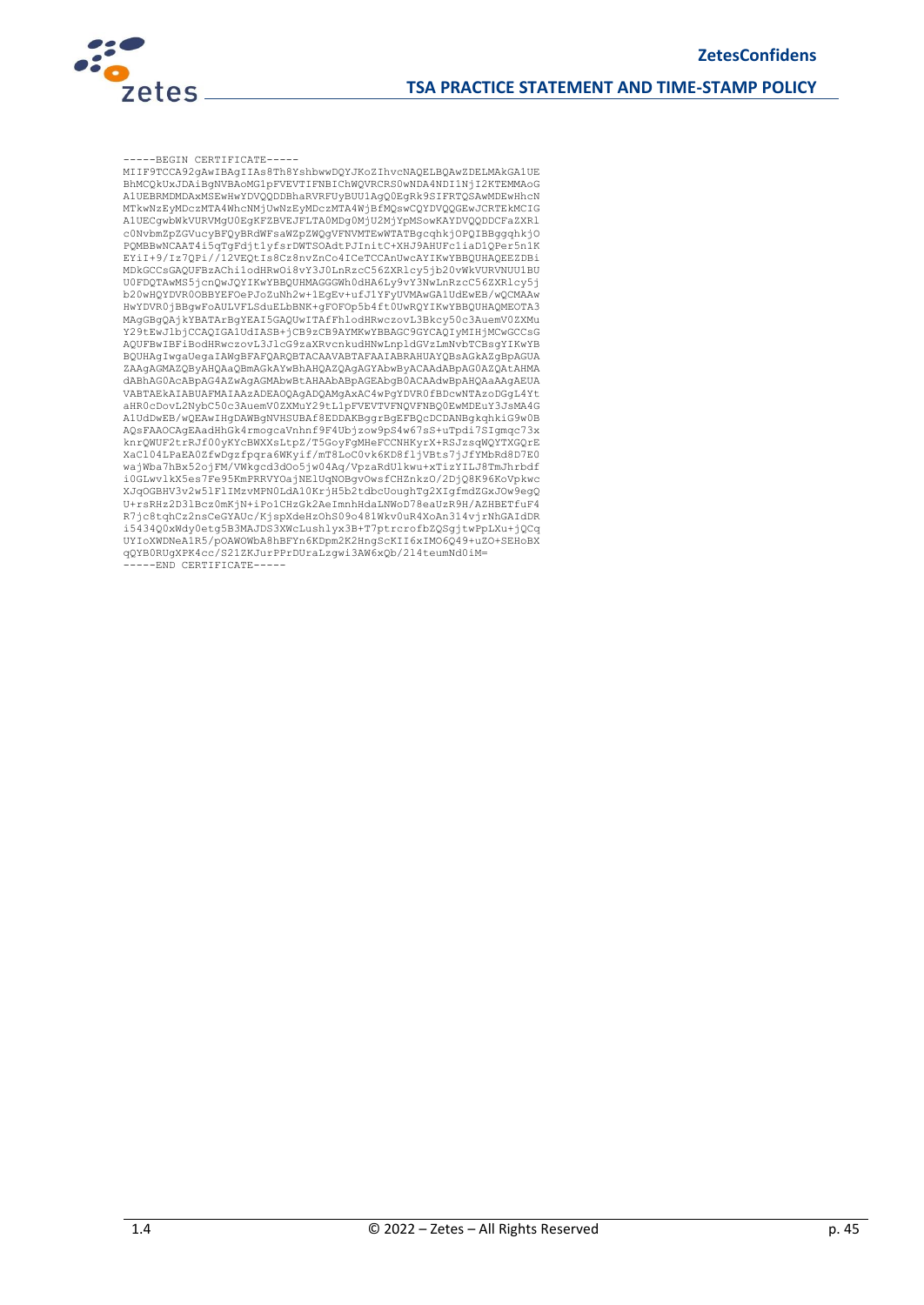```
-----BEGIN CERTIFICATE-----
MIIF9TCCA92gAwIBAgIIAs8Th8YshbwwDQYJKoZIhvcNAQELBQAwZDELMAkGA1UE
BhMCQkUxJDAiBgNVBAoMG1pFVEVTIFNBIChWQVRCRS0wNDA4NDI1NjI2KTEMMAoG
A1UEBRMDMDAxMSEwHwYDVQQDDBhaRVRFUyBUU1AgQ0EgRk9SIFRTQSAwMDEwHhcN
MTkwNzEyMDczMTA4WhcNMjUwNzEyMDczMTA4WjBfMQswCQYDVQQGEwJCRTEkMCIG
A1UECgwbWkVURVMgU0EgKFZBVEJFLTA0MDg0MjU2MjYpMSowKAYDVQQDDCFaZXRl
c0NvbmZpZGVucyBFQyBRdWFsaWZpZWQgVFNVMTEwWTATBgcqhkjOPQIBBggqhkjO
PQMBBwNCAAT4i5qTgFdjt1yfsrDWTSOAdtPJInitC+XHJ9AHUFc1iaD1QPer5n1K
EYiI+9/Iz7QPi//12VEQtIs8Cz8nvZnCo4ICeTCCAnUwcAYIKwYBBQUHAQEEZDBi
MDkGCCsGAQUFBzAChi1odHRwOi8vY3J0LnRzcC56ZXRlcy5jb20vWkVURVNUU1BU
U0FDQTAwMS5jcnQwJQYIKwYBBQUHMAGGGWh0dHA6Ly9vY3NwLnRzcC56ZXRlcy5j
b20wHQYDVR0OBBYEFOePJoZuNh2w+1EgEv+ufJ1YFyUVMAwGA1UdEwEB/wQCMAAw
HwYDVR0jBBgwFoAULVFLSduELbBNK+gFOFOp5b4ft0UwRQYIKwYBBQUHAQMEOTA3
MAgGBgQAjkYBATArBgYEAI5GAQUwITAfFhlodHRwczovL3Bkcy50c3AuemV0ZXMu
Y29tEwJlbjCCAQIGA1UdIASB+jCB9zCB9AYMKwYBBAGC9GYCAQIyMIHjMCwGCCsG
AQUFBwIBFiBodHRwczovL3JlcG9zaXRvcnkudHNwLnpldGVzLmNvbTCBsgYIKwYB
BQUHAgIwgaUegaIAWgBFAFQARQBTACAAVABTAFAAIABRAHUAYQBsAGkAZgBpAGUA
ZAAgAGMAZQByAHQAaQBmAGkAYwBhAHQAZQAgAGYAbwByACAAdABpAG0AZQAtAHMA
dABhAG0AcABpAG4AZwAgAGMAbwBtAHAAbABpAGEAbgB0ACAAdwBpAHQAaAAgAEUA
VABTAEkAIABUAFMAIAAzADEAOQAgADQAMgAxAC4wPgYDVR0fBDcwNTAzoDGgL4Yt
aHR0cDovL2NybC50c3AuemV0ZXMuY29tL1pFVEVTVFNQVFNBQ0EwMDEuY3JsMA4G
A1UdDwEB/wQEAwIHgDAWBgNVHSUBAf8EDDAKBggrBgEFBQcDCDANBgkqhkiG9w0B
AQsFAAOCAgEAadHhGk4rmogcaVnhnf9F4Ubjzow9pS4w67sS+uTpdi7SIgmqc73x
knrQWUF2trRJf00yKYcBWXXsLtpZ/T5GoyFgMHeFCCNHKyrX+RSJzsqWQYTXGQrE
XaCl04LPaEA0ZfwDgzfpqra6WKyif/mT8LoC0vk6KD8fljVBts7jJfYMbRd8D7E0
wajWba7hBx52ojFM/VWkgcd3dOo5jw04Aq/VpzaRdUlkwu+xTizYILJ8TmJhrbdf
i0GLwvlkX5es7Fe95KmPRRVYOajNElUqNOBgvOwsfCHZnkzO/2DjQ8K96KoVpkwc
XJqOGBHV3v2w5lFlIMzvMPN0LdA10KrjH5b2tdbcUoughTg2XIgfmdZGxJOw9egQ
U+rsRHz2D3lBcz0mKjN+iPo1CHzGk2AeImnhHdaLNWoD78eaUzR9H/AZHBETfuF4
R7jc8tqhCz2nsCeGYAUc/KjspXdeHzOhS09o48lWkv0uR4XoAn314vjrNhGAIdDR
i5434Q0xWdy0etg5B3MAJDS3XWcLushlyx3B+T7ptrcrofbZQSgjtwPpLXu+jQCq
UYIoXWDNeA1R5/pOAWOWbA8hBFYn6KDpm2K2HngScKII6xIMO6Q49+uZO+SEHoBX
qQYB0RUgXPK4cc/S21ZKJurPPrDUraLzgwi3AW6xQb/214teumNd0iM=
-----END CERTIFICATE-----
```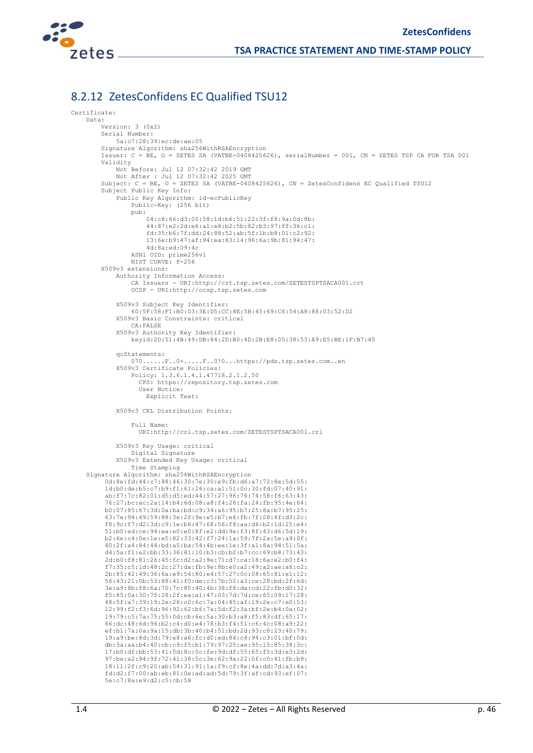### 8.2.12 ZetesConfidens EC Qualified TSU12

```
Certificate:
    Data:
        Version: 3 (0x2)
        Serial Number:
            5a:c7:28:39:ec:de:ae:05
        Signature Algorithm: sha256WithRSAEncryption
        Issuer: C = BE, O = ZETES SA (VATBE-0408425626), serialNumber = 001, CN = ZETES TSP CA FOR TSA 001
        Validity
            Not Before: Jul 12 07:32:42 2019 GMT
            Not After : Jul 12 07:32:42 2025 GMT
        Subject: C = BE, O = ZETES SA (VATBE-0408425626), CN = ZetesConfidens EC Qualified TSU12
        Subject Public Key Info:
            Public Key Algorithm: id-ecPublicKey
                Public-Key: (256 bit)
                pub:
                    04:c8:66:d3:00:58:1d:b6:51:22:3f:f8:9a:0d:8b:
                    44:87:e2:2d:e6:a1:e8:b2:5b:82:b3:97:ff:36:c1:
                    fd:35:b6:7f:dd:24:88:52:ab:5f:1b:b8:01:c2:92:
                    13:6e:b9:47:af:94:ea:83:14:96:6a:9b:81:94:47:
                    4d:8a:ed:09:4c
                ASN1 OID: prime256v1
                NIST CURVE: P-256
        X509v3 extensions:
            Authority Information Access:
                CA Issuers - URI:http://crt.tsp.zetes.com/ZETESTSPTSACA001.crt
                OCSP - URI:http://ocsp.tsp.zetes.com

            X509v3 Subject Key Identifier:
                60:5F:58:F1:B0:03:3E:D5:CC:8E:5B:45:69:C6:54:A8:88:03:52:D2
            X509v3 Basic Constraints: critical
                CA:FALSE
            X509v3 Authority Key Identifier:
                keyid:2D:51:4B:49:DB:84:2D:B0:4D:2B:E8:05:38:53:A9:E5:BE:1F:B7:45

            qcStatements:
                070......F..0+.....F..0!0...https://pds.tsp.zetes.com..en
            X509v3 Certificate Policies:
                Policy: 1.3.6.1.4.1.47718.2.1.2.50
                  CPS: https://repository.tsp.zetes.com
                  User Notice:
                    Explicit Text:

            X509v3 CRL Distribution Points:

                Full Name:
                  URI:http://crl.tsp.zetes.com/ZETESTSPTSACA001.crl

            X509v3 Key Usage: critical
                Digital Signature
            X509v3 Extended Key Usage: critical
                Time Stamping
    Signature Algorithm: sha256WithRSAEncryption
         0d:8e:fd:44:c7:88:46:30:7e:30:e9:fb:d6:a7:72:8e:5d:55:
         1d:b0:de:b5:c7:b9:f1:61:26:ca:a1:51:0c:30:fd:07:40:91:
         ab:f7:7c:82:01:d5:d5:ed:44:57:27:96:76:74:58:f6:63:43:
         76:27:bc:ac:2a:14:b4:6d:08:a8:f4:26:fa:24:fb:95:4e:64:
         b0:07:85:67:3d:0a:ba:bd:c9:34:a6:95:b7:25:8a:b7:95:25:
         63:7e:94:49:59:88:3e:2f:9e:e5:b7:e6:fb:7f:08:4f:d3:2c:
         f8:9c:f7:d2:3d:c9:1e:b6:47:68:56:f8:aa:d6:b2:1d:25:e4:
         51:b0:ed:ce:94:ea:e0:e0:8f:e2:dd:9e:f3:8f:43:d6:5d:19:
         b2:6e:c4:0e:1e:e5:82:33:42:f7:24:1a:59:7f:2a:5e:a9:0f:
         40:2f:a4:84:44:bd:a5:ba:54:4b:ee:1e:3f:a1:8a:94:51:5a:
         d4:5a:f1:e2:bb:33:36:81:10:b3:cb:b2:b7:cc:69:b8:73:43:
         2d:b0:f8:81:26:45:fc:d2:a2:9e:71:d7:ca:18:6a:e2:b0:f4:
         f7:35:c5:1d:48:2c:27:da:fb:9e:8b:e0:a2:49:a2:ae:a6:c2:
         2b:85:42:49:36:6a:e9:54:80:e4:57:27:0c:08:65:81:e1:12:
         56:43:21:0b:53:88:41:f0:de:c3:7b:52:a3:ce:28:bd:2f:6d:
         3e:a9:8b:f8:6a:70:7c:85:40:4b:38:f8:da:cd:22:fb:d0:32:
         f5:85:0a:30:75:28:2f:ea:a1:47:03:7d:7d:ce:65:09:17:28:
         48:5f:a7:39:19:2e:26:c0:6c:7a:04:45:af:19:2e:c7:e0:53:
         12:99:f2:f3:6d:96:92:62:b6:7a:5d:f2:3a:bf:2e:b4:0a:02:
         19:79:c5:7a:75:55:0d:cb:6e:5a:30:b3:a8:f5:83:df:65:17:
         66:dc:48:6d:96:b2:c4:d0:e4:78:b3:f4:51:c6:4c:08:a9:22:
         ef:b1:7a:0a:9a:15:db:3b:40:b4:51:bd:2d:93:c8:23:40:79:
         19:a9:be:8d:3d:79:e8:a6:fc:d0:ed:84:c4:94:c3:01:bf:0d:
         db:3a:aa:b4:40:cb:c9:f5:b1:79:97:25:ae:95:15:85:38:3c:
         17:b0:df:bb:53:41:5d:8c:0c:fe:9d:df:55:65:f5:3d:e3:2d:
         97:be:a2:94:9f:72:41:38:5c:3e:62:9a:22:0f:c0:41:fb:b9:
         18:11:2f:c9:20:ab:54:31:91:1a:f9:cf:8e:4a:dd:7d:a3:4a:
         fd:d2:f7:00:ab:eb:81:0e:ad:ad:5d:79:3f:af:cd:93:ef:07:
         5e:c7:8a:e9:d2:c5:cb:58
```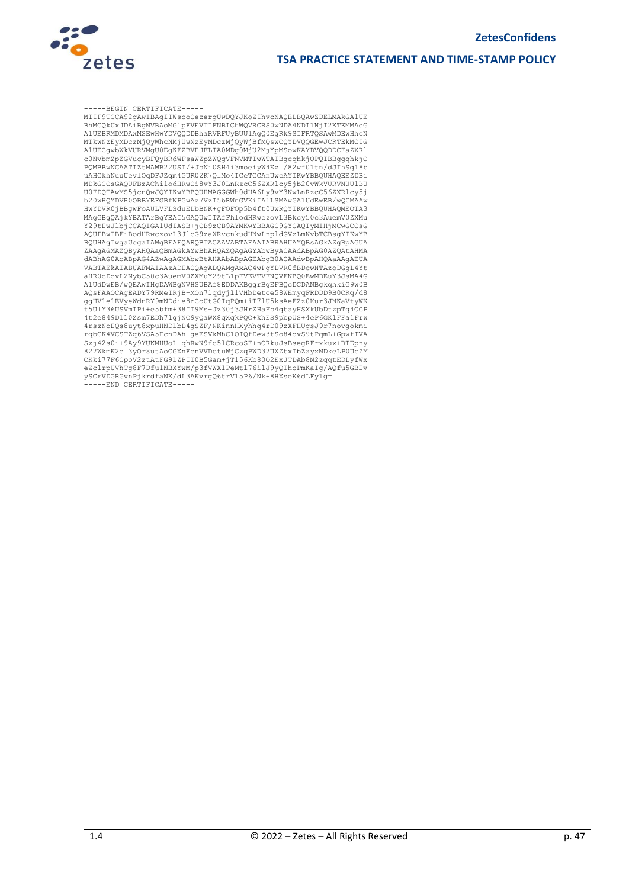```
-----BEGIN CERTIFICATE-----
MIIF9TCCA92gAwIBAgIIWsco0ezergUwDQYJKoZIhvcNAQELBQAwZDELMAkGA1UE
BhMCQkUxJDAiBgNVBAoMG1pFVEVTIFNBIChWQVRCRS0wNDA4NDI1NjI2KTEMMAoG
A1UEBRMDMDAxMSEwHwYDVQQDDBhaRVRFUyBUU1AgQ0EgRk9SIFRTQSAwMDEwHhcN
MTkwNzEyMDczMjQyWhcNMjUwNzEyMDczMjQyWjBfMQswCQYDVQQGEwJCRTEkMCIG
A1UECgwbWkVURVMgU0EgKFZBVEJFLTA0MDg0MjU2MjYpMSowKAYDVQQDDCFaZXRl
c0NvbmZpZGVucyBFQyBRdWFsaWZpZWQgVFNVMTIwWTATBgcqhkjOPQIBBggqhkjO
PQMBBwNCAATIZtMAWB22USI/+JoNi0SH4i3moeiyW4Kzl/82wf01tn/dJIhSq18b
uAHCkhNuuUevlOqDFJZqm4GUR02K7QlMo4ICeTCCAnUwcAYIKwYBBQUHAQEEZDBi
MDkGCCsGAQUFBzAChi1odHRwOi8vY3J0LnRzcC56ZXRlcy5jb20vWkVURVNUU1BU
U0FDQTAwMS5jcnQwJQYIKwYBBQUHMAGGGWh0dHA6Ly9vY3NwLnRzcC56ZXRlcy5j
b20wHQYDVR0OBBYEFGBfWPGwAz7VzI5bRWnGVKiIA1LSMAwGA1UdEwEB/wQCMAAw
HwYDVR0jBBgwFoAULVFLSduELbBNK+gFOFOp5b4ft0UwRQYIKwYBBQUHAQMEOTA3
MAgGBgQAjkYBATArBgYEAI5GAQUwITAfFhlodHRwczovL3Bkcy50c3AuemV0ZXMu
Y29tEwJlbjCCAQIGA1UdIASB+jCB9zCB9AYMKwYBBAGC9GYCAQIyMIHjMCwGCCsG
AQUFBwIBFiBodHRwczovL3JlcG9zaXRvcnkudHNwLnpldGVzLmNvbTCBsgYIKwYB
BQUHAgIwgaUegaIAWgBFAFQARQBTACAAVABTAFAAIABRAHUAYQBsAGkAZgBpAGUA
ZAAgAGMAZQByAHQAaQBmAGkAYwBhAHQAZQAgAGYAbwByACAAdABpAG0AZQAtAHMA
dABhAG0AcABpAG4AZwAgAGMAbwBtAHAAbABpAGEAbgB0ACAAdwBpAHQAaAAgAEUA
VABTAEkAIABUAFMAIAAzADEAOQAgADQAMgAxAC4wPgYDVR0fBDcwNTAzoDGgL4Yt
aHR0cDovL2NybC50c3AuemV0ZXMuY29tL1pFVEVTVFNQVFNBQ0EwMDEuY3JsMA4G
A1UdDwEB/wQEAwIHgDAWBgNVHSUBAf8EDDAKBggrBgEFBQcDCDANBgkqhkiG9w0B
AQsFAAOCAgEADY79RMeIRjB+MOn7lqdyjl1VHbDetce58WEmyqFRDDD9B0CRq/d8
ggHV1e1EVyeWdnRY9mNDdie8rCoUtG0IqPQm+iT7lU5ksAeFZz0Kur3JNKaVtyWK
t5UlY36USVmIPi+e5bfm+38IT9Ms+Jz30j3JHrZHaFb4qtayHSXkUbDtzpTq4OCP
4t2e849D1l0Zsm7EDh7lgjNC9yQaWX8qXqkPQC+khES9pbpUS+4eP6GKlFFa1Frx
4rszNoEQs8uyt8xpuHNDLbD4gSZF/NKinnHXyhhq4rD09zXFHUgsJ9r7novgokmi
rqbCK4VCSTZq6VSA5FcnDAhlgeESVkMhC1OIQfDew3tSo84ovS9tPqmL+GpwfIVA
Szj42s0i+9Ay9YUKMHUoL+qhRwN9fc5lCRcoSF+nORkuJsBsegRFrxkux+BTEpny
822WkmK2el3yOr8utAoCGXnFenVVDctuWjCzqPWD32UXZtxIbZayxNDkeLP0UcZM
CKki77F6CpoV2ztAtFG9LZPII0B5Gam+jT156Kb80O2ExJTDAb8N2zqqtEDLyfWx
eZclrpUVhTg8F7Dfu1NBXYwM/p3fVWX1PeMtl76ilJ9yQThcPmKaIg/AQfu5GBEv
ySCrVDGRGvnPjkrdfaNK/dL3AKvrgQ6trV15P6/Nk+8HXseK6dLFy1g=
-----END CERTIFICATE-----
```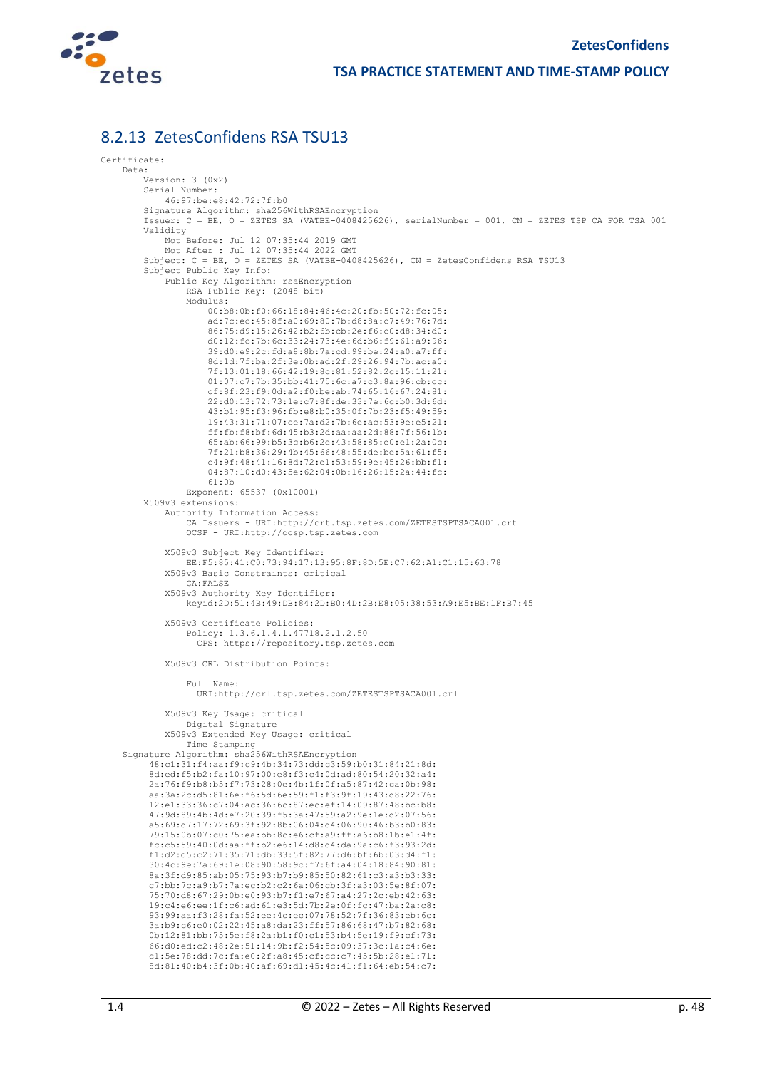## 8.2.13 ZetesConfidens RSA TSU13

```
Certificate:
    Data:
        Version: 3 (0x2)
        Serial Number:
            46:97:be:e8:42:72:7f:b0
        Signature Algorithm: sha256WithRSAEncryption
        Issuer: C = BE, O = ZETES SA (VATBE-0408425626), serialNumber = 001, CN = ZETES TSP CA FOR TSA 001
        Validity
            Not Before: Jul 12 07:35:44 2019 GMT
            Not After : Jul 12 07:35:44 2022 GMT
        Subject: C = BE, O = ZETES SA (VATBE-0408425626), CN = ZetesConfidens RSA TSU13
        Subject Public Key Info:
            Public Key Algorithm: rsaEncryption
                RSA Public-Key: (2048 bit)
                Modulus:
                    00:b8:0b:f0:66:18:84:46:4c:20:fb:50:72:fc:05:
                    ad:7c:ec:45:8f:a0:69:80:7b:d8:8a:c7:49:76:7d:
                    86:75:d9:15:26:42:b2:6b:cb:2e:f6:c0:d8:34:d0:
                    d0:12:fc:7b:6c:33:24:73:4e:6d:b6:f9:61:a9:96:
                    39:d0:e9:2c:fd:a8:8b:7a:cd:99:be:24:a0:a7:ff:
                    8d:1d:7f:ba:2f:3e:0b:ad:2f:29:26:94:7b:ac:a0:
                    7f:13:01:18:66:42:19:8c:81:52:82:2c:15:11:21:
                    01:07:c7:7b:35:bb:41:75:6c:a7:c3:8a:96:cb:cc:
                    cf:8f:23:f9:0d:a2:f0:be:ab:74:65:16:67:24:81:
                    22:d0:13:72:73:1e:c7:8f:de:33:7e:6c:b0:3d:6d:
                    43:b1:95:f3:96:fb:e8:b0:35:0f:7b:23:f5:49:59:
                    19:43:31:71:07:ce:7a:d2:7b:6e:ac:53:9e:e5:21:
                    ff:fb:f8:bf:6d:45:b3:2d:aa:aa:2d:88:7f:56:1b:
                    65:ab:66:99:b5:3c:b6:2e:43:58:85:e0:e1:2a:0c:
                    7f:21:b8:36:29:4b:45:66:48:55:de:be:5a:61:f5:
                    c4:9f:48:41:16:8d:72:e1:53:59:9e:45:26:bb:f1:
                    04:87:10:d0:43:5e:62:04:0b:16:26:15:2a:44:fc:
                    61:0b
                Exponent: 65537 (0x10001)
        X509v3 extensions:
            Authority Information Access:
                CA Issuers - URI:http://crt.tsp.zetes.com/ZETESTSPTSACA001.crt
                OCSP - URI:http://ocsp.tsp.zetes.com

            X509v3 Subject Key Identifier:
                EE:F5:85:41:C0:73:94:17:13:95:8F:8D:5E:C7:62:A1:C1:15:63:78
            X509v3 Basic Constraints: critical
                CA:FALSE
            X509v3 Authority Key Identifier:
                keyid:2D:51:4B:49:DB:84:2D:B0:4D:2B:E8:05:38:53:A9:E5:BE:1F:B7:45

            X509v3 Certificate Policies:
                Policy: 1.3.6.1.4.1.47718.2.1.2.50
                  CPS: https://repository.tsp.zetes.com

            X509v3 CRL Distribution Points:

                Full Name:
                  URI:http://crl.tsp.zetes.com/ZETESTSPTSACA001.crl

            X509v3 Key Usage: critical
                Digital Signature
            X509v3 Extended Key Usage: critical
                Time Stamping
    Signature Algorithm: sha256WithRSAEncryption
         48:c1:31:f4:aa:f9:c9:4b:34:73:dd:c3:59:b0:31:84:21:8d:
         8d:ed:f5:b2:fa:10:97:00:e8:f3:c4:0d:ad:80:54:20:32:a4:
         2a:76:f9:b8:b5:f7:73:28:0e:4b:1f:0f:a5:87:42:ca:0b:98:
         aa:3a:2c:d5:81:6e:f6:5d:6e:59:f1:f3:9f:19:43:d8:22:76:
         12:e1:33:36:c7:04:ac:36:6c:87:ec:ef:14:09:87:48:bc:b8:
         47:9d:89:4b:4d:e7:20:39:f5:3a:47:59:a2:9e:1e:d2:07:56:
         a5:69:d7:17:72:69:3f:92:8b:06:04:d4:06:90:46:b3:b0:83:
         79:15:0b:07:c0:75:ea:bb:8c:e6:cf:a9:ff:a6:b8:1b:e1:4f:
         fc:c5:59:40:0d:aa:ff:b2:e6:14:d8:d4:da:9a:c6:f3:93:2d:
         f1:d2:d5:c2:71:35:71:db:33:5f:82:77:d6:bf:6b:03:d4:f1:
         30:4c:9e:7a:69:1e:08:90:58:9c:f7:6f:a4:04:18:84:90:81:
         8a:3f:d9:85:ab:05:75:93:b7:b9:85:50:82:61:c3:a3:b3:33:
         c7:bb:7c:a9:b7:7a:ec:b2:c2:6a:06:cb:3f:a3:03:5e:8f:07:
         75:70:d8:67:29:0b:e0:93:b7:f1:e7:67:a4:27:2c:eb:42:63:
         19:c4:e6:ee:1f:c6:ad:61:e3:5d:7b:2e:0f:fc:47:ba:2a:c8:
         93:99:aa:f3:28:fa:52:ee:4c:ec:07:78:52:7f:36:83:eb:6c:
         3a:b9:c6:e0:02:22:45:a8:da:23:ff:57:86:68:47:b7:82:68:
         0b:12:81:bb:75:5e:f8:2a:b1:f0:c1:53:b4:5e:19:f9:cf:73:
         66:d0:ed:c2:48:2e:51:14:9b:f2:54:5c:09:37:3c:1a:c4:6e:
         c1:5e:78:dd:7c:fa:e0:2f:a8:45:cf:cc:c7:45:5b:28:e1:71:
         8d:81:40:b4:3f:0b:40:af:69:d1:45:4c:41:f1:64:eb:54:c7:
```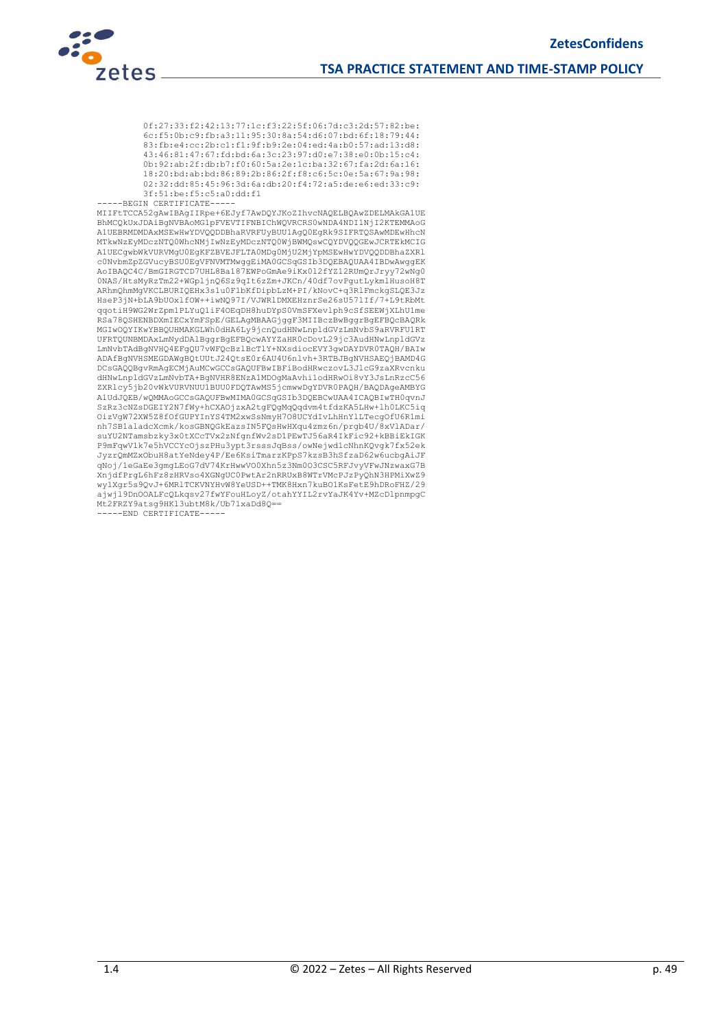```
        0f:27:33:f2:42:13:77:1c:f3:22:5f:06:7d:c3:2d:57:82:be:
        6c:f5:0b:c9:fb:a3:11:95:30:8a:54:d6:07:bd:6f:18:79:44:
        83:fb:e4:cc:2b:c1:f1:9f:b9:2e:04:ed:4a:b0:57:ad:13:d8:
        43:46:81:47:67:fd:bd:6a:3c:23:97:d0:e7:38:e0:0b:15:c4:
        0b:92:ab:2f:db:b7:f0:60:5a:2e:1c:ba:32:67:fa:2d:6a:16:
        18:20:bd:ab:bd:86:89:2b:86:2f:f8:c6:5c:0e:5a:67:9a:98:
        02:32:dd:85:45:96:3d:6a:db:20:f4:72:a5:de:e6:ed:33:c9:
        3f:51:be:f5:c5:a0:dd:f1
-----BEGIN CERTIFICATE-----
MIIFtTCCA52gAwIBAgIIRpe+6EJyf7AwDQYJKoZIhvcNAQELBQAwZDELMAkGA1UE
BhMCQkUxJDAiBgNVBAoMG1pFVEVTIFNBIChWQVRCRS0wNDA4NDI1NjI2KTEMMAoG
A1UEBRMDMDAxMSEwHwYDVQQDDBhaRVRFUyBUU1AgQ0EgRk9SIFRTQSAwMDEwHhcN
MTkwNzEyMDczNTQ0WhcNMjIwNzEyMDczNTQ0WjBWMQswCQYDVQQGEwJCRTEkMCIG
A1UECgwbWkVURVMgU0EgKFZBVEJFLTA0MDg0MjU2MjYpMSEwHwYDVQQDDBhaZXRl
c0NvbmZpZGVucyBSU0EgVFNVMTMwggEiMA0GCSqGSIb3DQEBAQUAA4IBDwAwggEK
AoIBAQC4C/BmGIRGTCD7UHL8Ba187EWPoGmAe9iKx012fYZ12RUmQrJryy72wNg0
0NAS/HtsMyRzTm22+WGpljnQ6Sz9qIt6zZm+JKCn/40df7ovPgutLykmlHusoH8T
ARhmQhmMgVKCLBURIQEHx3s1u0F1bKfDipbLzM+PI/kNovC+q3RlFmckgSLQE3Jz
HseP3jN+bLA9bUOxlfOW++iwNQ97I/VJWRlDMXEHznrSe26sU57lIf/7+L9tRbMt
qqotiH9WG2WrZpm1PLYuQ1iF4OEqDH8huDYpS0VmSFXevlph9cSfSEEWjXLhU1me
RSa78QSHENBDXmIECxYmFSpE/GELAgMBAAGjggF3MIIBczBwBggrBgEFBQcBAQRk
MGIwOQYIKwYBBQUHMAKGLWh0dHA6Ly9jcnQudHNwLnpldGVzLmNvbS9aRVRFU1RT
UFRTQUNBMDAxLmNydDAlBggrBgEFBQcwAYYZaHR0cDovL29jc3AudHNwLnpldGVz
LmNvbTAdBgNVHQ4EFgQU7vWFQcBzlBcTlY+NXsdiocEVY3gwDAYDVR0TAQH/BAIw
ADAfBgNVHSMEGDAWgBQtUUtJ24QtsE0r6AU4U6nlvh+3RTBJBgNVHSAEQjBAMD4G
DCsGAQQBgvRmAgECMjAuMCwGCCsGAQUFBwIBFiBodHRwczovL3JlcG9zaXRvcnku
dHNwLnpldGVzLmNvbTA+BgNVHR8ENzA1MDOgMaAvhi1odHRwOi8vY3JsLnRzcC56
ZXRlcy5jb20vWkVURVNUU1BUU0FDQTAwMS5jcmwwDgYDVR0PAQH/BAQDAgeAMBYG
A1UdJQEB/wQMMAoGCCsGAQUFBwMIMA0GCSqGSIb3DQEBCwUAA4ICAQBIwTH0qvnJ
SzRz3cNZsDGEIY2N7fWy+hCXAOjzxA2tgFQgMqQqdvm4tfdzKA5LHw+lh0LKC5iq
OizVgW72XW5Z8fOfGUPYInYS4TM2xwSsNmyH7O8UCYdIvLhHnYlLTecgOfU6R1mi
nh7SB1aladcXcmk/kosGBNQGkEazsIN5FQsHwHXqu4zmz6n/prgb4U/8xVlADar/
suYU2NTamsbzky3x0tXCcTVx2zNfgnfWv2sD1PEwTJ56aR4IkFic92+kBBiEkIGK
P9mFqwV1k7e5hVCCYcOjszPHu3ypt3rsssJqBss/owNejwd1cNhnKQvgk7fx52ek
JyzrQmMZxObuH8atYeNdey4P/Ee6KsiTmarzKPpS7kzsB3hSfzaD62w6ucbgAiJF
qNoj/1eGaEe3gmgLEoG7dV74KrHwwVO0Xhn5z3Nm0O3CSC5RFJvyVFwJNzwaxG7B
XnjdfPrgL6hFz8zHRVso4XGNgUC0PwtAr2nRRUxB8WTrVMcPJzPyQhN3HPMiXwZ9
wy1Xgr5s9QvJ+6MRlTCKVNYHvW8YeUSD++TMK8Hxn7kuBO1KsFetE9hDRoFHZ/29
ajwjl9DnOOALFcQLkqsv27fwYFouHLoyZ/otahYYIL2rvYaJK4Yv+MZcDlpnmpgC
Mt2FRZY9atsg9HKl3ubtM8k/Ub71xaDd8Q==
-----END CERTIFICATE-----
```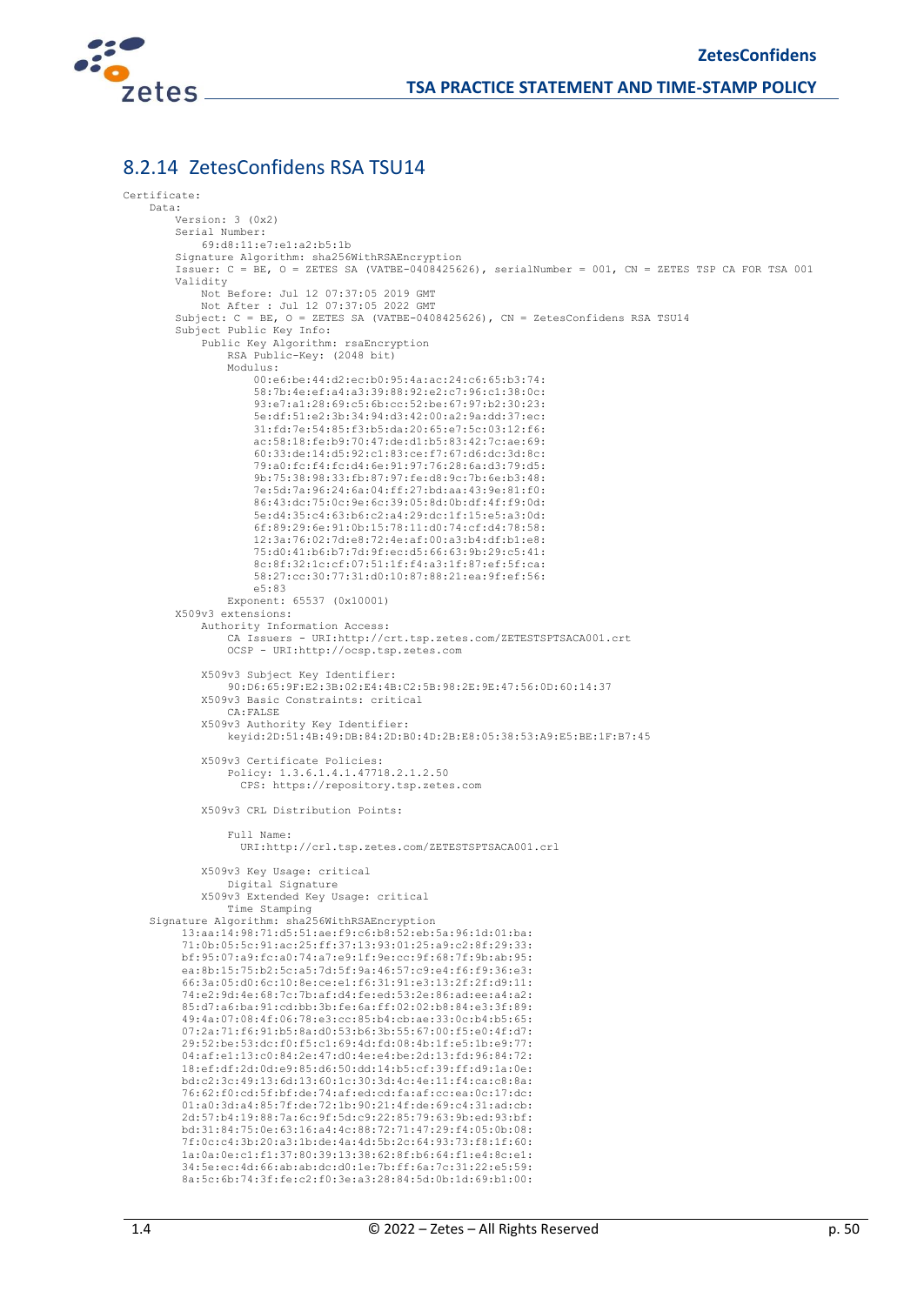## 8.2.14 ZetesConfidens RSA TSU14

```
Certificate:
    Data:
        Version: 3 (0x2)
        Serial Number:
            69:d8:11:e7:e1:a2:b5:1b
        Signature Algorithm: sha256WithRSAEncryption
        Issuer: C = BE, O = ZETES SA (VATBE-0408425626), serialNumber = 001, CN = ZETES TSP CA FOR TSA 001
        Validity
            Not Before: Jul 12 07:37:05 2019 GMT
            Not After : Jul 12 07:37:05 2022 GMT
        Subject: C = BE, O = ZETES SA (VATBE-0408425626), CN = ZetesConfidens RSA TSU14
        Subject Public Key Info:
            Public Key Algorithm: rsaEncryption
                RSA Public-Key: (2048 bit)
                Modulus:
                    00:e6:be:44:d2:ec:b0:95:4a:ac:24:c6:65:b3:74:
                    58:7b:4e:ef:a4:a3:39:88:92:e2:c7:96:c1:38:0c:
                    93:e7:a1:28:69:c5:6b:cc:52:be:67:97:b2:30:23:
                    5e:df:51:e2:3b:34:94:d3:42:00:a2:9a:dd:37:ec:
                    31:fd:7e:54:85:f3:b5:da:20:65:e7:5c:03:12:f6:
                    ac:58:18:fe:b9:70:47:de:d1:b5:83:42:7c:ae:69:
                    60:33:de:14:d5:92:c1:83:ce:f7:67:d6:dc:3d:8c:
                    79:a0:fc:f4:fc:d4:6e:91:97:76:28:6a:d3:79:d5:
                    9b:75:38:98:33:fb:87:97:fe:d8:9c:7b:6e:b3:48:
                    7e:5d:7a:96:24:6a:04:ff:27:bd:aa:43:9e:81:f0:
                    86:43:dc:75:0c:9e:6c:39:05:8d:0b:df:4f:f9:0d:
                    5e:d4:35:c4:63:b6:c2:a4:29:dc:1f:15:e5:a3:0d:
                    6f:89:29:6e:91:0b:15:78:11:d0:74:cf:d4:78:58:
                    12:3a:76:02:7d:e8:72:4e:af:00:a3:b4:df:b1:e8:
                    75:d0:41:b6:b7:7d:9f:ec:d5:66:63:9b:29:c5:41:
                    8c:8f:32:1c:cf:07:51:1f:f4:a3:1f:87:ef:5f:ca:
                    58:27:cc:30:77:31:d0:10:87:88:21:ea:9f:ef:56:
                    e5:83
                Exponent: 65537 (0x10001)
        X509v3 extensions:
            Authority Information Access:
                CA Issuers - URI:http://crt.tsp.zetes.com/ZETESTSPTSACA001.crt
                OCSP - URI:http://ocsp.tsp.zetes.com

            X509v3 Subject Key Identifier:
                90:D6:65:9F:E2:3B:02:E4:4B:C2:5B:98:2E:9E:47:56:0D:60:14:37
            X509v3 Basic Constraints: critical
                CA:FALSE
            X509v3 Authority Key Identifier:
                keyid:2D:51:4B:49:DB:84:2D:B0:4D:2B:E8:05:38:53:A9:E5:BE:1F:B7:45

            X509v3 Certificate Policies:
                Policy: 1.3.6.1.4.1.47718.2.1.2.50
                  CPS: https://repository.tsp.zetes.com

            X509v3 CRL Distribution Points:

                Full Name:
                  URI:http://crl.tsp.zetes.com/ZETESTSPTSACA001.crl

            X509v3 Key Usage: critical
                Digital Signature
            X509v3 Extended Key Usage: critical
                Time Stamping
    Signature Algorithm: sha256WithRSAEncryption
         13:aa:14:98:71:d5:51:ae:f9:c6:b8:52:eb:5a:96:1d:01:ba:
         71:0b:05:5c:91:ac:25:ff:37:13:93:01:25:a9:c2:8f:29:33:
         bf:95:07:a9:fc:a0:74:a7:e9:1f:9e:cc:9f:68:7f:9b:ab:95:
         ea:8b:15:75:b2:5c:a5:7d:5f:9a:46:57:c9:e4:f6:f9:36:e3:
         66:3a:05:d0:6c:10:8e:ce:e1:f6:31:91:e3:13:2f:2f:d9:11:
         74:e2:9d:4e:68:7c:7b:af:d4:fe:ed:53:2e:86:ad:ee:a4:a2:
         85:d7:a6:ba:91:cd:bb:3b:fe:6a:ff:02:02:b8:84:e3:3f:89:
         49:4a:07:08:4f:06:78:e3:cc:85:b4:cb:ae:33:0c:b4:b5:65:
         07:2a:71:f6:91:b5:8a:d0:53:b6:3b:55:67:00:f5:e0:4f:d7:
         29:52:be:53:dc:f0:f5:c1:69:4d:fd:08:4b:1f:e5:1b:e9:77:
         04:af:e1:13:c0:84:2e:47:d0:4e:e4:be:2d:13:fd:96:84:72:
         18:ef:df:2d:0d:e9:85:d6:50:dd:14:b5:cf:39:ff:d9:1a:0e:
         bd:c2:3c:49:13:6d:13:60:1c:30:3d:4c:4e:11:f4:ca:c8:8a:
         76:62:f0:cd:5f:bf:de:74:af:ed:cd:fa:af:cc:ea:0c:17:dc:
         01:a0:3d:a4:85:7f:de:72:1b:90:21:4f:de:69:c4:31:ad:cb:
         2d:57:b4:19:88:7a:6c:9f:5d:c9:22:85:79:63:9b:ed:93:bf:
         bd:31:84:75:0e:63:16:a4:4c:88:72:71:47:29:f4:05:0b:08:
         7f:0c:c4:3b:20:a3:1b:de:4a:4d:5b:2c:64:93:73:f8:1f:60:
         1a:0a:0e:c1:f1:37:80:39:13:38:62:8f:b6:64:f1:e4:8c:e1:
         34:5e:ec:4d:66:ab:ab:dc:d0:1e:7b:ff:6a:7c:31:22:e5:59:
         8a:5c:6b:74:3f:fe:c2:f0:3e:a3:28:84:5d:0b:1d:69:b1:00:
```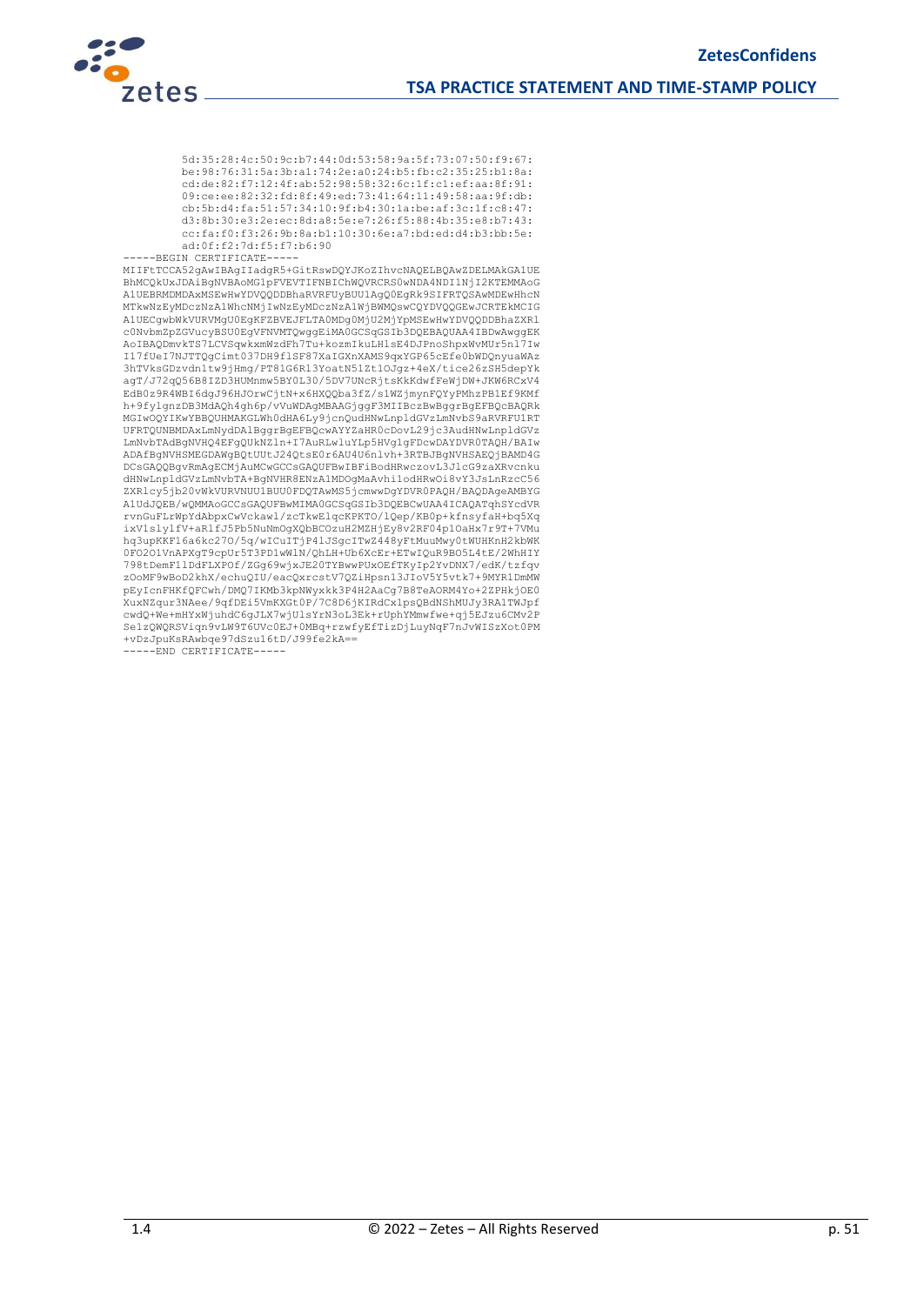```
         5d:35:28:4c:50:9c:b7:44:0d:53:58:9a:5f:73:07:50:f9:67:
         be:98:76:31:5a:3b:a1:74:2e:a0:24:b5:fb:c2:35:25:b1:8a:
         cd:de:82:f7:12:4f:ab:52:98:58:32:6c:1f:c1:ef:aa:8f:91:
         09:ce:ee:82:32:fd:8f:49:ed:73:41:64:11:49:58:aa:9f:db:
         cb:5b:d4:fa:51:57:34:10:9f:b4:30:1a:be:af:3c:1f:c8:47:
         d3:8b:30:e3:2e:ec:8d:a8:5e:e7:26:f5:88:4b:35:e8:b7:43:
         cc:fa:f0:f3:26:9b:8a:b1:10:30:6e:a7:bd:ed:d4:b3:bb:5e:
         ad:0f:f2:7d:f5:f7:b6:90
-----BEGIN CERTIFICATE-----
MIIFtTCCA52gAwIBAgIIadgR5+GitRswDQYJKoZIhvcNAQELBQAwZDELMAkGA1UE
BhMCQkUxJDAiBgNVBAoMG1pFVEVTIFNBIChWQVRCRS0wNDA4NDI1NjI2KTEMMAoG
A1UEBRMDMDAxMSEwHwYDVQQDDBhaRVRFUyBUU1AgQ0EgRk9SIFRTQSAwMDEwHhcN
MTkwNzEyMDczNzA1WhcNMjIwNzEyMDczNzA1WjBWMQswCQYDVQQGEwJCRTEkMCIG
A1UECgwbWkVURVMgU0EgKFZBVEJFLTA0MDg0MjU2MjYpMSEwHwYDVQQDDBhaZXRl
c0NvbmZpZGVucyBSU0EgVFNVMTQwggEiMA0GCSqGSIb3DQEBAQUAA4IBDwAwggEK
AoIBAQDmvkTS7LCVSqwkxmWzdFh7Tu+kozmIkuLHlsE4DJPnoShpxWvMUr5nl7Iw
I17fUeI7NJTTQgCimt037DH9flSF87XaIGXnXAMS9qxYGP65cEfe0bWDQnyuaWAz
3hTVksGDzvdn1tw9jHmg/PT81G6Rl3YoatN51Zt1OJgz+4eX/tice26zSH5depYk
agT/J72qQ56B8IZD3HUMnmw5BY0L30/5DV7UNcRjtsKkKdwfFeWjDW+JKW6RCxV4
EdB0z9R4WBI6dgJ96HJOrwCjtN+x6HXQQba3fZ/s1WZjmynFQYyPMhzPB1Ef9KMf
h+9fylgnzDB3MdAQh4gh6p/vVuWDAgMBAAGjggF3MIIBczBwBggrBgEFBQcBAQRk
MGIwOQYIKwYBBQUHMAKGLWh0dHA6Ly9jcnQudHNwLnpldGVzLmNvbS9aRVRFU1RT
UFRTQUNBMDAxLmNydDAlBggrBgEFBQcwAYYZaHR0cDovL29jc3AudHNwLnpldGVz
LmNvbTAdBgNVHQ4EFgQUkNZln+I7AuRLwluYLp5HVg1gFDcwDAYDVR0TAQH/BAIw
ADAfBgNVHSMEGDAWgBQtUUtJ24QtsE0r6AU4U6nlvh+3RTBJBgNVHSAEQjBAMD4G
DCsGAQQBgvRmAgECMjAuMCwGCCsGAQUFBwIBFiBodHRwczovL3JlcG9zaXRvcnku
dHNwLnpldGVzLmNvbTA+BgNVHR8ENzA1MDOgMaAvhi1odHRwOi8vY3JsLnRzcC56
ZXRlcy5jb20vWkVURVNUU1BUU0FDQTAwMS5jcmwwDgYDVR0PAQH/BAQDAgeAMBYG
A1UdJQEB/wQMMAoGCCsGAQUFBwMIMA0GCSqGSIb3DQEBCwUAA4ICAQATqhSYcdVR
rvnGuFLrWpYdAbpxCwVckawl/zcTkwElqcKPKTO/lQep/KB0p+kfnsyfaH+bq5Xq
ixVlslylfV+aRlfJ5Pb5NuNmOgXQbBCOzuH2MZHjEy8v2RF04p1OaHx7r9T+7VMu
hq3upKKF16a6kc27O/5q/wICuITjP4lJSgcITwZ448yFtMuuMwy0tWUHKnH2kbWK
0FO2O1VnAPXgT9cpUr5T3PD1wWlN/QhLH+Ub6XcEr+ETwIQuR9BO5L4tE/2WhHIY
798tDemF1lDdFLXPOf/ZGg69wjxJE20TYBwwPUxOEfTKyIp2YvDNX7/edK/tzfqv
zOoMF9wBoD2khX/echuQIU/eacQxrcstV7QZiHpsn13JIoV5Y5vtk7+9MYR1DmMW
pEyIcnFHKfQFCwh/DMQ7IKMb3kpNWyxkk3P4H2AaCg7B8TeAORM4Yo+2ZPHkjOE0
XuxNZqur3NAee/9qfDEi5VmKXGt0P/7C8D6jKIRdCx1psQBdNShMUJy3RA1TWJpf
cwdQ+We+mHYxWjuhdC6gJLX7wjUlsYrN3oL3Ek+rUphYMmwfwe+qj5EJzu6CMv2P
Se1zQWQRSViqn9vLW9T6UVc0EJ+0MBq+rzwfyEfTizDjLuyNqF7nJvWISzXot0PM
+vDzJpuKsRAwbqe97dSzu16tD/J99fe2kA==
-----END CERTIFICATE-----
```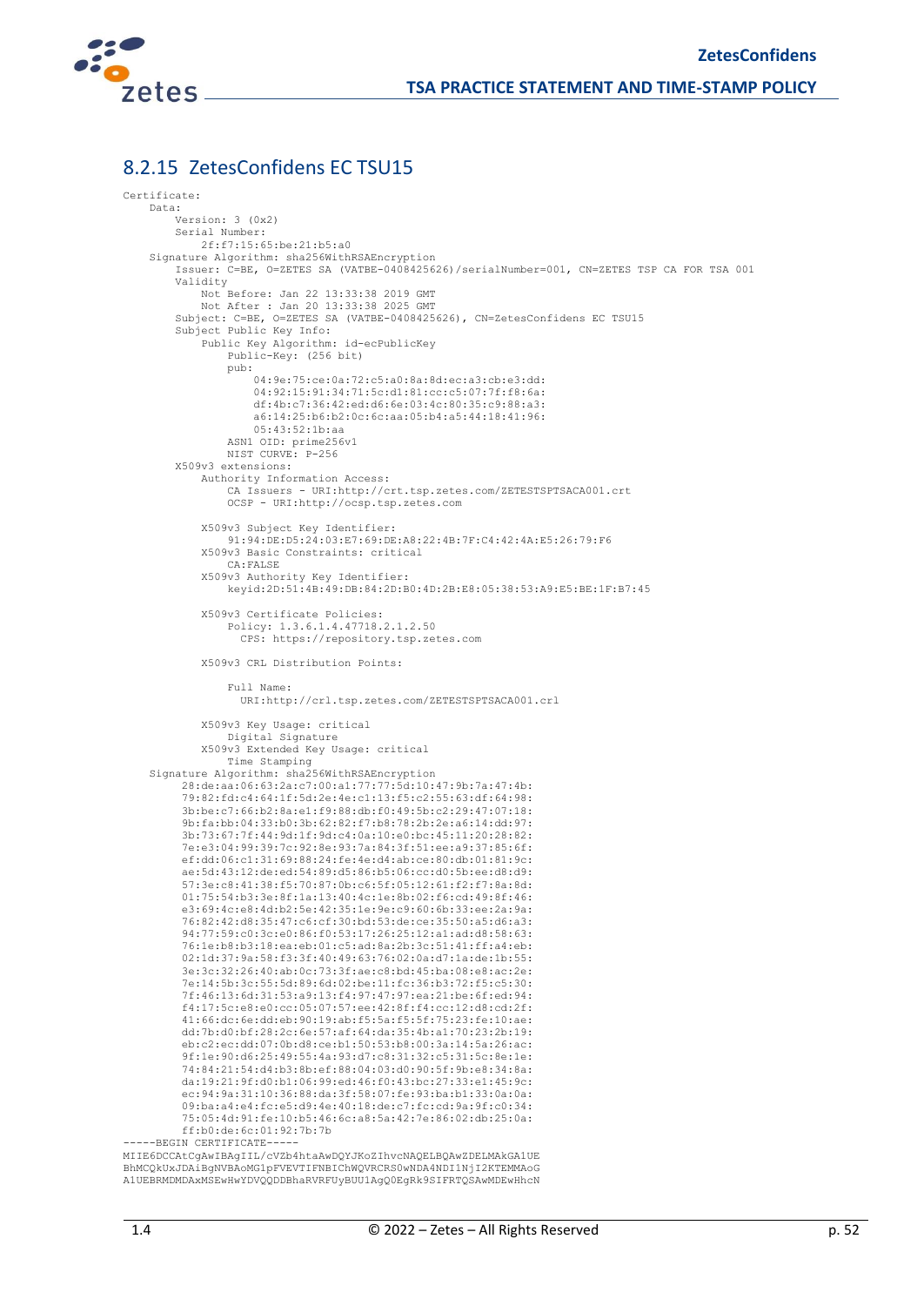### 8.2.15 ZetesConfidens EC TSU15

```
Certificate:
    Data:
        Version: 3 (0x2)
        Serial Number:
            2f:f7:15:65:be:21:b5:a0
    Signature Algorithm: sha256WithRSAEncryption
        Issuer: C=BE, O=ZETES SA (VATBE-0408425626)/serialNumber=001, CN=ZETES TSP CA FOR TSA 001
        Validity
            Not Before: Jan 22 13:33:38 2019 GMT
            Not After : Jan 20 13:33:38 2025 GMT
        Subject: C=BE, O=ZETES SA (VATBE-0408425626), CN=ZetesConfidens EC TSU15
        Subject Public Key Info:
            Public Key Algorithm: id-ecPublicKey
                Public-Key: (256 bit)
                pub:
                    04:9e:75:ce:0a:72:c5:a0:8a:8d:ec:a3:cb:e3:dd:
                    04:92:15:91:34:71:5c:d1:81:cc:c5:07:7f:f8:6a:
                    df:4b:c7:36:42:ed:d6:6e:03:4c:80:35:c9:88:a3:
                    a6:14:25:b6:b2:0c:6c:aa:05:b4:a5:44:18:41:96:
                    05:43:52:1b:aa
                ASN1 OID: prime256v1
                NIST CURVE: P-256
        X509v3 extensions:
            Authority Information Access:
                CA Issuers - URI:http://crt.tsp.zetes.com/ZETESTSPTSACA001.crt
                OCSP - URI:http://ocsp.tsp.zetes.com

            X509v3 Subject Key Identifier:
                91:94:DE:D5:24:03:E7:69:DE:A8:22:4B:7F:C4:42:4A:E5:26:79:F6
            X509v3 Basic Constraints: critical
                CA:FALSE
            X509v3 Authority Key Identifier:
                keyid:2D:51:4B:49:DB:84:2D:B0:4D:2B:E8:05:38:53:A9:E5:BE:1F:B7:45

            X509v3 Certificate Policies:
                Policy: 1.3.6.1.4.47718.2.1.2.50
                  CPS: https://repository.tsp.zetes.com

            X509v3 CRL Distribution Points:

                Full Name:
                  URI:http://crl.tsp.zetes.com/ZETESTSPTSACA001.crl

            X509v3 Key Usage: critical
                Digital Signature
            X509v3 Extended Key Usage: critical
                Time Stamping
    Signature Algorithm: sha256WithRSAEncryption
         28:de:aa:06:63:2a:c7:00:a1:77:77:5d:10:47:9b:7a:47:4b:
         79:82:fd:c4:64:1f:5d:2e:4e:c1:13:f5:c2:55:63:df:64:98:
         3b:be:c7:66:b2:8a:e1:f9:88:db:f0:49:5b:c2:29:47:07:18:
         9b:fa:bb:04:33:b0:3b:62:82:f7:b8:78:2b:2e:a6:14:dd:97:
         3b:73:67:7f:44:9d:1f:9d:c4:0a:10:e0:bc:45:11:20:28:82:
         7e:e3:04:99:39:7c:92:8e:93:7a:84:3f:51:ee:a9:37:85:6f:
         ef:dd:06:c1:31:69:88:24:fe:4e:d4:ab:ce:80:db:01:81:9c:
         ae:5d:43:12:de:ed:54:89:d5:86:b5:06:cc:d0:5b:ee:d8:d9:
         57:3e:c8:41:38:f5:70:87:0b:c6:5f:05:12:61:f2:f7:8a:8d:
         01:75:54:b3:3e:8f:1a:13:40:4c:1e:8b:02:f6:cd:49:8f:46:
         e3:69:4c:e8:4d:b2:5e:42:35:1e:9e:c9:60:6b:33:ee:2a:9a:
         76:82:42:d8:35:47:c6:cf:30:bd:53:de:ce:35:50:a5:d6:a3:
         94:77:59:c0:3c:e0:86:f0:53:17:26:25:12:a1:ad:d8:58:63:
         76:1e:b8:b3:18:ea:eb:01:c5:ad:8a:2b:3c:51:41:ff:a4:eb:
         02:1d:37:9a:58:f3:3f:40:49:63:76:02:0a:d7:1a:de:1b:55:
         3e:3c:32:26:40:ab:0c:73:3f:ae:c8:bd:45:ba:08:e8:ac:2e:
         7e:14:5b:3c:55:5d:89:6d:02:be:11:fc:36:b3:72:f5:c5:30:
         7f:46:13:6d:31:53:a9:13:f4:97:47:97:ea:21:be:6f:ed:94:
         f4:17:5c:e8:e0:cc:05:07:57:ee:42:8f:f4:cc:12:d8:cd:2f:
         41:66:dc:6e:dd:eb:90:19:ab:f5:5a:f5:5f:75:23:fe:10:ae:
         dd:7b:d0:bf:28:2c:6e:57:af:64:da:35:4b:a1:70:23:2b:19:
         eb:c2:ec:dd:07:0b:d8:ce:b1:50:53:b8:00:3a:14:5a:26:ac:
         9f:1e:90:d6:25:49:55:4a:93:d7:c8:31:32:c5:31:5c:8e:1e:
         74:84:21:54:d4:b3:8b:ef:88:04:03:d0:90:5f:9b:e8:34:8a:
         da:19:21:9f:d0:b1:06:99:ed:46:f0:43:bc:27:33:e1:45:9c:
         ec:94:9a:31:10:36:88:da:3f:58:07:fe:93:ba:b1:33:0a:0a:
         09:ba:a4:e4:fc:e5:d9:4e:40:18:de:c7:fc:cd:9a:9f:c0:34:
         75:05:4d:91:fe:10:b5:46:6c:a8:5a:42:7e:86:02:db:25:0a:
         ff:b0:de:6c:01:92:7b:7b
-----BEGIN CERTIFICATE-----
MIIE6DCCAtCgAwIBAgIIL/cVZb4htaAwDQYJKoZIhvcNAQELBQAwZDELMAkGA1UE
BhMCQkUxJDAiBgNVBAoMG1pFVEVTIFNBIChWQVRCRS0wNDA4NDI1NjI2KTEMMAoG
A1UEBRMDMDAxMSEwHwYDVQQDDBhaRVRFUyBUU1AgQ0EgRk9SIFRTQSAwMDEwHhcN
```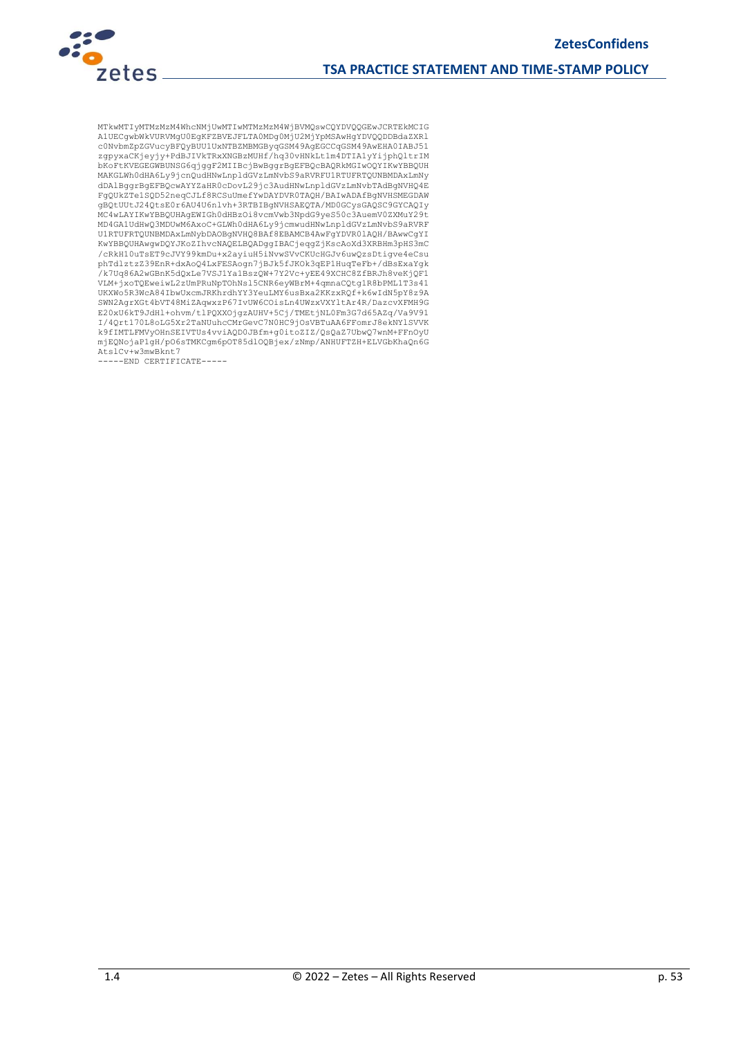```
MTkwMTIyMTMzMzM4WhcNMjUwMTIwMTMzMzM4WjBVMQswCQYDVQQGEwJCRTEkMCIG
A1UECgwbWkVURVMgU0EgKFZBVEJFLTA0MDg0MjU2MjYpMSAwHgYDVQQDDBdaZXRl
c0NvbmZpZGVucyBFQyBUU1UxNTBZMBMGByqGSM49AgEGCCqGSM49AwEHA0IABJ5l
zgpyxaCKjeyjy+PdBJIVkTRxXNGBzMUHf/hq30vHNkLt1m4DTIA1yYijphQltrIM
bKoFtKVEGEGWBUNSG6qjggF2MIIBcjBwBggrBgEFBQcBAQRkMGIwOQYIKwYBBQUH
MAKGLWh0dHA6Ly9jcnQudHNwLnpldGVzLmNvbS9aRVRFU1RTUFRTQUNBMDAxLmNy
dDAlBggrBgEFBQcwAYYZaHR0cDovL29jc3AudHNwLnpldGVzLmNvbTAdBgNVHQ4E
FgQUkZTe1SQD52neqCJLf8RCSuUmefYwDAYDVR0TAQH/BAIwADAfBgNVHSMEGDAW
gBQtUUtJ24QtsE0r6AU4U6nlvh+3RTBIBgNVHSAEQTA/MD0GCysGAQSC9GYCAQIy
MC4wLAYIKwYBBQUHAgEWIGh0dHBzOi8vcmVwb3NpdG9yeS50c3AuemV0ZXMuY29t
MD4GA1UdHwQ3MDUwM6AxoC+GLWh0dHA6Ly9jcmwudHNwLnpldGVzLmNvbS9aRVRF
U1RTUFRTQUNBMDAxLmNybDAOBgNVHQ8BAf8EBAMCB4AwFgYDVR0lAQH/BAwwCgYI
KwYBBQUHAwgwDQYJKoZIhvcNAQELBQADggIBACjeqgZjKscAoXd3XRBHm3pHS3mC
/cRkH10uTsET9cJVY99kmDu+x2ayiuH5iNvwSVvCKUcHGJv6uwQzsDtigve4eCsu
phTdlztzZ39EnR+dxAoQ4LxFESAogn7jBJk5fJKOk3qEP1HuqTeFb+/dBsExaYgk
/k7Uq86A2wGBnK5dQxLe7VSJ1Ya1BszQW+7Y2Vc+yEE49XCHC8ZfBRJh8veKjQFl
VLM+jxoTQEweiwL2zUmPRuNpTOhNsl5CNR6eyWBrM+4qmnaCQtg1R8bPML1T3s41
UKXWo5R3WcA84IbwUxcmJRKhrdhYY3YeuLMY6usBxa2KKzxRQf+k6wIdN5pY8z9A
SWN2AgrXGt4bVT48MiZAqwxzP67IvUW6COisLn4UWzxVXYltAr4R/DazcvXFMH9G
E20xU6kT9JdHl+ohvm/tlPQXXOjgzAUHV+5Cj/TMEtjNL0Fm3G7d65AZq/Va9V91
I/4Qrt170L8oLG5Xr2TaNUuhcCMrGevC7N0HC9jOsVBTuAA6FFomrJ8ekNYlSVVK
k9fIMTLFMVyOHnSEIVTUs4vviAQD0JBfm+g0itoZIZ/QsQaZ7UbwQ7wnM+FFnOyU
mjEQNojaPlgH/pO6sTMKCgm6pOT85dlOQBjex/zNmp/ANHUFTZH+ELVGbKhaQn6G
AtslCv+w3mwBknt7
-----END CERTIFICATE-----
```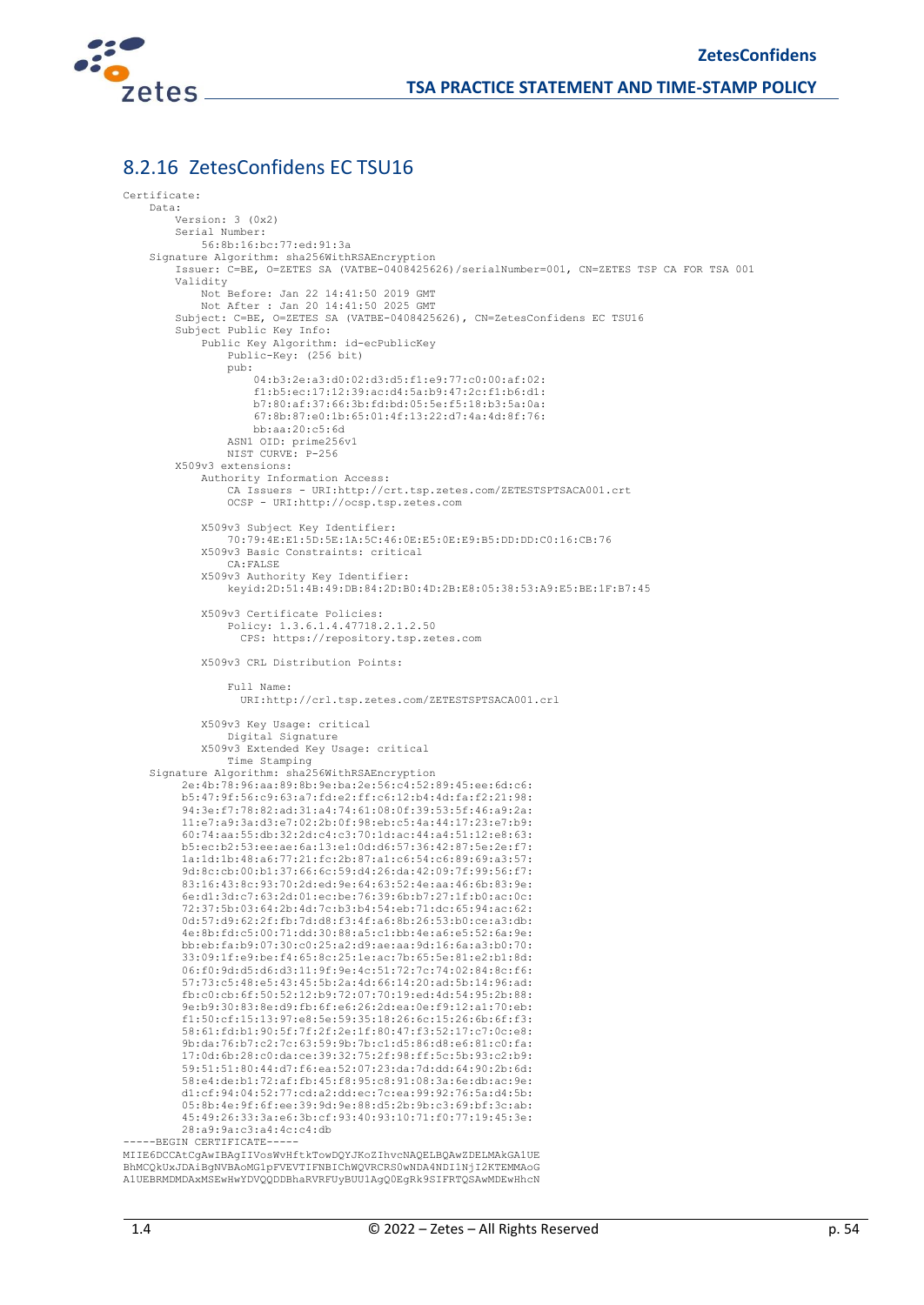### 8.2.16 ZetesConfidens EC TSU16

```
Certificate:
    Data:
        Version: 3 (0x2)
        Serial Number:
            56:8b:16:bc:77:ed:91:3a
    Signature Algorithm: sha256WithRSAEncryption
        Issuer: C=BE, O=ZETES SA (VATBE-0408425626)/serialNumber=001, CN=ZETES TSP CA FOR TSA 001
        Validity
            Not Before: Jan 22 14:41:50 2019 GMT
            Not After : Jan 20 14:41:50 2025 GMT
        Subject: C=BE, O=ZETES SA (VATBE-0408425626), CN=ZetesConfidens EC TSU16
        Subject Public Key Info:
            Public Key Algorithm: id-ecPublicKey
                Public-Key: (256 bit)
                pub:
                    04:b3:2e:a3:d0:02:d3:d5:f1:e9:77:c0:00:af:02:
                    f1:b5:ec:17:12:39:ac:d4:5a:b9:47:2c:f1:b6:d1:
                    b7:80:af:37:66:3b:fd:bd:05:5e:f5:18:b3:5a:0a:
                    67:8b:87:e0:1b:65:01:4f:13:22:d7:4a:4d:8f:76:
                    bb:aa:20:c5:6d
                ASN1 OID: prime256v1
                NIST CURVE: P-256
        X509v3 extensions:
            Authority Information Access:
                CA Issuers - URI:http://crt.tsp.zetes.com/ZETESTSPTSACA001.crt
                OCSP - URI:http://ocsp.tsp.zetes.com

            X509v3 Subject Key Identifier:
                70:79:4E:E1:5D:5E:1A:5C:46:0E:E5:0E:E9:B5:DD:DD:C0:16:CB:76
            X509v3 Basic Constraints: critical
                CA:FALSE
            X509v3 Authority Key Identifier:
                keyid:2D:51:4B:49:DB:84:2D:B0:4D:2B:E8:05:38:53:A9:E5:BE:1F:B7:45

            X509v3 Certificate Policies:
                Policy: 1.3.6.1.4.47718.2.1.2.50
                  CPS: https://repository.tsp.zetes.com

            X509v3 CRL Distribution Points:

                Full Name:
                  URI:http://crl.tsp.zetes.com/ZETESTSPTSACA001.crl

            X509v3 Key Usage: critical
                Digital Signature
            X509v3 Extended Key Usage: critical
                Time Stamping
    Signature Algorithm: sha256WithRSAEncryption
         2e:4b:78:96:aa:89:8b:9e:ba:2e:56:c4:52:89:45:ee:6d:c6:
         b5:47:9f:56:c9:63:a7:fd:e2:ff:c6:12:b4:4d:fa:f2:21:98:
         94:3e:f7:78:82:ad:31:a4:74:61:08:0f:39:53:5f:46:a9:2a:
         11:e7:a9:3a:d3:e7:02:2b:0f:98:eb:c5:4a:44:17:23:e7:b9:
         60:74:aa:55:db:32:2d:c4:c3:70:1d:ac:44:a4:51:12:e8:63:
         b5:ec:b2:53:ee:ae:6a:13:e1:0d:d6:57:36:42:87:5e:2e:f7:
         1a:1d:1b:48:a6:77:21:fc:2b:87:a1:c6:54:c6:89:69:a3:57:
         9d:8c:cb:00:b1:37:66:6c:59:d4:26:da:42:09:7f:99:56:f7:
         83:16:43:8c:93:70:2d:ed:9e:64:63:52:4e:aa:46:6b:83:9e:
         6e:d1:3d:c7:63:2d:01:ec:be:76:39:6b:b7:27:1f:b0:ac:0c:
         72:37:5b:03:64:2b:4d:7c:b3:b4:54:eb:71:dc:65:94:ac:62:
         0d:57:d9:62:2f:fb:7d:d8:f3:4f:a6:8b:26:53:b0:ce:a3:db:
         4e:8b:fd:c5:00:71:dd:30:88:a5:c1:bb:4e:a6:e5:52:6a:9e:
         bb:eb:fa:b9:07:30:c0:25:a2:d9:ae:aa:9d:16:6a:a3:b0:70:
         33:09:1f:e9:be:f4:65:8c:25:1e:ac:7b:65:5e:81:e2:b1:8d:
         06:f0:9d:d5:d6:d3:11:9f:9e:4c:51:72:7c:74:02:84:8c:f6:
         57:73:c5:48:e5:43:45:5b:2a:4d:66:14:20:ad:5b:14:96:ad:
         fb:c0:cb:6f:50:52:12:b9:72:07:70:19:ed:4d:54:95:2b:88:
         9e:b9:30:83:8e:d9:fb:6f:e6:26:2d:ea:0e:f9:12:a1:70:eb:
         f1:50:cf:15:13:97:e8:5e:59:35:18:26:6c:15:26:6b:6f:f3:
         58:61:fd:b1:90:5f:7f:2f:2e:1f:80:47:f3:52:17:c7:0c:e8:
         9b:da:76:b7:c2:7c:63:59:9b:7b:c1:d5:86:d8:e6:81:c0:fa:
         17:0d:6b:28:c0:da:ce:39:32:75:2f:98:ff:5c:5b:93:c2:b9:
         59:51:51:80:44:d7:f6:ea:52:07:23:da:7d:dd:64:90:2b:6d:
         58:e4:de:b1:72:af:fb:45:f8:95:c8:91:08:3a:6e:db:ac:9e:
         d1:cf:94:04:52:77:cd:a2:dd:ec:7c:ea:99:92:76:5a:d4:5b:
         05:8b:4e:9f:6f:ee:39:9d:9e:88:d5:2b:9b:c3:69:bf:3c:ab:
         45:49:26:33:3a:e6:3b:cf:93:40:93:10:71:f0:77:19:45:3e:
         28:a9:9a:c3:a4:4c:c4:db
-----BEGIN CERTIFICATE-----
MIIE6DCCAtCgAwIBAgIIVosWvHftkTowDQYJKoZIhvcNAQELBQAwZDELMAkGA1UE
BhMCQkUxJDAiBgNVBAoMG1pFVEVTIFNBIChWQVRCRS0wNDA4NDI1NjI2KTEMMAoG
A1UEBRMDMDAxMSEwHwYDVQQDDBhaRVRFUyBUU1AgQ0EgRk9SIFRTQSAwMDEwHhcN
```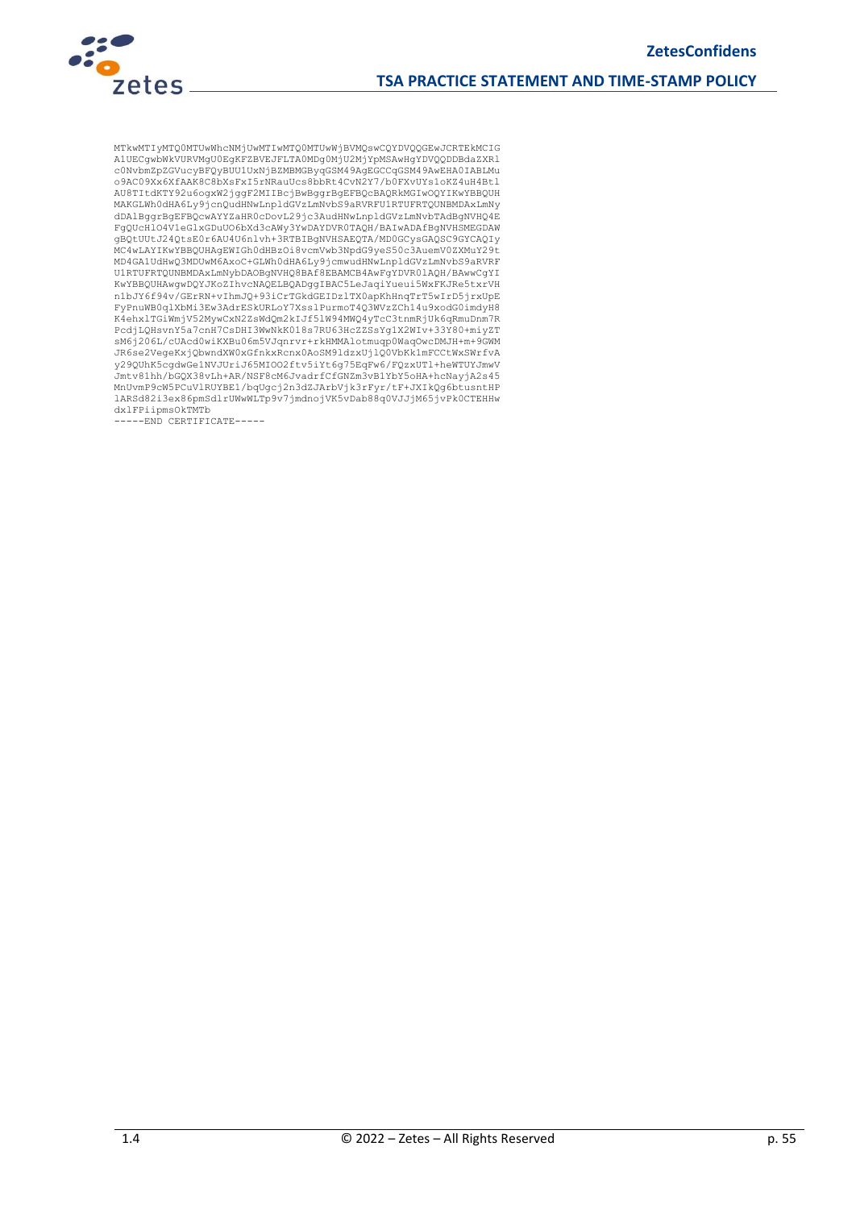```
MTkwMTIyMTQ0MTUwWhcNMjUwMTIwMTQ0MTUwWjBVMQswCQYDVQQGEwJCRTEkMCIG
A1UECgwbWkVURVMgU0EgKFZBVEJFLTA0MDg0MjU2MjYpMSAwHgYDVQQDDBdaZXRl
c0NvbmZpZGVucyBFQyBUU1UxNjBZMBMGByqGSM49AgEGCCqGSM49AwEHA0IABLMu
o9AC09Xx6XfAAK8C8bXsFxI5rNRauUcs8bbRt4CvN2Y7/b0FXvUYsloKZ4uH4Btl
AU8TItdKTY92u6ogxW2jggF2MIIBcjBwBggrBgEFBQcBAQRkMGIwOQYIKwYBBQUH
MAKGLWh0dHA6Ly9jcnQudHNwLnpldGVzLmNvbS9aRVRFU1RTUFRQUNBMDAxLmNy
dDAlBggrBgEFBQcwAYYZaHR0cDovL29jc3AudHNwLnpldGVzLmNvbTAdBgNVHQ4E
FgQUcHlO4V1eGlxGDuUO6bXd3cAWy3YwDAYDVR0TAQH/BAIwADAfBgNVHSMEGDAW
gBQtUUtJ24QtsE0r6AU4U6nlvh+3RTBIBgNVHSAEQTA/MD0GCysGAQSC9GYCAQIy
MC4wLAYIKwYBBQUHAgEWIGh0dHBzOi8vcmVwb3NpdG9yeS50c3AuemV0ZXMuY29t
MD4GA1UdHwQ3MDUwM6AxoC+GLWh0dHA6Ly9jcmwudHNwLnpldGVzLmNvbS9aRVRF
U1RTUFRQUNBMDAxLmNybDAOBgNVHQ8BAf8EBAMCB4AwFgYDVR0lAQH/BAwwCgYI
KwYBBQUHAwgwDQYJKoZIhvcNAQELBQADggIBAC5LeJaqiYueui5WxFKJRe5txrVH
n1bJY6f94v/GErRN+vIhmJQ+93iCrTGkdGEIDz1TX0apKhHnqTrT5wIrD5jrxUpE
FyPnuWB0qlXbMi3Ew3AdrESkURLoY7Xss1PurmoT4Q3WVzZCh14u9xodG0imdyH8
K4ehxlTGiWmjV52MywCxN2ZsWdQm2kIJf51W94MWQ4yTcC3tnmRjUk6qRmuDnm7R
PcdjLQHsvnY5a7cnH7CsDHI3WwNkK018s7RU63HcZZSsYg1X2WIv+33Y80+miyZT
sM6j206L/cUAcd0wiKXBu06m5VJqnrvr+rkHMMAlotmuqp0WaqOwcDMJH+m+9GWM
JR6se2VegeKxjQbwndXW0xGfnkxRcnx0AoSM9ldzxUjlQ0VbKk1mFCCtWxSWrfvA
y29QUhK5cgdwGe1NVJUriJ65MIOO2ftv5iYt6g75EqFw6/FQzxUTl+heWTUYJmwV
Jmtv81hh/bGQX38vLh+AR/NSF8cM6JvadrfCfGNZm3vB1YbY5oHA+hcNayjA2s45
MnUvmP9cW5PCuVlRUYBE1/bqUgcj2n3dZJArbVjk3rFyr/tF+JXIkQg6btusntHP
lARSd82i3ex86pmSdlrUWwWLTp9v7jmdnojVK5vDab88q0VJJjM65jvPk0CTEHHw
dxlFPiipmsOkTMTb
-----END CERTIFICATE-----
```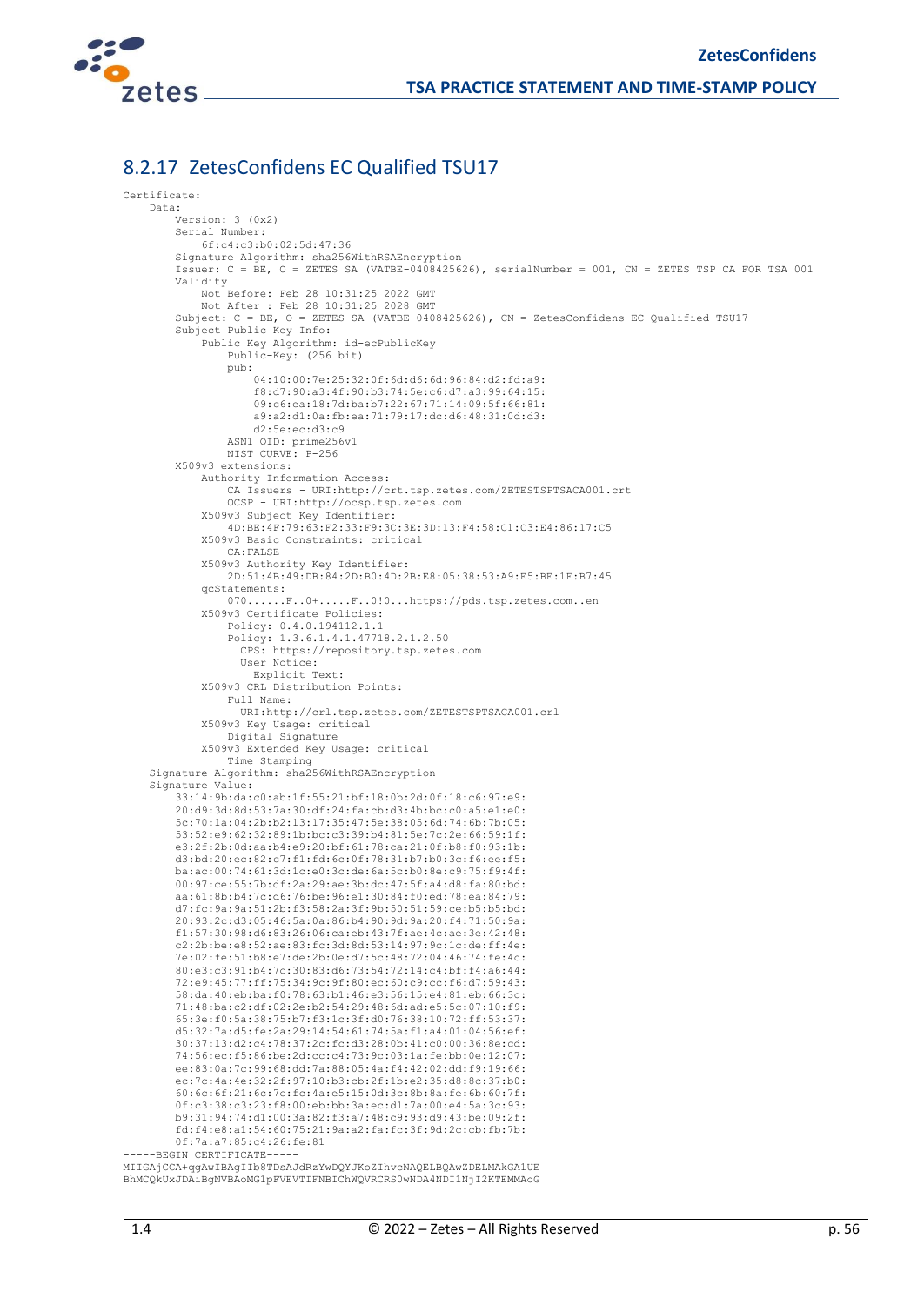## 8.2.17 ZetesConfidens EC Qualified TSU17

```
Certificate:
    Data:
        Version: 3 (0x2)
        Serial Number:
            6f:c4:c3:b0:02:5d:47:36
        Signature Algorithm: sha256WithRSAEncryption
        Issuer: C = BE, O = ZETES SA (VATBE-0408425626), serialNumber = 001, CN = ZETES TSP CA FOR TSA 001
        Validity
            Not Before: Feb 28 10:31:25 2022 GMT
            Not After : Feb 28 10:31:25 2028 GMT
        Subject: C = BE, O = ZETES SA (VATBE-0408425626), CN = ZetesConfidens EC Qualified TSU17
        Subject Public Key Info:
            Public Key Algorithm: id-ecPublicKey
                Public-Key: (256 bit)
                pub:
                    04:10:00:7e:25:32:0f:6d:d6:6d:96:84:d2:fd:a9:
                    f8:d7:90:a3:4f:90:b3:74:5e:c6:d7:a3:99:64:15:
                    09:c6:ea:18:7d:ba:b7:22:67:71:14:09:5f:66:81:
                    a9:a2:d1:0a:fb:ea:71:79:17:dc:d6:48:31:0d:d3:
                    d2:5e:ec:d3:c9
                ASN1 OID: prime256v1
                NIST CURVE: P-256
        X509v3 extensions:
            Authority Information Access:
                CA Issuers - URI:http://crt.tsp.zetes.com/ZETESTSPTSACA001.crt
                OCSP - URI:http://ocsp.tsp.zetes.com
            X509v3 Subject Key Identifier:
                4D:BE:4F:79:63:F2:33:F9:3C:3E:3D:13:F4:58:C1:C3:E4:86:17:C5
            X509v3 Basic Constraints: critical
                CA:FALSE
            X509v3 Authority Key Identifier:
                2D:51:4B:49:DB:84:2D:B0:4D:2B:E8:05:38:53:A9:E5:BE:1F:B7:45
            qcStatements:
                070......F..0+.....F..0!0...https://pds.tsp.zetes.com..en
            X509v3 Certificate Policies:
                Policy: 0.4.0.194112.1.1
                Policy: 1.3.6.1.4.1.47718.2.1.2.50
                  CPS: https://repository.tsp.zetes.com
                  User Notice:
                    Explicit Text:
            X509v3 CRL Distribution Points:
                Full Name:
                  URI:http://crl.tsp.zetes.com/ZETESTSPTSACA001.crl
            X509v3 Key Usage: critical
                Digital Signature
            X509v3 Extended Key Usage: critical
                Time Stamping
    Signature Algorithm: sha256WithRSAEncryption
    Signature Value:
        33:14:9b:da:c0:ab:1f:55:21:bf:18:0b:2d:0f:18:c6:97:e9:
        20:d9:3d:8d:53:7a:30:df:24:fa:cb:d3:4b:bc:c0:a5:e1:e0:
        5c:70:1a:04:2b:b2:13:17:35:47:5e:38:05:6d:74:6b:7b:05:
        53:52:e9:62:32:89:1b:bc:c3:39:b4:81:5e:7c:2e:66:59:1f:
        e3:2f:2b:0d:aa:b4:e9:20:bf:61:78:ca:21:0f:b8:f0:93:1b:
        d3:bd:20:ec:82:c7:f1:fd:6c:0f:78:31:b7:b0:3c:f6:ee:f5:
        ba:ac:00:74:61:3d:1c:e0:3c:de:6a:5c:b0:8e:c9:75:f9:4f:
        00:97:ce:55:7b:df:2a:29:ae:3b:dc:47:5f:a4:d8:fa:80:bd:
        aa:61:8b:b4:7c:d6:76:be:96:e1:30:84:f0:ed:78:ea:84:79:
        d7:fc:9a:9a:51:2b:f3:58:2a:3f:9b:50:51:59:ce:b5:b5:bd:
        20:93:2c:d3:05:46:5a:0a:86:b4:90:9d:9a:20:f4:71:50:9a:
        f1:57:30:98:d6:83:26:06:ca:eb:43:7f:ae:4c:ae:3e:42:48:
        c2:2b:be:e8:52:ae:83:fc:3d:8d:53:14:97:9c:1c:de:ff:4e:
        7e:02:fe:51:b8:e7:de:2b:0e:d7:5c:48:72:04:46:74:fe:4c:
        80:e3:c3:91:b4:7c:30:83:d6:73:54:72:14:c4:bf:f4:a6:44:
        72:e9:45:77:ff:75:34:9c:9f:80:ec:60:c9:cc:f6:d7:59:43:
        58:da:40:eb:ba:f0:78:63:b1:46:e3:56:15:e4:81:eb:66:3c:
        71:48:ba:c2:df:02:2e:b2:54:29:48:6d:ad:e5:5c:07:10:f9:
        65:3e:f0:5a:38:75:b7:f3:1c:3f:d0:76:38:10:72:ff:53:37:
        d5:32:7a:d5:fe:2a:29:14:54:61:74:5a:f1:a4:01:04:56:ef:
        30:37:13:d2:c4:78:37:2c:fc:d3:28:0b:41:c0:00:36:8e:cd:
        74:56:ec:f5:86:be:2d:cc:c4:73:9c:03:1a:fe:bb:0e:12:07:
        ee:83:0a:7c:99:68:dd:7a:88:05:4a:f4:42:02:dd:f9:19:66:
        ec:7c:4a:4e:32:2f:97:10:b3:cb:2f:1b:e2:35:d8:8c:37:b0:
        60:6c:6f:21:6c:7c:fc:4a:e5:15:0d:3c:8b:8a:fe:6b:60:7f:
        0f:c3:38:c3:23:f8:00:eb:bb:3a:ec:d1:7a:00:e4:5a:3c:93:
        b9:31:94:74:d1:00:3a:82:f3:a7:48:c9:93:d9:43:be:09:2f:
        fd:f4:e8:a1:54:60:75:21:9a:a2:fa:fc:3f:9d:2c:cb:fb:7b:
        0f:7a:a7:85:c4:26:fe:81
-----BEGIN CERTIFICATE-----
MIIGAjCCA+qgAwIBAgIIb8TDsAJdRzYwDQYJKoZIhvcNAQELBQAwZDELMAkGA1UE
BhMCQkUxJDAiBgNVBAoMG1pFVEVTIFNBIChWQVRCRS0wNDA4NDI1NjI2KTEMMAoG
```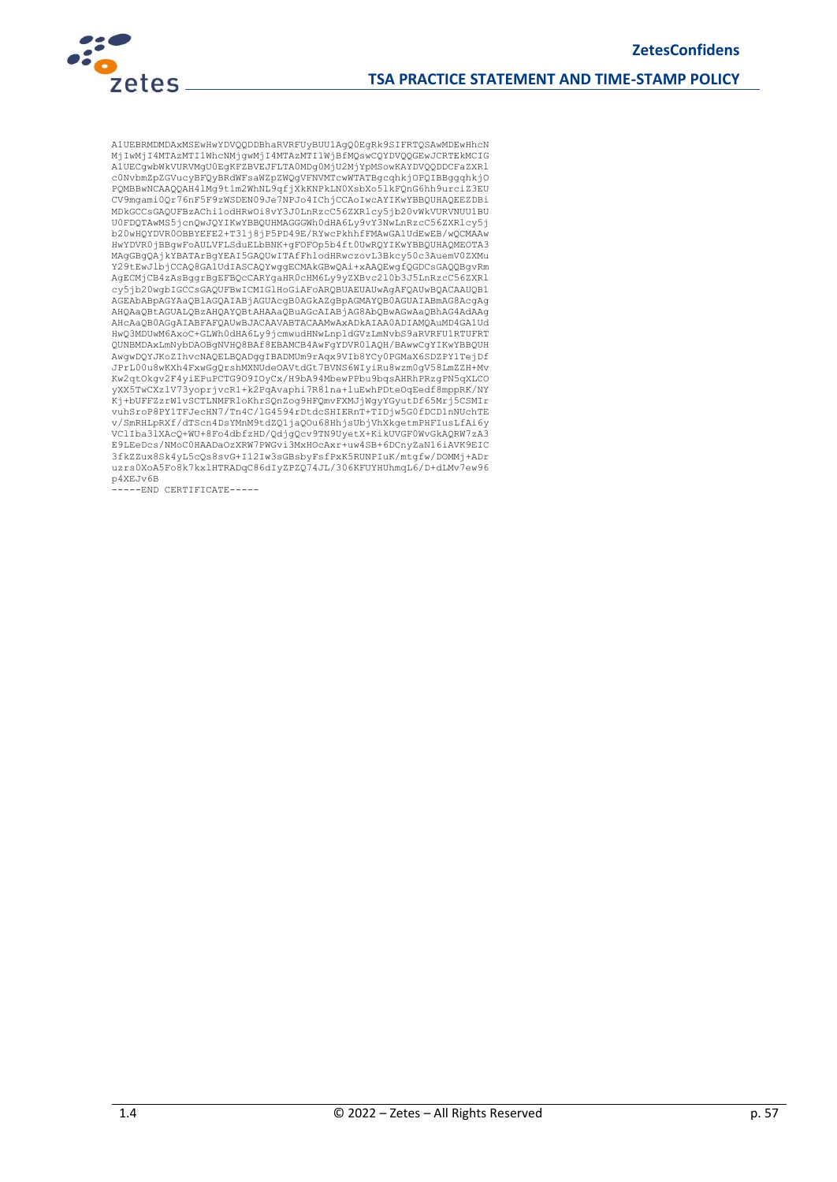```
A1UEBRMDMDAxMSEwHwYDVQQDDBhaRVRFUyBUU1AgQ0EgRk9SIFRTQSAwMDEwHhcN
MjIwMjI4MTAzMTI1WhcNMjgwMjI4MTAzMTI1WjBfMQswCQYDVQQGEwJCRTEkMCIG
A1UECgwbWkVURVMgU0EgKFZBVEJFLTA0MDg0MjU2MjYpMSowKAYDVQQDDCFaZXRl
c0NvbmZpZGVucyBFQyBRdWFsaWZpZWQgVFNVMTcwWTATBgcqhkjOPQIBBggqhkjO
PQMBBwNCAAQQAH41Mg9t1m2WhNL9qfjXkKNPkLN0XsbXo51kFQnG6hh9urciZ3EU
CV9mgami0Qr76nF5F9zWSDEN09Je7NPJo4IChjCCAoIwcAYIKwYBBQUHAQEEZDBi
MDkGCCsGAQUFBzAChi1odHRwOi8vY3J0LnRzcC56ZXRlcy5jb20vWkVURVNUU1BU
U0FDQTAwMS5jcnQwJQYIKwYBBQUHMAGGGWh0dHA6Ly9vY3NwLnRzcC56ZXRlcy5j
b20wHQYDVR0OBBYEFE2+T3lj8jP5PD49E/RYwcPkhhfFMAwGA1UdEwEB/wQCMAAw
HwYDVR0jBBgwFoAULVFLSduELbBNK+gFOFOp5b4ft0UwRQYIKwYBBQUHAQMEOTA3
MAgGBgQAjkYBATArBgYEAI5GAQUwITAfFhlodHRwczovL3Bkcy50c3AuemV0ZXMu
Y29tEwJlbjCCAQ8GA1UdIASCAQYwggECMAkGBwQAi+xAAQEwgfQGDCsGAQQBgvRm
AgECMjCB4zAsBggrBgEFBQcCARYgaHR0cHM6Ly9yZXBvc2l0b3J5LnRzcC56ZXRl
cy5jb20wgbIGCCsGAQUFBwICMIGlHoGiAFoARQBUAEUAUwAgAFQAUwBQACAAUQB1
AGEAbABpAGYAaQBlAGQAIABjAGUAcgB0AGkAZgBpAGMAYQB0AGUAIABmAG8AcgAg
AHQAaQBtAGUALQBzAHQAYQBtAHAAaQBuAGcAIABjAG8AbQBwAGwAaQBhAG4AdAAg
AHcAaQB0AGgAIABFAFQAUwBJACAAVABTACAAMwAxADkAIAA0ADIAMQAuMD4GA1Ud
HwQ3MDUwM6AxoC+GLWh0dHA6Ly9jcmwudHNwLnpldGVzLmNvbS9aRVRFU1RTUFRT
QUNBMDAxLmNybDAOBgNVHQ8BAf8EBAMCB4AwFgYDVR0lAQH/BAwwCgYIKwYBBQUH
AwgwDQYJKoZIhvcNAQELBQADggIBADMUm9rAqx9VIb8YCy0PGMaX6SDZPY1TejDf
JPrL00u8wKXh4FxwGgQrshMXNUdeOAVtdGt7BVNS6WIyiRu8wzm0gV58LmZZH+Mv
Kw2qtOkgv2F4yiEPuPCTG9O9IOyCx/H9bA94MbewPPbu9bqsAHRhPRzgPN5qXLCO
yXX5TwCXzlV73yoprjvcR1+k2PqAvaphi7R8lna+luEwhPDteOqEedf8mppRK/NY
Kj+bUFFZzrW1vSCTLNMFRloKhrSQnZog9HFQmvFXMJjWgyYGyutDf65Mrj5CSMIr
vuhSroP8PY1TFJecHN7/Tn4C/lG4594rDtdcSHIERnT+TIDjw5G0fDCD1nNUchTE
v/SmRHLpRXf/dTScn4DsYMnM9tdZQ1jaQOu68HhjsUbjVhXkgetmPHFIusLfAi6y
VClIba3lXAcQ+WU+8Fo4dbfzHD/QdjgQcv9TN9UyetX+KikUVGF0WvGkAQRW7zA3
E9LEeDcs/NMoC0HAADaOzXRW7PWGvi3MxHOcAxr+uw4SB+6DCnyZaN16iAVK9EIC
3fkZZux8Sk4yL5cQs8svG+I12Iw3sGBsbyFsfPxK5RUNPIuK/mtgfw/DOMMj+ADr
uzrs0XoA5Fo8k7kxlHTRADqC86dIyZPZQ74JL/306KFUYHUhmqL6/D+dLMv7ew96
p4XEJv6B
-----END CERTIFICATE-----
```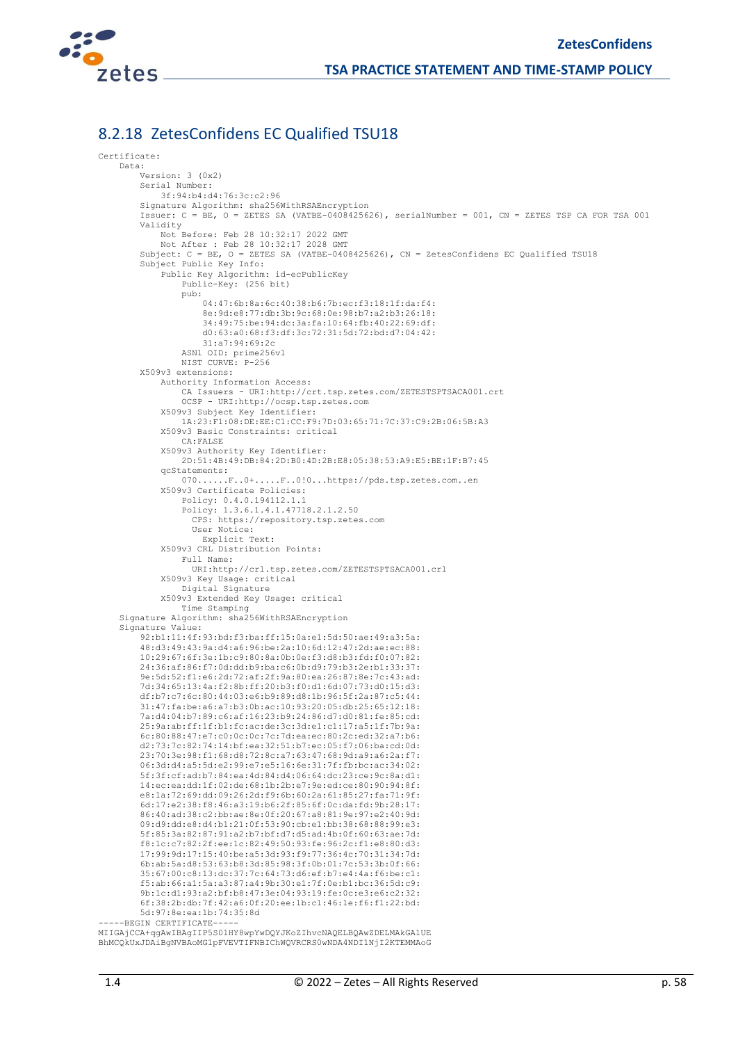### 8.2.18 ZetesConfidens EC Qualified TSU18

```
Certificate:
    Data:
        Version: 3 (0x2)
        Serial Number:
            3f:94:b4:d4:76:3c:c2:96
        Signature Algorithm: sha256WithRSAEncryption
        Issuer: C = BE, O = ZETES SA (VATBE-0408425626), serialNumber = 001, CN = ZETES TSP CA FOR TSA 001
        Validity
            Not Before: Feb 28 10:32:17 2022 GMT
            Not After : Feb 28 10:32:17 2028 GMT
        Subject: C = BE, O = ZETES SA (VATBE-0408425626), CN = ZetesConfidens EC Qualified TSU18
        Subject Public Key Info:
            Public Key Algorithm: id-ecPublicKey
                Public-Key: (256 bit)
                pub:
                    04:47:6b:8a:6c:40:38:b6:7b:ec:f3:18:1f:da:f4:
                    8e:9d:e8:77:db:3b:9c:68:0e:98:b7:a2:b3:26:18:
                    34:49:75:be:94:dc:3a:fa:10:64:fb:40:22:69:df:
                    d0:63:a0:68:f3:df:3c:72:31:5d:72:bd:d7:04:42:
                    31:a7:94:69:2c
                ASN1 OID: prime256v1
                NIST CURVE: P-256
        X509v3 extensions:
            Authority Information Access:
                CA Issuers - URI:http://crt.tsp.zetes.com/ZETESTSPTSACA001.crt
                OCSP - URI:http://ocsp.tsp.zetes.com
            X509v3 Subject Key Identifier:
                1A:23:F1:08:DE:EE:C1:CC:F9:7D:03:65:71:7C:37:C9:2B:06:5B:A3
            X509v3 Basic Constraints: critical
                CA:FALSE
            X509v3 Authority Key Identifier:
                2D:51:4B:49:DB:84:2D:B0:4D:2B:E8:05:38:53:A9:E5:BE:1F:B7:45
            qcStatements:
                070......F..0+.....F..0!0...https://pds.tsp.zetes.com..en
            X509v3 Certificate Policies:
                Policy: 0.4.0.194112.1.1
                Policy: 1.3.6.1.4.1.47718.2.1.2.50
                  CPS: https://repository.tsp.zetes.com
                  User Notice:
                    Explicit Text:
            X509v3 CRL Distribution Points:
                Full Name:
                  URI:http://crl.tsp.zetes.com/ZETESTSPTSACA001.crl
            X509v3 Key Usage: critical
                Digital Signature
            X509v3 Extended Key Usage: critical
                Time Stamping
    Signature Algorithm: sha256WithRSAEncryption
    Signature Value:
        92:b1:11:4f:93:bd:f3:ba:ff:15:0a:e1:5d:50:ae:49:a3:5a:
        48:d3:49:43:9a:d4:a6:96:be:2a:10:6d:12:47:2d:ae:ec:88:
        10:29:67:6f:3e:1b:c9:80:8a:0b:0e:f3:d8:b3:fd:f0:07:82:
        24:36:af:86:f7:0d:dd:b9:ba:c6:0b:d9:79:b3:2e:b1:33:37:
        9e:5d:52:f1:e6:2d:72:af:2f:9a:80:ea:26:87:8e:7c:43:ad:
        7d:34:65:13:4a:f2:8b:ff:20:b3:f0:d1:6d:07:73:d0:15:d3:
        df:b7:c7:6c:80:44:03:e6:b9:89:d8:1b:96:5f:2a:87:c5:44:
        31:47:fa:be:a6:a7:b3:0b:ac:10:93:20:05:db:25:65:12:18:
        7a:d4:04:b7:89:c6:af:16:23:b9:24:86:d7:d0:81:fe:85:cd:
        25:9a:ab:ff:1f:b1:fc:ac:de:3c:3d:e1:c1:17:a5:1f:7b:9a:
        6c:80:88:47:e7:c0:0c:0c:7c:7d:ea:ec:80:2c:ed:32:a7:b6:
        d2:73:7c:82:74:14:bf:ea:32:51:b7:ec:05:f7:06:ba:cd:0d:
        23:70:3e:98:f1:68:d8:72:8c:a7:63:47:68:9d:a9:a6:2a:f7:
        06:3d:d4:a5:5d:e2:99:e7:e5:16:6e:31:7f:fb:bc:ac:34:02:
        5f:3f:cf:ad:b7:84:ea:4d:84:d4:06:64:dc:23:ce:9c:8a:d1:
        14:ec:ea:dd:1f:02:de:68:1b:2b:e7:9e:ed:ce:80:90:94:8f:
        e8:1a:72:69:dd:09:26:2d:f9:6b:60:2a:61:85:27:fa:71:9f:
        6d:17:e2:38:f8:46:a3:19:b6:2f:85:6f:0c:da:fd:9b:28:17:
        86:40:ad:38:c2:bb:ae:8e:0f:20:67:a8:81:9e:97:e2:40:9d:
        09:d9:dd:e8:d4:b1:21:0f:53:90:cb:e1:bb:38:68:88:99:e3:
        5f:85:3a:82:87:91:a2:b7:bf:d7:d5:ad:4b:0f:60:63:ae:7d:
        f8:1c:c7:82:2f:ee:1c:82:49:50:93:fe:96:2c:f1:e8:80:d3:
        17:99:9d:17:15:40:be:a5:3d:93:f9:77:36:4c:70:31:34:7d:
        6b:ab:5a:d8:53:63:b8:3d:85:98:3f:0b:01:7c:53:3b:0f:66:
        35:67:00:c8:13:dc:37:7c:64:73:d6:ef:b7:e4:4a:f6:be:c1:
        f5:ab:66:a1:5a:a3:87:a4:9b:30:e1:7f:0e:b1:bc:36:5d:c9:
        9b:1c:d1:93:a2:bf:b8:47:3e:04:93:19:fe:0c:e3:e6:c2:32:
        6f:38:2b:db:7f:42:a6:0f:20:ee:1b:c1:46:1e:f6:f1:22:bd:
        5d:97:8e:ea:1b:74:35:8d
-----BEGIN CERTIFICATE-----
MIIGAjCCA+qgAwIBAgIIP5S01HY8wpYwDQYJKoZIhvcNAQELBQAwZDELMAkGA1UE
BhMCQkUxJDAiBgNVBAoMG1pFVEVTIFNBIChWQVRCRS0wNDA4NDI1NjI2KTEMMAoG
```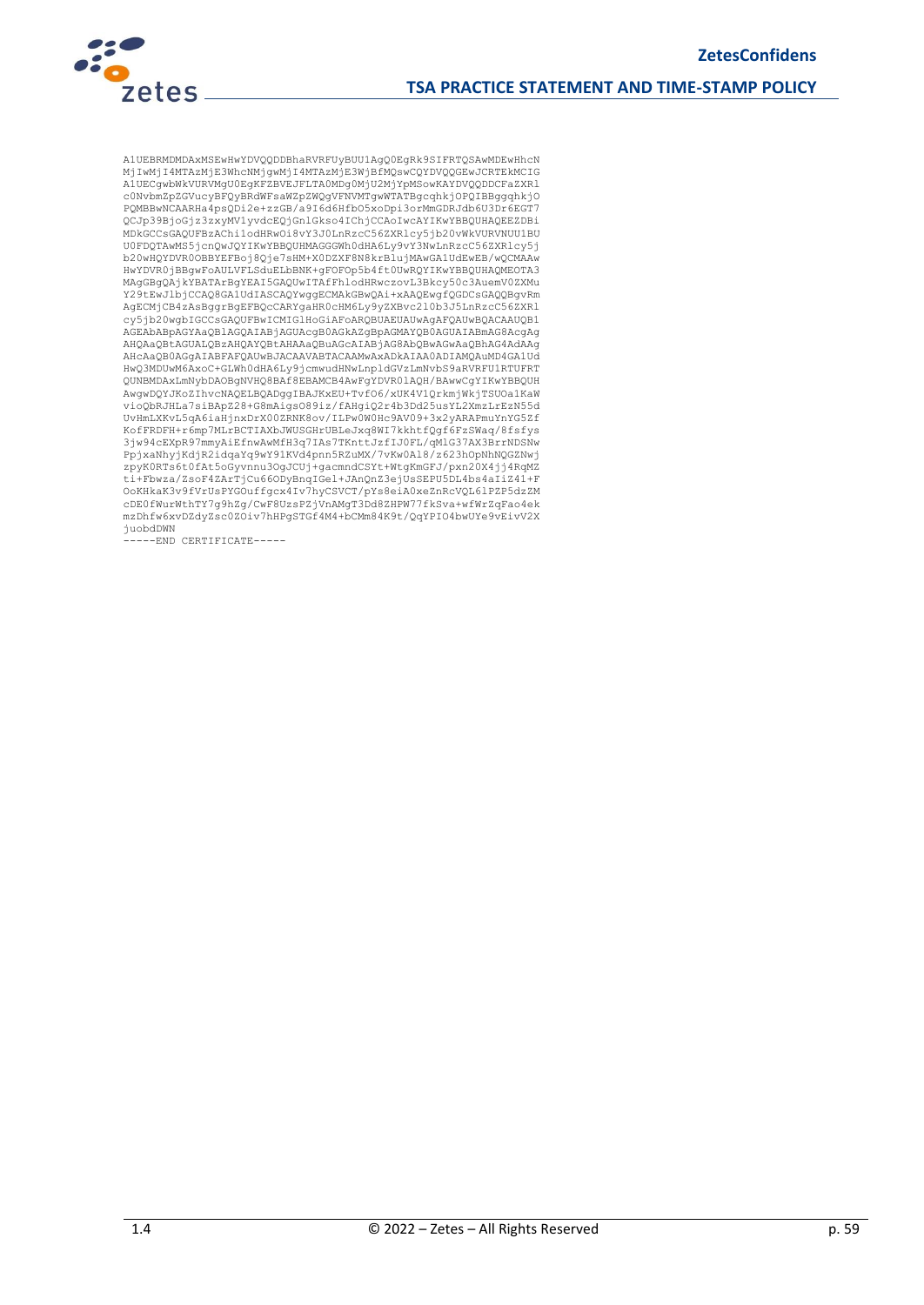```
A1UEBRMDMDAxMSEwHwYDVQQDDBhaRVRFUyBUU1AgQ0EgRk9SIFRTQSAwMDEwHhcN
MjIwMjI4MTAzMjE3WhcNMjgwMjI4MTAzMjE3WjBfMQswCQYDVQQGEwJCRTEkMCIG
A1UECgwbWkVURVMgU0EgKFZBVEJFLTA0MDg0MjU2MjYpMSowKAYDVQQDDCFaZXRl
c0NvbmZpZGVucyBFQyBRdWFsaWZpZWQgVFNVMTgwWTATBgcqhkjOPQIBBggqhkjO
PQMBBwNCAARHa4psQDi2e+zzGB/a916d6HfbO5xoDpi3orMmGDRJdb6U3Dr6EGT7
QCJp39BjoGjz3zxyMV1yvdcEQjGnlGkso4IChjCCAoIwcAYIKwYBBQUHAQEEZDBi
MDkGCCsGAQUFBzAChi1odHRwOi8vY3J0LnRzcC56ZXRlcy5jb20vWkVURVNUU1BU
U0FDQTAwMS5jcnQwJQYIKwYBBQUHMAGGGWh0dHA6Ly9vY3NwLnRzcC56ZXRlcy5j
b20wHQYDVR0OBBYEFBoj8Qje7sHM+X0DZXF8N8krBlujMAwGA1UdEwEB/wQCMAAw
HwYDVR0jBBgwFoAULVFLSduELbBNK+gFOFOp5b4ft0UwRQYIKwYBBQUHAQMEOTA3
MAgGBgQAjkYBATArBgYEAI5GAQUwITAfFhlodHRwczovL3Bkcy50c3AuemV0ZXMu
Y29tEwJlbjCCAQ8GA1UdIASCAQYwggECMAkGBwQAi+xAAQEwgfQGDCsGAQQBgvRm
AgECMjCB4zAsBggrBgEFBQcCARYgaHR0cHM6Ly9yZXBvc2l0b3J5LnRzcC56ZXRl
cy5jb20wgbIGCCsGAQUFBwICMIGlHoGiAFoARQBUAEUAUwAgAFQAUwBQACAAUQB1
AGEAbABpAGYAaQB1AGQAIABjAGUAcgB0AGkAZgBpAGMAYQB0AGUAIABmAG8AcgAg
AHQAaQBtAGUALQBzAHQAYQBtAHAAaQBuAGcAIABjAG8AbQBwAGwAaQBhAG4AdAAg
AHcAaQB0AGgAIABFAFQAUwBJACAAVABTACAAMwAxADkAIAA0ADIAMQAuMD4GA1Ud
HwQ3MDUwM6AxoC+GLWh0dHA6Ly9jcmwudHNwLnpldGVzLmNvbS9aRVRFU1RTUFRT
QUNBMDAxLmNybDAOBgNVHQ8BAf8EBAMCB4AwFgYDVR0lAQH/BAwwCgYIKwYBBQUH
AwgwDQYJKoZIhvcNAQELBQADggIBAJKxEU+TvfO6/xUK4V1QrkmjWkjTSUOa1KaW
vioQbRJHLa7siBApZ28+G8mAigsO89iz/fAHgiQ2r4b3Dd25usYL2XmzLrEzN55d
UvHmLXKvL5qA6iaHjnxDrX00ZRNK8ov/ILPw0W0Hc9AV09+3x2yARAPmuYnYG5Zf
KofFRDFH+r6mp7MLrBCTIAXbJWUSGHrUBLeJxq8WI7kkhtfQgf6FzSWaq/8fsfys
3jw94cEXpR97mmyAiEfnwAwMfH3q7IAs7TKnttJzfIJ0FL/qMlG37AX3BrrNDSNw
PpjxaNhyjKdjR2idqaYq9wY91KVd4pnn5RZuMX/7vKw0Al8/z623hOpNhNQGZNwj
zpyK0RTs6t0fAt5oGyvnnu3OgJCUj+gacmndCSYt+WtgKmGFJ/pxn20X4jj4RqMZ
ti+Fbwza/ZsoF4ZArTjCu66ODyBnqIGel+JAnQnZ3ejUsSEPU5DL4bs4aIiZ41+F
OoKHkaK3v9fVrUsFYGOuffgcx4Iv7hyCSVCT/pYs8eiA0xeZnRcVQL6lPZP5dzZM
cDE0fWurWthTY7g9hZg/CwF8UzsPZjVnAMgT3Dd8ZHPW77fkSva+wfWrZqFao4ek
mzDhfw6xvDZdyZsc0ZOiv7hHPgSTGf4M4+bCMm84K9t/QqYPIO4bwUYe9vEivV2X
juobdDWN
-----END CERTIFICATE-----
```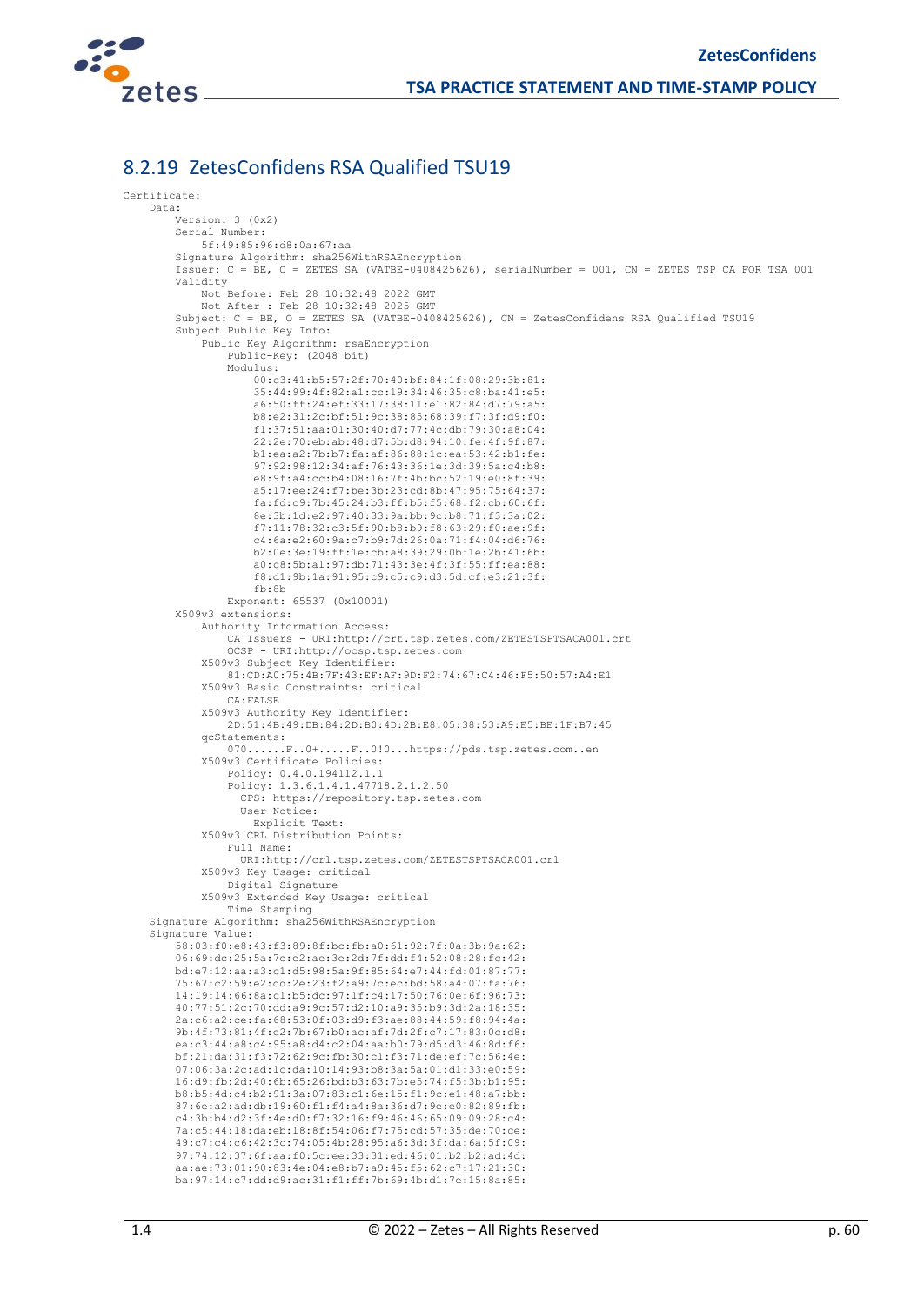## 8.2.19 ZetesConfidens RSA Qualified TSU19

```
Certificate:
    Data:
        Version: 3 (0x2)
        Serial Number:
            5f:49:85:96:d8:0a:67:aa
        Signature Algorithm: sha256WithRSAEncryption
        Issuer: C = BE, O = ZETES SA (VATBE-0408425626), serialNumber = 001, CN = ZETES TSP CA FOR TSA 001
        Validity
            Not Before: Feb 28 10:32:48 2022 GMT
            Not After : Feb 28 10:32:48 2025 GMT
        Subject: C = BE, O = ZETES SA (VATBE-0408425626), CN = ZetesConfidens RSA Qualified TSU19
        Subject Public Key Info:
            Public Key Algorithm: rsaEncryption
                Public-Key: (2048 bit)
                Modulus:
                    00:c3:41:b5:57:2f:70:40:bf:84:1f:08:29:3b:81:
                    35:44:99:4f:82:a1:cc:19:34:46:35:c8:ba:41:e5:
                    a6:50:ff:24:ef:33:17:38:11:e1:82:84:d7:79:a5:
                    b8:e2:31:2c:bf:51:9c:38:85:68:39:f7:3f:d9:f0:
                    f1:37:51:aa:01:30:40:d7:77:4c:db:79:30:a8:04:
                    22:2e:70:eb:ab:48:d7:5b:d8:94:10:fe:4f:9f:87:
                    b1:ea:a2:7b:b7:fa:af:86:88:1c:ea:53:42:b1:fe:
                    97:92:98:12:34:af:76:43:36:1e:3d:39:5a:c4:b8:
                    e8:9f:a4:cc:b4:08:16:7f:4b:bc:52:19:e0:8f:39:
                    a5:17:ee:24:f7:be:3b:23:cd:8b:47:95:75:64:37:
                    fa:fd:c9:7b:45:24:b3:ff:b5:f5:68:f2:cb:60:6f:
                    8e:3b:1d:e2:97:40:33:9a:bb:9c:b8:71:f3:3a:02:
                    f7:11:78:32:c3:5f:90:b8:b9:f8:63:29:f0:ae:9f:
                    c4:6a:e2:60:9a:c7:b9:7d:26:0a:71:f4:04:d6:76:
                    b2:0e:3e:19:ff:1e:cb:a8:39:29:0b:1e:2b:41:6b:
                    a0:c8:5b:a1:97:db:71:43:3e:4f:3f:55:ff:ea:88:
                    f8:d1:9b:1a:91:95:c9:c5:c9:d3:5d:cf:e3:21:3f:
                    fb:8b
                Exponent: 65537 (0x10001)
        X509v3 extensions:
            Authority Information Access:
                CA Issuers - URI:http://crt.tsp.zetes.com/ZETESTSPTSACA001.crt
                OCSP - URI:http://ocsp.tsp.zetes.com
            X509v3 Subject Key Identifier:
                81:CD:A0:75:4B:7F:43:EF:AF:9D:F2:74:67:C4:46:F5:50:57:A4:E1
            X509v3 Basic Constraints: critical
                CA:FALSE
            X509v3 Authority Key Identifier:
                2D:51:4B:49:DB:84:2D:B0:4D:2B:E8:05:38:53:A9:E5:BE:1F:B7:45
            qcStatements:
                070......F..0+.....F..0!0...https://pds.tsp.zetes.com..en
            X509v3 Certificate Policies:
                Policy: 0.4.0.194112.1.1
                Policy: 1.3.6.1.4.1.47718.2.1.2.50
                  CPS: https://repository.tsp.zetes.com
                  User Notice:
                    Explicit Text:
            X509v3 CRL Distribution Points:
                Full Name:
                  URI:http://crl.tsp.zetes.com/ZETESTSPTSACA001.crl
            X509v3 Key Usage: critical
                Digital Signature
            X509v3 Extended Key Usage: critical
                Time Stamping
    Signature Algorithm: sha256WithRSAEncryption
    Signature Value:
        58:03:f0:e8:43:f3:89:8f:bc:fb:a0:61:92:7f:0a:3b:9a:62:
        06:69:dc:25:5a:7e:e2:ae:3e:2d:7f:dd:f4:52:08:28:fc:42:
        bd:e7:12:aa:a3:c1:d5:98:5a:9f:85:64:e7:44:fd:01:87:77:
        75:67:c2:59:e2:dd:2e:23:f2:a9:7c:ec:bd:58:a4:07:fa:76:
        14:19:14:66:8a:c1:b5:dc:97:1f:c4:17:50:76:0e:6f:96:73:
        40:77:51:2c:70:dd:a9:9c:57:d2:10:a9:35:b9:3d:2a:18:35:
        2a:c6:a2:ce:fa:68:53:0f:03:d9:f3:ae:88:44:59:f8:94:4a:
        9b:4f:73:81:4f:e2:7b:67:b0:ac:af:7d:2f:c7:17:83:0c:d8:
        ea:c3:44:a8:c4:95:a8:d4:c2:04:aa:b0:79:d5:d3:46:8d:f6:
        bf:21:da:31:f3:72:62:9c:fb:30:c1:f3:71:de:ef:7c:56:4e:
        07:06:3a:2c:ad:1c:da:10:14:93:b8:3a:5a:01:d1:33:e0:59:
        16:d9:fb:2d:40:6b:65:26:bd:b3:63:7b:e5:74:f5:3b:b1:95:
        b8:b5:4d:c4:b2:91:3a:07:83:c1:6e:15:f1:9c:e1:48:a7:bb:
        87:6e:a2:ad:db:19:60:f1:f4:a4:8a:36:d7:9e:e0:82:89:fb:
        c4:3b:b4:d2:3f:4e:d0:f7:32:16:f9:46:46:65:09:09:28:c4:
        7a:c5:44:18:da:eb:18:8f:54:06:f7:75:cd:57:35:de:70:ce:
        49:c7:c4:c6:42:3c:74:05:4b:28:95:a6:3d:3f:da:6a:5f:09:
        97:74:12:37:6f:aa:f0:5c:ee:33:31:ed:46:01:b2:b2:ad:4d:
        aa:ae:73:01:90:83:4e:04:e8:b7:a9:45:f5:62:c7:17:21:30:
        ba:97:14:c7:dd:d9:ac:31:f1:ff:7b:69:4b:d1:7e:15:8a:85:
```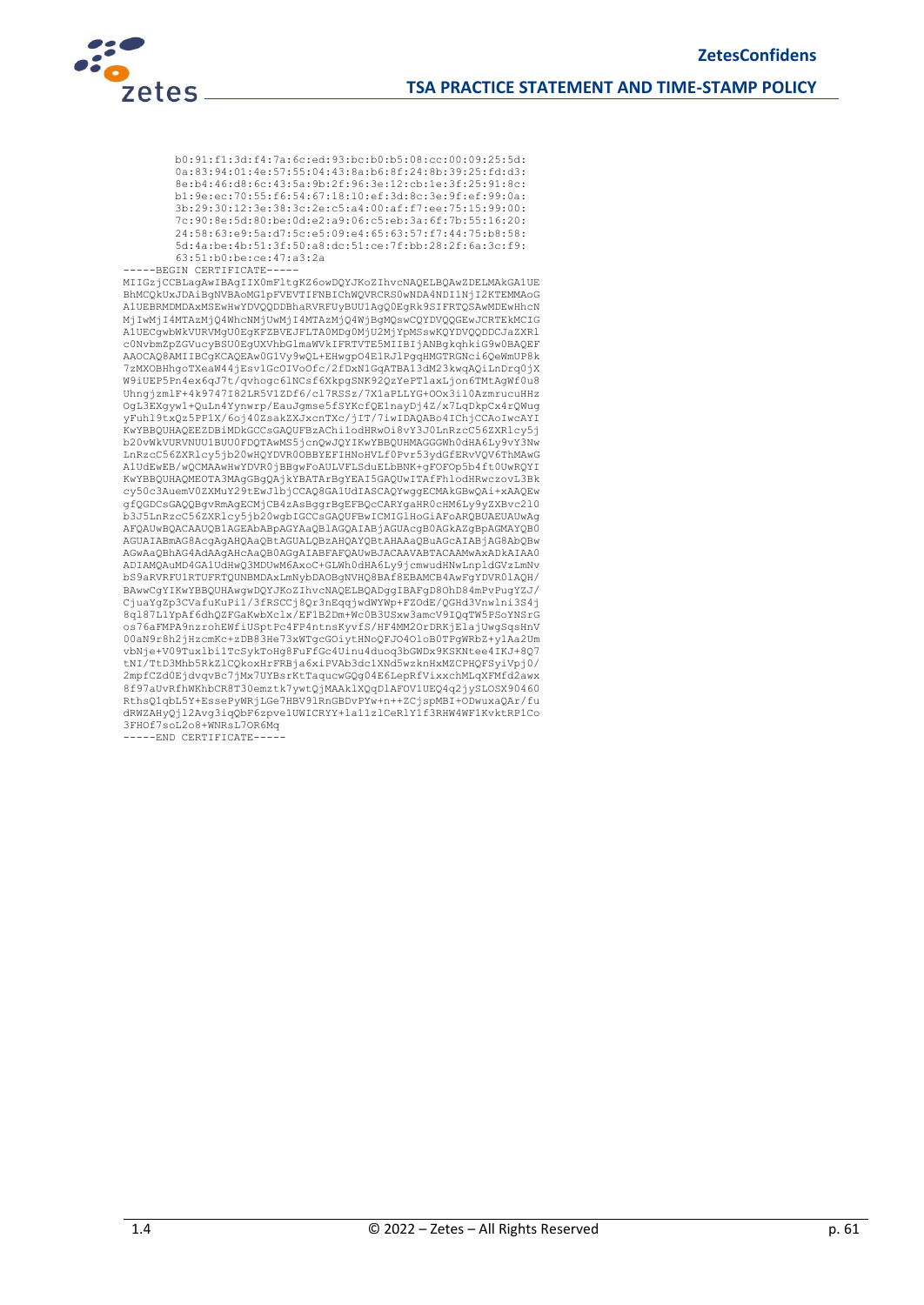```
        b0:91:f1:3d:f4:7a:6c:ed:93:bc:b0:b5:08:cc:00:09:25:5d:
        0a:83:94:01:4e:57:55:04:43:8a:b6:8f:24:8b:39:25:fd:d3:
        8e:b4:46:d8:6c:43:5a:9b:2f:96:3e:12:cb:1e:3f:25:91:8c:
        b1:9e:ec:70:55:f6:54:67:18:10:ef:3d:8c:3e:9f:ef:99:0a:
        3b:29:30:12:3e:38:3c:2e:c5:a4:00:af:f7:ee:75:15:99:00:
        7c:90:8e:5d:80:be:0d:e2:a9:06:c5:eb:3a:6f:7b:55:16:20:
        24:58:63:e9:5a:d7:5c:e5:09:e4:65:63:57:f7:44:75:b8:58:
        5d:4a:be:4b:51:3f:50:a8:dc:51:ce:7f:bb:28:2f:6a:3c:f9:
        63:51:b0:be:ce:47:a3:2a
-----BEGIN CERTIFICATE-----
MIIGzjCCBLagAwIBAgIIX0mFltgKZ6owDQYJKoZIhvcNAQELBQAwZDELMAkGA1UE
BhMCQkUxJDAiBgNVBAoMG1pFVEVTIFNBIChWQVRCRS0wNDA4NDI1NjI2KTEMMAoG
A1UEBRMDMDAxMSEwHwYDVQQDDBhaRVRFUyBUU1AgQ0EgRk9SIFRTQSAwMDEwHhcN
MjIwMjI4MTAzMjQ4WhcNMjUwMjI4MTAzMjQ4WjBgMQswCQYDVQQGEwJCRTEkMCIG
A1UECgwbWkVURVMgU0EgKFZBVEJFLTA0MDg0MjU2MjYpMSswKQYDVQQDDCJaZXRl
c0NvbmZpZGVucyBSU0EgUXVhbGlmaWVkIFRTVTE5MIIBIjANBgkqhkiG9w0BAQEF
AAOCAQ8AMIIBCgKCAQEAw0G1Vy9wQL+EHwgpO4E1RJlPgqHMGTRGNci6QeWmUP8k
7zMXOBHhgoTXeaW44jEsv1GcOIVoOfc/2fDxN1GqATBA13dM23kwqAQiLnDrq0jX
W9iUEP5Pn4ex6qJ7t/qvhogc61NCsf6XkpgSNK92QzYePTlaxLjon6TMtAgWf0u8
UhngjzmlF+4k9747I82LR5V1ZDf6/cl7RSSz/7X1aPLLYG+OOx3il0AzmrucuHHz
OgL3EXgyw1+QuLn4Yynwrp/EauJgmse5fSYKcfQE1nayDj4Z/x7LqDkpCx4rQWug
yFuhl9txQz5PP1X/6oj40ZsakZXJxcnTXc/jIT/7iwIDAQABo4IChjCCAoIwcAYI
KwYBBQUHAQEEZDBiMDkGCCsGAQUFBzAChi1odHRwOi8vY3J0LnRzcC56ZXRlcy5j
b20vWkVURVNUU1BUU0FDQTAwMS5jcnQwJQYIKwYBBQUHMAGGGWh0dHA6Ly9vY3Nw
LnRzcC56ZXRlcy5jb20wHQYDVR0OBBYEFIHNoHVLf0Pvr53ydGfERvVQV6ThMAwG
A1UdEwEB/wQCMAAwHwYDVR0jBBgwFoAULVFLSduELbBNK+gFOFOp5b4ft0UwRQYI
KwYBBQUHAQMEOTA3MAgGBgQAjkYBATArBgYEAI5GAQUwITAfFhlodHRwczovL3Bk
cy50c3AuemV0ZXMuY29tEwJlbjCCAQ8GA1UdIASCAQYwggECMAkGBwQAi+xAAQEw
gfQGDCsGAQQBgvRmAgECMjCB4zAsBggrBgEFBQcCARYgaHR0cHM6Ly9yZXBvc210
b3J5LnRzcC56ZXRlcy5jb20wgbIGCCsGAQUFBwICMIGlHoGiAFoARQBUAEUAUwAg
AFQAUwBQACAAUQB1AGEAbABpAGYAaQBlAGQAIABjAGUAcgB0AGkAZgBpAGMAYQB0
AGUAIABmAG8AcgAgAHQAaQBtAGUALQBzAHQAYQBtAHAAaQBuAGcAIABjAG8AbQBw
AGwAaQBhAG4AdAAgAHcAaQB0AGgAIABFAFQAUwBJACAAVABTACAAMwAxADkAIAA0
ADIAMQAuMD4GA1UdHwQ3MDUwM6AxoC+GLWh0dHA6Ly9jcmwudHNwLnpldGVzLmNv
bS9aRVRFU1RTUFRTQUNBMDAxLmNybDAOBgNVHQ8BAf8EBAMCB4AwFgYDVR0lAQH/
BAwwCgYIKwYBBQUHAwgwDQYJKoZIhvcNAQELBQADggIBAFgD8OhD84mPvPugYZJ/
CjuaYgZp3CVafuKuPi1/3fRSCCj8Qr3nEqqjwdWYWp+FZOdE/QGHd3Vnwlni3S4j
8ql87L1YpAf6dhQZFGaKwbXclx/EF1B2Dm+Wc0B3USxw3amcV9IQqTW5PSoYNSrG
os76aFMPA9nzrohEWfiUSptPc4FP4ntnsKyvfS/HF4MM2OrDRKjElajUwgSqsHnV
00aN9r8h2jHzcmKc+zDB83He73xWTgcGOiytHNoQFJO4OloB0TPgWRbZ+ylAa2Um
vbNje+V09Tuxlbi1TcSykToHg8FuFfGc4Uinu4duoq3bGWDx9KSKNtee4IKJ+8Q7
tNI/TtD3Mhb5RkZlCQkoxHrFRBja6xiPVAb3dc1XNd5wzknHxMZCPHQFSyiVpj0/
2mpfCZd0EjdvqvBc7jMx7UYBsrKtTaqucwGQg04E6LepRfVixxchMLqXFMfd2awx
8f97aUvRfhWKhbCR8T30emztk7ywtQjMAAklXQqDlAFOV1UEQ4q2jySLOSX90460
RthsQ1qbL5Y+EssePyWRjLGe7HBV9lRnGBDvPYw+n++ZCjspMBI+ODwuxaQAr/fu
dRWZAHyQjl2Avg3iqQbF6zpve1UWICRYY+la11zlCeRlY1f3RHW4WF1KvktRP1Co
3FHOf7soL2o8+WNRsL7OR6Mq
-----END CERTIFICATE-----
```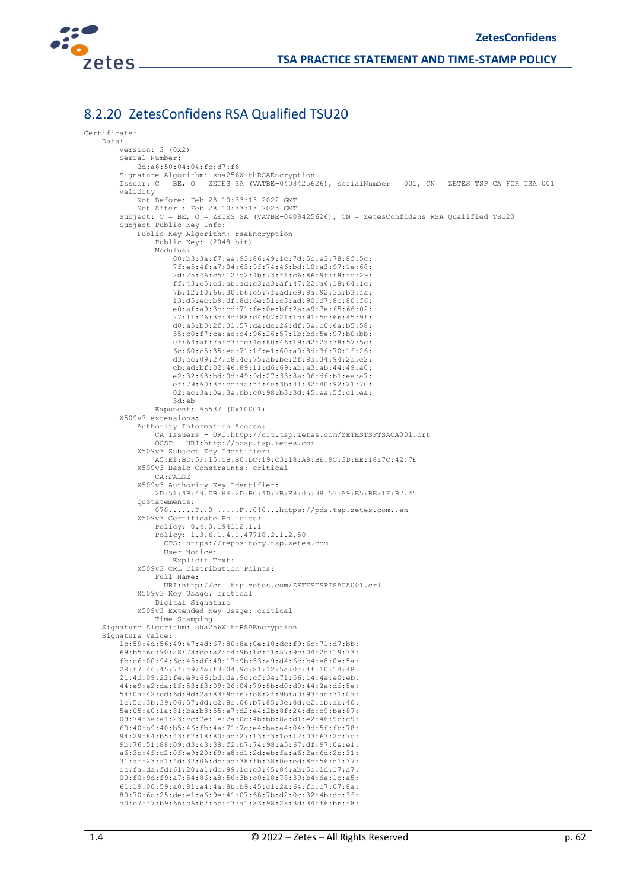### 8.2.20 ZetesConfidens RSA Qualified TSU20

```
Certificate:
    Data:
        Version: 3 (0x2)
        Serial Number:
            2d:a6:50:04:04:fc:d7:f6
        Signature Algorithm: sha256WithRSAEncryption
        Issuer: C = BE, O = ZETES SA (VATBE-0408425626), serialNumber = 001, CN = ZETES TSP CA FOR TSA 001
        Validity
            Not Before: Feb 28 10:33:13 2022 GMT
            Not After : Feb 28 10:33:13 2025 GMT
        Subject: C = BE, O = ZETES SA (VATBE-0408425626), CN = ZetesConfidens RSA Qualified TSU20
        Subject Public Key Info:
            Public Key Algorithm: rsaEncryption
                Public-Key: (2048 bit)
                Modulus:
                    00:b3:3a:f7:ee:93:86:49:1c:7d:5b:e3:78:8f:5c:
                    7f:e5:4f:a7:04:63:9f:74:46:bd:10:a3:97:1e:68:
                    2d:25:46:c5:12:d2:4b:73:f1:c6:86:9f:f8:fe:29:
                    ff:43:e5:cd:ab:ad:e3:a3:af:47:22:a6:18:64:1c:
                    7b:12:f0:66:30:b6:c5:7f:ad:e9:8a:92:3d:b3:fa:
                    13:d5:ec:b9:df:8d:6e:51:c3:ad:90:d7:8c:80:f6:
                    e0:af:a9:3c:cd:71:fe:0e:bf:2a:a9:7e:f5:66:02:
                    27:11:76:3e:3e:88:d4:07:21:1b:91:5e:66:45:9f:
                    d0:a5:b0:2f:01:57:da:dc:24:df:5e:c0:6a:b5:58:
                    55:c0:f7:ca:ac:c4:96:26:57:1b:bd:5e:97:b0:bb:
                    0f:64:af:7a:c3:fe:4e:80:46:19:d2:2a:38:57:5c:
                    6c:60:c5:85:ec:71:1f:e1:60:a0:8d:3f:70:1f:26:
                    d3:cc:09:27:c8:4e:75:ab:be:2f:8d:34:94:2d:e2:
                    cb:ad:bf:02:46:89:11:d6:69:ab:a3:ab:44:49:a0:
                    e2:32:68:bd:0d:49:9d:27:33:8a:06:df:b1:ea:a7:
                    ef:79:60:3e:ee:aa:5f:4e:3b:41:32:40:92:21:70:
                    02:ac:3a:0e:3e:bb:c0:98:b3:3d:45:ea:5f:c1:ea:
                    3d:eb
                Exponent: 65537 (0x10001)
        X509v3 extensions:
            Authority Information Access:
                CA Issuers - URI:http://crt.tsp.zetes.com/ZETESTSPTSACA001.crt
                OCSP - URI:http://ocsp.tsp.zetes.com
            X509v3 Subject Key Identifier:
                A5:E1:BD:5F:15:CB:B0:DC:19:C3:18:A8:BE:9C:3D:EE:18:7C:42:7E
            X509v3 Basic Constraints: critical
                CA:FALSE
            X509v3 Authority Key Identifier:
                2D:51:4B:49:DB:84:2D:B0:4D:2B:E8:05:38:53:A9:E5:BE:1F:B7:45
            qcStatements:
                070......F..0+.....F..0!0...https://pds.tsp.zetes.com..en
            X509v3 Certificate Policies:
                Policy: 0.4.0.194112.1.1
                Policy: 1.3.6.1.4.1.47718.2.1.2.50
                  CPS: https://repository.tsp.zetes.com
                  User Notice:
                    Explicit Text:
            X509v3 CRL Distribution Points:
                Full Name:
                  URI:http://crl.tsp.zetes.com/ZETESTSPTSACA001.crl
            X509v3 Key Usage: critical
                Digital Signature
            X509v3 Extended Key Usage: critical
                Time Stamping
    Signature Algorithm: sha256WithRSAEncryption
    Signature Value:
        1c:59:4d:56:49:47:4d:67:80:8a:0e:10:dc:f9:6c:71:d7:bb:
        69:b5:6c:90:a8:78:ee:a2:f4:9b:1c:f1:a7:9c:04:2d:19:33:
        fb:c6:00:94:6c:45:df:49:17:9b:53:a9:d4:6c:b4:e8:0e:5a:
        28:f7:46:45:7f:c9:4a:f3:04:9c:81:12:5a:0c:4f:10:14:48:
        21:4d:09:22:fe:e9:66:bd:de:9c:cf:34:71:56:14:4a:e0:eb:
        44:e9:e2:da:1f:53:f3:09:26:04:79:8b:d0:d0:44:2a:df:5e:
        54:0a:42:cd:6d:9d:2a:83:9e:67:e8:2f:9b:a0:93:ae:31:0a:
        1c:5c:3b:39:06:57:dd:c2:8e:06:b7:85:3e:8d:e2:eb:ab:40:
        5e:05:a0:1a:81:ba:b8:55:e7:d2:e4:2b:8f:24:db:c9:be:87:
        09:74:3a:a1:23:cc:7e:1e:2a:0c:4b:bb:8a:d1:e2:46:9b:c9:
        60:40:b9:40:b5:46:fb:4a:71:7c:e4:ba:a4:04:9d:5f:fb:78:
        94:29:84:b5:43:f7:18:80:ad:27:13:f3:1e:12:03:63:2c:7c:
        9b:76:51:88:09:d3:c3:38:f2:b7:74:98:a5:67:df:97:0e:e1:
        a6:3c:4f:c2:0f:e9:20:f9:a8:d1:2d:eb:fa:a6:2a:6d:2b:31:
        31:af:23:a1:4d:32:06:db:ad:38:fb:38:0e:ed:8e:56:d1:37:
        ec:fa:da:fd:61:20:a1:dc:99:1e:e3:45:84:ab:5e:1d:17:a7:
        00:f0:9d:f9:a7:54:86:a8:56:3b:c0:18:78:30:b4:da:1c:a5:
        61:19:00:59:a0:81:a4:4a:8b:b9:45:c1:2a:64:fc:c7:07:8a:
        80:70:6c:25:de:e1:a6:9e:41:07:68:7b:d2:0c:32:4b:dc:3f:
        d0:c7:f7:b9:66:b6:b2:5b:f3:a1:83:98:28:3d:34:f6:b6:f8:
```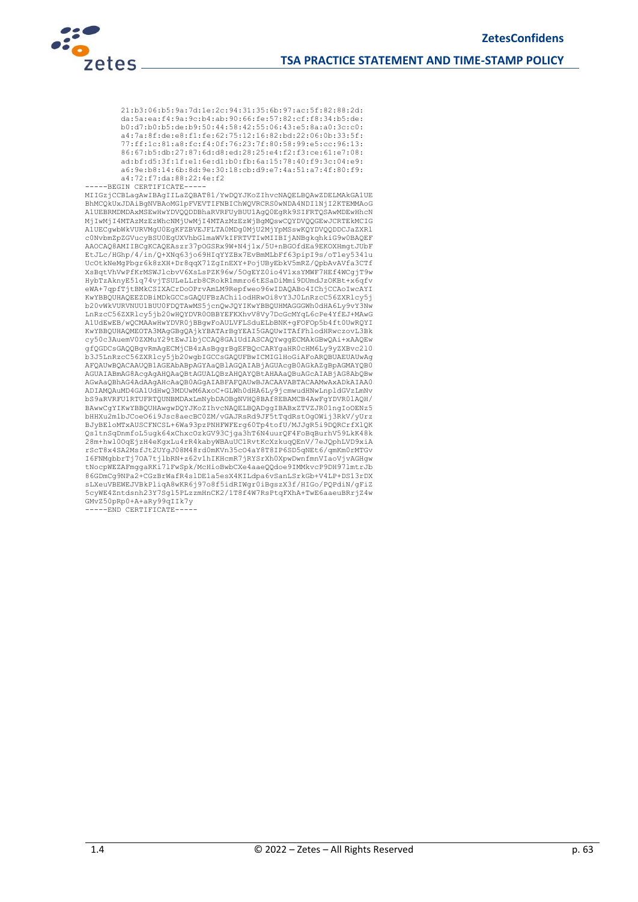```
        21:b3:06:b5:9a:7d:1e:2c:94:31:35:6b:97:ac:5f:82:88:2d:
        da:5a:ea:f4:9a:9c:b4:ab:90:66:fe:57:82:cf:f8:34:b5:de:
        b0:d7:b0:b5:de:b9:50:44:58:42:55:06:43:e5:8a:a0:3c:c0:
        a4:7a:8f:de:e8:f1:fe:62:75:12:16:82:bd:22:06:0b:33:5f:
        77:ff:1c:81:a8:fc:f4:0f:76:23:7f:80:58:99:e5:cc:96:13:
        86:67:b5:db:27:87:6d:d8:ed:28:25:e4:f2:f3:ce:61:e7:08:
        ad:bf:d5:3f:1f:e1:6e:d1:b0:fb:6a:15:78:40:f9:3c:04:e9:
        a6:9e:b8:14:6b:8d:9e:30:18:cb:d9:e7:4a:51:a7:4f:80:f9:
        a4:72:f7:da:88:22:4e:f2
-----BEGIN CERTIFICATE-----
MIIGzjCCBLagAwIBAgIILaZQBAT81/YwDQYJKoZIhvcNAQELBQAwZDELMAkGA1UE
BhMCQkUxJDAiBgNVBAoMG1pFVEVTIFNBIChWQVRCRS0wNDA4NDI1NjI2KTEMMAoG
A1UEBRMDMDAxMSEwHwYDVQQDDBhaRVRFUyBUU1AgQ0EgRk9SIFRTQSAwMDEwHhcN
MjIwMjI4MTAzMzEzWhcNMjUwMjI4MTAzMzEzWjBgMQswCQYDVQQGEwJCRTEkMCIG
A1UECgwbWkVURVMgU0EgKFZBVEJFLTA0MDg0MjU2MjYpMSswKQYDVQQDDCJaZXRl
c0NvbmZpZGVucyBSU0EgUXVhbGlmaWVkIFRTVTIwMIIBIjANBgkqhkiG9w0BAQEF
AAOCAQ8AMIIBCgKCAQEAszr37pOGSRx9W+N4j1x/5U+nBGOfdEa9EKOXHmgtJUbF
EtJLc/HGhp/4/in/Q+XNq63jo69HIqYYZBx7EvBmMLbFf63pipI9s/oT1ey5341u
UcOtkNeMgPbgr6k8zXH+Dr8qqX71ZgInEXY+PojUByEbkV5mRZ/QpbAvAVfa3CTf
XsBqtVhVwPfKrMSWJlcbvV6XsLsPZK96w/5OgEYZ0io4V1xsYMWF7HEf4WCgjT9w
HybTzAknyE51q74vjTSULeLLrb8CRokR1mmro6tESaDiMmi9DUmdJzOKBt+x6qfv
eWA+7qpfTjtBMkCSIXACrDoOPrvAmLM9Repfweo96wIDAQABo4IChjCCAoIwcAYI
KwYBBQUHAQEEZDBiMDkGCCsGAQUFBzAChi1odHRwOi8vY3J0LnRzcC56ZXRlcy5j
b20vWkVURVNUU1BUU0FDQTAwMS5jcnQwJQYIKwYBBQUHMAGGGWh0dHA6Ly9vY3Nw
LnRzcC56ZXRlcy5jb20wHQYDVR0OBBYEFKXhvV8Vy7DcGcMYqL6cPe4YfEJ+MAwG
A1UdEwEB/wQCMAAwHwYDVR0jBBgwFoAULVFLSduELbBNK+gFOFOp5b4ft0UwRQYI
KwYBBQUHAQMEOTA3MAgGBgQAjkYBATArBgYEAI5GAQUwITAfFhlodHRwczovL3Bk
cy50c3AuemV0ZXMuY29tEwJlbjCCAQ8GA1UdIASCAQYwggECMAkGBwQAi+xAAQEw
gfQGDCsGAQQBgvRmAgECMjCB4zAsBggrBgEFBQcCARYgaHR0cHM6Ly9yZXBvc210
b3J5LnRzcC56ZXRlcy5jb20wgbIGCCsGAQUFBwICMIGlHoGiAFoARQBUAEUAUwAg
AFQAUwBQACAAUQB1AGEAbABpAGYAaQB1AGQAIABjAGUAcgB0AGkAZgBpAGMAYQB0
AGUAIABmAG8AcgAgAHQAaQBtAGUALQBzAHQAYQBtAHAAaQBuAGcAIABjAG8AbQBw
AGwAaQBhAG4AdAAgAHcAaQB0AGgAIABFAFQAUwBJACAAVABTACAAMwAxADkAIAA0
ADIAMQAuMD4GA1UdHwQ3MDUwM6AxoC+GLWh0dHA6Ly9jcmwudHNwLnpldGVzLmNv
bS9aRVRFU1RTUFRTQUNBMDAxLmNybDAOBgNVHQ8BAf8EBAMCB4AwFgYDVR0lAQH/
BAwwCgYIKwYBBQUHAwgwDQYJKoZIhvcNAQELBQADggIBABxZTVZJR01ngIoOENz5
bHHXu2m1bJCoeO6i9Jsc8aecBC0ZM/vGAJRsRd9JF5tTqdRstOgOWij3RkV/yUrz
BJyBEloMTxAUSCFNCSL+6Wa93pzPNHFWFErg60Tp4tofU/MJJgR5i9DQRCrfXlQK
Qs1tnSqDnmfoL5ugk64xChxcOzkGV93Cjga3hT6N4uurQF4FoBqBurhV59LkK48k
28m+hwl0OqEjzH4eKgxLu4rR4kabyWBAuUC1RvtKcXzkuqQEnV/7eJQphLVD9xiA
rScT8x4SA2MsfJt2UYgJ08M48rd0mKVn35cO4aY8T8IP6SD5qNEt6/qmKm0rMTGv
I6FNMgbbrTj7OA7tjlbRN+z62v1hIKHcmR7jRYSrXh0XpwDwnfmnVIaoVjvAGHgw
tNocpWEZAFmggaRKi7lFwSpk/McHioBwbCXe4aaeQQdoe9IMMkvcP9DH97lmtrJb
86GDmCg9NPa2+CGzBrWafR4slDE1a5esX4KILdpa6vSanLSrkGb+V4LP+DS13rDX
sLXeuVBEWEJVBkPliqA8wKR6j97o8f5idRIWgr0iBgszX3f/HIGo/PQPdiN/gFiZ
5cyWE4Zntdsnh23Y7Sgl5PLzzmHnCK2/1T8f4W7RsPtqFXhA+TwE6aaeuBRrjZ4w
GMvZ50pRp0+A+aRy99qIIk7y
-----END CERTIFICATE-----
```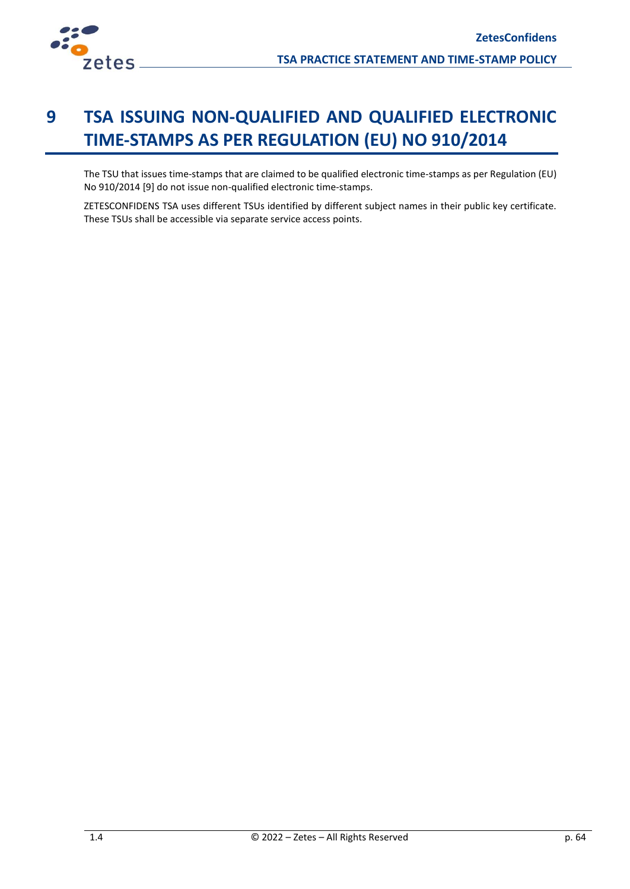# 9 TSA ISSUING NON-QUALIFIED AND QUALIFIED ELECTRONIC TIME-STAMPS AS PER REGULATION (EU) NO 910/2014

The TSU that issues time-stamps that are claimed to be qualified electronic time-stamps as per Regulation (EU) No 910/2014 [9] do not issue non-qualified electronic time-stamps.

ZETESCONFIDENS TSA uses different TSUs identified by different subject names in their public key certificate. These TSUs shall be accessible via separate service access points.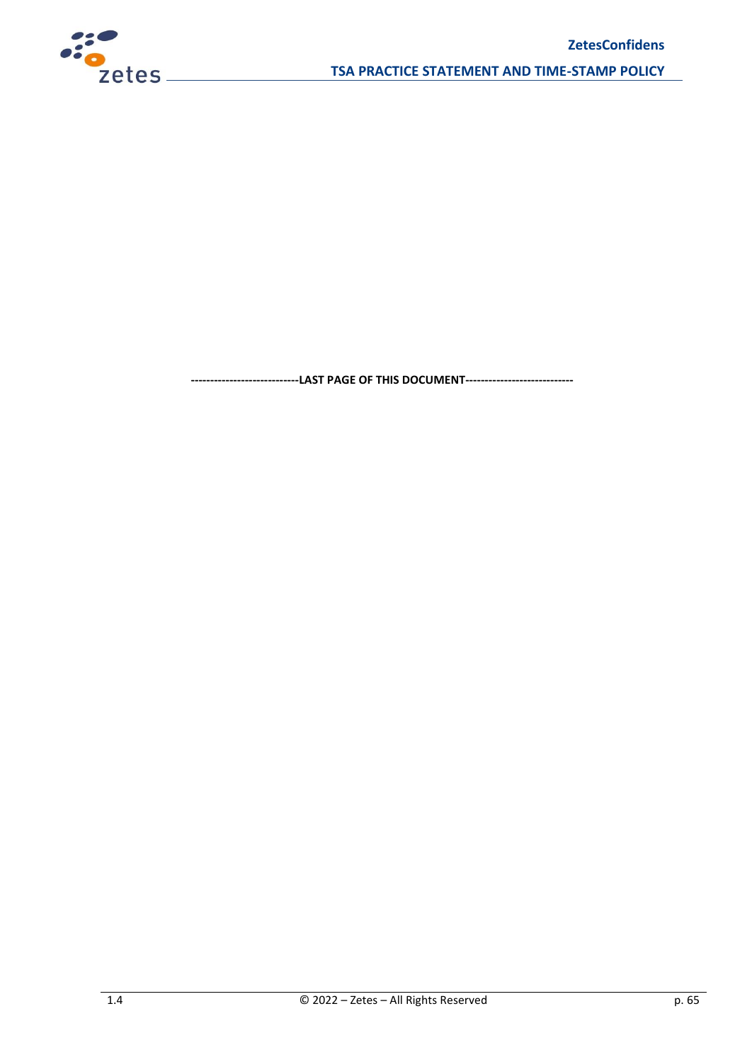**---------------------------LAST PAGE OF THIS DOCUMENT---------------------------**